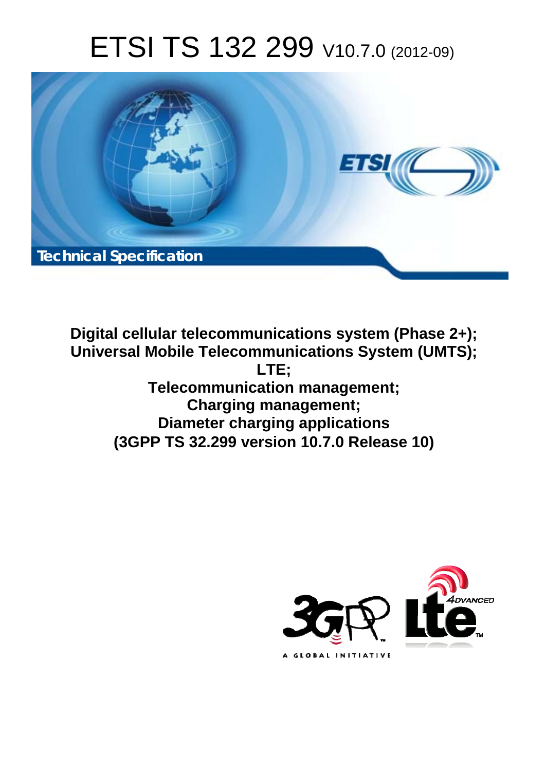# ETSI TS 132 299 V10.7.0 (2012-09)

Technical Specification

**Digital cellular telecommunications system (Phase 2+); Universal Mobile Telecommunications System (UMTS); LTE; Telecommunication management; Charging management; Diameter charging applications (3GPP TS 32.299 version 10.7.0 Release 10)**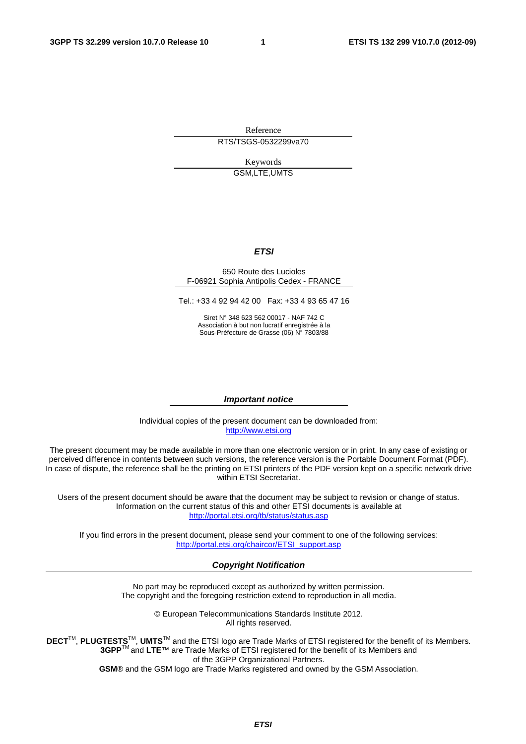Reference

RTS/TSGS-0532299va70

Keywords

GSM,LTE,UMTS

***ETSI***

650 Route des Lucioles
F-06921 Sophia Antipolis Cedex - FRANCE

Tel.: +33 4 92 94 42 00 Fax: +33 4 93 65 47 16

Siret N° 348 623 562 00017 - NAF 742 C
Association à but non lucratif enregistrée à la
Sous-Préfecture de Grasse (06) N° 7803/88

***Important notice***

Individual copies of the present document can be downloaded from:
http://www.etsi.org

The present document may be made available in more than one electronic version or in print. In any case of existing or perceived difference in contents between such versions, the reference version is the Portable Document Format (PDF). In case of dispute, the reference shall be the printing on ETSI printers of the PDF version kept on a specific network drive within ETSI Secretariat.

Users of the present document should be aware that the document may be subject to revision or change of status. Information on the current status of this and other ETSI documents is available at
http://portal.etsi.org/tb/status/status.asp

If you find errors in the present document, please send your comment to one of the following services:
http://portal.etsi.org/chaircor/ETSI_support.asp

***Copyright Notification***

No part may be reproduced except as authorized by written permission.
The copyright and the foregoing restriction extend to reproduction in all media.

© European Telecommunications Standards Institute 2012.
All rights reserved.

**DECT**™, **PLUGTESTS**™, **UMTS**™ and the ETSI logo are Trade Marks of ETSI registered for the benefit of its Members.
**3GPP**™ and **LTE**™ are Trade Marks of ETSI registered for the benefit of its Members and of the 3GPP Organizational Partners.
**GSM**® and the GSM logo are Trade Marks registered and owned by the GSM Association.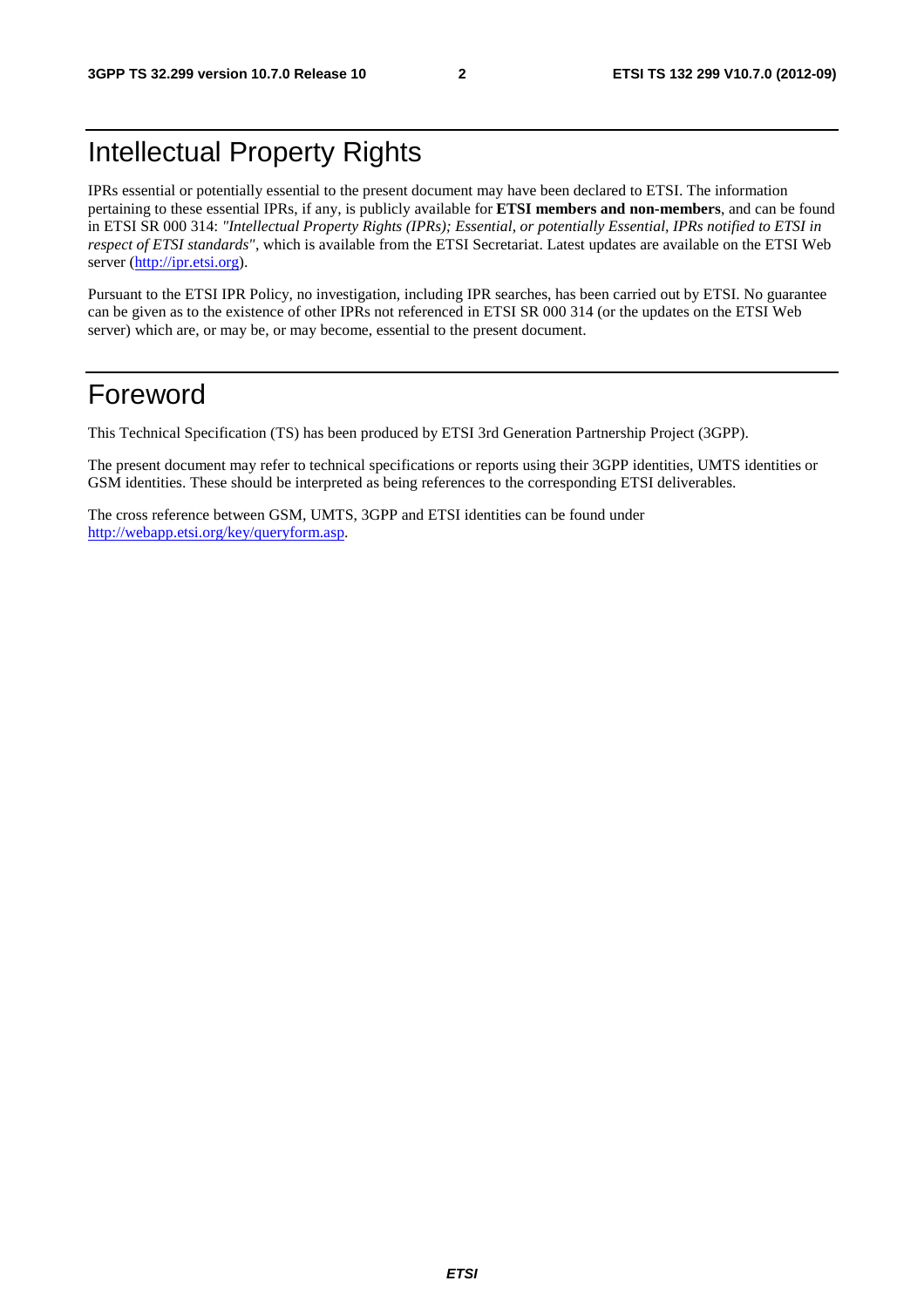# Intellectual Property Rights

IPRs essential or potentially essential to the present document may have been declared to ETSI. The information pertaining to these essential IPRs, if any, is publicly available for **ETSI members and non-members**, and can be found in ETSI SR 000 314: *"Intellectual Property Rights (IPRs); Essential, or potentially Essential, IPRs notified to ETSI in respect of ETSI standards"*, which is available from the ETSI Secretariat. Latest updates are available on the ETSI Web server (http://ipr.etsi.org).

Pursuant to the ETSI IPR Policy, no investigation, including IPR searches, has been carried out by ETSI. No guarantee can be given as to the existence of other IPRs not referenced in ETSI SR 000 314 (or the updates on the ETSI Web server) which are, or may be, or may become, essential to the present document.

# Foreword

This Technical Specification (TS) has been produced by ETSI 3rd Generation Partnership Project (3GPP).

The present document may refer to technical specifications or reports using their 3GPP identities, UMTS identities or GSM identities. These should be interpreted as being references to the corresponding ETSI deliverables.

The cross reference between GSM, UMTS, 3GPP and ETSI identities can be found under http://webapp.etsi.org/key/queryform.asp.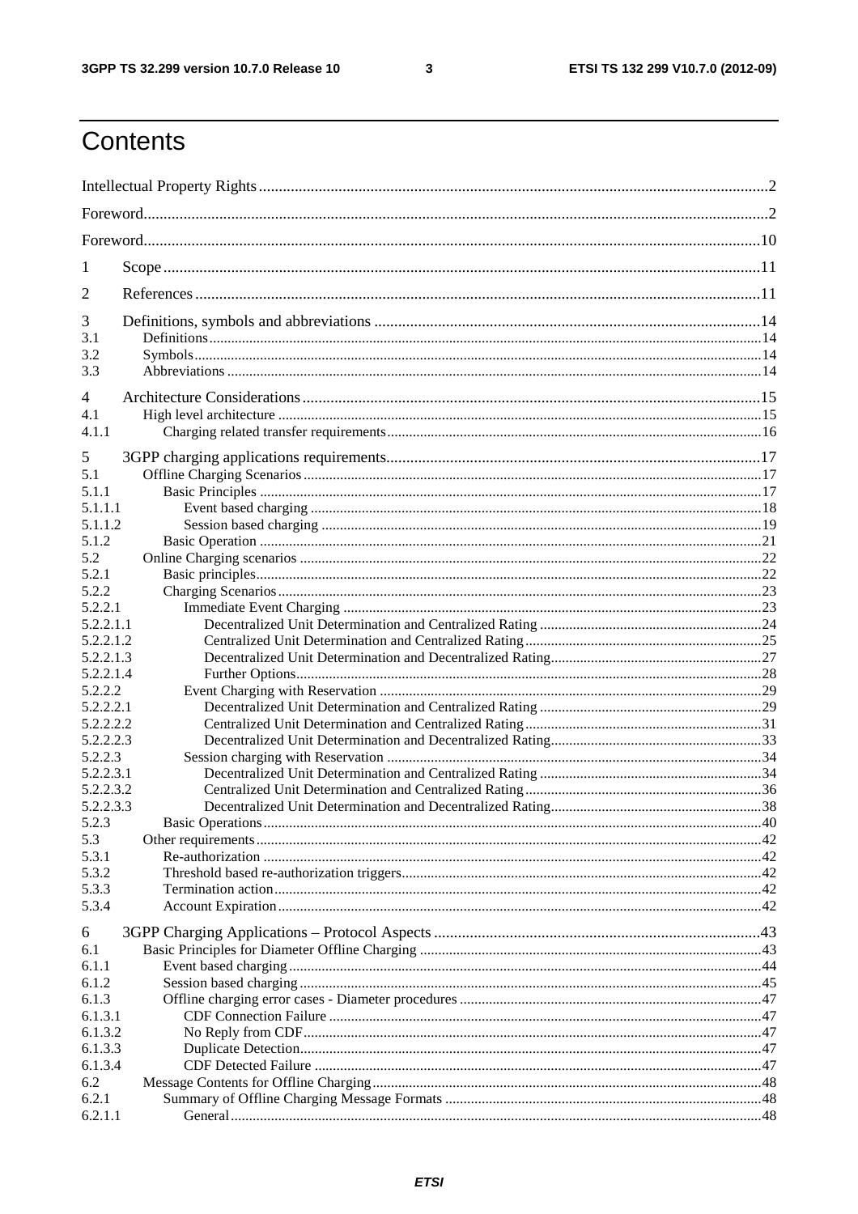# Contents

Intellectual Property Rights ........ 2

Foreword ........ 2

Foreword ........ 10

1 Scope ........ 11

2 References ........ 11

3 Definitions, symbols and abbreviations ........ 14

3.1 Definitions ........ 14

3.2 Symbols ........ 14

3.3 Abbreviations ........ 14

4 Architecture Considerations ........ 15

4.1 High level architecture ........ 15

4.1.1 Charging related transfer requirements ........ 16

5 3GPP charging applications requirements ........ 17

5.1 Offline Charging Scenarios ........ 17

5.1.1 Basic Principles ........ 17

5.1.1.1 Event based charging ........ 18

5.1.1.2 Session based charging ........ 19

5.1.2 Basic Operation ........ 21

5.2 Online Charging scenarios ........ 22

5.2.1 Basic principles ........ 22

5.2.2 Charging Scenarios ........ 23

5.2.2.1 Immediate Event Charging ........ 23

5.2.2.1.1 Decentralized Unit Determination and Centralized Rating ........ 24

5.2.2.1.2 Centralized Unit Determination and Centralized Rating ........ 25

5.2.2.1.3 Decentralized Unit Determination and Decentralized Rating ........ 27

5.2.2.1.4 Further Options ........ 28

5.2.2.2 Event Charging with Reservation ........ 29

5.2.2.2.1 Decentralized Unit Determination and Centralized Rating ........ 29

5.2.2.2.2 Centralized Unit Determination and Centralized Rating ........ 31

5.2.2.2.3 Decentralized Unit Determination and Decentralized Rating ........ 33

5.2.2.3 Session charging with Reservation ........ 34

5.2.2.3.1 Decentralized Unit Determination and Centralized Rating ........ 34

5.2.2.3.2 Centralized Unit Determination and Centralized Rating ........ 36

5.2.2.3.3 Decentralized Unit Determination and Decentralized Rating ........ 38

5.2.3 Basic Operations ........ 40

5.3 Other requirements ........ 42

5.3.1 Re-authorization ........ 42

5.3.2 Threshold based re-authorization triggers ........ 42

5.3.3 Termination action ........ 42

5.3.4 Account Expiration ........ 42

6 3GPP Charging Applications – Protocol Aspects ........ 43

6.1 Basic Principles for Diameter Offline Charging ........ 43

6.1.1 Event based charging ........ 44

6.1.2 Session based charging ........ 45

6.1.3 Offline charging error cases - Diameter procedures ........ 47

6.1.3.1 CDF Connection Failure ........ 47

6.1.3.2 No Reply from CDF ........ 47

6.1.3.3 Duplicate Detection ........ 47

6.1.3.4 CDF Detected Failure ........ 47

6.2 Message Contents for Offline Charging ........ 48

6.2.1 Summary of Offline Charging Message Formats ........ 48

6.2.1.1 General ........ 48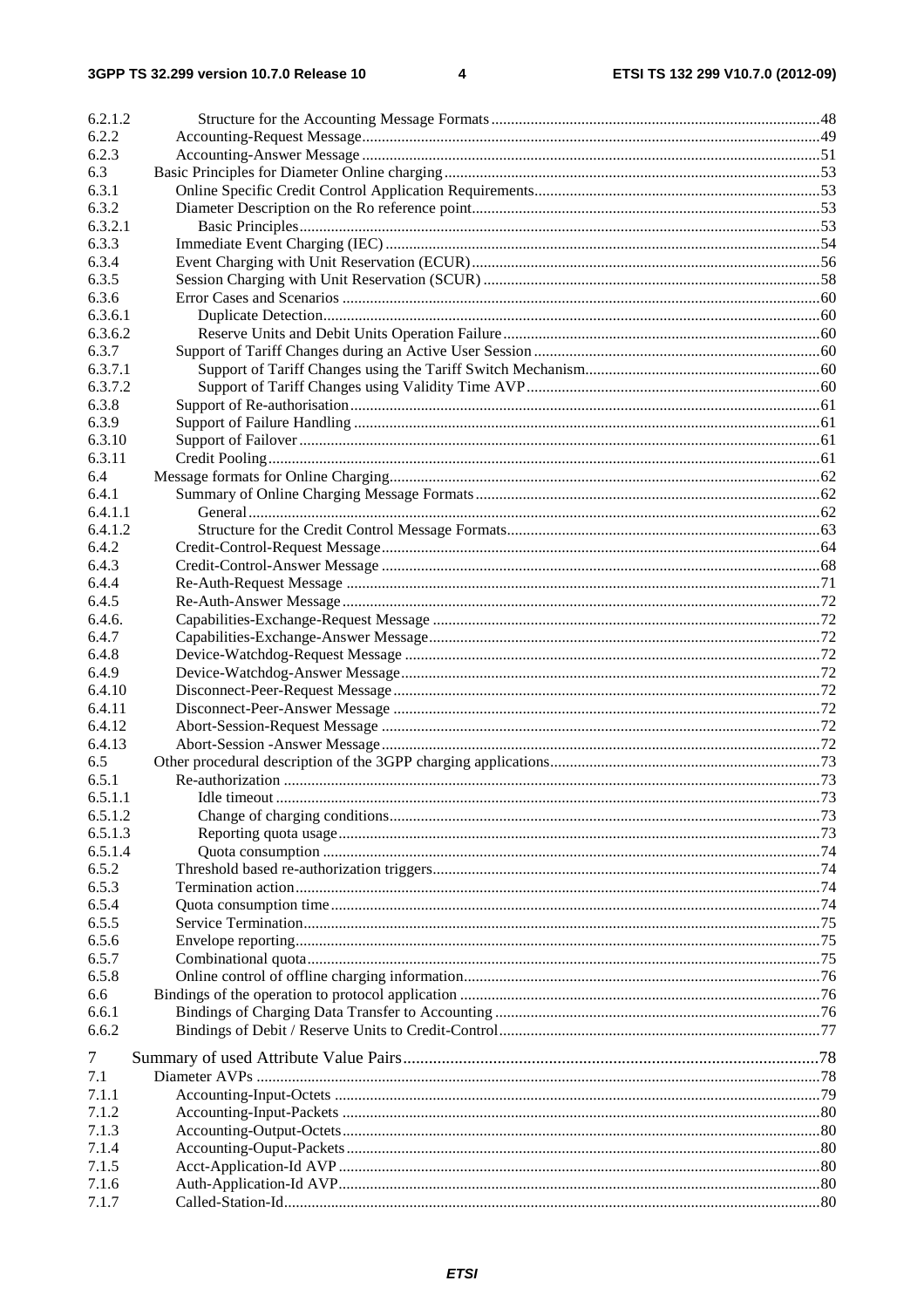6.2.1.2 Structure for the Accounting Message Formats 48
6.2.2 Accounting-Request Message 49
6.2.3 Accounting-Answer Message 51
6.3 Basic Principles for Diameter Online charging 53
6.3.1 Online Specific Credit Control Application Requirements 53
6.3.2 Diameter Description on the Ro reference point 53
6.3.2.1 Basic Principles 53
6.3.3 Immediate Event Charging (IEC) 54
6.3.4 Event Charging with Unit Reservation (ECUR) 56
6.3.5 Session Charging with Unit Reservation (SCUR) 58
6.3.6 Error Cases and Scenarios 60
6.3.6.1 Duplicate Detection 60
6.3.6.2 Reserve Units and Debit Units Operation Failure 60
6.3.7 Support of Tariff Changes during an Active User Session 60
6.3.7.1 Support of Tariff Changes using the Tariff Switch Mechanism 60
6.3.7.2 Support of Tariff Changes using Validity Time AVP 60
6.3.8 Support of Re-authorisation 61
6.3.9 Support of Failure Handling 61
6.3.10 Support of Failover 61
6.3.11 Credit Pooling 61
6.4 Message formats for Online Charging 62
6.4.1 Summary of Online Charging Message Formats 62
6.4.1.1 General 62
6.4.1.2 Structure for the Credit Control Message Formats 63
6.4.2 Credit-Control-Request Message 64
6.4.3 Credit-Control-Answer Message 68
6.4.4 Re-Auth-Request Message 71
6.4.5 Re-Auth-Answer Message 72
6.4.6. Capabilities-Exchange-Request Message 72
6.4.7 Capabilities-Exchange-Answer Message 72
6.4.8 Device-Watchdog-Request Message 72
6.4.9 Device-Watchdog-Answer Message 72
6.4.10 Disconnect-Peer-Request Message 72
6.4.11 Disconnect-Peer-Answer Message 72
6.4.12 Abort-Session-Request Message 72
6.4.13 Abort-Session -Answer Message 72
6.5 Other procedural description of the 3GPP charging applications 73
6.5.1 Re-authorization 73
6.5.1.1 Idle timeout 73
6.5.1.2 Change of charging conditions 73
6.5.1.3 Reporting quota usage 73
6.5.1.4 Quota consumption 74
6.5.2 Threshold based re-authorization triggers 74
6.5.3 Termination action 74
6.5.4 Quota consumption time 74
6.5.5 Service Termination 75
6.5.6 Envelope reporting 75
6.5.7 Combinational quota 75
6.5.8 Online control of offline charging information 76
6.6 Bindings of the operation to protocol application 76
6.6.1 Bindings of Charging Data Transfer to Accounting 76
6.6.2 Bindings of Debit / Reserve Units to Credit-Control 77

7 Summary of used Attribute Value Pairs 78
7.1 Diameter AVPs 78
7.1.1 Accounting-Input-Octets 79
7.1.2 Accounting-Input-Packets 80
7.1.3 Accounting-Output-Octets 80
7.1.4 Accounting-Ouput-Packets 80
7.1.5 Acct-Application-Id AVP 80
7.1.6 Auth-Application-Id AVP 80
7.1.7 Called-Station-Id 80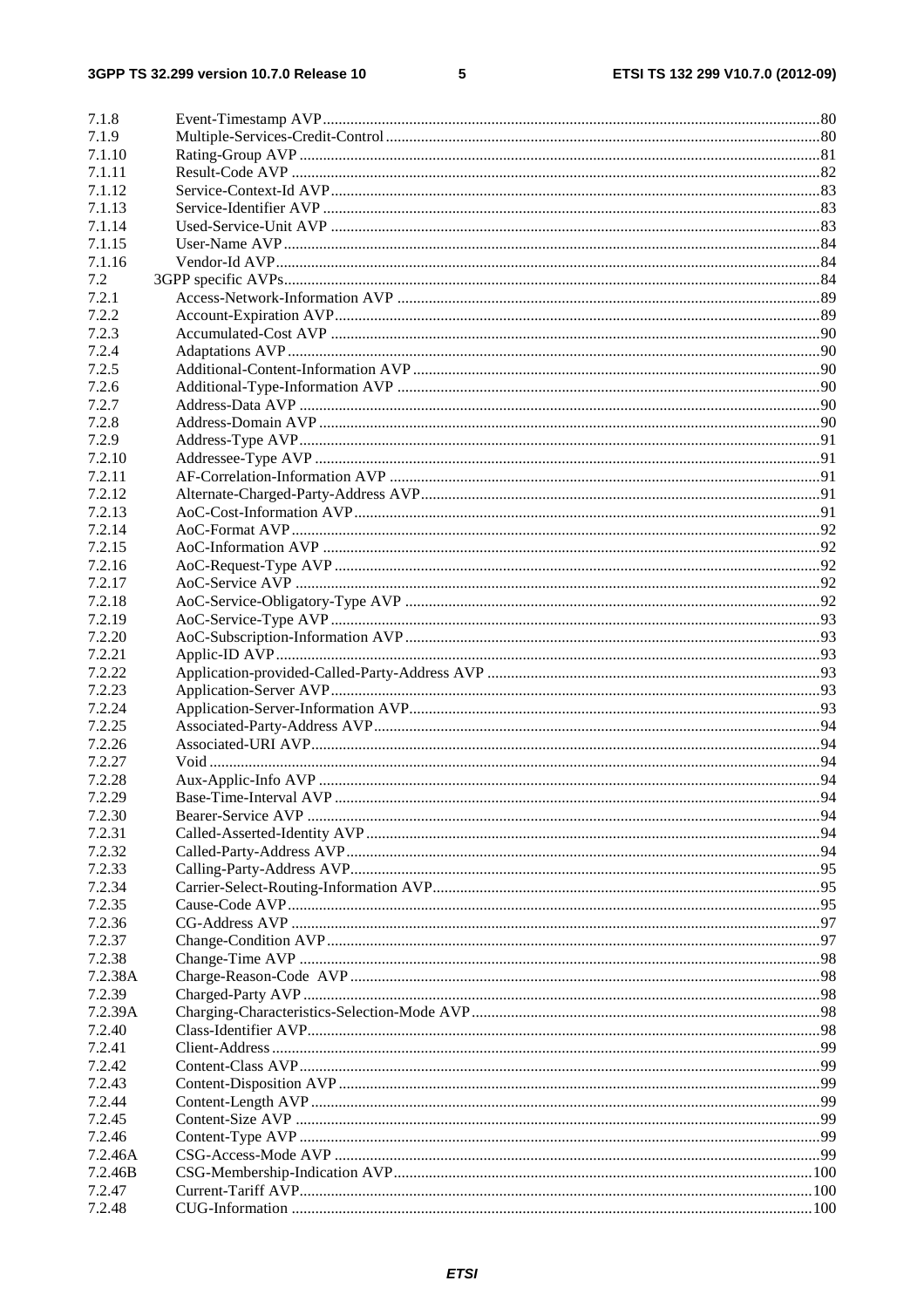7.1.8 Event-Timestamp AVP ... 80
7.1.9 Multiple-Services-Credit-Control ... 80
7.1.10 Rating-Group AVP ... 81
7.1.11 Result-Code AVP ... 82
7.1.12 Service-Context-Id AVP ... 83
7.1.13 Service-Identifier AVP ... 83
7.1.14 Used-Service-Unit AVP ... 83
7.1.15 User-Name AVP ... 84
7.1.16 Vendor-Id AVP ... 84
7.2 3GPP specific AVPs ... 84
7.2.1 Access-Network-Information AVP ... 89
7.2.2 Account-Expiration AVP ... 89
7.2.3 Accumulated-Cost AVP ... 90
7.2.4 Adaptations AVP ... 90
7.2.5 Additional-Content-Information AVP ... 90
7.2.6 Additional-Type-Information AVP ... 90
7.2.7 Address-Data AVP ... 90
7.2.8 Address-Domain AVP ... 90
7.2.9 Address-Type AVP ... 91
7.2.10 Addressee-Type AVP ... 91
7.2.11 AF-Correlation-Information AVP ... 91
7.2.12 Alternate-Charged-Party-Address AVP ... 91
7.2.13 AoC-Cost-Information AVP ... 91
7.2.14 AoC-Format AVP ... 92
7.2.15 AoC-Information AVP ... 92
7.2.16 AoC-Request-Type AVP ... 92
7.2.17 AoC-Service AVP ... 92
7.2.18 AoC-Service-Obligatory-Type AVP ... 92
7.2.19 AoC-Service-Type AVP ... 93
7.2.20 AoC-Subscription-Information AVP ... 93
7.2.21 Applic-ID AVP ... 93
7.2.22 Application-provided-Called-Party-Address AVP ... 93
7.2.23 Application-Server AVP ... 93
7.2.24 Application-Server-Information AVP ... 93
7.2.25 Associated-Party-Address AVP ... 94
7.2.26 Associated-URI AVP ... 94
7.2.27 Void ... 94
7.2.28 Aux-Applic-Info AVP ... 94
7.2.29 Base-Time-Interval AVP ... 94
7.2.30 Bearer-Service AVP ... 94
7.2.31 Called-Asserted-Identity AVP ... 94
7.2.32 Called-Party-Address AVP ... 94
7.2.33 Calling-Party-Address AVP ... 95
7.2.34 Carrier-Select-Routing-Information AVP ... 95
7.2.35 Cause-Code AVP ... 95
7.2.36 CG-Address AVP ... 97
7.2.37 Change-Condition AVP ... 97
7.2.38 Change-Time AVP ... 98
7.2.38A Charge-Reason-Code AVP ... 98
7.2.39 Charged-Party AVP ... 98
7.2.39A Charging-Characteristics-Selection-Mode AVP ... 98
7.2.40 Class-Identifier AVP ... 98
7.2.41 Client-Address ... 99
7.2.42 Content-Class AVP ... 99
7.2.43 Content-Disposition AVP ... 99
7.2.44 Content-Length AVP ... 99
7.2.45 Content-Size AVP ... 99
7.2.46 Content-Type AVP ... 99
7.2.46A CSG-Access-Mode AVP ... 99
7.2.46B CSG-Membership-Indication AVP ... 100
7.2.47 Current-Tariff AVP ... 100
7.2.48 CUG-Information ... 100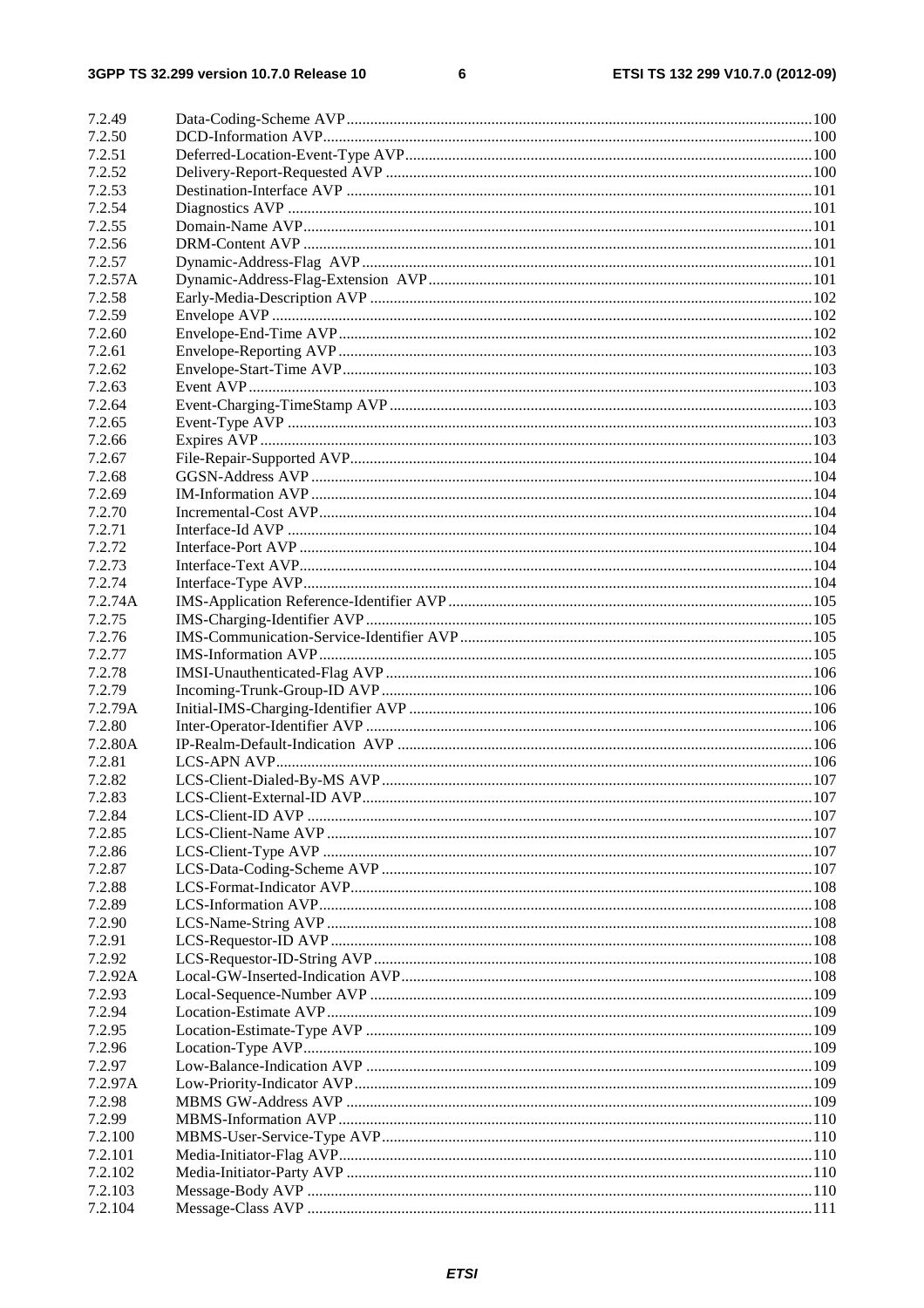| | | |
|---|---|---|
| 7.2.49 | Data-Coding-Scheme AVP | 100 |
| 7.2.50 | DCD-Information AVP | 100 |
| 7.2.51 | Deferred-Location-Event-Type AVP | 100 |
| 7.2.52 | Delivery-Report-Requested AVP | 100 |
| 7.2.53 | Destination-Interface AVP | 101 |
| 7.2.54 | Diagnostics AVP | 101 |
| 7.2.55 | Domain-Name AVP | 101 |
| 7.2.56 | DRM-Content AVP | 101 |
| 7.2.57 | Dynamic-Address-Flag AVP | 101 |
| 7.2.57A | Dynamic-Address-Flag-Extension AVP | 101 |
| 7.2.58 | Early-Media-Description AVP | 102 |
| 7.2.59 | Envelope AVP | 102 |
| 7.2.60 | Envelope-End-Time AVP | 102 |
| 7.2.61 | Envelope-Reporting AVP | 103 |
| 7.2.62 | Envelope-Start-Time AVP | 103 |
| 7.2.63 | Event AVP | 103 |
| 7.2.64 | Event-Charging-TimeStamp AVP | 103 |
| 7.2.65 | Event-Type AVP | 103 |
| 7.2.66 | Expires AVP | 103 |
| 7.2.67 | File-Repair-Supported AVP | 104 |
| 7.2.68 | GGSN-Address AVP | 104 |
| 7.2.69 | IM-Information AVP | 104 |
| 7.2.70 | Incremental-Cost AVP | 104 |
| 7.2.71 | Interface-Id AVP | 104 |
| 7.2.72 | Interface-Port AVP | 104 |
| 7.2.73 | Interface-Text AVP | 104 |
| 7.2.74 | Interface-Type AVP | 104 |
| 7.2.74A | IMS-Application Reference-Identifier AVP | 105 |
| 7.2.75 | IMS-Charging-Identifier AVP | 105 |
| 7.2.76 | IMS-Communication-Service-Identifier AVP | 105 |
| 7.2.77 | IMS-Information AVP | 105 |
| 7.2.78 | IMSI-Unauthenticated-Flag AVP | 106 |
| 7.2.79 | Incoming-Trunk-Group-ID AVP | 106 |
| 7.2.79A | Initial-IMS-Charging-Identifier AVP | 106 |
| 7.2.80 | Inter-Operator-Identifier AVP | 106 |
| 7.2.80A | IP-Realm-Default-Indication AVP | 106 |
| 7.2.81 | LCS-APN AVP | 106 |
| 7.2.82 | LCS-Client-Dialed-By-MS AVP | 107 |
| 7.2.83 | LCS-Client-External-ID AVP | 107 |
| 7.2.84 | LCS-Client-ID AVP | 107 |
| 7.2.85 | LCS-Client-Name AVP | 107 |
| 7.2.86 | LCS-Client-Type AVP | 107 |
| 7.2.87 | LCS-Data-Coding-Scheme AVP | 107 |
| 7.2.88 | LCS-Format-Indicator AVP | 108 |
| 7.2.89 | LCS-Information AVP | 108 |
| 7.2.90 | LCS-Name-String AVP | 108 |
| 7.2.91 | LCS-Requestor-ID AVP | 108 |
| 7.2.92 | LCS-Requestor-ID-String AVP | 108 |
| 7.2.92A | Local-GW-Inserted-Indication AVP | 108 |
| 7.2.93 | Local-Sequence-Number AVP | 109 |
| 7.2.94 | Location-Estimate AVP | 109 |
| 7.2.95 | Location-Estimate-Type AVP | 109 |
| 7.2.96 | Location-Type AVP | 109 |
| 7.2.97 | Low-Balance-Indication AVP | 109 |
| 7.2.97A | Low-Priority-Indicator AVP | 109 |
| 7.2.98 | MBMS GW-Address AVP | 109 |
| 7.2.99 | MBMS-Information AVP | 110 |
| 7.2.100 | MBMS-User-Service-Type AVP | 110 |
| 7.2.101 | Media-Initiator-Flag AVP | 110 |
| 7.2.102 | Media-Initiator-Party AVP | 110 |
| 7.2.103 | Message-Body AVP | 110 |
| 7.2.104 | Message-Class AVP | 111 |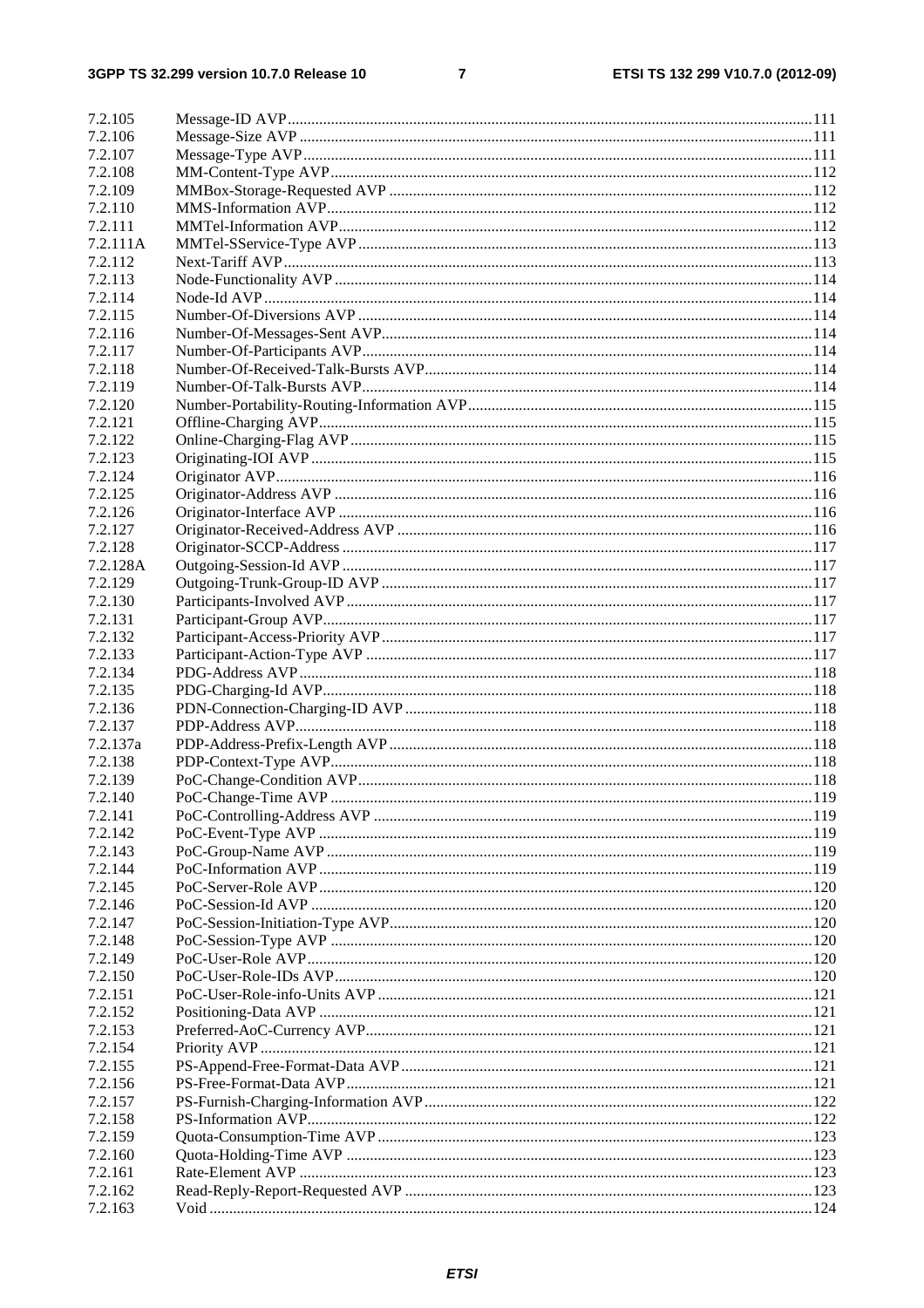7.2.105 Message-ID AVP .......... 111
7.2.106 Message-Size AVP .......... 111
7.2.107 Message-Type AVP .......... 111
7.2.108 MM-Content-Type AVP .......... 112
7.2.109 MMBox-Storage-Requested AVP .......... 112
7.2.110 MMS-Information AVP .......... 112
7.2.111 MMTel-Information AVP .......... 112
7.2.111A MMTel-SService-Type AVP .......... 113
7.2.112 Next-Tariff AVP .......... 113
7.2.113 Node-Functionality AVP .......... 114
7.2.114 Node-Id AVP .......... 114
7.2.115 Number-Of-Diversions AVP .......... 114
7.2.116 Number-Of-Messages-Sent AVP .......... 114
7.2.117 Number-Of-Participants AVP .......... 114
7.2.118 Number-Of-Received-Talk-Bursts AVP .......... 114
7.2.119 Number-Of-Talk-Bursts AVP .......... 114
7.2.120 Number-Portability-Routing-Information AVP .......... 115
7.2.121 Offline-Charging AVP .......... 115
7.2.122 Online-Charging-Flag AVP .......... 115
7.2.123 Originating-IOI AVP .......... 115
7.2.124 Originator AVP .......... 116
7.2.125 Originator-Address AVP .......... 116
7.2.126 Originator-Interface AVP .......... 116
7.2.127 Originator-Received-Address AVP .......... 116
7.2.128 Originator-SCCP-Address .......... 117
7.2.128A Outgoing-Session-Id AVP .......... 117
7.2.129 Outgoing-Trunk-Group-ID AVP .......... 117
7.2.130 Participants-Involved AVP .......... 117
7.2.131 Participant-Group AVP .......... 117
7.2.132 Participant-Access-Priority AVP .......... 117
7.2.133 Participant-Action-Type AVP .......... 117
7.2.134 PDG-Address AVP .......... 118
7.2.135 PDG-Charging-Id AVP .......... 118
7.2.136 PDN-Connection-Charging-ID AVP .......... 118
7.2.137 PDP-Address AVP .......... 118
7.2.137a PDP-Address-Prefix-Length AVP .......... 118
7.2.138 PDP-Context-Type AVP .......... 118
7.2.139 PoC-Change-Condition AVP .......... 118
7.2.140 PoC-Change-Time AVP .......... 119
7.2.141 PoC-Controlling-Address AVP .......... 119
7.2.142 PoC-Event-Type AVP .......... 119
7.2.143 PoC-Group-Name AVP .......... 119
7.2.144 PoC-Information AVP .......... 119
7.2.145 PoC-Server-Role AVP .......... 120
7.2.146 PoC-Session-Id AVP .......... 120
7.2.147 PoC-Session-Initiation-Type AVP .......... 120
7.2.148 PoC-Session-Type AVP .......... 120
7.2.149 PoC-User-Role AVP .......... 120
7.2.150 PoC-User-Role-IDs AVP .......... 120
7.2.151 PoC-User-Role-info-Units AVP .......... 121
7.2.152 Positioning-Data AVP .......... 121
7.2.153 Preferred-AoC-Currency AVP .......... 121
7.2.154 Priority AVP .......... 121
7.2.155 PS-Append-Free-Format-Data AVP .......... 121
7.2.156 PS-Free-Format-Data AVP .......... 121
7.2.157 PS-Furnish-Charging-Information AVP .......... 122
7.2.158 PS-Information AVP .......... 122
7.2.159 Quota-Consumption-Time AVP .......... 123
7.2.160 Quota-Holding-Time AVP .......... 123
7.2.161 Rate-Element AVP .......... 123
7.2.162 Read-Reply-Report-Requested AVP .......... 123
7.2.163 Void .......... 124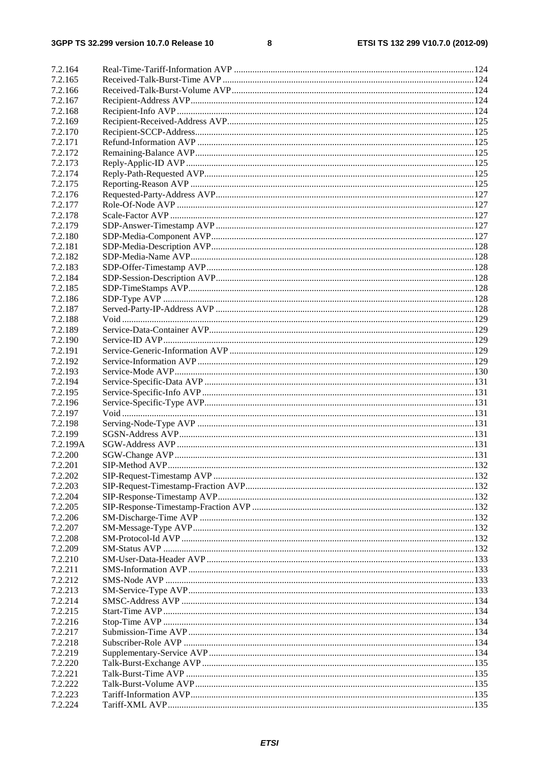7.2.164 Real-Time-Tariff-Information AVP ........................................................................................................ 124
7.2.165 Received-Talk-Burst-Time AVP ............................................................................................................ 124
7.2.166 Received-Talk-Burst-Volume AVP ........................................................................................................ 124
7.2.167 Recipient-Address AVP.......................................................................................................................... 124
7.2.168 Recipient-Info AVP ................................................................................................................................ 124
7.2.169 Recipient-Received-Address AVP.......................................................................................................... 125
7.2.170 Recipient-SCCP-Address........................................................................................................................ 125
7.2.171 Refund-Information AVP ....................................................................................................................... 125
7.2.172 Remaining-Balance AVP........................................................................................................................ 125
7.2.173 Reply-Applic-ID AVP ............................................................................................................................ 125
7.2.174 Reply-Path-Requested AVP.................................................................................................................... 125
7.2.175 Reporting-Reason AVP .......................................................................................................................... 125
7.2.176 Requested-Party-Address AVP............................................................................................................... 127
7.2.177 Role-Of-Node AVP ................................................................................................................................ 127
7.2.178 Scale-Factor AVP ................................................................................................................................... 127
7.2.179 SDP-Answer-Timestamp AVP ............................................................................................................... 127
7.2.180 SDP-Media-Component AVP................................................................................................................. 127
7.2.181 SDP-Media-Description AVP................................................................................................................. 128
7.2.182 SDP-Media-Name AVP.......................................................................................................................... 128
7.2.183 SDP-Offer-Timestamp AVP ................................................................................................................... 128
7.2.184 SDP-Session-Description AVP............................................................................................................... 128
7.2.185 SDP-TimeStamps AVP........................................................................................................................... 128
7.2.186 SDP-Type AVP ...................................................................................................................................... 128
7.2.187 Served-Party-IP-Address AVP ............................................................................................................... 128
7.2.188 Void ....................................................................................................................................................... 129
7.2.189 Service-Data-Container AVP.................................................................................................................. 129
7.2.190 Service-ID AVP...................................................................................................................................... 129
7.2.191 Service-Generic-Information AVP ......................................................................................................... 129
7.2.192 Service-Information AVP ....................................................................................................................... 129
7.2.193 Service-Mode AVP................................................................................................................................. 130
7.2.194 Service-Specific-Data AVP .................................................................................................................... 131
7.2.195 Service-Specific-Info AVP ..................................................................................................................... 131
7.2.196 Service-Specific-Type AVP.................................................................................................................... 131
7.2.197 Void ....................................................................................................................................................... 131
7.2.198 Serving-Node-Type AVP ....................................................................................................................... 131
7.2.199 SGSN-Address AVP............................................................................................................................... 131
7.2.199A SGW-Address AVP ................................................................................................................................ 131
7.2.200 SGW-Change AVP ................................................................................................................................. 131
7.2.201 SIP-Method AVP.................................................................................................................................... 132
7.2.202 SIP-Request-Timestamp AVP ................................................................................................................ 132
7.2.203 SIP-Request-Timestamp-Fraction AVP................................................................................................... 132
7.2.204 SIP-Response-Timestamp AVP.............................................................................................................. 132
7.2.205 SIP-Response-Timestamp-Fraction AVP ............................................................................................... 132
7.2.206 SM-Discharge-Time AVP ...................................................................................................................... 132
7.2.207 SM-Message-Type AVP......................................................................................................................... 132
7.2.208 SM-Protocol-Id AVP .............................................................................................................................. 132
7.2.209 SM-Status AVP ...................................................................................................................................... 132
7.2.210 SM-User-Data-Header AVP ................................................................................................................... 133
7.2.211 SMS-Information AVP ........................................................................................................................... 133
7.2.212 SMS-Node AVP ..................................................................................................................................... 133
7.2.213 SM-Service-Type AVP........................................................................................................................... 133
7.2.214 SMSC-Address AVP .............................................................................................................................. 134
7.2.215 Start-Time AVP ...................................................................................................................................... 134
7.2.216 Stop-Time AVP ...................................................................................................................................... 134
7.2.217 Submission-Time AVP ........................................................................................................................... 134
7.2.218 Subscriber-Role AVP ............................................................................................................................. 134
7.2.219 Supplementary-Service AVP .................................................................................................................. 134
7.2.220 Talk-Burst-Exchange AVP ..................................................................................................................... 135
7.2.221 Talk-Burst-Time AVP ............................................................................................................................ 135
7.2.222 Talk-Burst-Volume AVP......................................................................................................................... 135
7.2.223 Tariff-Information AVP.......................................................................................................................... 135
7.2.224 Tariff-XML AVP.................................................................................................................................... 135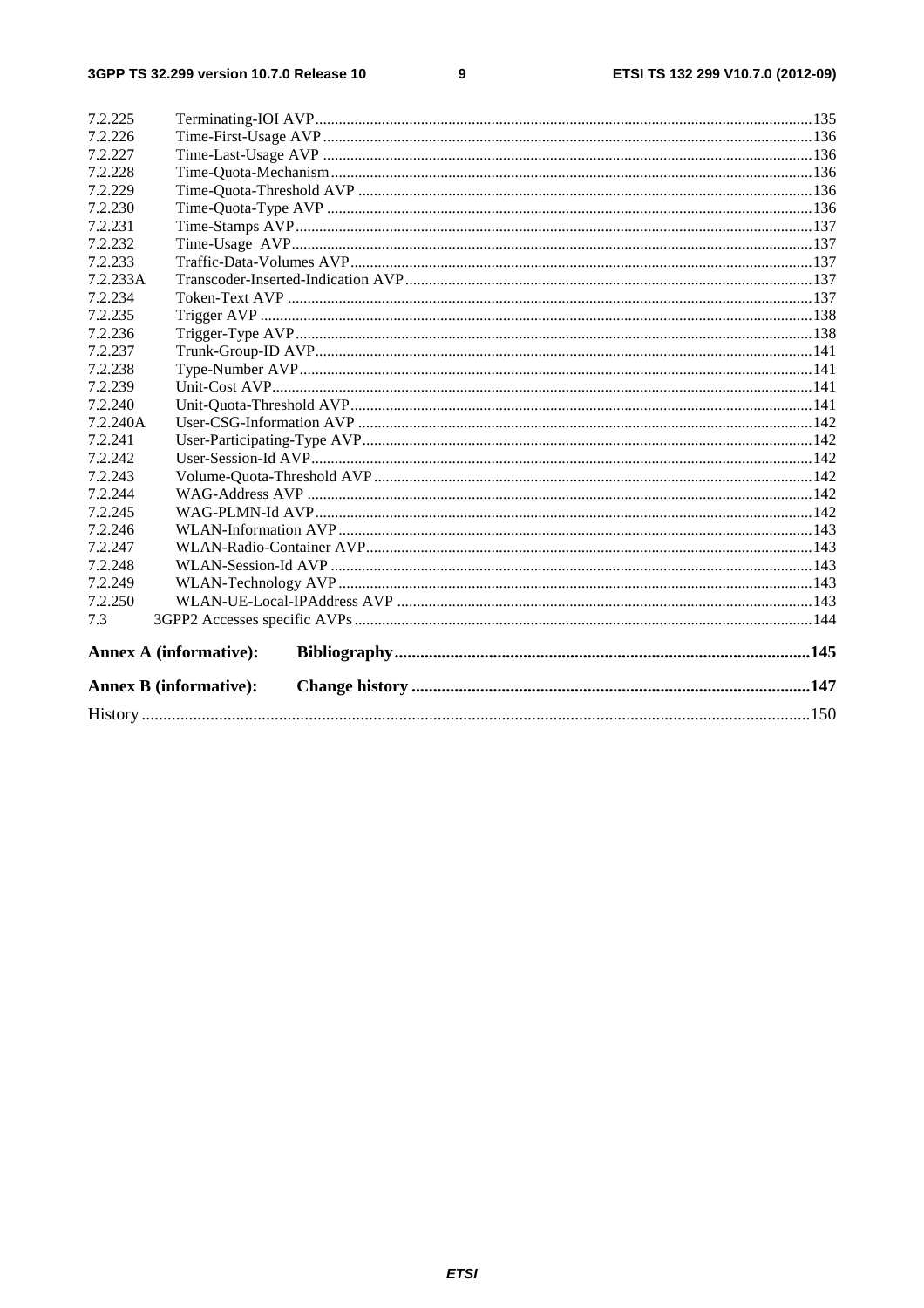7.2.225 Terminating-IOI AVP....135
7.2.226 Time-First-Usage AVP....136
7.2.227 Time-Last-Usage AVP....136
7.2.228 Time-Quota-Mechanism....136
7.2.229 Time-Quota-Threshold AVP....136
7.2.230 Time-Quota-Type AVP....136
7.2.231 Time-Stamps AVP....137
7.2.232 Time-Usage AVP....137
7.2.233 Traffic-Data-Volumes AVP....137
7.2.233A Transcoder-Inserted-Indication AVP....137
7.2.234 Token-Text AVP....137
7.2.235 Trigger AVP....138
7.2.236 Trigger-Type AVP....138
7.2.237 Trunk-Group-ID AVP....141
7.2.238 Type-Number AVP....141
7.2.239 Unit-Cost AVP....141
7.2.240 Unit-Quota-Threshold AVP....141
7.2.240A User-CSG-Information AVP....142
7.2.241 User-Participating-Type AVP....142
7.2.242 User-Session-Id AVP....142
7.2.243 Volume-Quota-Threshold AVP....142
7.2.244 WAG-Address AVP....142
7.2.245 WAG-PLMN-Id AVP....142
7.2.246 WLAN-Information AVP....143
7.2.247 WLAN-Radio-Container AVP....143
7.2.248 WLAN-Session-Id AVP....143
7.2.249 WLAN-Technology AVP....143
7.2.250 WLAN-UE-Local-IPAddress AVP....143
7.3 3GPP2 Accesses specific AVPs....144

**Annex A (informative): Bibliography....145**

**Annex B (informative): Change history....147**

History....150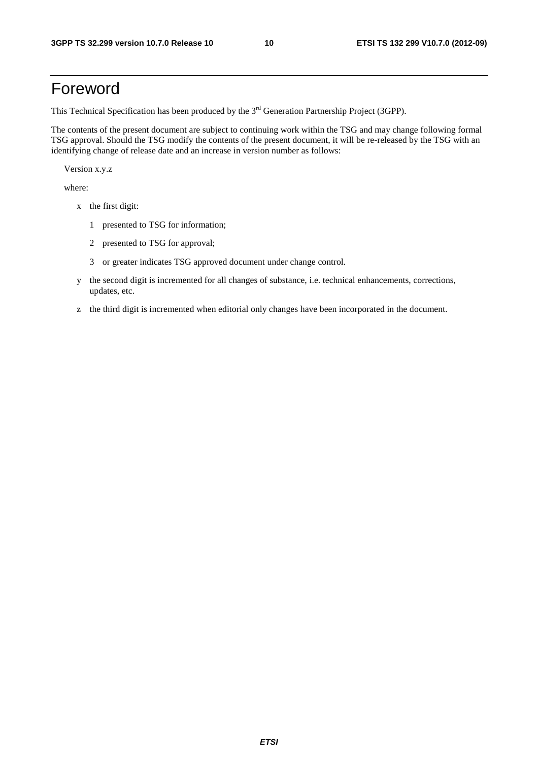# Foreword

This Technical Specification has been produced by the 3rd Generation Partnership Project (3GPP).

The contents of the present document are subject to continuing work within the TSG and may change following formal TSG approval. Should the TSG modify the contents of the present document, it will be re-released by the TSG with an identifying change of release date and an increase in version number as follows:

Version x.y.z

where:

- x the first digit:
  - 1 presented to TSG for information;
  - 2 presented to TSG for approval;
  - 3 or greater indicates TSG approved document under change control.
- y the second digit is incremented for all changes of substance, i.e. technical enhancements, corrections, updates, etc.
- z the third digit is incremented when editorial only changes have been incorporated in the document.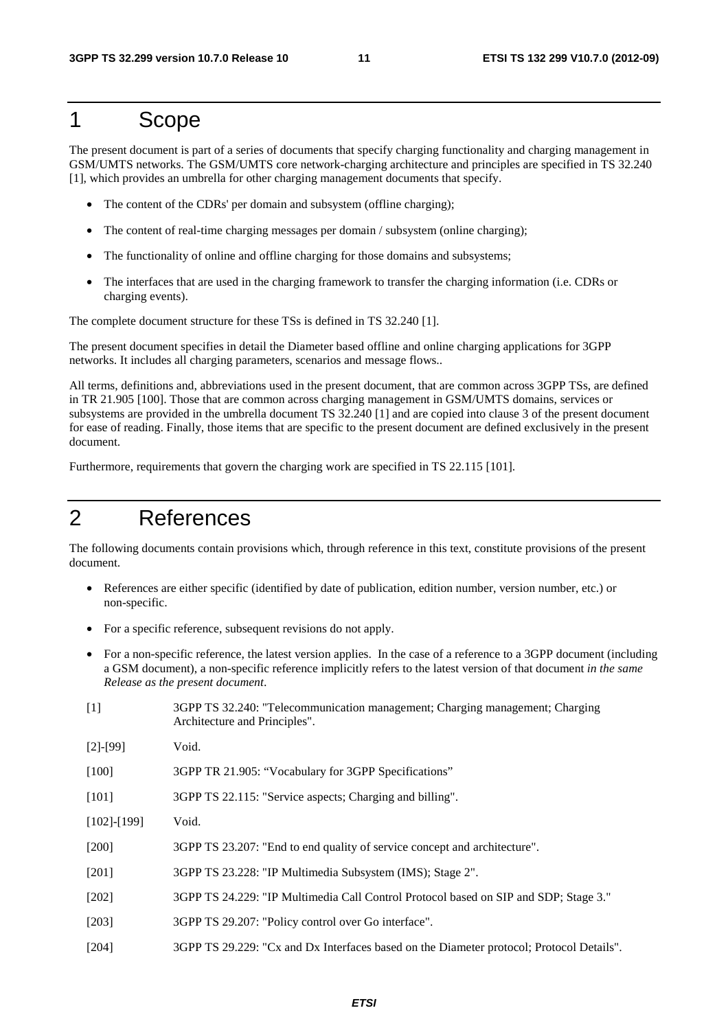# 1 Scope

The present document is part of a series of documents that specify charging functionality and charging management in GSM/UMTS networks. The GSM/UMTS core network-charging architecture and principles are specified in TS 32.240 [1], which provides an umbrella for other charging management documents that specify.

- The content of the CDRs' per domain and subsystem (offline charging);
- The content of real-time charging messages per domain / subsystem (online charging);
- The functionality of online and offline charging for those domains and subsystems;
- The interfaces that are used in the charging framework to transfer the charging information (i.e. CDRs or charging events).

The complete document structure for these TSs is defined in TS 32.240 [1].

The present document specifies in detail the Diameter based offline and online charging applications for 3GPP networks. It includes all charging parameters, scenarios and message flows..

All terms, definitions and, abbreviations used in the present document, that are common across 3GPP TSs, are defined in TR 21.905 [100]. Those that are common across charging management in GSM/UMTS domains, services or subsystems are provided in the umbrella document TS 32.240 [1] and are copied into clause 3 of the present document for ease of reading. Finally, those items that are specific to the present document are defined exclusively in the present document.

Furthermore, requirements that govern the charging work are specified in TS 22.115 [101].

# 2 References

The following documents contain provisions which, through reference in this text, constitute provisions of the present document.

- References are either specific (identified by date of publication, edition number, version number, etc.) or non-specific.
- For a specific reference, subsequent revisions do not apply.
- For a non-specific reference, the latest version applies. In the case of a reference to a 3GPP document (including a GSM document), a non-specific reference implicitly refers to the latest version of that document *in the same Release as the present document*.

[1] 3GPP TS 32.240: "Telecommunication management; Charging management; Charging Architecture and Principles".

[2]-[99] Void.

[100] 3GPP TR 21.905: "Vocabulary for 3GPP Specifications"

[101] 3GPP TS 22.115: "Service aspects; Charging and billing".

[102]-[199] Void.

[200] 3GPP TS 23.207: "End to end quality of service concept and architecture".

[201] 3GPP TS 23.228: "IP Multimedia Subsystem (IMS); Stage 2".

[202] 3GPP TS 24.229: "IP Multimedia Call Control Protocol based on SIP and SDP; Stage 3."

[203] 3GPP TS 29.207: "Policy control over Go interface".

[204] 3GPP TS 29.229: "Cx and Dx Interfaces based on the Diameter protocol; Protocol Details".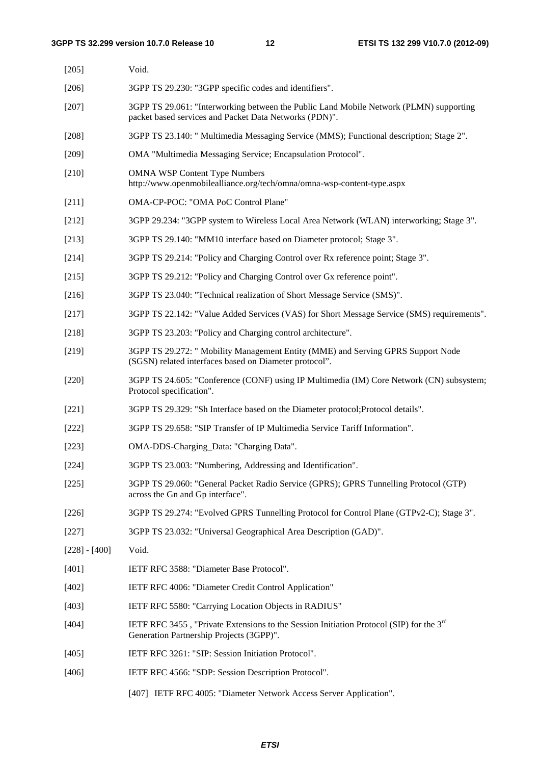[205] Void.

[206] 3GPP TS 29.230: "3GPP specific codes and identifiers".

[207] 3GPP TS 29.061: "Interworking between the Public Land Mobile Network (PLMN) supporting packet based services and Packet Data Networks (PDN)".

[208] 3GPP TS 23.140: " Multimedia Messaging Service (MMS); Functional description; Stage 2".

[209] OMA "Multimedia Messaging Service; Encapsulation Protocol".

[210] OMNA WSP Content Type Numbers
http://www.openmobilealliance.org/tech/omna/omna-wsp-content-type.aspx

[211] OMA-CP-POC: "OMA PoC Control Plane"

[212] 3GPP 29.234: "3GPP system to Wireless Local Area Network (WLAN) interworking; Stage 3".

[213] 3GPP TS 29.140: "MM10 interface based on Diameter protocol; Stage 3".

[214] 3GPP TS 29.214: "Policy and Charging Control over Rx reference point; Stage 3".

[215] 3GPP TS 29.212: "Policy and Charging Control over Gx reference point".

[216] 3GPP TS 23.040: "Technical realization of Short Message Service (SMS)".

[217] 3GPP TS 22.142: "Value Added Services (VAS) for Short Message Service (SMS) requirements".

[218] 3GPP TS 23.203: "Policy and Charging control architecture".

[219] 3GPP TS 29.272: " Mobility Management Entity (MME) and Serving GPRS Support Node (SGSN) related interfaces based on Diameter protocol".

[220] 3GPP TS 24.605: "Conference (CONF) using IP Multimedia (IM) Core Network (CN) subsystem; Protocol specification".

[221] 3GPP TS 29.329: "Sh Interface based on the Diameter protocol;Protocol details".

[222] 3GPP TS 29.658: "SIP Transfer of IP Multimedia Service Tariff Information".

[223] OMA-DDS-Charging_Data: "Charging Data".

[224] 3GPP TS 23.003: "Numbering, Addressing and Identification".

[225] 3GPP TS 29.060: "General Packet Radio Service (GPRS); GPRS Tunnelling Protocol (GTP) across the Gn and Gp interface".

[226] 3GPP TS 29.274: "Evolved GPRS Tunnelling Protocol for Control Plane (GTPv2-C); Stage 3".

[227] 3GPP TS 23.032: "Universal Geographical Area Description (GAD)".

[228] - [400] Void.

[401] IETF RFC 3588: "Diameter Base Protocol".

[402] IETF RFC 4006: "Diameter Credit Control Application"

[403] IETF RFC 5580: "Carrying Location Objects in RADIUS"

[404] IETF RFC 3455 , "Private Extensions to the Session Initiation Protocol (SIP) for the 3rd Generation Partnership Projects (3GPP)".

[405] IETF RFC 3261: "SIP: Session Initiation Protocol".

[406] IETF RFC 4566: "SDP: Session Description Protocol".

[407] IETF RFC 4005: "Diameter Network Access Server Application".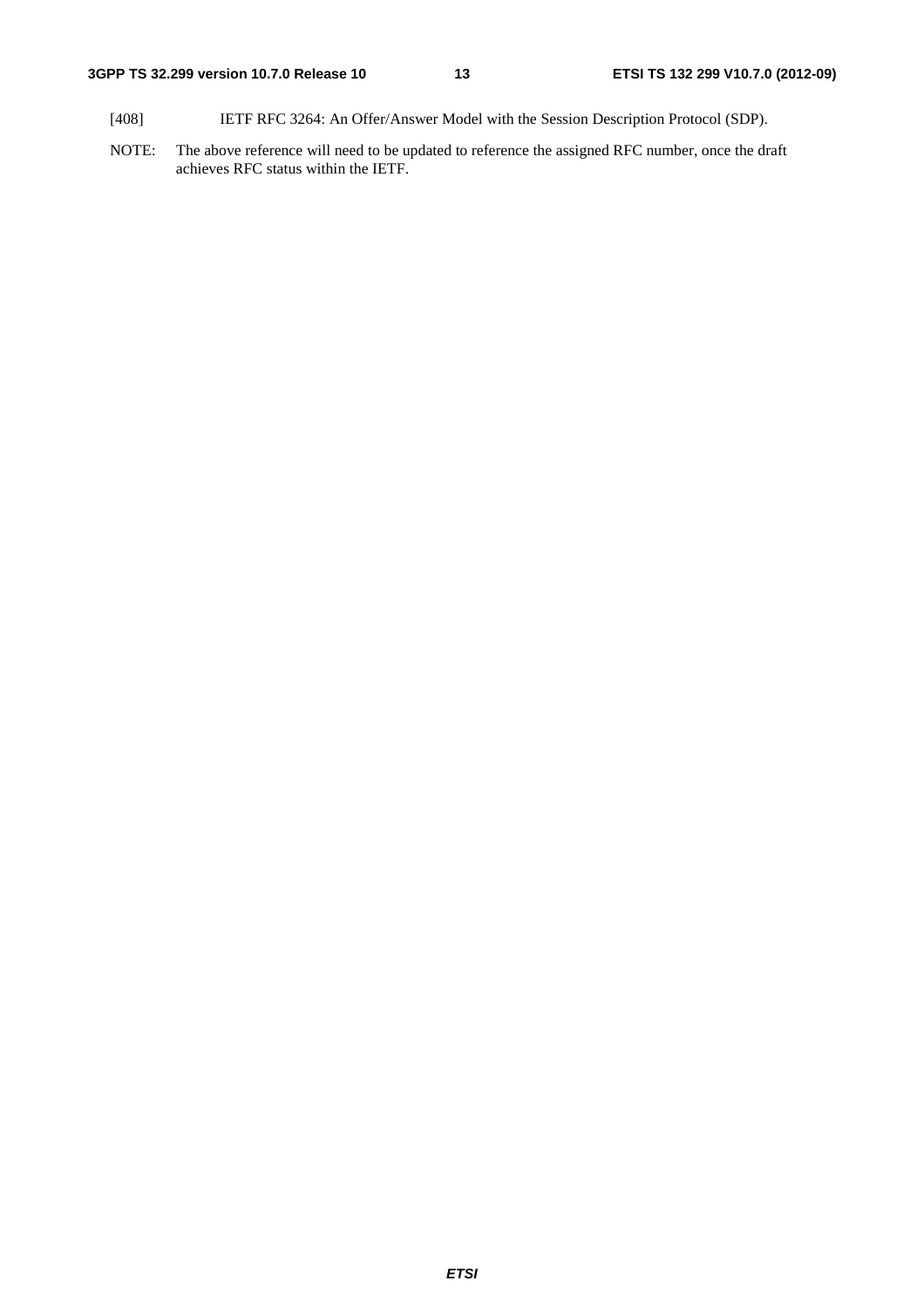[408] IETF RFC 3264: An Offer/Answer Model with the Session Description Protocol (SDP).

NOTE: The above reference will need to be updated to reference the assigned RFC number, once the draft achieves RFC status within the IETF.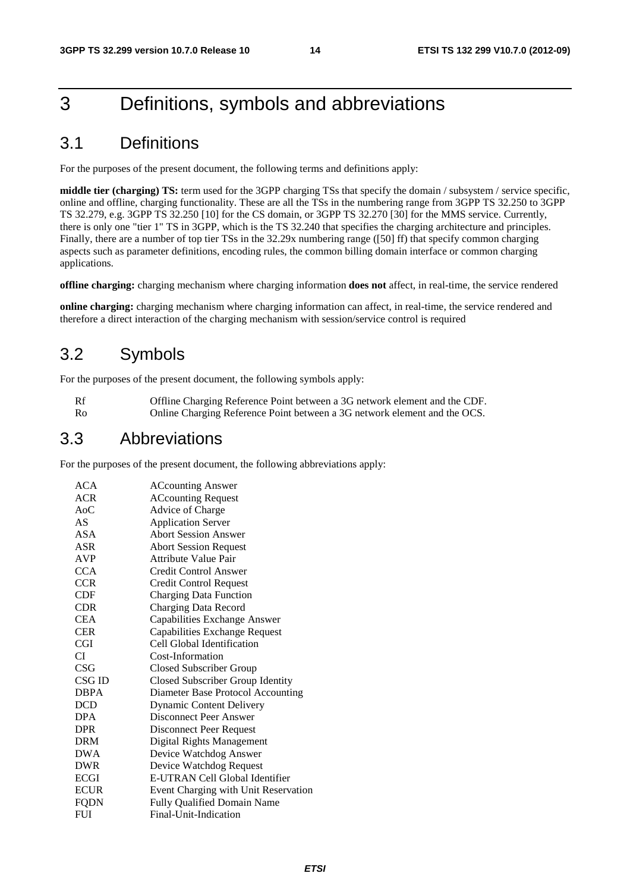# 3 Definitions, symbols and abbreviations

## 3.1 Definitions

For the purposes of the present document, the following terms and definitions apply:

**middle tier (charging) TS:** term used for the 3GPP charging TSs that specify the domain / subsystem / service specific, online and offline, charging functionality. These are all the TSs in the numbering range from 3GPP TS 32.250 to 3GPP TS 32.279, e.g. 3GPP TS 32.250 [10] for the CS domain, or 3GPP TS 32.270 [30] for the MMS service. Currently, there is only one "tier 1" TS in 3GPP, which is the TS 32.240 that specifies the charging architecture and principles. Finally, there are a number of top tier TSs in the 32.29x numbering range ([50] ff) that specify common charging aspects such as parameter definitions, encoding rules, the common billing domain interface or common charging applications.

**offline charging:** charging mechanism where charging information **does not** affect, in real-time, the service rendered

**online charging:** charging mechanism where charging information can affect, in real-time, the service rendered and therefore a direct interaction of the charging mechanism with session/service control is required

## 3.2 Symbols

For the purposes of the present document, the following symbols apply:

| | |
|---|---|
| Rf | Offline Charging Reference Point between a 3G network element and the CDF. |
| Ro | Online Charging Reference Point between a 3G network element and the OCS. |

## 3.3 Abbreviations

For the purposes of the present document, the following abbreviations apply:

| | |
|---|---|
| ACA | ACcounting Answer |
| ACR | ACcounting Request |
| AoC | Advice of Charge |
| AS | Application Server |
| ASA | Abort Session Answer |
| ASR | Abort Session Request |
| AVP | Attribute Value Pair |
| CCA | Credit Control Answer |
| CCR | Credit Control Request |
| CDF | Charging Data Function |
| CDR | Charging Data Record |
| CEA | Capabilities Exchange Answer |
| CER | Capabilities Exchange Request |
| CGI | Cell Global Identification |
| CI | Cost-Information |
| CSG | Closed Subscriber Group |
| CSG ID | Closed Subscriber Group Identity |
| DBPA | Diameter Base Protocol Accounting |
| DCD | Dynamic Content Delivery |
| DPA | Disconnect Peer Answer |
| DPR | Disconnect Peer Request |
| DRM | Digital Rights Management |
| DWA | Device Watchdog Answer |
| DWR | Device Watchdog Request |
| ECGI | E-UTRAN Cell Global Identifier |
| ECUR | Event Charging with Unit Reservation |
| FQDN | Fully Qualified Domain Name |
| FUI | Final-Unit-Indication |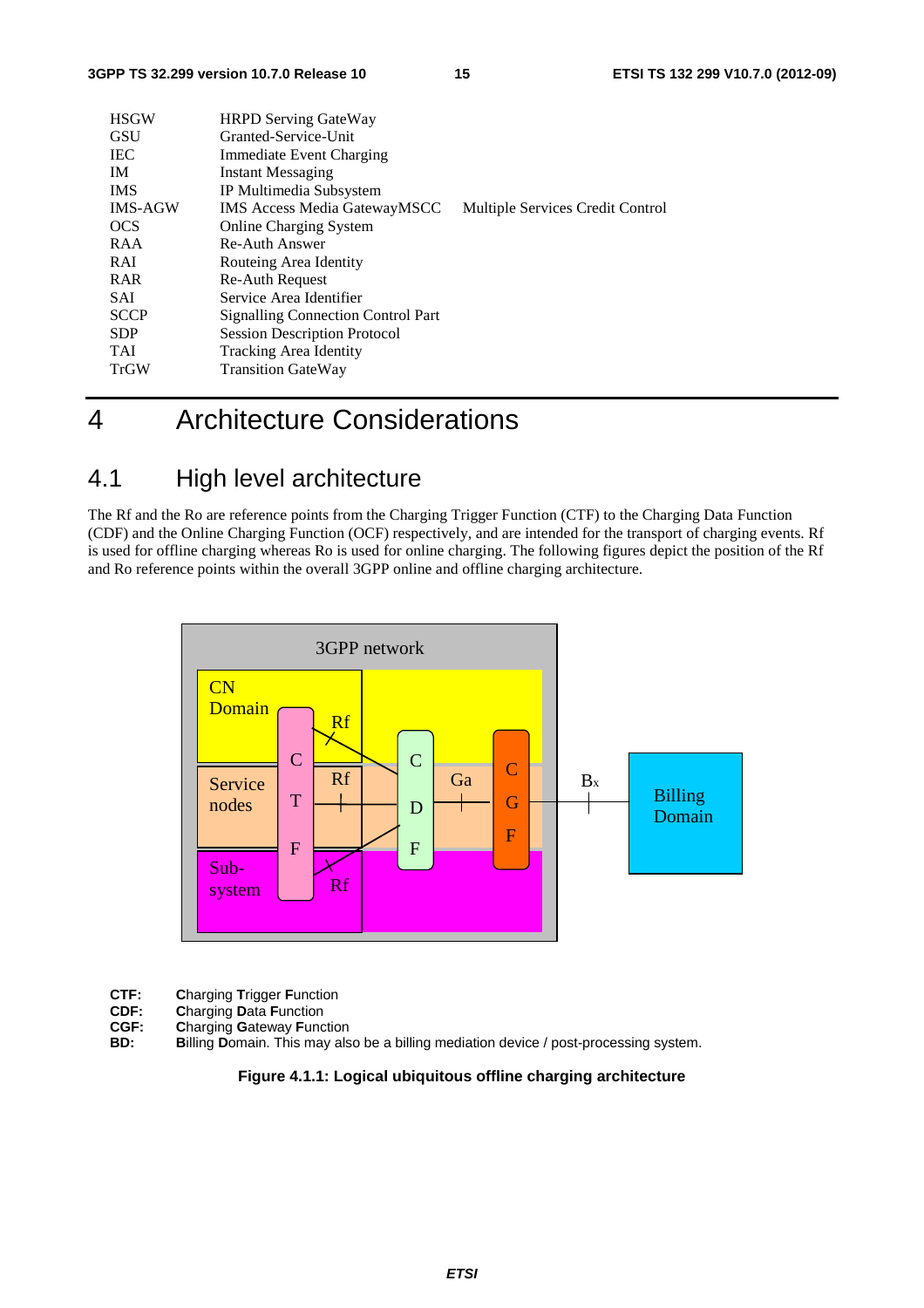| | | |
|---|---|---|
| HSGW | HRPD Serving GateWay | |
| GSU | Granted-Service-Unit | |
| IEC | Immediate Event Charging | |
| IM | Instant Messaging | |
| IMS | IP Multimedia Subsystem | |
| IMS-AGW | IMS Access Media GatewayMSCC | Multiple Services Credit Control |
| OCS | Online Charging System | |
| RAA | Re-Auth Answer | |
| RAI | Routeing Area Identity | |
| RAR | Re-Auth Request | |
| SAI | Service Area Identifier | |
| SCCP | Signalling Connection Control Part | |
| SDP | Session Description Protocol | |
| TAI | Tracking Area Identity | |
| TrGW | Transition GateWay | |

# 4 Architecture Considerations

## 4.1 High level architecture

The Rf and the Ro are reference points from the Charging Trigger Function (CTF) to the Charging Data Function (CDF) and the Online Charging Function (OCF) respectively, and are intended for the transport of charging events. Rf is used for offline charging whereas Ro is used for online charging. The following figures depict the position of the Rf and Ro reference points within the overall 3GPP online and offline charging architecture.

3GPP network

CN Domain | Service nodes | Sub-system | CTF | Rf | Rf | Rf | CDF | Ga | CGF | Bx | Billing Domain

**CTF:** **C**harging **T**rigger **F**unction
**CDF:** **C**harging **D**ata **F**unction
**CGF:** **C**harging **G**ateway **F**unction
**BD:** **B**illing **D**omain. This may also be a billing mediation device / post-processing system.

**Figure 4.1.1: Logical ubiquitous offline charging architecture**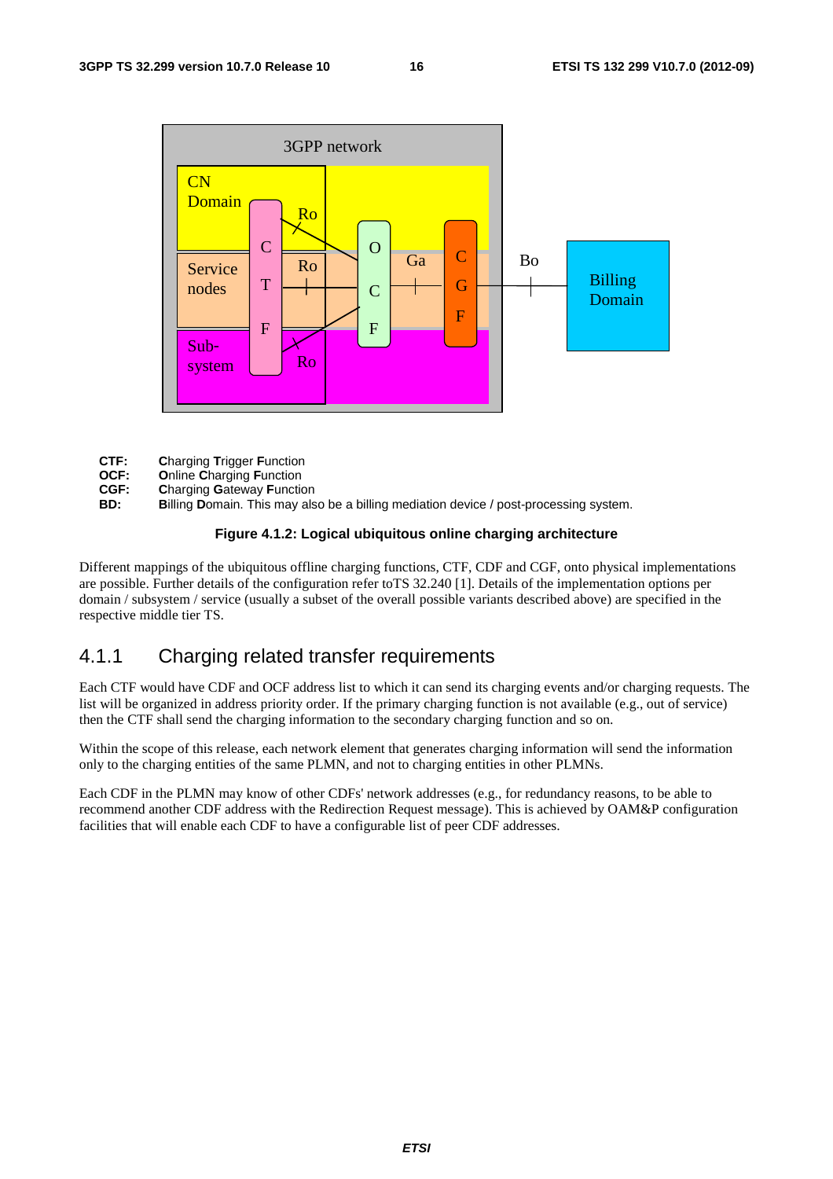**CTF:** **C**harging **T**rigger **F**unction
**OCF:** **O**nline **C**harging **F**unction
**CGF:** **C**harging **G**ateway **F**unction
**BD:** **B**illing **D**omain. This may also be a billing mediation device / post-processing system.

**Figure 4.1.2: Logical ubiquitous online charging architecture**

Different mappings of the ubiquitous offline charging functions, CTF, CDF and CGF, onto physical implementations are possible. Further details of the configuration refer toTS 32.240 [1]. Details of the implementation options per domain / subsystem / service (usually a subset of the overall possible variants described above) are specified in the respective middle tier TS.

## 4.1.1 Charging related transfer requirements

Each CTF would have CDF and OCF address list to which it can send its charging events and/or charging requests. The list will be organized in address priority order. If the primary charging function is not available (e.g., out of service) then the CTF shall send the charging information to the secondary charging function and so on.

Within the scope of this release, each network element that generates charging information will send the information only to the charging entities of the same PLMN, and not to charging entities in other PLMNs.

Each CDF in the PLMN may know of other CDFs' network addresses (e.g., for redundancy reasons, to be able to recommend another CDF address with the Redirection Request message). This is achieved by OAM&P configuration facilities that will enable each CDF to have a configurable list of peer CDF addresses.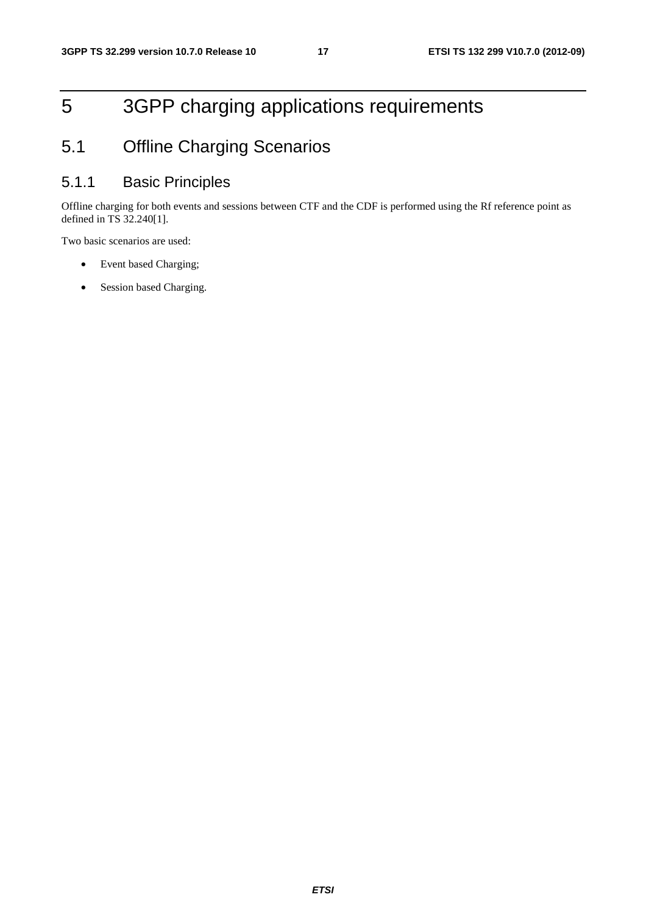# 5 3GPP charging applications requirements

## 5.1 Offline Charging Scenarios

### 5.1.1 Basic Principles

Offline charging for both events and sessions between CTF and the CDF is performed using the Rf reference point as defined in TS 32.240[1].

Two basic scenarios are used:

- Event based Charging;
- Session based Charging.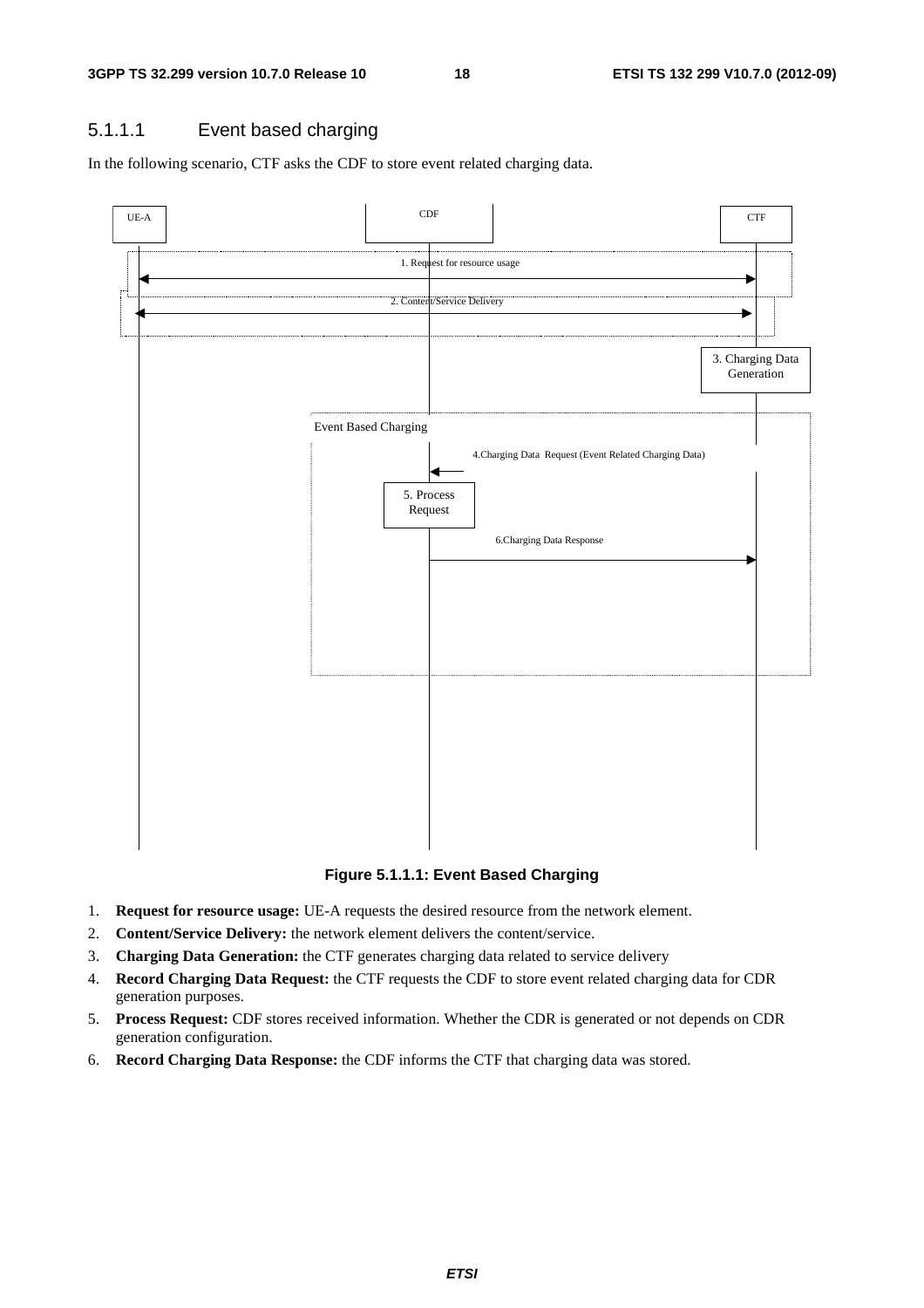### 5.1.1.1 Event based charging

In the following scenario, CTF asks the CDF to store event related charging data.

**Figure 5.1.1.1: Event Based Charging**

1. **Request for resource usage:** UE-A requests the desired resource from the network element.
2. **Content/Service Delivery:** the network element delivers the content/service.
3. **Charging Data Generation:** the CTF generates charging data related to service delivery
4. **Record Charging Data Request:** the CTF requests the CDF to store event related charging data for CDR generation purposes.
5. **Process Request:** CDF stores received information. Whether the CDR is generated or not depends on CDR generation configuration.
6. **Record Charging Data Response:** the CDF informs the CTF that charging data was stored.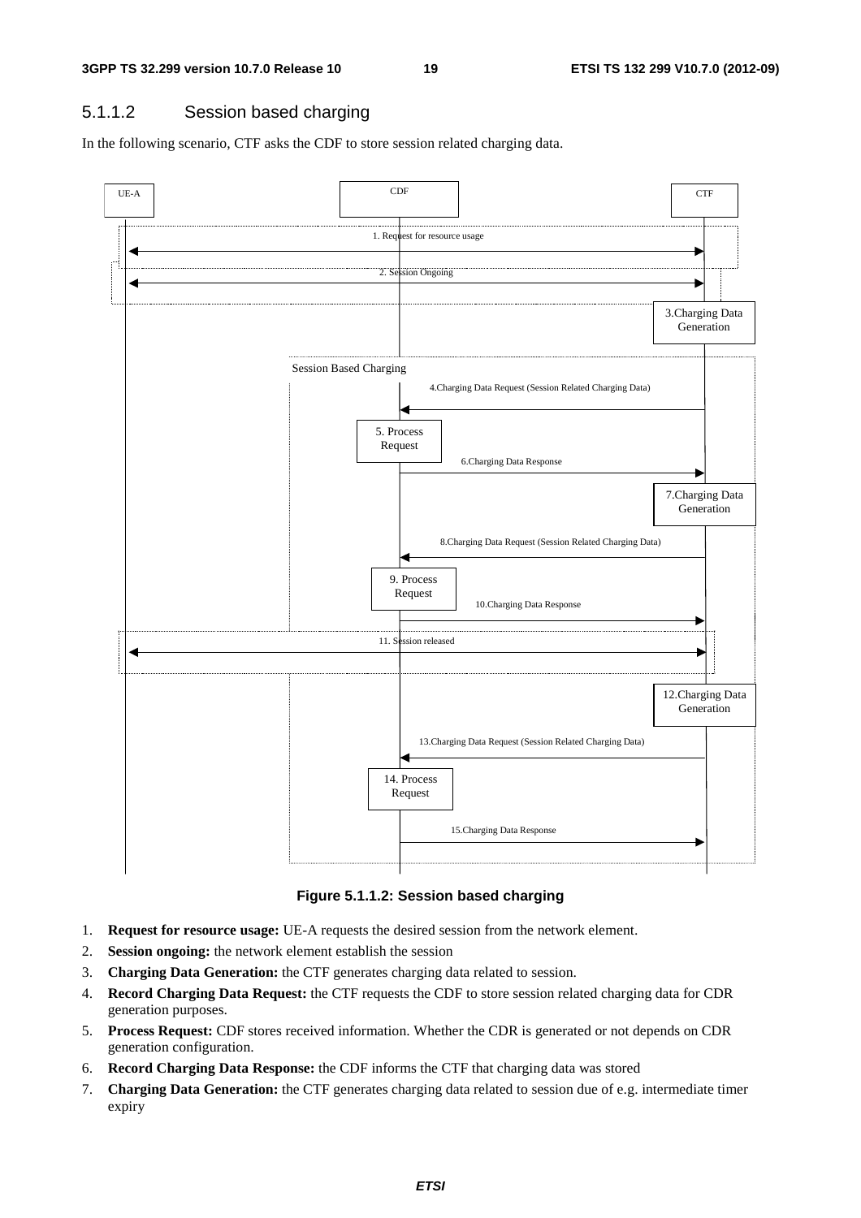### 5.1.1.2 Session based charging

In the following scenario, CTF asks the CDF to store session related charging data.

**Figure 5.1.1.2: Session based charging**

1. **Request for resource usage:** UE-A requests the desired session from the network element.
2. **Session ongoing:** the network element establish the session
3. **Charging Data Generation:** the CTF generates charging data related to session.
4. **Record Charging Data Request:** the CTF requests the CDF to store session related charging data for CDR generation purposes.
5. **Process Request:** CDF stores received information. Whether the CDR is generated or not depends on CDR generation configuration.
6. **Record Charging Data Response:** the CDF informs the CTF that charging data was stored
7. **Charging Data Generation:** the CTF generates charging data related to session due of e.g. intermediate timer expiry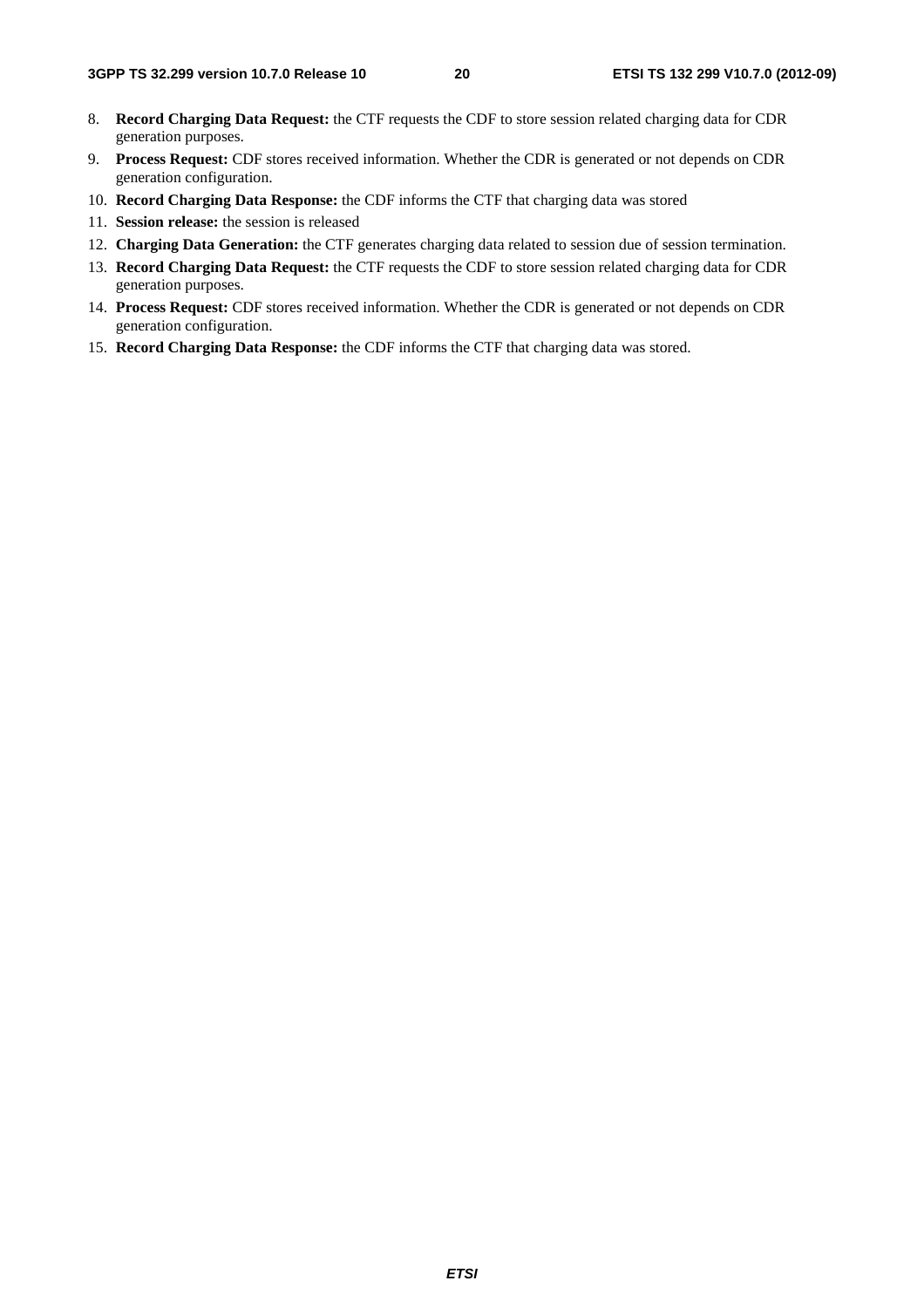8. **Record Charging Data Request:** the CTF requests the CDF to store session related charging data for CDR generation purposes.
9. **Process Request:** CDF stores received information. Whether the CDR is generated or not depends on CDR generation configuration.
10. **Record Charging Data Response:** the CDF informs the CTF that charging data was stored
11. **Session release:** the session is released
12. **Charging Data Generation:** the CTF generates charging data related to session due of session termination.
13. **Record Charging Data Request:** the CTF requests the CDF to store session related charging data for CDR generation purposes.
14. **Process Request:** CDF stores received information. Whether the CDR is generated or not depends on CDR generation configuration.
15. **Record Charging Data Response:** the CDF informs the CTF that charging data was stored.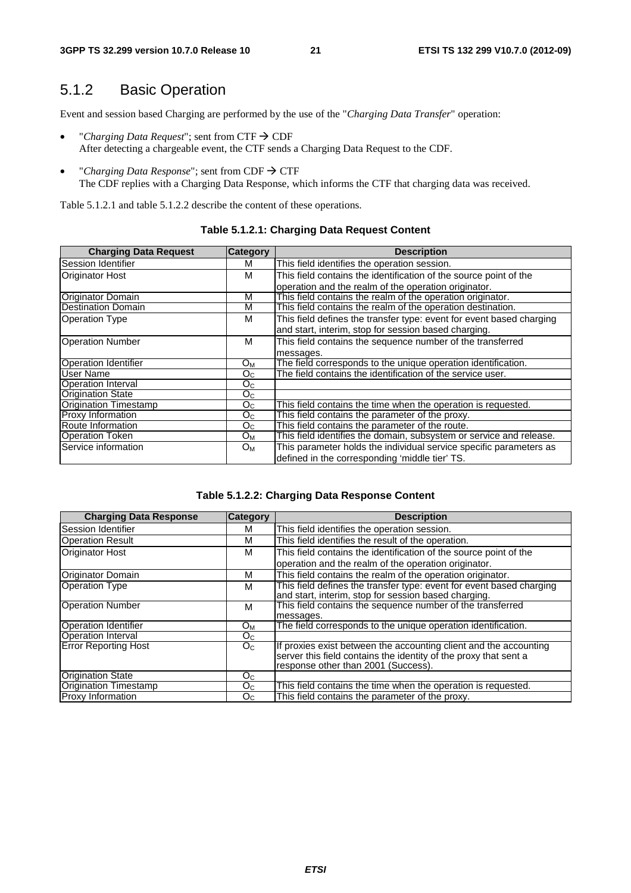## 5.1.2 Basic Operation

Event and session based Charging are performed by the use of the "*Charging Data Transfer*" operation:

- "*Charging Data Request*"; sent from CTF → CDF
  After detecting a chargeable event, the CTF sends a Charging Data Request to the CDF.
- "*Charging Data Response*"; sent from CDF → CTF
  The CDF replies with a Charging Data Response, which informs the CTF that charging data was received.

Table 5.1.2.1 and table 5.1.2.2 describe the content of these operations.

**Table 5.1.2.1: Charging Data Request Content**

| Charging Data Request | Category | Description |
|---|---|---|
| Session Identifier | M | This field identifies the operation session. |
| Originator Host | M | This field contains the identification of the source point of the operation and the realm of the operation originator. |
| Originator Domain | M | This field contains the realm of the operation originator. |
| Destination Domain | M | This field contains the realm of the operation destination. |
| Operation Type | M | This field defines the transfer type: event for event based charging and start, interim, stop for session based charging. |
| Operation Number | M | This field contains the sequence number of the transferred messages. |
| Operation Identifier | $O_M$ | The field corresponds to the unique operation identification. |
| User Name | $O_C$ | The field contains the identification of the service user. |
| Operation Interval | $O_C$ | |
| Origination State | $O_C$ | |
| Origination Timestamp | $O_C$ | This field contains the time when the operation is requested. |
| Proxy Information | $O_C$ | This field contains the parameter of the proxy. |
| Route Information | $O_C$ | This field contains the parameter of the route. |
| Operation Token | $O_M$ | This field identifies the domain, subsystem or service and release. |
| Service information | $O_M$ | This parameter holds the individual service specific parameters as defined in the corresponding 'middle tier' TS. |

**Table 5.1.2.2: Charging Data Response Content**

| Charging Data Response | Category | Description |
|---|---|---|
| Session Identifier | M | This field identifies the operation session. |
| Operation Result | M | This field identifies the result of the operation. |
| Originator Host | M | This field contains the identification of the source point of the operation and the realm of the operation originator. |
| Originator Domain | M | This field contains the realm of the operation originator. |
| Operation Type | M | This field defines the transfer type: event for event based charging and start, interim, stop for session based charging. |
| Operation Number | M | This field contains the sequence number of the transferred messages. |
| Operation Identifier | $O_M$ | The field corresponds to the unique operation identification. |
| Operation Interval | $O_C$ | |
| Error Reporting Host | $O_C$ | If proxies exist between the accounting client and the accounting server this field contains the identity of the proxy that sent a response other than 2001 (Success). |
| Origination State | $O_C$ | |
| Origination Timestamp | $O_C$ | This field contains the time when the operation is requested. |
| Proxy Information | $O_C$ | This field contains the parameter of the proxy. |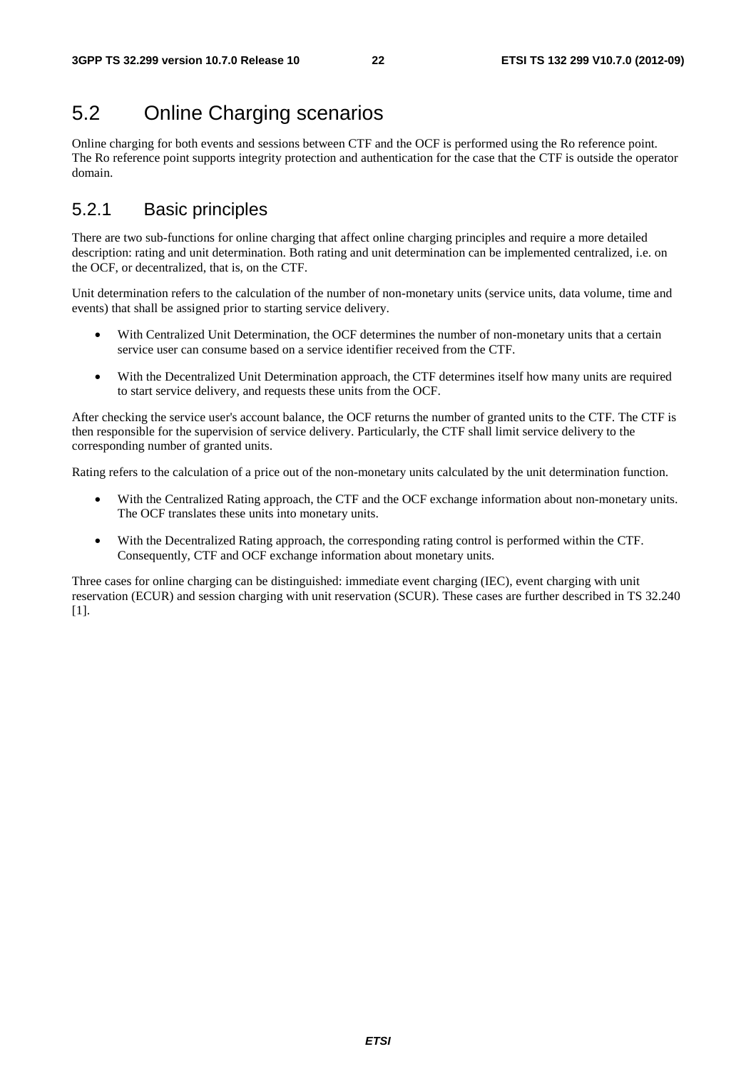## 5.2 Online Charging scenarios

Online charging for both events and sessions between CTF and the OCF is performed using the Ro reference point. The Ro reference point supports integrity protection and authentication for the case that the CTF is outside the operator domain.

### 5.2.1 Basic principles

There are two sub-functions for online charging that affect online charging principles and require a more detailed description: rating and unit determination. Both rating and unit determination can be implemented centralized, i.e. on the OCF, or decentralized, that is, on the CTF.

Unit determination refers to the calculation of the number of non-monetary units (service units, data volume, time and events) that shall be assigned prior to starting service delivery.

- With Centralized Unit Determination, the OCF determines the number of non-monetary units that a certain service user can consume based on a service identifier received from the CTF.
- With the Decentralized Unit Determination approach, the CTF determines itself how many units are required to start service delivery, and requests these units from the OCF.

After checking the service user's account balance, the OCF returns the number of granted units to the CTF. The CTF is then responsible for the supervision of service delivery. Particularly, the CTF shall limit service delivery to the corresponding number of granted units.

Rating refers to the calculation of a price out of the non-monetary units calculated by the unit determination function.

- With the Centralized Rating approach, the CTF and the OCF exchange information about non-monetary units. The OCF translates these units into monetary units.
- With the Decentralized Rating approach, the corresponding rating control is performed within the CTF. Consequently, CTF and OCF exchange information about monetary units.

Three cases for online charging can be distinguished: immediate event charging (IEC), event charging with unit reservation (ECUR) and session charging with unit reservation (SCUR). These cases are further described in TS 32.240 [1].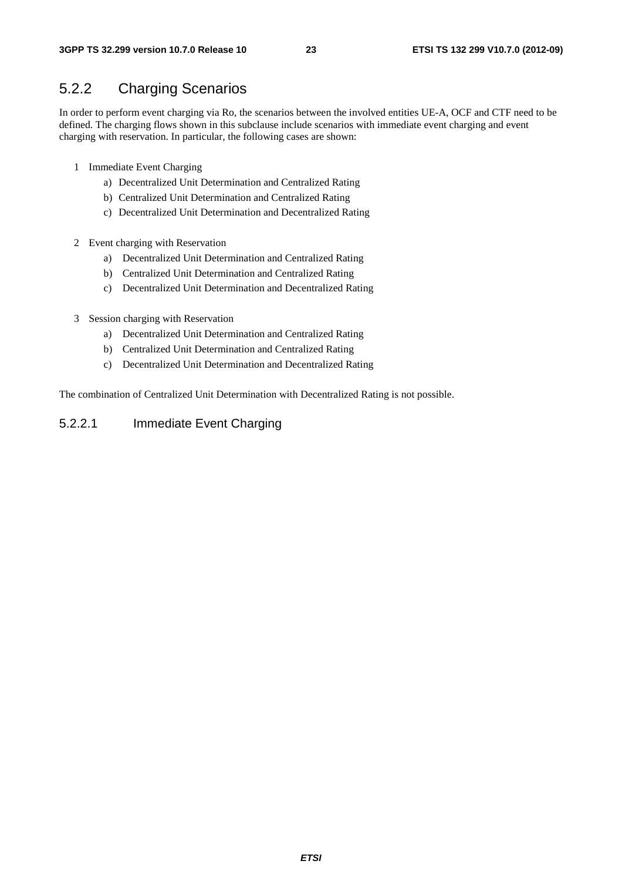## 5.2.2 Charging Scenarios

In order to perform event charging via Ro, the scenarios between the involved entities UE-A, OCF and CTF need to be defined. The charging flows shown in this subclause include scenarios with immediate event charging and event charging with reservation. In particular, the following cases are shown:

1 Immediate Event Charging

   a) Decentralized Unit Determination and Centralized Rating

   b) Centralized Unit Determination and Centralized Rating

   c) Decentralized Unit Determination and Decentralized Rating

2 Event charging with Reservation

   a) Decentralized Unit Determination and Centralized Rating

   b) Centralized Unit Determination and Centralized Rating

   c) Decentralized Unit Determination and Decentralized Rating

3 Session charging with Reservation

   a) Decentralized Unit Determination and Centralized Rating

   b) Centralized Unit Determination and Centralized Rating

   c) Decentralized Unit Determination and Decentralized Rating

The combination of Centralized Unit Determination with Decentralized Rating is not possible.

### 5.2.2.1 Immediate Event Charging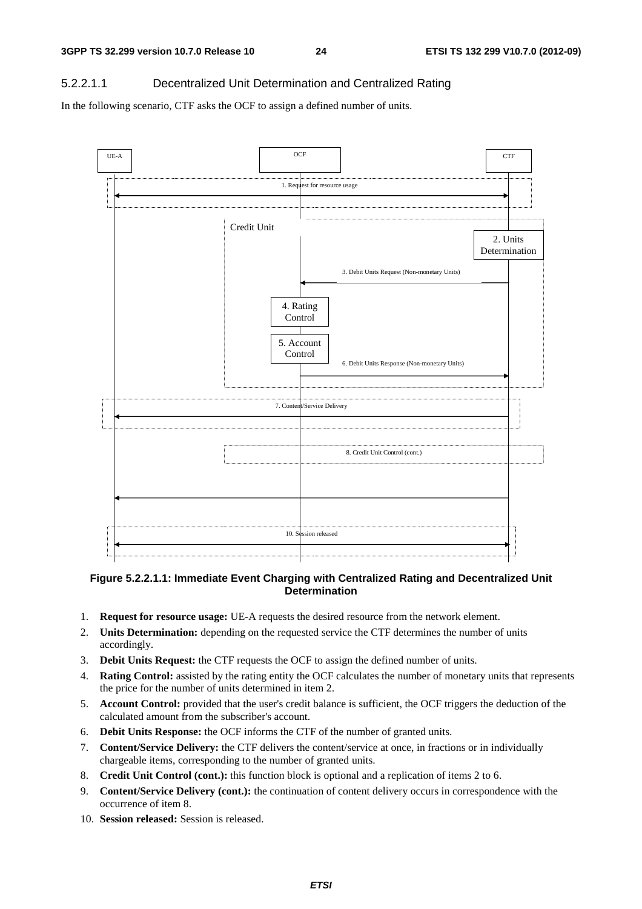#### 5.2.2.1.1 Decentralized Unit Determination and Centralized Rating

In the following scenario, CTF asks the OCF to assign a defined number of units.

**Figure 5.2.2.1.1: Immediate Event Charging with Centralized Rating and Decentralized Unit Determination**

1. **Request for resource usage:** UE-A requests the desired resource from the network element.
2. **Units Determination:** depending on the requested service the CTF determines the number of units accordingly.
3. **Debit Units Request:** the CTF requests the OCF to assign the defined number of units.
4. **Rating Control:** assisted by the rating entity the OCF calculates the number of monetary units that represents the price for the number of units determined in item 2.
5. **Account Control:** provided that the user's credit balance is sufficient, the OCF triggers the deduction of the calculated amount from the subscriber's account.
6. **Debit Units Response:** the OCF informs the CTF of the number of granted units.
7. **Content/Service Delivery:** the CTF delivers the content/service at once, in fractions or in individually chargeable items, corresponding to the number of granted units.
8. **Credit Unit Control (cont.):** this function block is optional and a replication of items 2 to 6.
9. **Content/Service Delivery (cont.):** the continuation of content delivery occurs in correspondence with the occurrence of item 8.
10. **Session released:** Session is released.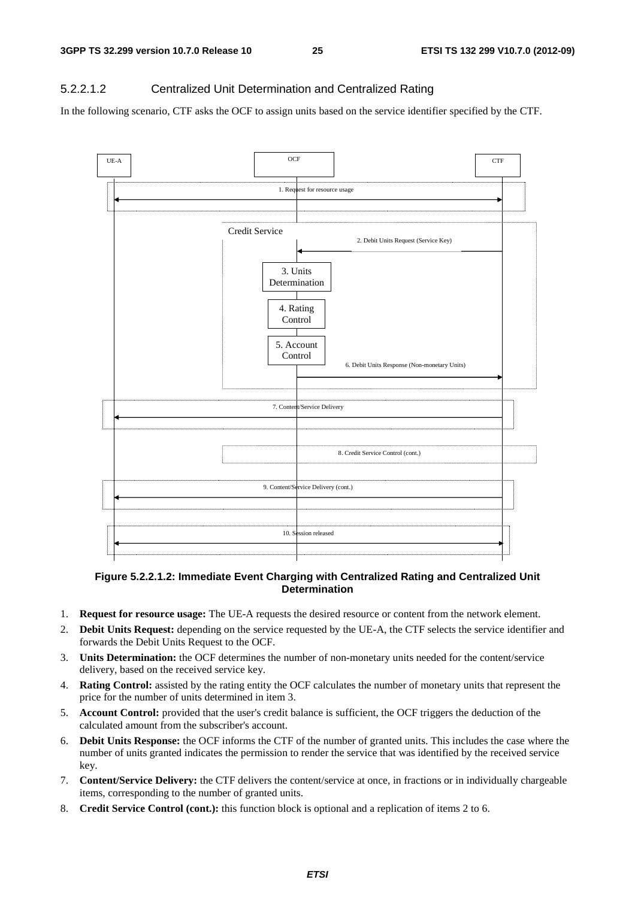#### 5.2.2.1.2 Centralized Unit Determination and Centralized Rating

In the following scenario, CTF asks the OCF to assign units based on the service identifier specified by the CTF.

**Figure 5.2.2.1.2: Immediate Event Charging with Centralized Rating and Centralized Unit Determination**

1. **Request for resource usage:** The UE-A requests the desired resource or content from the network element.
2. **Debit Units Request:** depending on the service requested by the UE-A, the CTF selects the service identifier and forwards the Debit Units Request to the OCF.
3. **Units Determination:** the OCF determines the number of non-monetary units needed for the content/service delivery, based on the received service key.
4. **Rating Control:** assisted by the rating entity the OCF calculates the number of monetary units that represent the price for the number of units determined in item 3.
5. **Account Control:** provided that the user's credit balance is sufficient, the OCF triggers the deduction of the calculated amount from the subscriber's account.
6. **Debit Units Response:** the OCF informs the CTF of the number of granted units. This includes the case where the number of units granted indicates the permission to render the service that was identified by the received service key.
7. **Content/Service Delivery:** the CTF delivers the content/service at once, in fractions or in individually chargeable items, corresponding to the number of granted units.
8. **Credit Service Control (cont.):** this function block is optional and a replication of items 2 to 6.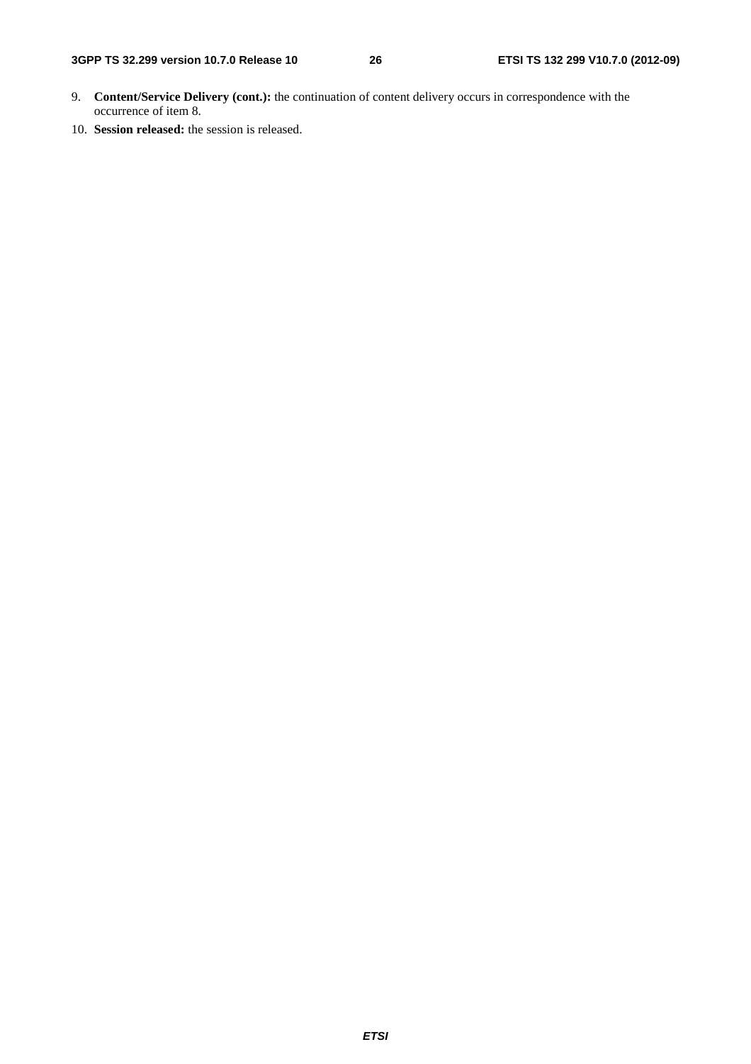9. **Content/Service Delivery (cont.):** the continuation of content delivery occurs in correspondence with the occurrence of item 8.
10. **Session released:** the session is released.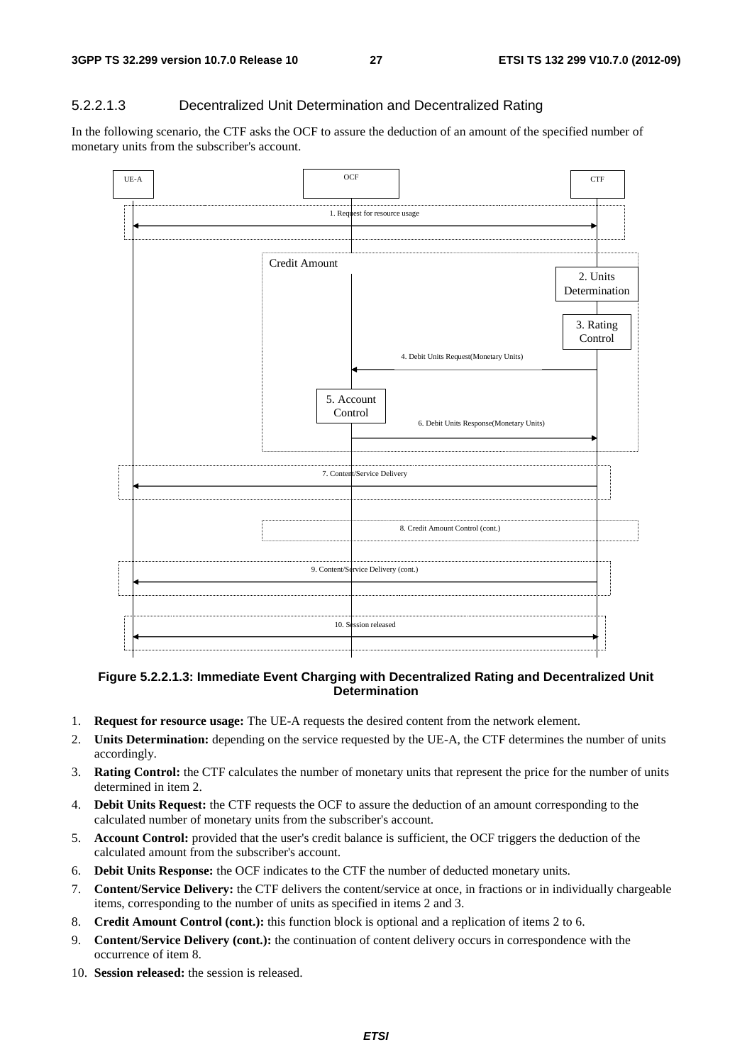#### 5.2.2.1.3 Decentralized Unit Determination and Decentralized Rating

In the following scenario, the CTF asks the OCF to assure the deduction of an amount of the specified number of monetary units from the subscriber's account.

UE-A | OCF | CTF

1. Request for resource usage

Credit Amount

2. Units Determination

3. Rating Control

4. Debit Units Request(Monetary Units)

5. Account Control

6. Debit Units Response(Monetary Units)

7. Content/Service Delivery

8. Credit Amount Control (cont.)

9. Content/Service Delivery (cont.)

10. Session released

**Figure 5.2.2.1.3: Immediate Event Charging with Decentralized Rating and Decentralized Unit Determination**

1. **Request for resource usage:** The UE-A requests the desired content from the network element.
2. **Units Determination:** depending on the service requested by the UE-A, the CTF determines the number of units accordingly.
3. **Rating Control:** the CTF calculates the number of monetary units that represent the price for the number of units determined in item 2.
4. **Debit Units Request:** the CTF requests the OCF to assure the deduction of an amount corresponding to the calculated number of monetary units from the subscriber's account.
5. **Account Control:** provided that the user's credit balance is sufficient, the OCF triggers the deduction of the calculated amount from the subscriber's account.
6. **Debit Units Response:** the OCF indicates to the CTF the number of deducted monetary units.
7. **Content/Service Delivery:** the CTF delivers the content/service at once, in fractions or in individually chargeable items, corresponding to the number of units as specified in items 2 and 3.
8. **Credit Amount Control (cont.):** this function block is optional and a replication of items 2 to 6.
9. **Content/Service Delivery (cont.):** the continuation of content delivery occurs in correspondence with the occurrence of item 8.
10. **Session released:** the session is released.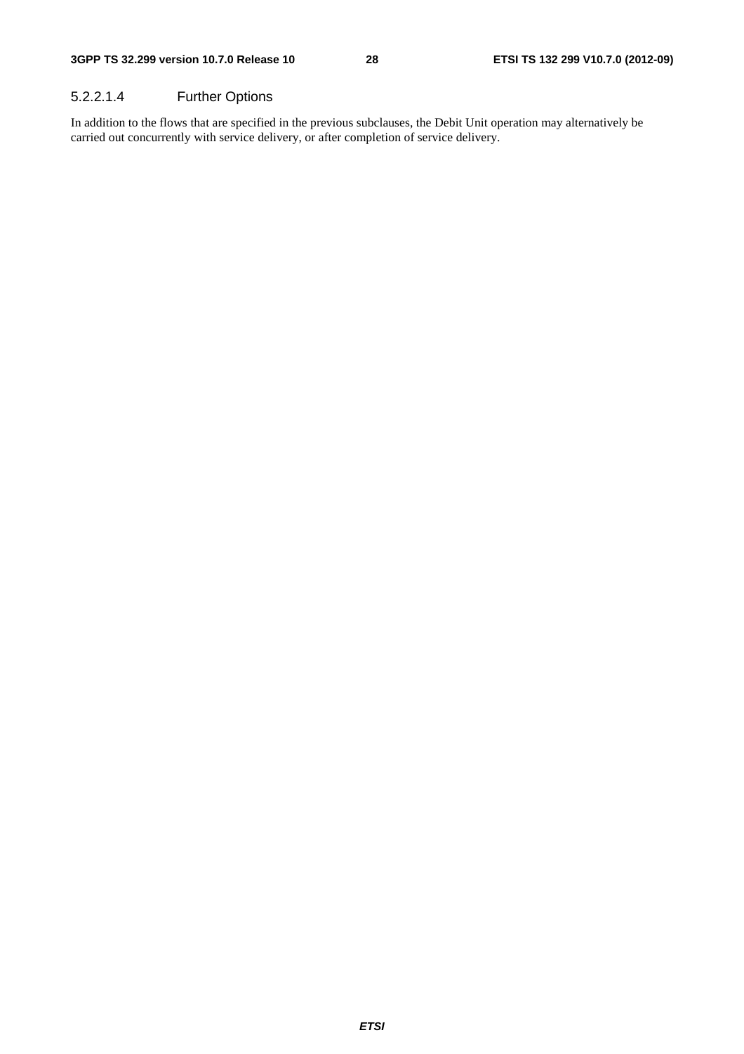#### 5.2.2.1.4 Further Options

In addition to the flows that are specified in the previous subclauses, the Debit Unit operation may alternatively be carried out concurrently with service delivery, or after completion of service delivery.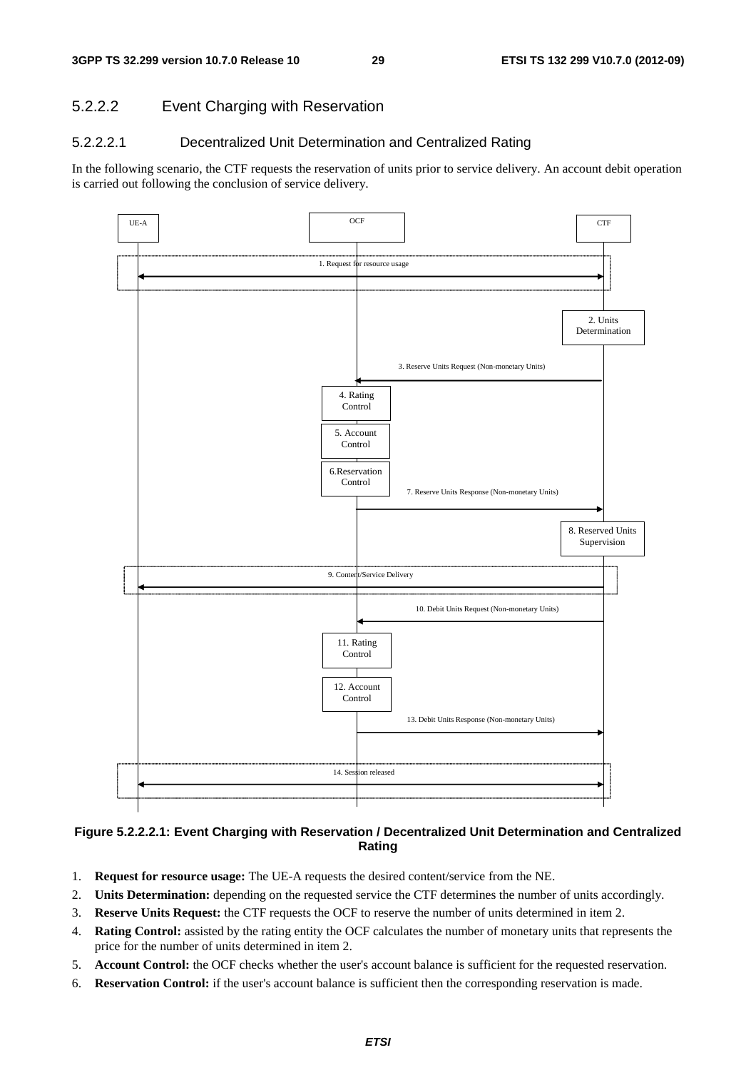### 5.2.2.2 Event Charging with Reservation

#### 5.2.2.2.1 Decentralized Unit Determination and Centralized Rating

In the following scenario, the CTF requests the reservation of units prior to service delivery. An account debit operation is carried out following the conclusion of service delivery.

**Figure 5.2.2.2.1: Event Charging with Reservation / Decentralized Unit Determination and Centralized Rating**

1. **Request for resource usage:** The UE-A requests the desired content/service from the NE.
2. **Units Determination:** depending on the requested service the CTF determines the number of units accordingly.
3. **Reserve Units Request:** the CTF requests the OCF to reserve the number of units determined in item 2.
4. **Rating Control:** assisted by the rating entity the OCF calculates the number of monetary units that represents the price for the number of units determined in item 2.
5. **Account Control:** the OCF checks whether the user's account balance is sufficient for the requested reservation.
6. **Reservation Control:** if the user's account balance is sufficient then the corresponding reservation is made.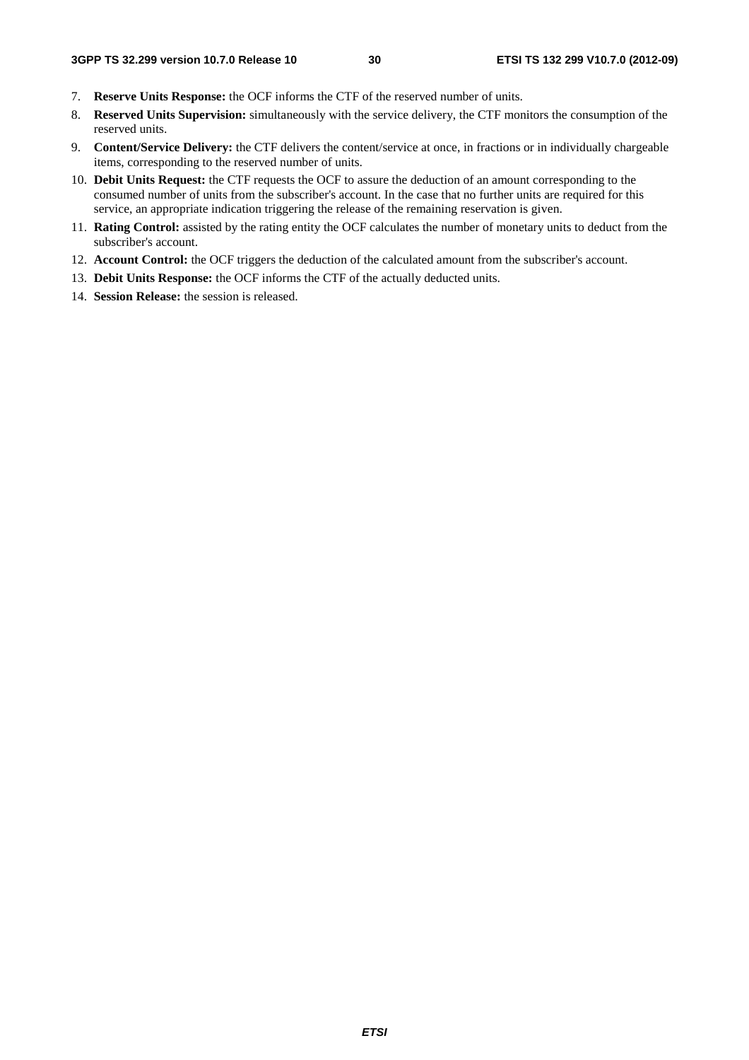7. **Reserve Units Response:** the OCF informs the CTF of the reserved number of units.
8. **Reserved Units Supervision:** simultaneously with the service delivery, the CTF monitors the consumption of the reserved units.
9. **Content/Service Delivery:** the CTF delivers the content/service at once, in fractions or in individually chargeable items, corresponding to the reserved number of units.
10. **Debit Units Request:** the CTF requests the OCF to assure the deduction of an amount corresponding to the consumed number of units from the subscriber's account. In the case that no further units are required for this service, an appropriate indication triggering the release of the remaining reservation is given.
11. **Rating Control:** assisted by the rating entity the OCF calculates the number of monetary units to deduct from the subscriber's account.
12. **Account Control:** the OCF triggers the deduction of the calculated amount from the subscriber's account.
13. **Debit Units Response:** the OCF informs the CTF of the actually deducted units.
14. **Session Release:** the session is released.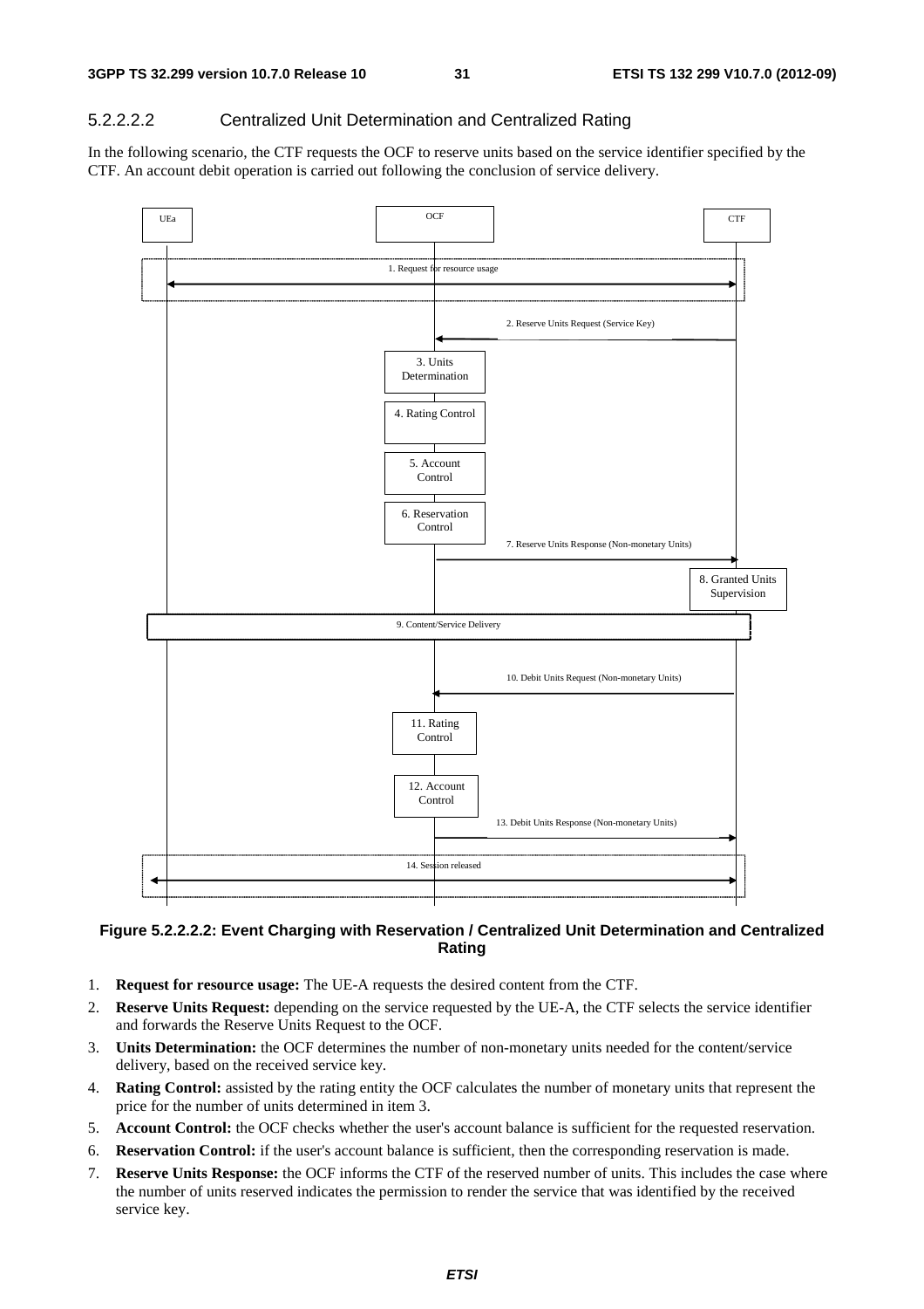#### 5.2.2.2.2 Centralized Unit Determination and Centralized Rating

In the following scenario, the CTF requests the OCF to reserve units based on the service identifier specified by the CTF. An account debit operation is carried out following the conclusion of service delivery.

**Figure 5.2.2.2.2: Event Charging with Reservation / Centralized Unit Determination and Centralized Rating**

1. **Request for resource usage:** The UE-A requests the desired content from the CTF.
2. **Reserve Units Request:** depending on the service requested by the UE-A, the CTF selects the service identifier and forwards the Reserve Units Request to the OCF.
3. **Units Determination:** the OCF determines the number of non-monetary units needed for the content/service delivery, based on the received service key.
4. **Rating Control:** assisted by the rating entity the OCF calculates the number of monetary units that represent the price for the number of units determined in item 3.
5. **Account Control:** the OCF checks whether the user's account balance is sufficient for the requested reservation.
6. **Reservation Control:** if the user's account balance is sufficient, then the corresponding reservation is made.
7. **Reserve Units Response:** the OCF informs the CTF of the reserved number of units. This includes the case where the number of units reserved indicates the permission to render the service that was identified by the received service key.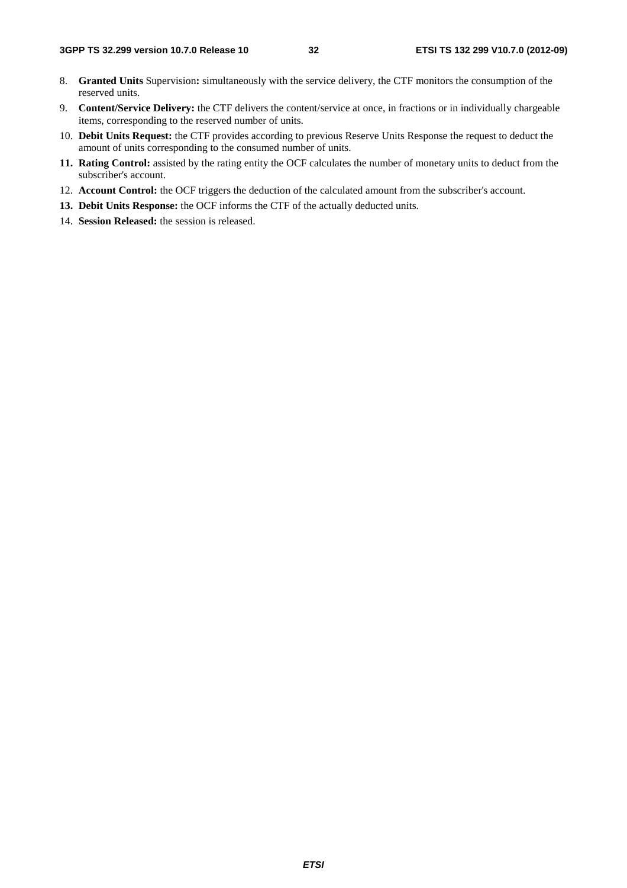8. **Granted Units** Supervision**:** simultaneously with the service delivery, the CTF monitors the consumption of the reserved units.
9. **Content/Service Delivery:** the CTF delivers the content/service at once, in fractions or in individually chargeable items, corresponding to the reserved number of units.
10. **Debit Units Request:** the CTF provides according to previous Reserve Units Response the request to deduct the amount of units corresponding to the consumed number of units.
11. **Rating Control:** assisted by the rating entity the OCF calculates the number of monetary units to deduct from the subscriber's account.
12. **Account Control:** the OCF triggers the deduction of the calculated amount from the subscriber's account.
13. **Debit Units Response:** the OCF informs the CTF of the actually deducted units.
14. **Session Released:** the session is released.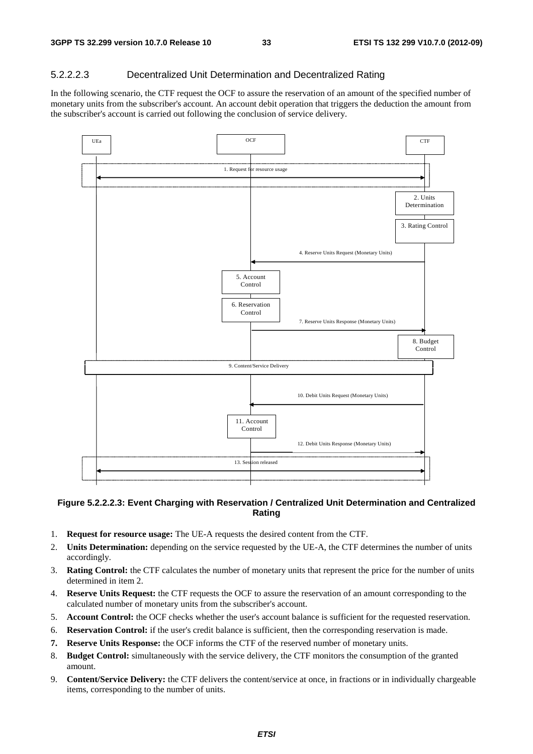#### 5.2.2.2.3 Decentralized Unit Determination and Decentralized Rating

In the following scenario, the CTF request the OCF to assure the reservation of an amount of the specified number of monetary units from the subscriber's account. An account debit operation that triggers the deduction the amount from the subscriber's account is carried out following the conclusion of service delivery.

**Figure 5.2.2.2.3: Event Charging with Reservation / Centralized Unit Determination and Centralized Rating**

1. **Request for resource usage:** The UE-A requests the desired content from the CTF.
2. **Units Determination:** depending on the service requested by the UE-A, the CTF determines the number of units accordingly.
3. **Rating Control:** the CTF calculates the number of monetary units that represent the price for the number of units determined in item 2.
4. **Reserve Units Request:** the CTF requests the OCF to assure the reservation of an amount corresponding to the calculated number of monetary units from the subscriber's account.
5. **Account Control:** the OCF checks whether the user's account balance is sufficient for the requested reservation.
6. **Reservation Control:** if the user's credit balance is sufficient, then the corresponding reservation is made.
7. **Reserve Units Response:** the OCF informs the CTF of the reserved number of monetary units.
8. **Budget Control:** simultaneously with the service delivery, the CTF monitors the consumption of the granted amount.
9. **Content/Service Delivery:** the CTF delivers the content/service at once, in fractions or in individually chargeable items, corresponding to the number of units.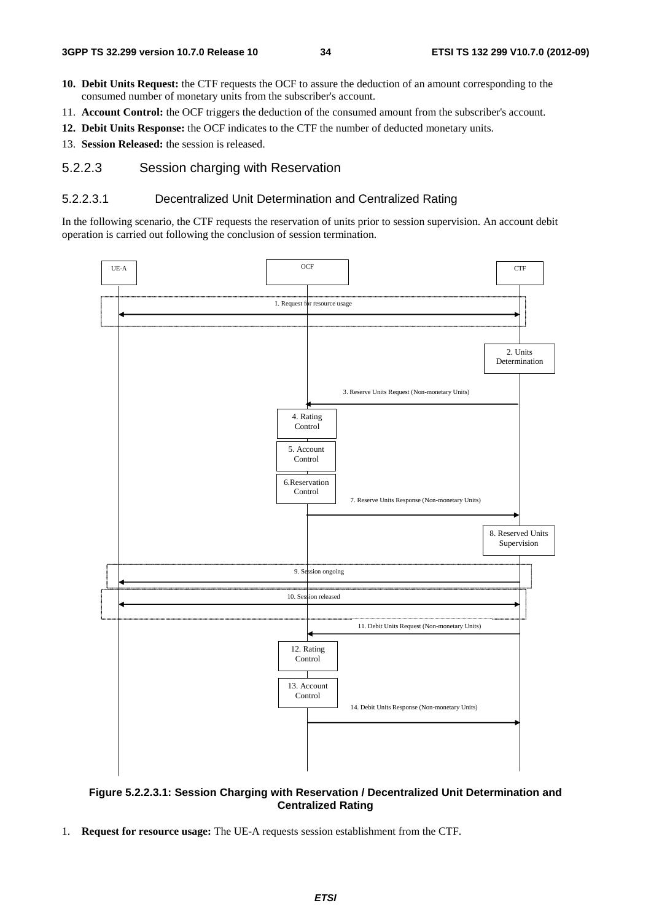10. **Debit Units Request:** the CTF requests the OCF to assure the deduction of an amount corresponding to the consumed number of monetary units from the subscriber's account.
11. **Account Control:** the OCF triggers the deduction of the consumed amount from the subscriber's account.
12. **Debit Units Response:** the OCF indicates to the CTF the number of deducted monetary units.
13. **Session Released:** the session is released.

### 5.2.2.3 Session charging with Reservation

#### 5.2.2.3.1 Decentralized Unit Determination and Centralized Rating

In the following scenario, the CTF requests the reservation of units prior to session supervision. An account debit operation is carried out following the conclusion of session termination.

**Figure 5.2.2.3.1: Session Charging with Reservation / Decentralized Unit Determination and Centralized Rating**

1. **Request for resource usage:** The UE-A requests session establishment from the CTF.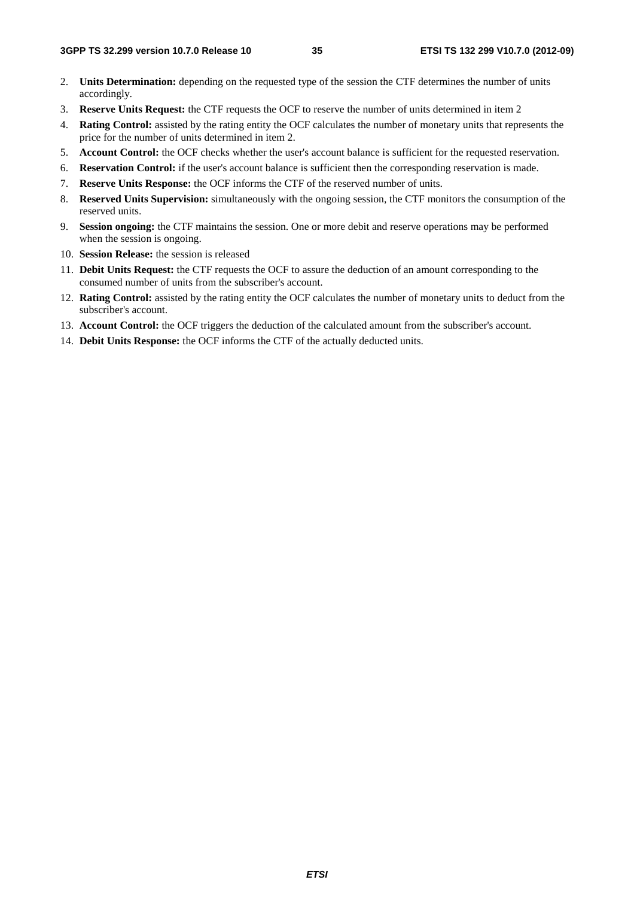2. **Units Determination:** depending on the requested type of the session the CTF determines the number of units accordingly.
3. **Reserve Units Request:** the CTF requests the OCF to reserve the number of units determined in item 2
4. **Rating Control:** assisted by the rating entity the OCF calculates the number of monetary units that represents the price for the number of units determined in item 2.
5. **Account Control:** the OCF checks whether the user's account balance is sufficient for the requested reservation.
6. **Reservation Control:** if the user's account balance is sufficient then the corresponding reservation is made.
7. **Reserve Units Response:** the OCF informs the CTF of the reserved number of units.
8. **Reserved Units Supervision:** simultaneously with the ongoing session, the CTF monitors the consumption of the reserved units.
9. **Session ongoing:** the CTF maintains the session. One or more debit and reserve operations may be performed when the session is ongoing.
10. **Session Release:** the session is released
11. **Debit Units Request:** the CTF requests the OCF to assure the deduction of an amount corresponding to the consumed number of units from the subscriber's account.
12. **Rating Control:** assisted by the rating entity the OCF calculates the number of monetary units to deduct from the subscriber's account.
13. **Account Control:** the OCF triggers the deduction of the calculated amount from the subscriber's account.
14. **Debit Units Response:** the OCF informs the CTF of the actually deducted units.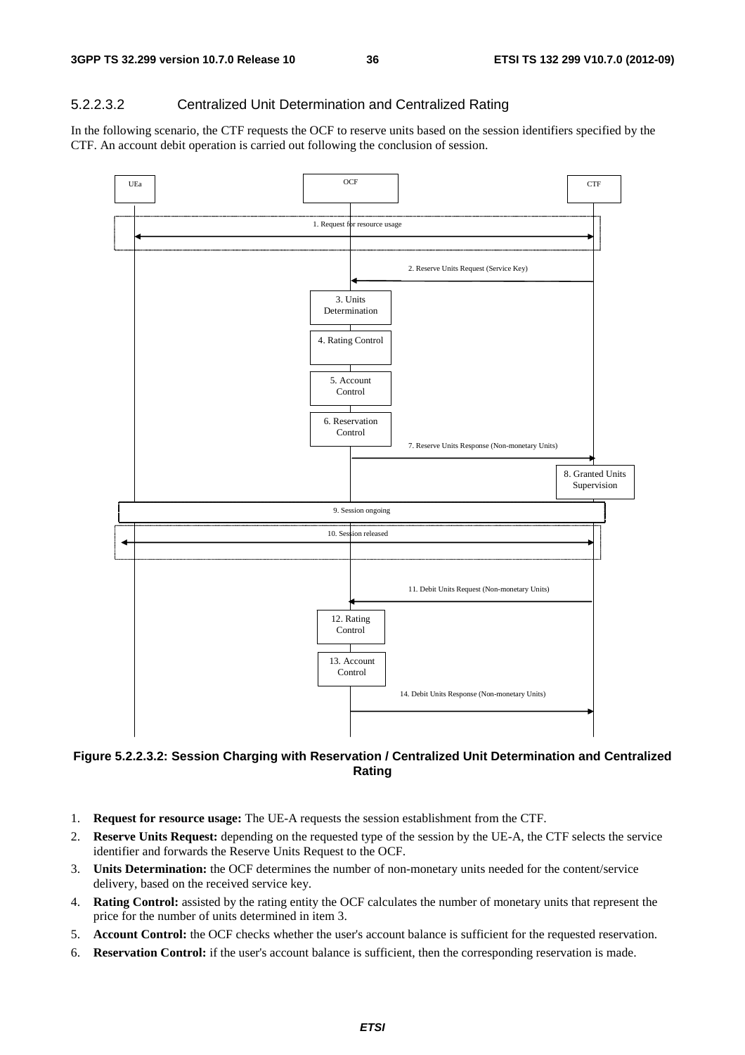#### 5.2.2.3.2 Centralized Unit Determination and Centralized Rating

In the following scenario, the CTF requests the OCF to reserve units based on the session identifiers specified by the CTF. An account debit operation is carried out following the conclusion of session.

**Figure 5.2.2.3.2: Session Charging with Reservation / Centralized Unit Determination and Centralized Rating**

1. **Request for resource usage:** The UE-A requests the session establishment from the CTF.
2. **Reserve Units Request:** depending on the requested type of the session by the UE-A, the CTF selects the service identifier and forwards the Reserve Units Request to the OCF.
3. **Units Determination:** the OCF determines the number of non-monetary units needed for the content/service delivery, based on the received service key.
4. **Rating Control:** assisted by the rating entity the OCF calculates the number of monetary units that represent the price for the number of units determined in item 3.
5. **Account Control:** the OCF checks whether the user's account balance is sufficient for the requested reservation.
6. **Reservation Control:** if the user's account balance is sufficient, then the corresponding reservation is made.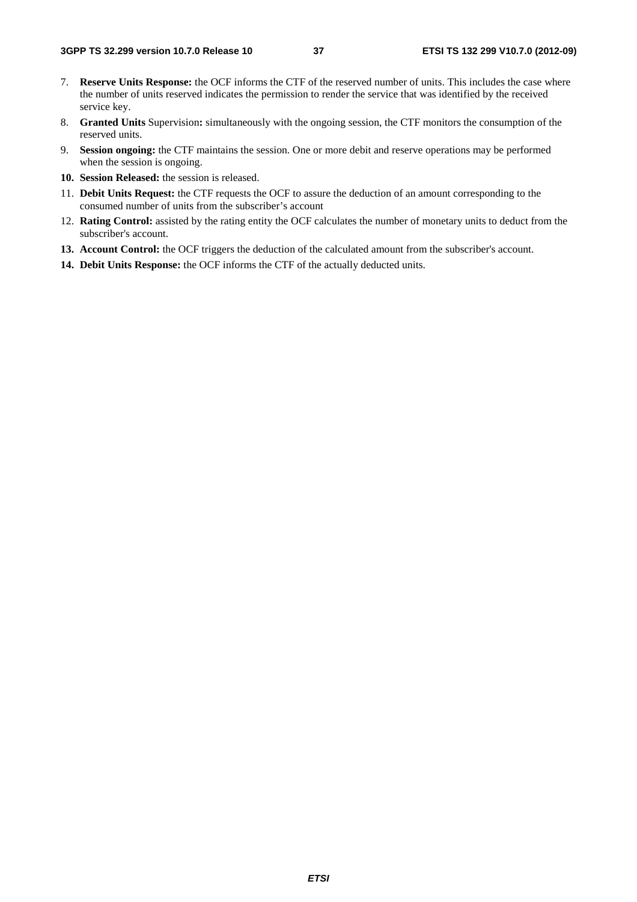7. **Reserve Units Response:** the OCF informs the CTF of the reserved number of units. This includes the case where the number of units reserved indicates the permission to render the service that was identified by the received service key.
8. **Granted Units** Supervision**:** simultaneously with the ongoing session, the CTF monitors the consumption of the reserved units.
9. **Session ongoing:** the CTF maintains the session. One or more debit and reserve operations may be performed when the session is ongoing.
10. **Session Released:** the session is released.
11. **Debit Units Request:** the CTF requests the OCF to assure the deduction of an amount corresponding to the consumed number of units from the subscriber's account
12. **Rating Control:** assisted by the rating entity the OCF calculates the number of monetary units to deduct from the subscriber's account.
13. **Account Control:** the OCF triggers the deduction of the calculated amount from the subscriber's account.
14. **Debit Units Response:** the OCF informs the CTF of the actually deducted units.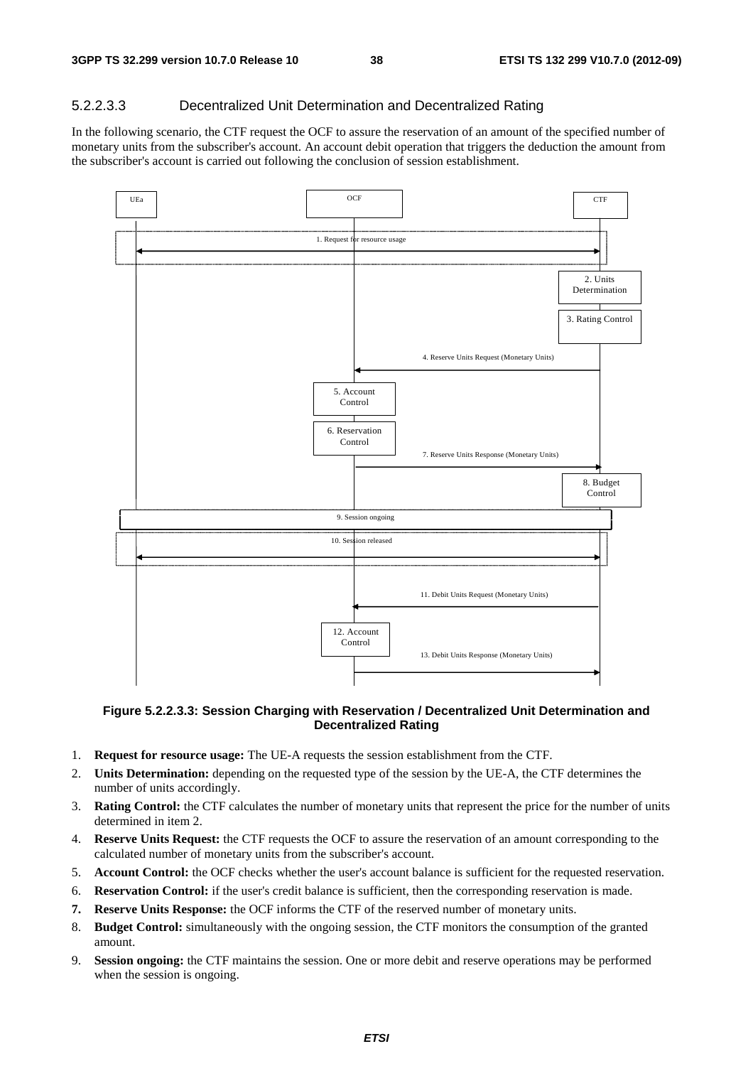### 5.2.2.3.3 Decentralized Unit Determination and Decentralized Rating

In the following scenario, the CTF request the OCF to assure the reservation of an amount of the specified number of monetary units from the subscriber's account. An account debit operation that triggers the deduction the amount from the subscriber's account is carried out following the conclusion of session establishment.

**Figure 5.2.2.3.3: Session Charging with Reservation / Decentralized Unit Determination and Decentralized Rating**

1. **Request for resource usage:** The UE-A requests the session establishment from the CTF.
2. **Units Determination:** depending on the requested type of the session by the UE-A, the CTF determines the number of units accordingly.
3. **Rating Control:** the CTF calculates the number of monetary units that represent the price for the number of units determined in item 2.
4. **Reserve Units Request:** the CTF requests the OCF to assure the reservation of an amount corresponding to the calculated number of monetary units from the subscriber's account.
5. **Account Control:** the OCF checks whether the user's account balance is sufficient for the requested reservation.
6. **Reservation Control:** if the user's credit balance is sufficient, then the corresponding reservation is made.
7. **Reserve Units Response:** the OCF informs the CTF of the reserved number of monetary units.
8. **Budget Control:** simultaneously with the ongoing session, the CTF monitors the consumption of the granted amount.
9. **Session ongoing:** the CTF maintains the session. One or more debit and reserve operations may be performed when the session is ongoing.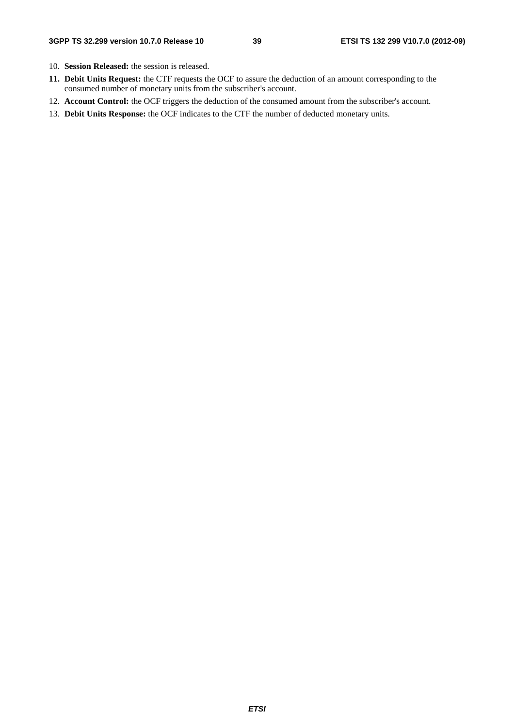10. **Session Released:** the session is released.
11. **Debit Units Request:** the CTF requests the OCF to assure the deduction of an amount corresponding to the consumed number of monetary units from the subscriber's account.
12. **Account Control:** the OCF triggers the deduction of the consumed amount from the subscriber's account.
13. **Debit Units Response:** the OCF indicates to the CTF the number of deducted monetary units.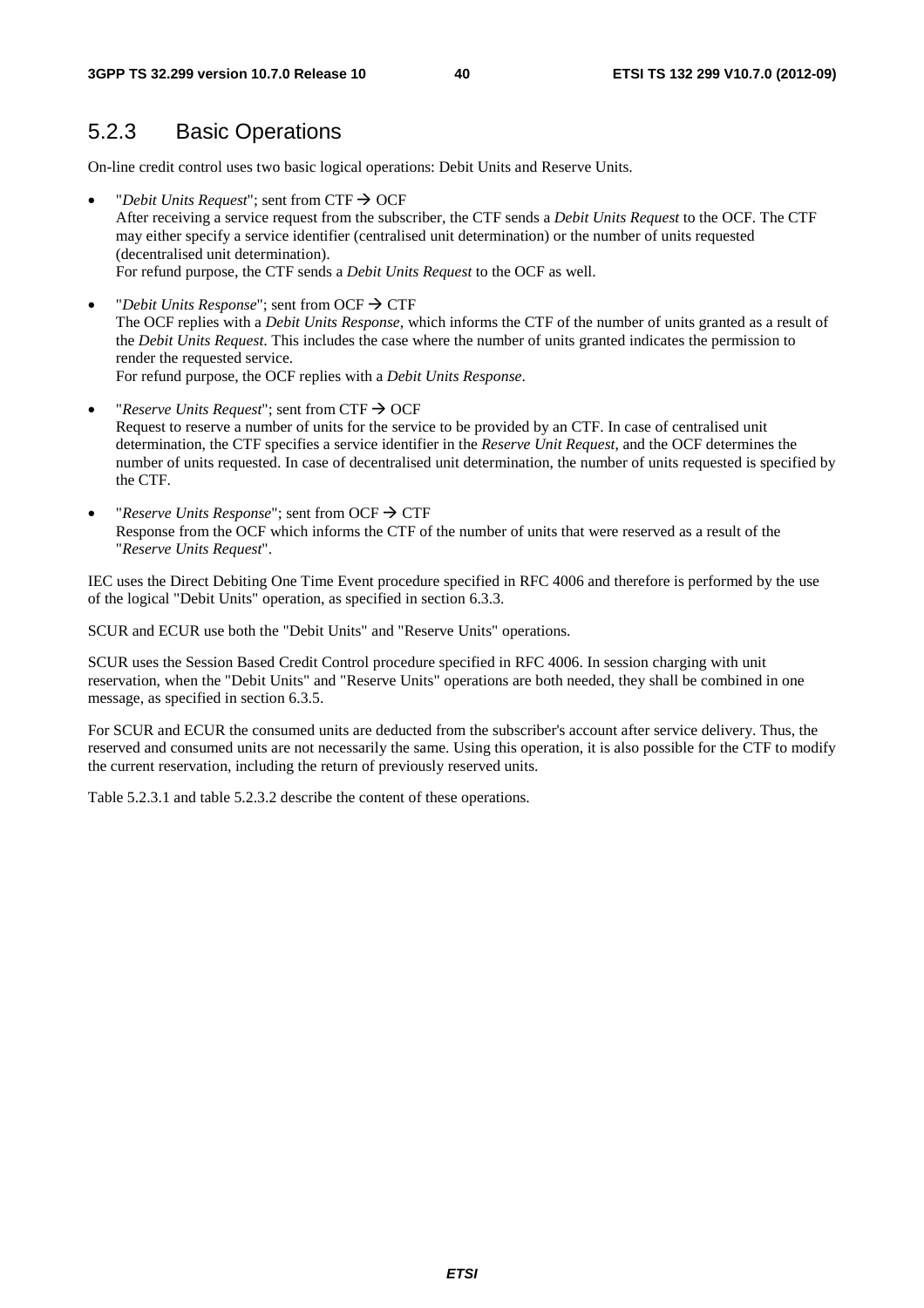## 5.2.3 Basic Operations

On-line credit control uses two basic logical operations: Debit Units and Reserve Units.

- "*Debit Units Request*"; sent from CTF → OCF
  After receiving a service request from the subscriber, the CTF sends a *Debit Units Request* to the OCF. The CTF may either specify a service identifier (centralised unit determination) or the number of units requested (decentralised unit determination).
  For refund purpose, the CTF sends a *Debit Units Request* to the OCF as well.
- "*Debit Units Response*"; sent from OCF → CTF
  The OCF replies with a *Debit Units Response*, which informs the CTF of the number of units granted as a result of the *Debit Units Request*. This includes the case where the number of units granted indicates the permission to render the requested service.
  For refund purpose, the OCF replies with a *Debit Units Response*.
- "*Reserve Units Request*"; sent from CTF → OCF
  Request to reserve a number of units for the service to be provided by an CTF. In case of centralised unit determination, the CTF specifies a service identifier in the *Reserve Unit Request*, and the OCF determines the number of units requested. In case of decentralised unit determination, the number of units requested is specified by the CTF.
- "*Reserve Units Response*"; sent from OCF → CTF
  Response from the OCF which informs the CTF of the number of units that were reserved as a result of the "*Reserve Units Request*".

IEC uses the Direct Debiting One Time Event procedure specified in RFC 4006 and therefore is performed by the use of the logical "Debit Units" operation, as specified in section 6.3.3.

SCUR and ECUR use both the "Debit Units" and "Reserve Units" operations.

SCUR uses the Session Based Credit Control procedure specified in RFC 4006. In session charging with unit reservation, when the "Debit Units" and "Reserve Units" operations are both needed, they shall be combined in one message, as specified in section 6.3.5.

For SCUR and ECUR the consumed units are deducted from the subscriber's account after service delivery. Thus, the reserved and consumed units are not necessarily the same. Using this operation, it is also possible for the CTF to modify the current reservation, including the return of previously reserved units.

Table 5.2.3.1 and table 5.2.3.2 describe the content of these operations.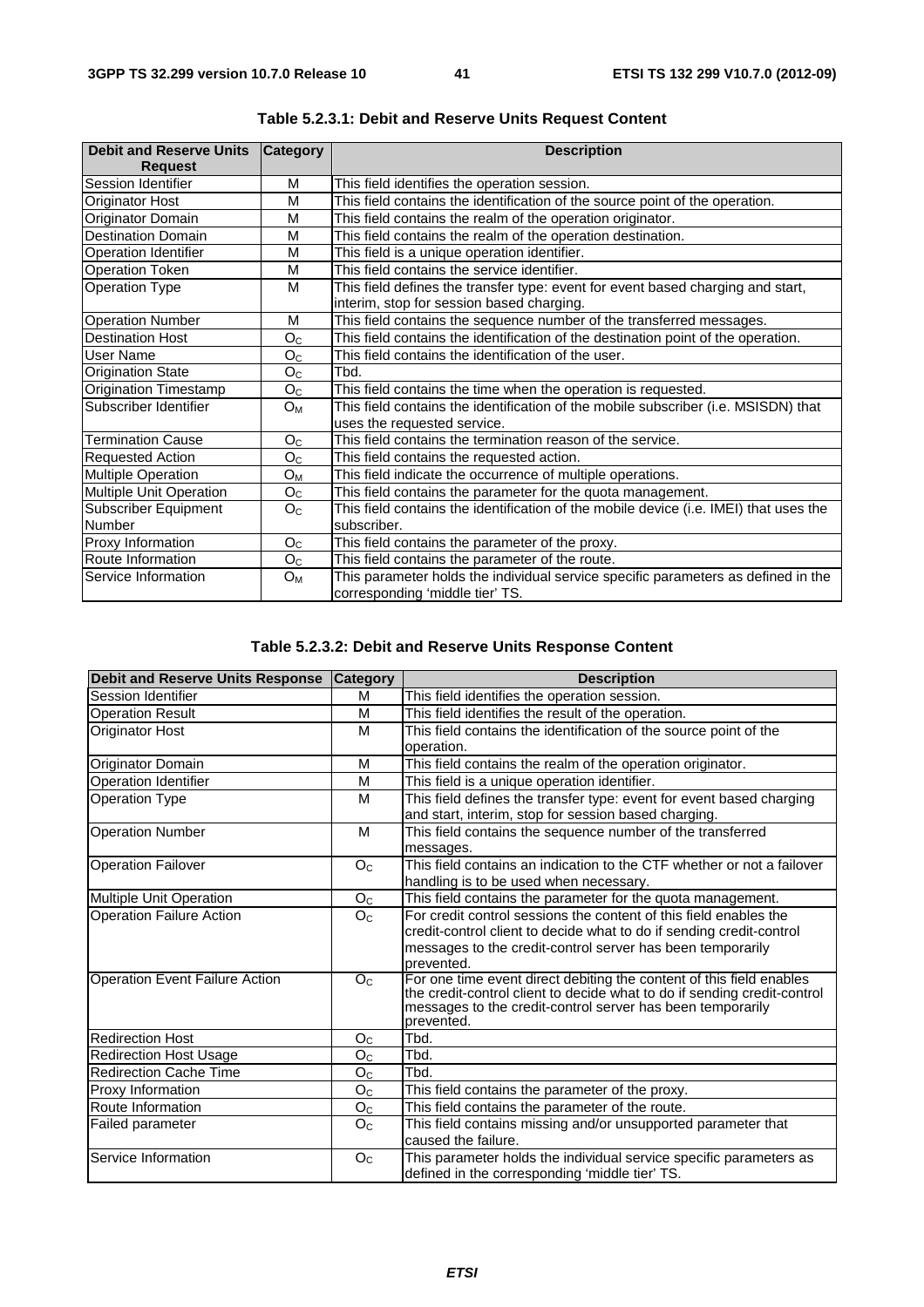**Table 5.2.3.1: Debit and Reserve Units Request Content**

| Debit and Reserve Units Request | Category | Description |
| --- | --- | --- |
| Session Identifier | M | This field identifies the operation session. |
| Originator Host | M | This field contains the identification of the source point of the operation. |
| Originator Domain | M | This field contains the realm of the operation originator. |
| Destination Domain | M | This field contains the realm of the operation destination. |
| Operation Identifier | M | This field is a unique operation identifier. |
| Operation Token | M | This field contains the service identifier. |
| Operation Type | M | This field defines the transfer type: event for event based charging and start, interim, stop for session based charging. |
| Operation Number | M | This field contains the sequence number of the transferred messages. |
| Destination Host | $O_C$ | This field contains the identification of the destination point of the operation. |
| User Name | $O_C$ | This field contains the identification of the user. |
| Origination State | $O_C$ | Tbd. |
| Origination Timestamp | $O_C$ | This field contains the time when the operation is requested. |
| Subscriber Identifier | $O_M$ | This field contains the identification of the mobile subscriber (i.e. MSISDN) that uses the requested service. |
| Termination Cause | $O_C$ | This field contains the termination reason of the service. |
| Requested Action | $O_C$ | This field contains the requested action. |
| Multiple Operation | $O_M$ | This field indicate the occurrence of multiple operations. |
| Multiple Unit Operation | $O_C$ | This field contains the parameter for the quota management. |
| Subscriber Equipment Number | $O_C$ | This field contains the identification of the mobile device (i.e. IMEI) that uses the subscriber. |
| Proxy Information | $O_C$ | This field contains the parameter of the proxy. |
| Route Information | $O_C$ | This field contains the parameter of the route. |
| Service Information | $O_M$ | This parameter holds the individual service specific parameters as defined in the corresponding 'middle tier' TS. |

**Table 5.2.3.2: Debit and Reserve Units Response Content**

| Debit and Reserve Units Response | Category | Description |
| --- | --- | --- |
| Session Identifier | M | This field identifies the operation session. |
| Operation Result | M | This field identifies the result of the operation. |
| Originator Host | M | This field contains the identification of the source point of the operation. |
| Originator Domain | M | This field contains the realm of the operation originator. |
| Operation Identifier | M | This field is a unique operation identifier. |
| Operation Type | M | This field defines the transfer type: event for event based charging and start, interim, stop for session based charging. |
| Operation Number | M | This field contains the sequence number of the transferred messages. |
| Operation Failover | $O_C$ | This field contains an indication to the CTF whether or not a failover handling is to be used when necessary. |
| Multiple Unit Operation | $O_C$ | This field contains the parameter for the quota management. |
| Operation Failure Action | $O_C$ | For credit control sessions the content of this field enables the credit-control client to decide what to do if sending credit-control messages to the credit-control server has been temporarily prevented. |
| Operation Event Failure Action | $O_C$ | For one time event direct debiting the content of this field enables the credit-control client to decide what to do if sending credit-control messages to the credit-control server has been temporarily prevented. |
| Redirection Host | $O_C$ | Tbd. |
| Redirection Host Usage | $O_C$ | Tbd. |
| Redirection Cache Time | $O_C$ | Tbd. |
| Proxy Information | $O_C$ | This field contains the parameter of the proxy. |
| Route Information | $O_C$ | This field contains the parameter of the route. |
| Failed parameter | $O_C$ | This field contains missing and/or unsupported parameter that caused the failure. |
| Service Information | $O_C$ | This parameter holds the individual service specific parameters as defined in the corresponding 'middle tier' TS. |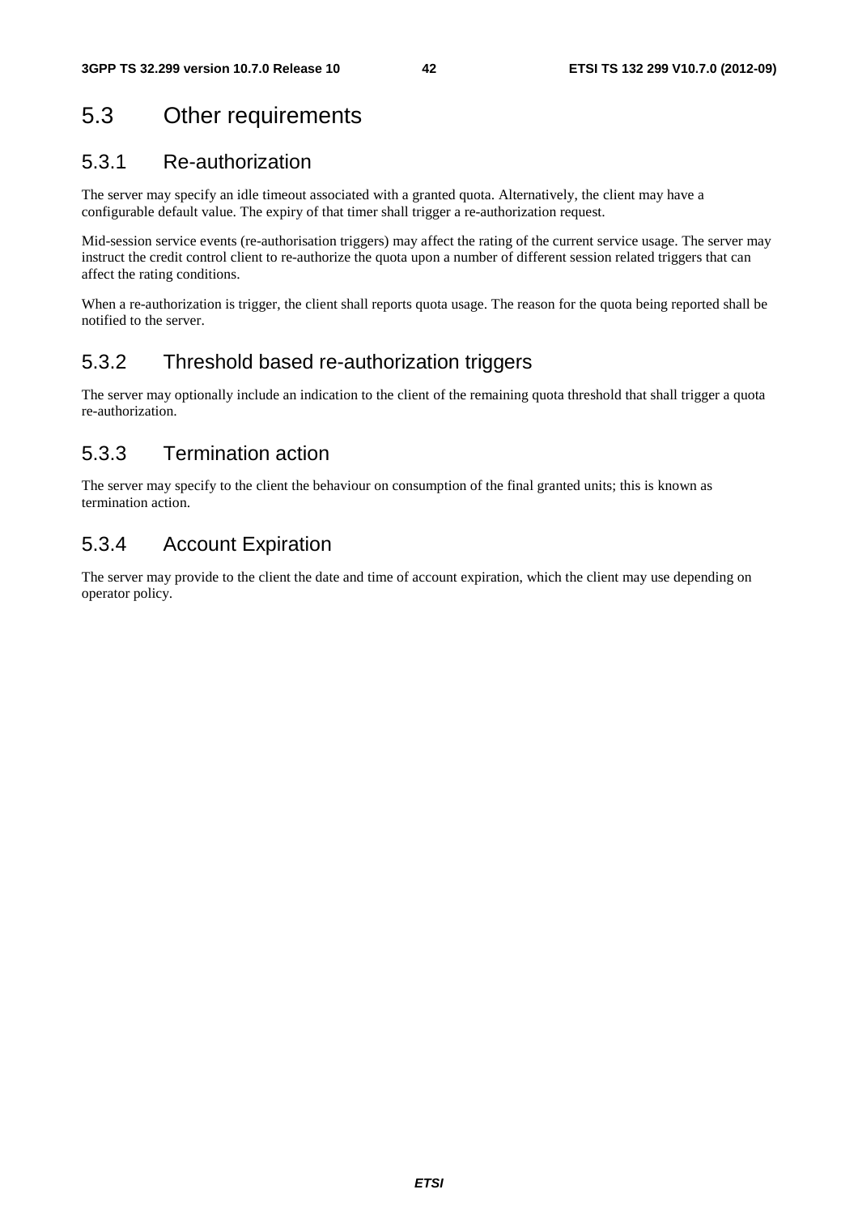## 5.3 Other requirements

### 5.3.1 Re-authorization

The server may specify an idle timeout associated with a granted quota. Alternatively, the client may have a configurable default value. The expiry of that timer shall trigger a re-authorization request.

Mid-session service events (re-authorisation triggers) may affect the rating of the current service usage. The server may instruct the credit control client to re-authorize the quota upon a number of different session related triggers that can affect the rating conditions.

When a re-authorization is trigger, the client shall reports quota usage. The reason for the quota being reported shall be notified to the server.

### 5.3.2 Threshold based re-authorization triggers

The server may optionally include an indication to the client of the remaining quota threshold that shall trigger a quota re-authorization.

### 5.3.3 Termination action

The server may specify to the client the behaviour on consumption of the final granted units; this is known as termination action.

### 5.3.4 Account Expiration

The server may provide to the client the date and time of account expiration, which the client may use depending on operator policy.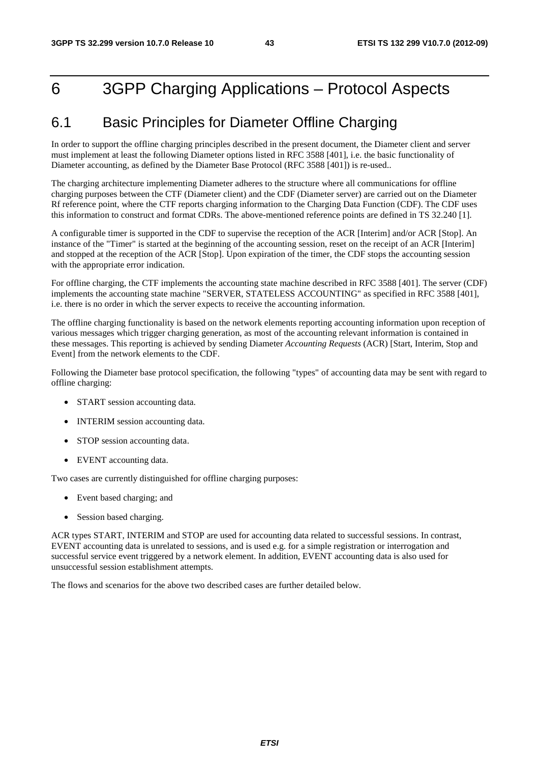# 6 3GPP Charging Applications – Protocol Aspects

## 6.1 Basic Principles for Diameter Offline Charging

In order to support the offline charging principles described in the present document, the Diameter client and server must implement at least the following Diameter options listed in RFC 3588 [401], i.e. the basic functionality of Diameter accounting, as defined by the Diameter Base Protocol (RFC 3588 [401]) is re-used..

The charging architecture implementing Diameter adheres to the structure where all communications for offline charging purposes between the CTF (Diameter client) and the CDF (Diameter server) are carried out on the Diameter Rf reference point, where the CTF reports charging information to the Charging Data Function (CDF). The CDF uses this information to construct and format CDRs. The above-mentioned reference points are defined in TS 32.240 [1].

A configurable timer is supported in the CDF to supervise the reception of the ACR [Interim] and/or ACR [Stop]. An instance of the "Timer" is started at the beginning of the accounting session, reset on the receipt of an ACR [Interim] and stopped at the reception of the ACR [Stop]. Upon expiration of the timer, the CDF stops the accounting session with the appropriate error indication.

For offline charging, the CTF implements the accounting state machine described in RFC 3588 [401]. The server (CDF) implements the accounting state machine "SERVER, STATELESS ACCOUNTING" as specified in RFC 3588 [401], i.e. there is no order in which the server expects to receive the accounting information.

The offline charging functionality is based on the network elements reporting accounting information upon reception of various messages which trigger charging generation, as most of the accounting relevant information is contained in these messages. This reporting is achieved by sending Diameter *Accounting Requests* (ACR) [Start, Interim, Stop and Event] from the network elements to the CDF.

Following the Diameter base protocol specification, the following "types" of accounting data may be sent with regard to offline charging:

- START session accounting data.
- INTERIM session accounting data.
- STOP session accounting data.
- EVENT accounting data.

Two cases are currently distinguished for offline charging purposes:

- Event based charging; and
- Session based charging.

ACR types START, INTERIM and STOP are used for accounting data related to successful sessions. In contrast, EVENT accounting data is unrelated to sessions, and is used e.g. for a simple registration or interrogation and successful service event triggered by a network element. In addition, EVENT accounting data is also used for unsuccessful session establishment attempts.

The flows and scenarios for the above two described cases are further detailed below.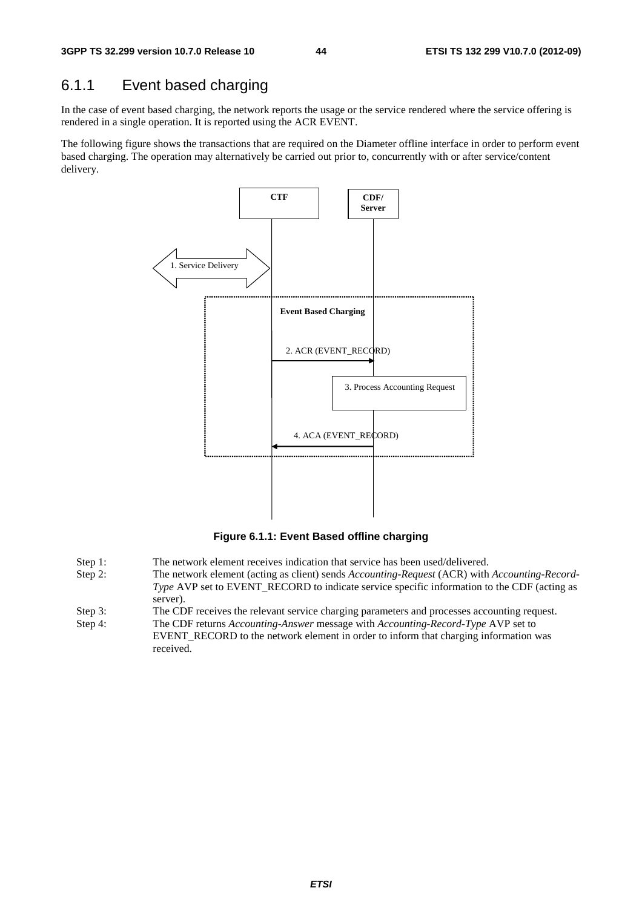## 6.1.1 Event based charging

In the case of event based charging, the network reports the usage or the service rendered where the service offering is rendered in a single operation. It is reported using the ACR EVENT.

The following figure shows the transactions that are required on the Diameter offline interface in order to perform event based charging. The operation may alternatively be carried out prior to, concurrently with or after service/content delivery.

**Figure 6.1.1: Event Based offline charging**

Step 1: The network element receives indication that service has been used/delivered.

Step 2: The network element (acting as client) sends *Accounting-Request* (ACR) with *Accounting-Record-Type* AVP set to EVENT_RECORD to indicate service specific information to the CDF (acting as server).

Step 3: The CDF receives the relevant service charging parameters and processes accounting request.

Step 4: The CDF returns *Accounting-Answer* message with *Accounting-Record-Type* AVP set to EVENT_RECORD to the network element in order to inform that charging information was received.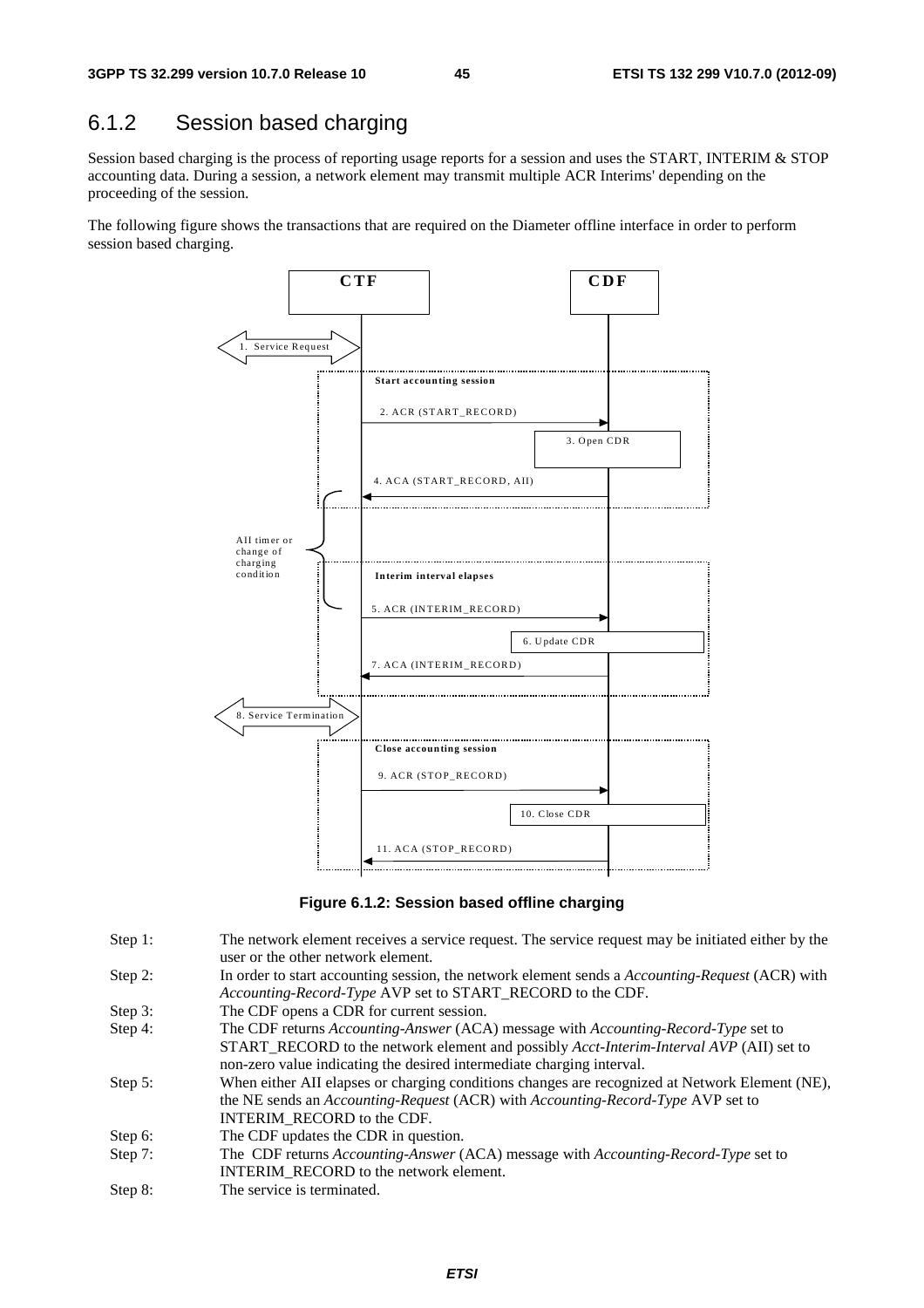## 6.1.2 Session based charging

Session based charging is the process of reporting usage reports for a session and uses the START, INTERIM & STOP accounting data. During a session, a network element may transmit multiple ACR Interims' depending on the proceeding of the session.

The following figure shows the transactions that are required on the Diameter offline interface in order to perform session based charging.

**Figure 6.1.2: Session based offline charging**

Step 1: The network element receives a service request. The service request may be initiated either by the user or the other network element.

Step 2: In order to start accounting session, the network element sends a *Accounting-Request* (ACR) with *Accounting-Record-Type* AVP set to START_RECORD to the CDF.

Step 3: The CDF opens a CDR for current session.

Step 4: The CDF returns *Accounting-Answer* (ACA) message with *Accounting-Record-Type* set to START_RECORD to the network element and possibly *Acct-Interim-Interval AVP* (AII) set to non-zero value indicating the desired intermediate charging interval.

Step 5: When either AII elapses or charging conditions changes are recognized at Network Element (NE), the NE sends an *Accounting-Request* (ACR) with *Accounting-Record-Type* AVP set to INTERIM_RECORD to the CDF.

Step 6: The CDF updates the CDR in question.

Step 7: The CDF returns *Accounting-Answer* (ACA) message with *Accounting-Record-Type* set to INTERIM_RECORD to the network element.

Step 8: The service is terminated.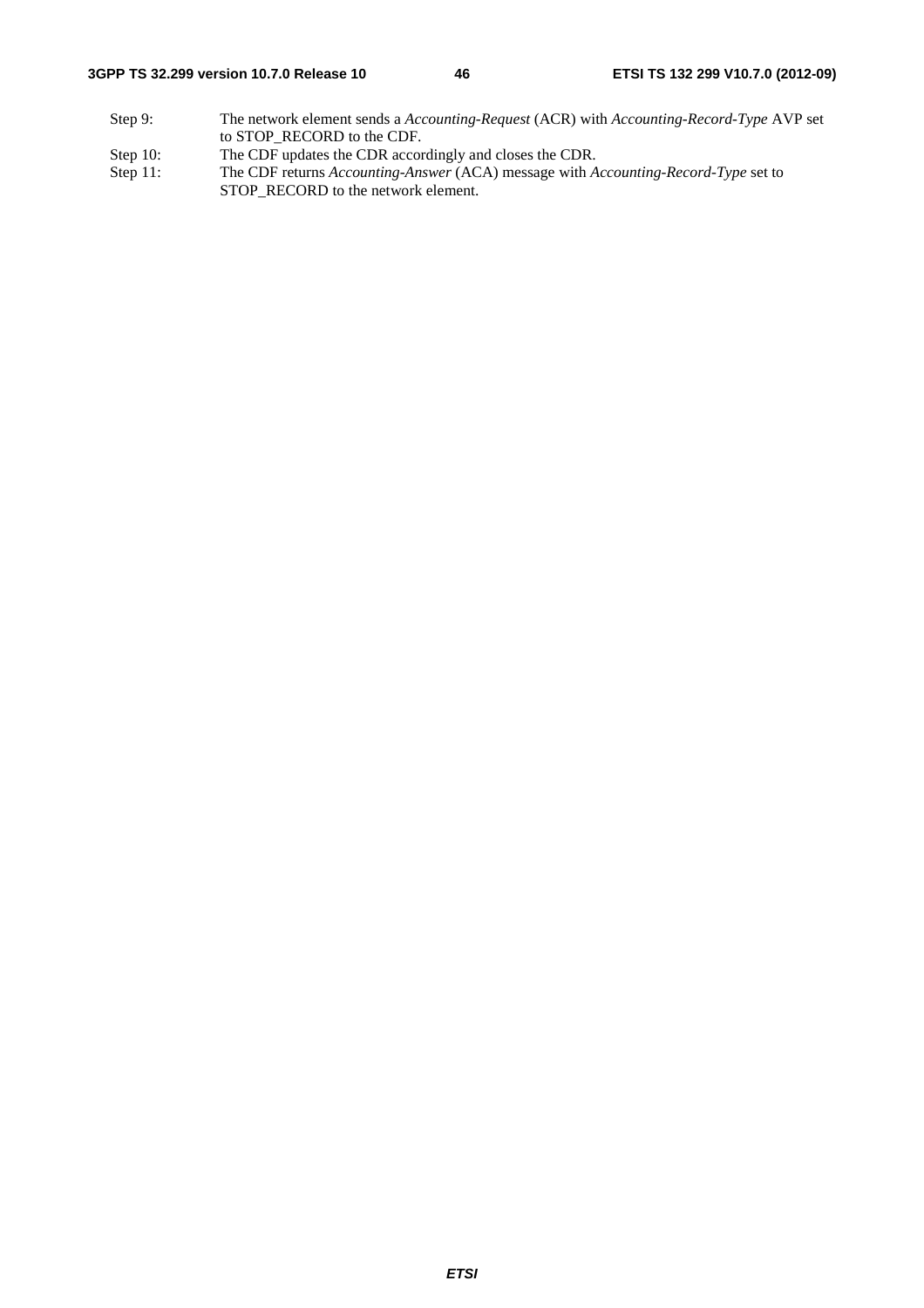Step 9: The network element sends a *Accounting-Request* (ACR) with *Accounting-Record-Type* AVP set to STOP_RECORD to the CDF.

Step 10: The CDF updates the CDR accordingly and closes the CDR.

Step 11: The CDF returns *Accounting-Answer* (ACA) message with *Accounting-Record-Type* set to STOP_RECORD to the network element.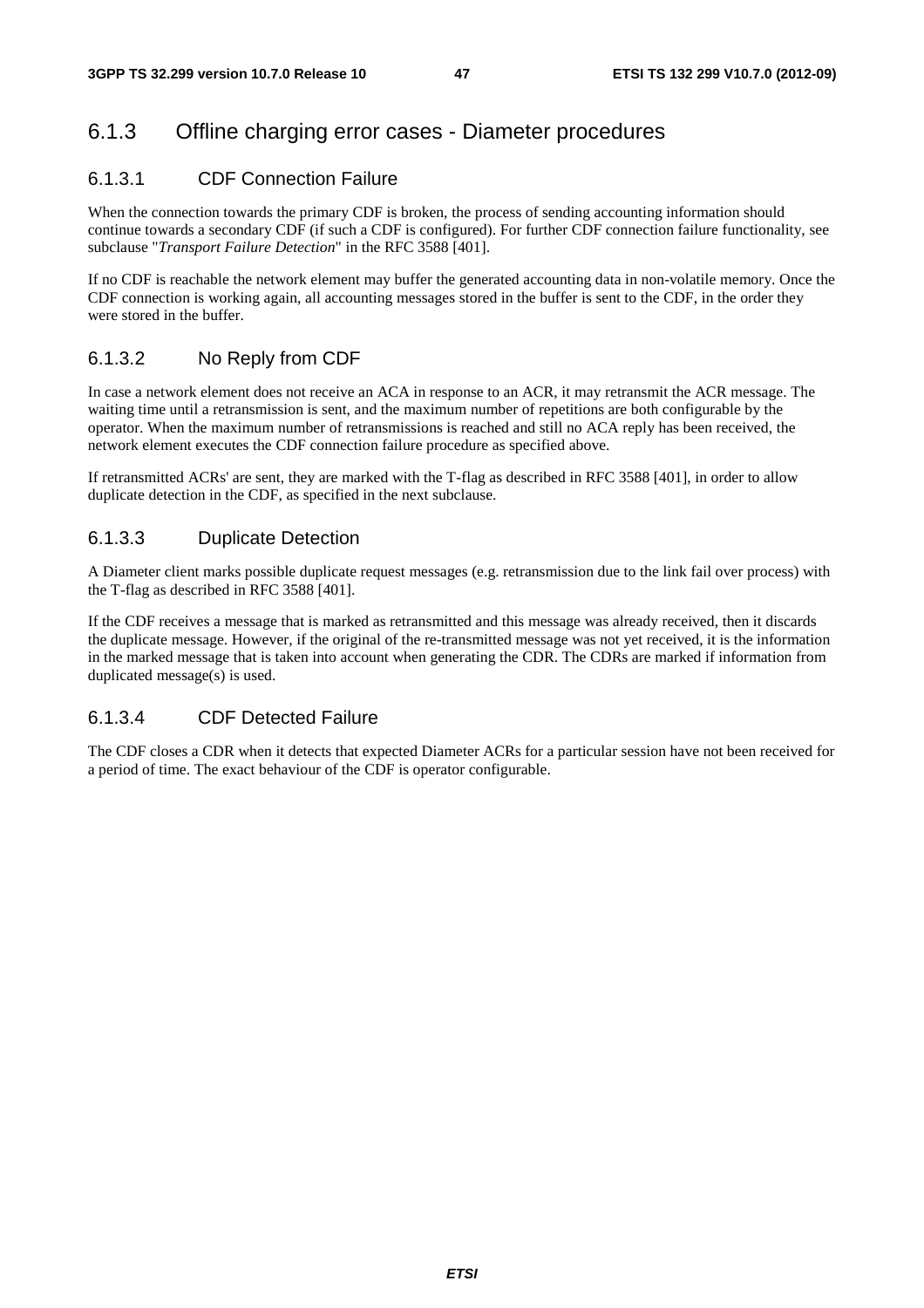## 6.1.3 Offline charging error cases - Diameter procedures

### 6.1.3.1 CDF Connection Failure

When the connection towards the primary CDF is broken, the process of sending accounting information should continue towards a secondary CDF (if such a CDF is configured). For further CDF connection failure functionality, see subclause "*Transport Failure Detection*" in the RFC 3588 [401].

If no CDF is reachable the network element may buffer the generated accounting data in non-volatile memory. Once the CDF connection is working again, all accounting messages stored in the buffer is sent to the CDF, in the order they were stored in the buffer.

### 6.1.3.2 No Reply from CDF

In case a network element does not receive an ACA in response to an ACR, it may retransmit the ACR message. The waiting time until a retransmission is sent, and the maximum number of repetitions are both configurable by the operator. When the maximum number of retransmissions is reached and still no ACA reply has been received, the network element executes the CDF connection failure procedure as specified above.

If retransmitted ACRs' are sent, they are marked with the T-flag as described in RFC 3588 [401], in order to allow duplicate detection in the CDF, as specified in the next subclause.

### 6.1.3.3 Duplicate Detection

A Diameter client marks possible duplicate request messages (e.g. retransmission due to the link fail over process) with the T-flag as described in RFC 3588 [401].

If the CDF receives a message that is marked as retransmitted and this message was already received, then it discards the duplicate message. However, if the original of the re-transmitted message was not yet received, it is the information in the marked message that is taken into account when generating the CDR. The CDRs are marked if information from duplicated message(s) is used.

### 6.1.3.4 CDF Detected Failure

The CDF closes a CDR when it detects that expected Diameter ACRs for a particular session have not been received for a period of time. The exact behaviour of the CDF is operator configurable.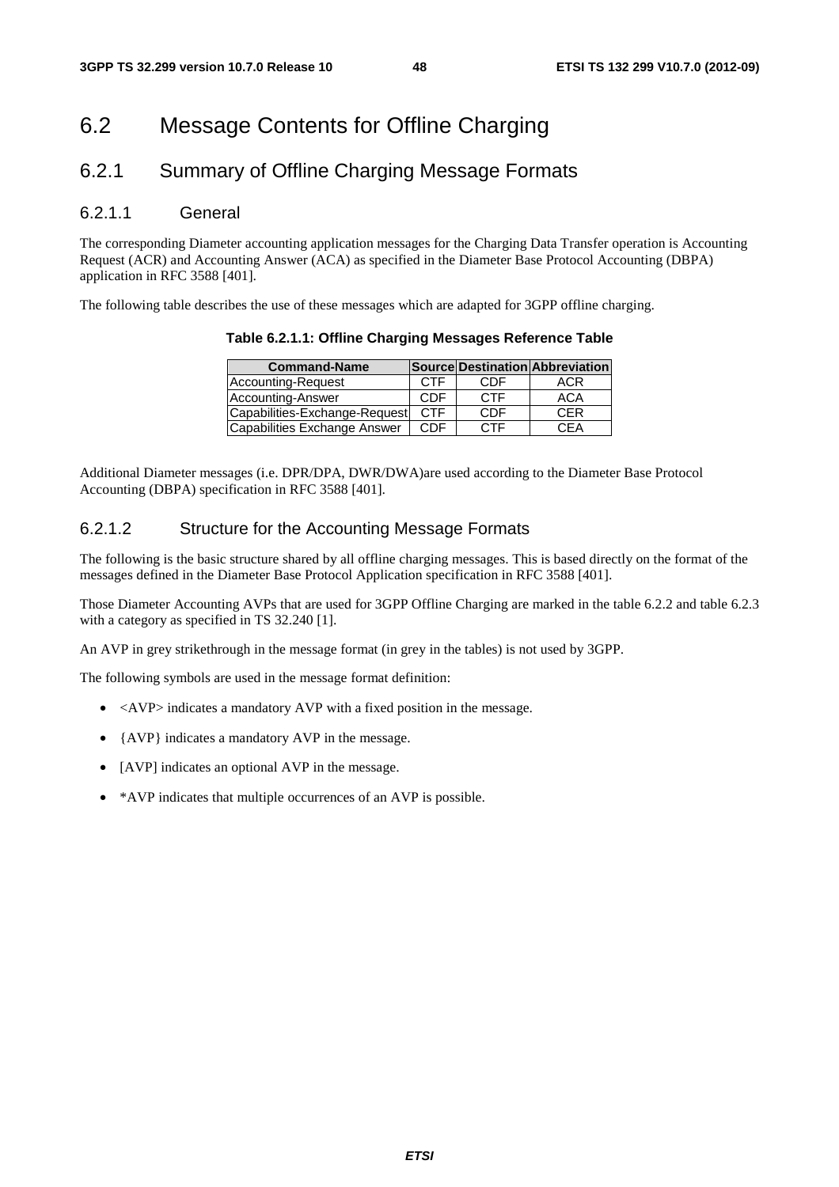# 6.2 Message Contents for Offline Charging

## 6.2.1 Summary of Offline Charging Message Formats

### 6.2.1.1 General

The corresponding Diameter accounting application messages for the Charging Data Transfer operation is Accounting Request (ACR) and Accounting Answer (ACA) as specified in the Diameter Base Protocol Accounting (DBPA) application in RFC 3588 [401].

The following table describes the use of these messages which are adapted for 3GPP offline charging.

**Table 6.2.1.1: Offline Charging Messages Reference Table**

| Command-Name | Source | Destination | Abbreviation |
|---|---|---|---|
| Accounting-Request | CTF | CDF | ACR |
| Accounting-Answer | CDF | CTF | ACA |
| Capabilities-Exchange-Request | CTF | CDF | CER |
| Capabilities Exchange Answer | CDF | CTF | CEA |

Additional Diameter messages (i.e. DPR/DPA, DWR/DWA)are used according to the Diameter Base Protocol Accounting (DBPA) specification in RFC 3588 [401].

### 6.2.1.2 Structure for the Accounting Message Formats

The following is the basic structure shared by all offline charging messages. This is based directly on the format of the messages defined in the Diameter Base Protocol Application specification in RFC 3588 [401].

Those Diameter Accounting AVPs that are used for 3GPP Offline Charging are marked in the table 6.2.2 and table 6.2.3 with a category as specified in TS 32.240 [1].

An AVP in grey strikethrough in the message format (in grey in the tables) is not used by 3GPP.

The following symbols are used in the message format definition:

- <AVP> indicates a mandatory AVP with a fixed position in the message.
- {AVP} indicates a mandatory AVP in the message.
- [AVP] indicates an optional AVP in the message.
- *AVP indicates that multiple occurrences of an AVP is possible.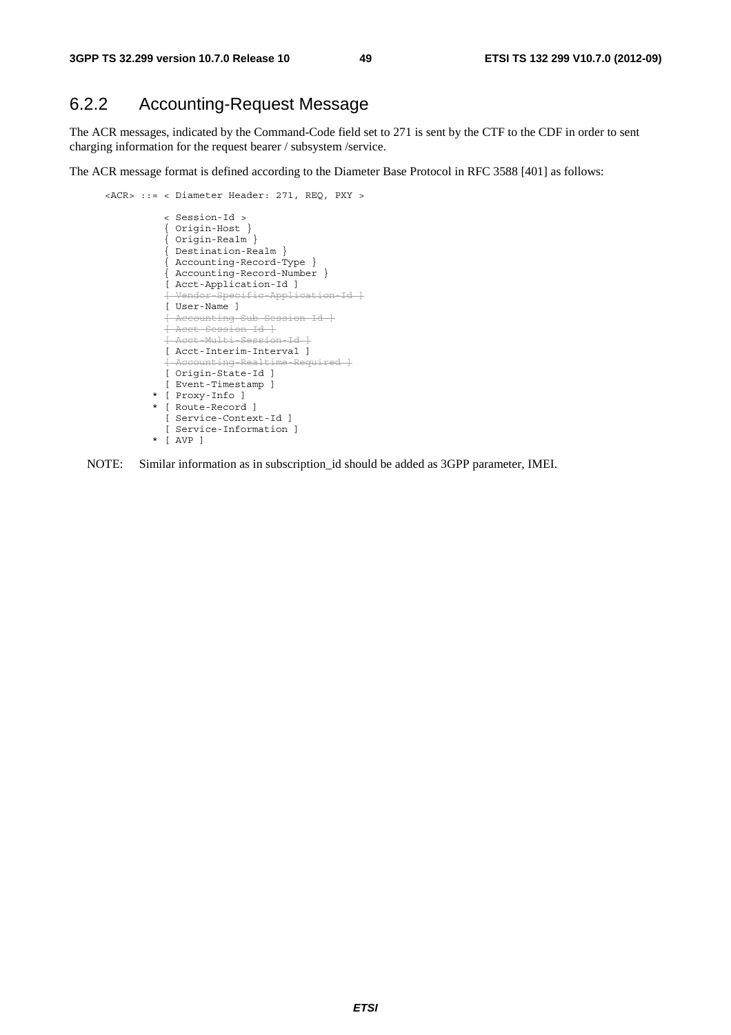## 6.2.2 Accounting-Request Message

The ACR messages, indicated by the Command-Code field set to 271 is sent by the CTF to the CDF in order to sent charging information for the request bearer / subsystem /service.

The ACR message format is defined according to the Diameter Base Protocol in RFC 3588 [401] as follows:

```
<ACR> ::= < Diameter Header: 271, REQ, PXY >

          < Session-Id >
          { Origin-Host }
          { Origin-Realm }
          { Destination-Realm }
          { Accounting-Record-Type }
          { Accounting-Record-Number }
          [ Acct-Application-Id ]
          [ Vendor-Specific-Application-Id ]
          [ User-Name ]
          [ Accounting-Sub-Session-Id ]
          [ Acct-Session-Id ]
          [ Acct-Multi-Session-Id ]
          [ Acct-Interim-Interval ]
          [ Accounting-Realtime-Required ]
          [ Origin-State-Id ]
          [ Event-Timestamp ]
        * [ Proxy-Info ]
        * [ Route-Record ]
          [ Service-Context-Id ]
          [ Service-Information ]
        * [ AVP ]
```

NOTE: Similar information as in subscription_id should be added as 3GPP parameter, IMEI.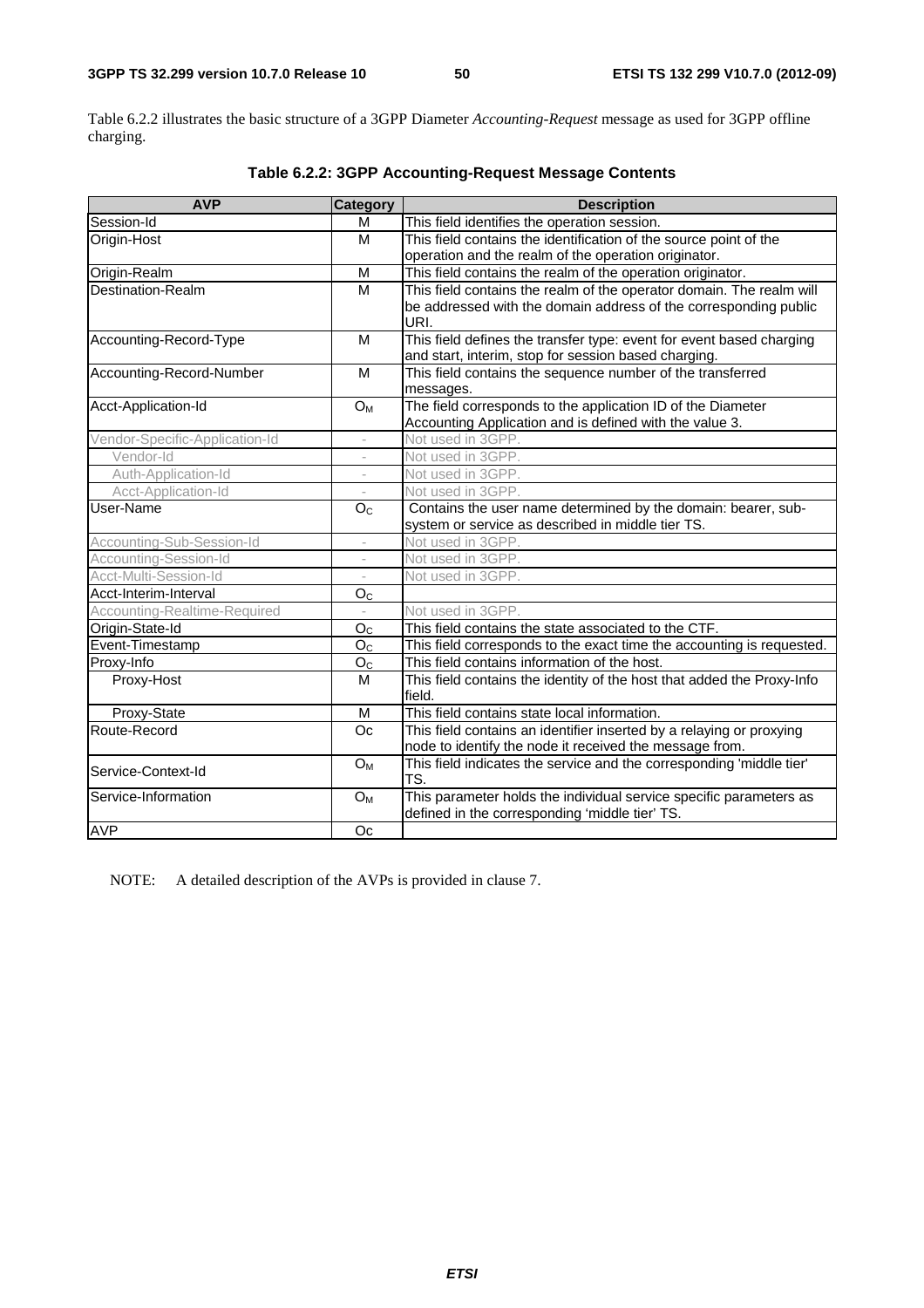Table 6.2.2 illustrates the basic structure of a 3GPP Diameter *Accounting-Request* message as used for 3GPP offline charging.

**Table 6.2.2: 3GPP Accounting-Request Message Contents**

| AVP | Category | Description |
|---|---|---|
| Session-Id | M | This field identifies the operation session. |
| Origin-Host | M | This field contains the identification of the source point of the operation and the realm of the operation originator. |
| Origin-Realm | M | This field contains the realm of the operation originator. |
| Destination-Realm | M | This field contains the realm of the operator domain. The realm will be addressed with the domain address of the corresponding public URI. |
| Accounting-Record-Type | M | This field defines the transfer type: event for event based charging and start, interim, stop for session based charging. |
| Accounting-Record-Number | M | This field contains the sequence number of the transferred messages. |
| Acct-Application-Id | $O_M$ | The field corresponds to the application ID of the Diameter Accounting Application and is defined with the value 3. |
| Vendor-Specific-Application-Id | - | Not used in 3GPP. |
| Vendor-Id | - | Not used in 3GPP. |
| Auth-Application-Id | - | Not used in 3GPP. |
| Acct-Application-Id | - | Not used in 3GPP. |
| User-Name | $O_C$ | Contains the user name determined by the domain: bearer, sub-system or service as described in middle tier TS. |
| Accounting-Sub-Session-Id | - | Not used in 3GPP. |
| Accounting-Session-Id | - | Not used in 3GPP. |
| Acct-Multi-Session-Id | - | Not used in 3GPP. |
| Acct-Interim-Interval | $O_C$ | |
| Accounting-Realtime-Required | - | Not used in 3GPP. |
| Origin-State-Id | $O_C$ | This field contains the state associated to the CTF. |
| Event-Timestamp | $O_C$ | This field corresponds to the exact time the accounting is requested. |
| Proxy-Info | $O_C$ | This field contains information of the host. |
| Proxy-Host | M | This field contains the identity of the host that added the Proxy-Info field. |
| Proxy-State | M | This field contains state local information. |
| Route-Record | Oc | This field contains an identifier inserted by a relaying or proxying node to identify the node it received the message from. |
| Service-Context-Id | $O_M$ | This field indicates the service and the corresponding 'middle tier' TS. |
| Service-Information | $O_M$ | This parameter holds the individual service specific parameters as defined in the corresponding 'middle tier' TS. |
| AVP | Oc | |

NOTE: A detailed description of the AVPs is provided in clause 7.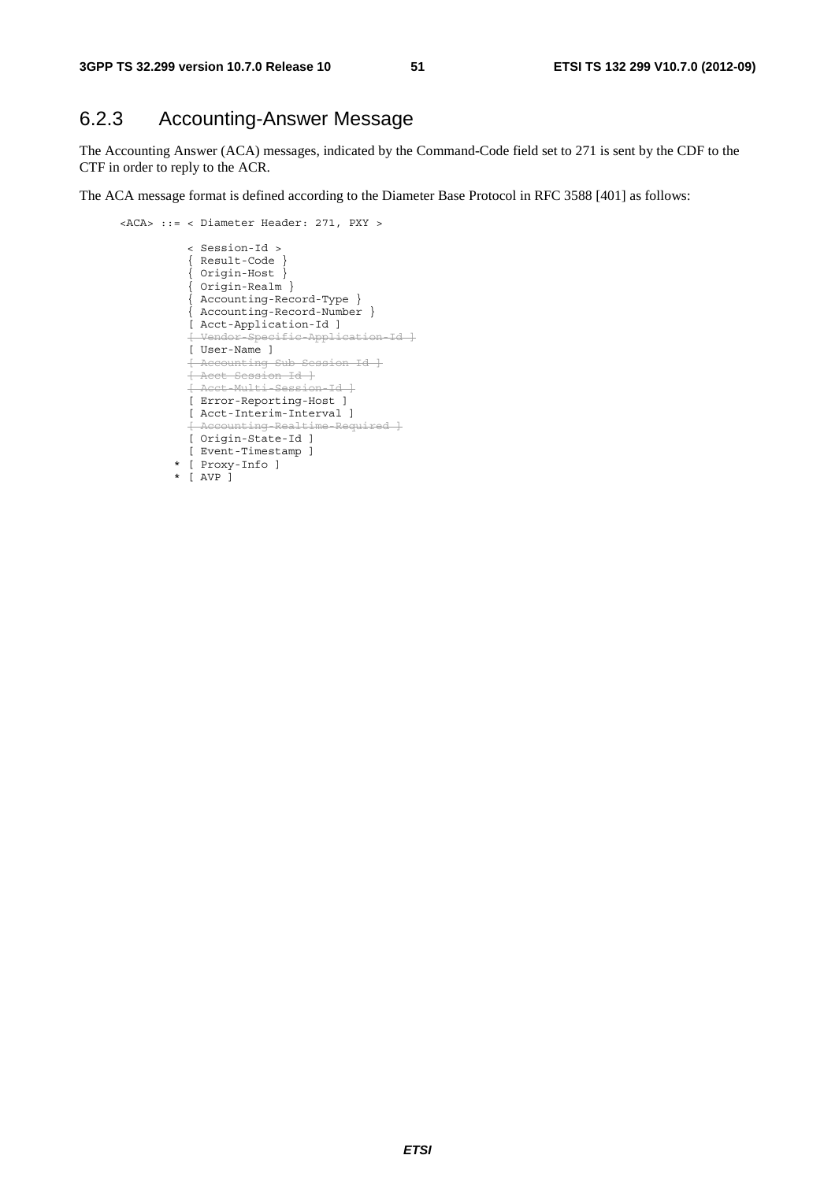## 6.2.3 Accounting-Answer Message

The Accounting Answer (ACA) messages, indicated by the Command-Code field set to 271 is sent by the CDF to the CTF in order to reply to the ACR.

The ACA message format is defined according to the Diameter Base Protocol in RFC 3588 [401] as follows:

```
<ACA> ::= < Diameter Header: 271, PXY >

          < Session-Id >
          { Result-Code }
          { Origin-Host }
          { Origin-Realm }
          { Accounting-Record-Type }
          { Accounting-Record-Number }
          [ Acct-Application-Id ]
          [ Vendor-Specific-Application-Id ]
          [ User-Name ]
          [ Accounting-Sub-Session-Id ]
          [ Acct-Session-Id ]
          [ Acct-Multi-Session-Id ]
          [ Error-Reporting-Host ]
          [ Acct-Interim-Interval ]
          [ Accounting-Realtime-Required ]
          [ Origin-State-Id ]
          [ Event-Timestamp ]
        * [ Proxy-Info ]
        * [ AVP ]
```

Note: In the source, the following lines are shown in struck-through text: [ Vendor-Specific-Application-Id ], [ Accounting-Sub-Session-Id ], [ Acct-Session-Id ], [ Acct-Multi-Session-Id ], [ Accounting-Realtime-Required ].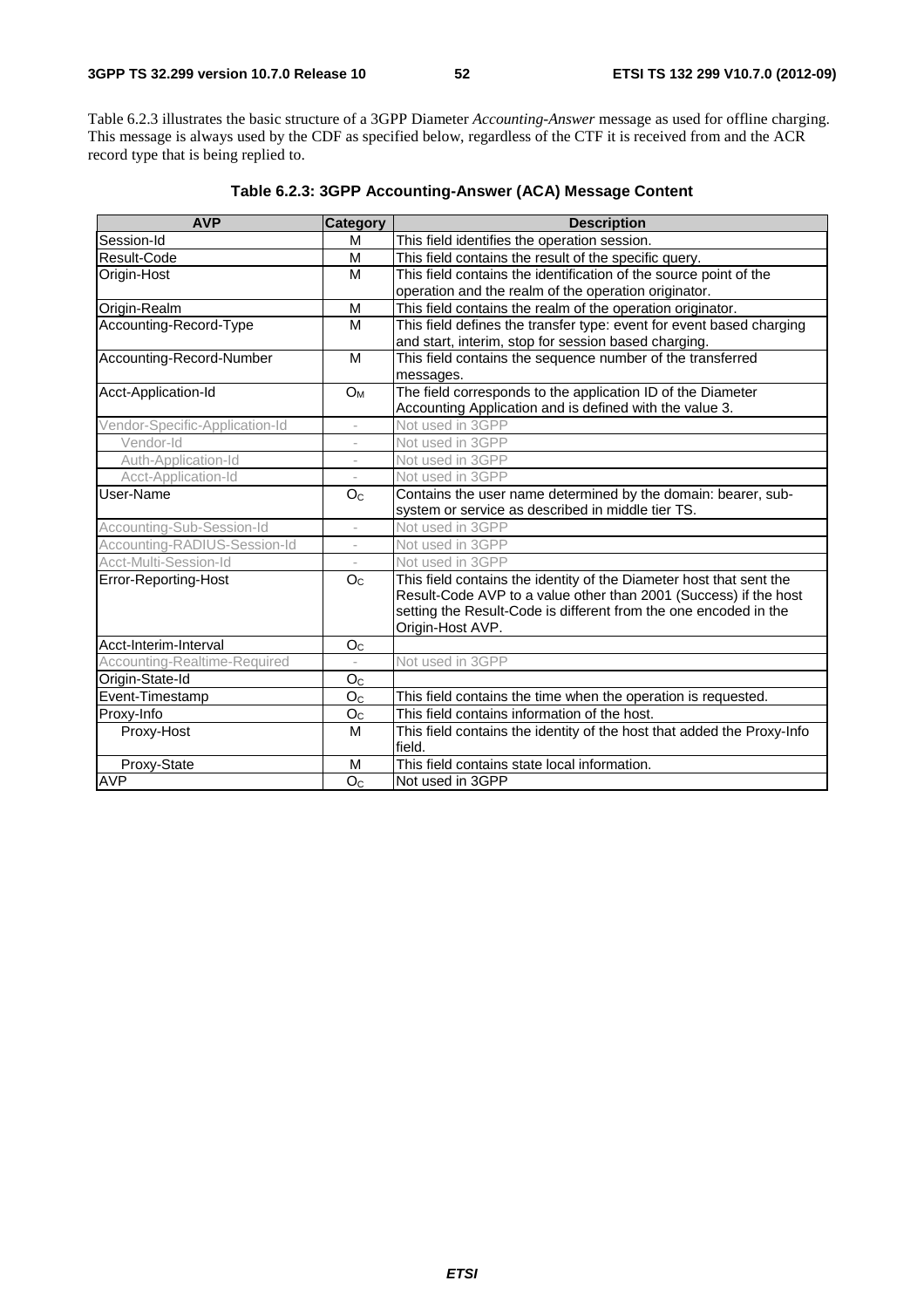Table 6.2.3 illustrates the basic structure of a 3GPP Diameter *Accounting-Answer* message as used for offline charging. This message is always used by the CDF as specified below, regardless of the CTF it is received from and the ACR record type that is being replied to.

**Table 6.2.3: 3GPP Accounting-Answer (ACA) Message Content**

| AVP | Category | Description |
|---|---|---|
| Session-Id | M | This field identifies the operation session. |
| Result-Code | M | This field contains the result of the specific query. |
| Origin-Host | M | This field contains the identification of the source point of the operation and the realm of the operation originator. |
| Origin-Realm | M | This field contains the realm of the operation originator. |
| Accounting-Record-Type | M | This field defines the transfer type: event for event based charging and start, interim, stop for session based charging. |
| Accounting-Record-Number | M | This field contains the sequence number of the transferred messages. |
| Acct-Application-Id | $O_M$ | The field corresponds to the application ID of the Diameter Accounting Application and is defined with the value 3. |
| Vendor-Specific-Application-Id | - | Not used in 3GPP |
| Vendor-Id | - | Not used in 3GPP |
| Auth-Application-Id | - | Not used in 3GPP |
| Acct-Application-Id | - | Not used in 3GPP |
| User-Name | $O_C$ | Contains the user name determined by the domain: bearer, sub-system or service as described in middle tier TS. |
| Accounting-Sub-Session-Id | - | Not used in 3GPP |
| Accounting-RADIUS-Session-Id | - | Not used in 3GPP |
| Acct-Multi-Session-Id | - | Not used in 3GPP |
| Error-Reporting-Host | $O_C$ | This field contains the identity of the Diameter host that sent the Result-Code AVP to a value other than 2001 (Success) if the host setting the Result-Code is different from the one encoded in the Origin-Host AVP. |
| Acct-Interim-Interval | $O_C$ | |
| Accounting-Realtime-Required | - | Not used in 3GPP |
| Origin-State-Id | $O_C$ | |
| Event-Timestamp | $O_C$ | This field contains the time when the operation is requested. |
| Proxy-Info | $O_C$ | This field contains information of the host. |
| Proxy-Host | M | This field contains the identity of the host that added the Proxy-Info field. |
| Proxy-State | M | This field contains state local information. |
| AVP | $O_C$ | Not used in 3GPP |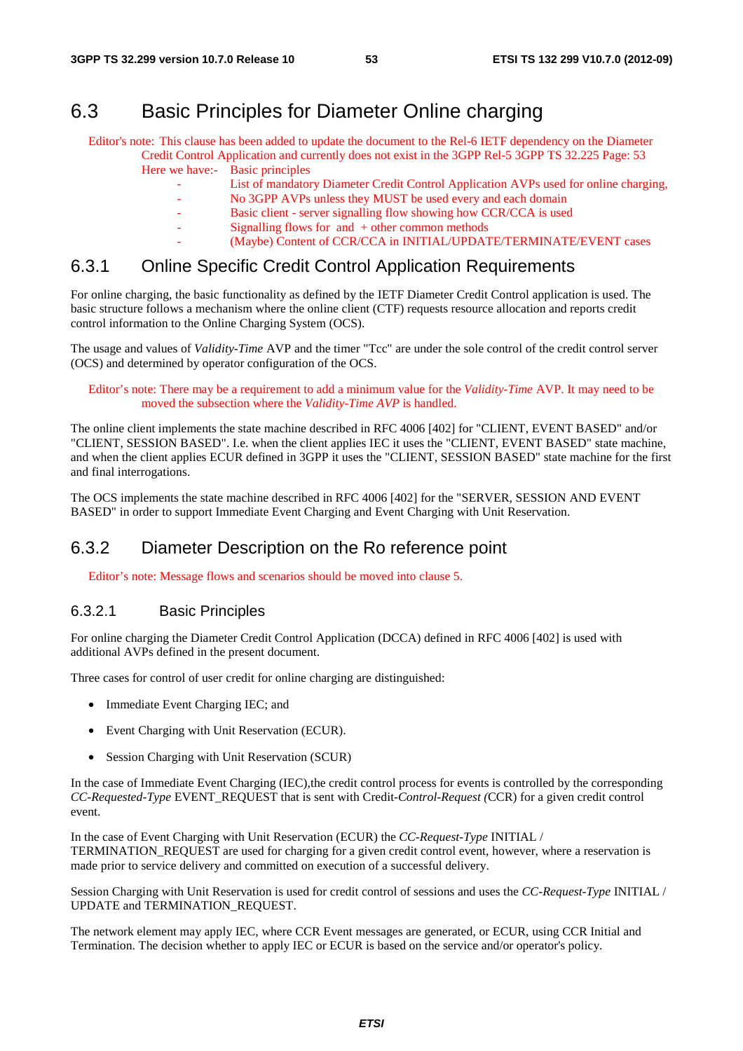## 6.3 Basic Principles for Diameter Online charging

Editor's note: This clause has been added to update the document to the Rel-6 IETF dependency on the Diameter Credit Control Application and currently does not exist in the 3GPP Rel-5 3GPP TS 32.225 Page: 53 Here we have:- Basic principles

- List of mandatory Diameter Credit Control Application AVPs used for online charging,
- No 3GPP AVPs unless they MUST be used every and each domain
- Basic client - server signalling flow showing how CCR/CCA is used
- Signalling flows for and + other common methods
- (Maybe) Content of CCR/CCA in INITIAL/UPDATE/TERMINATE/EVENT cases

### 6.3.1 Online Specific Credit Control Application Requirements

For online charging, the basic functionality as defined by the IETF Diameter Credit Control application is used. The basic structure follows a mechanism where the online client (CTF) requests resource allocation and reports credit control information to the Online Charging System (OCS).

The usage and values of *Validity-Time* AVP and the timer "Tcc" are under the sole control of the credit control server (OCS) and determined by operator configuration of the OCS.

Editor's note: There may be a requirement to add a minimum value for the *Validity-Time* AVP. It may need to be moved the subsection where the *Validity-Time AVP* is handled.

The online client implements the state machine described in RFC 4006 [402] for "CLIENT, EVENT BASED" and/or "CLIENT, SESSION BASED". I.e. when the client applies IEC it uses the "CLIENT, EVENT BASED" state machine, and when the client applies ECUR defined in 3GPP it uses the "CLIENT, SESSION BASED" state machine for the first and final interrogations.

The OCS implements the state machine described in RFC 4006 [402] for the "SERVER, SESSION AND EVENT BASED" in order to support Immediate Event Charging and Event Charging with Unit Reservation.

### 6.3.2 Diameter Description on the Ro reference point

Editor's note: Message flows and scenarios should be moved into clause 5.

#### 6.3.2.1 Basic Principles

For online charging the Diameter Credit Control Application (DCCA) defined in RFC 4006 [402] is used with additional AVPs defined in the present document.

Three cases for control of user credit for online charging are distinguished:

- Immediate Event Charging IEC; and
- Event Charging with Unit Reservation (ECUR).
- Session Charging with Unit Reservation (SCUR)

In the case of Immediate Event Charging (IEC),the credit control process for events is controlled by the corresponding *CC-Requested-Type* EVENT_REQUEST that is sent with Credit-*Control-Request (*CCR) for a given credit control event.

In the case of Event Charging with Unit Reservation (ECUR) the *CC-Request-Type* INITIAL / TERMINATION_REQUEST are used for charging for a given credit control event, however, where a reservation is made prior to service delivery and committed on execution of a successful delivery.

Session Charging with Unit Reservation is used for credit control of sessions and uses the *CC-Request-Type* INITIAL / UPDATE and TERMINATION_REQUEST.

The network element may apply IEC, where CCR Event messages are generated, or ECUR, using CCR Initial and Termination. The decision whether to apply IEC or ECUR is based on the service and/or operator's policy.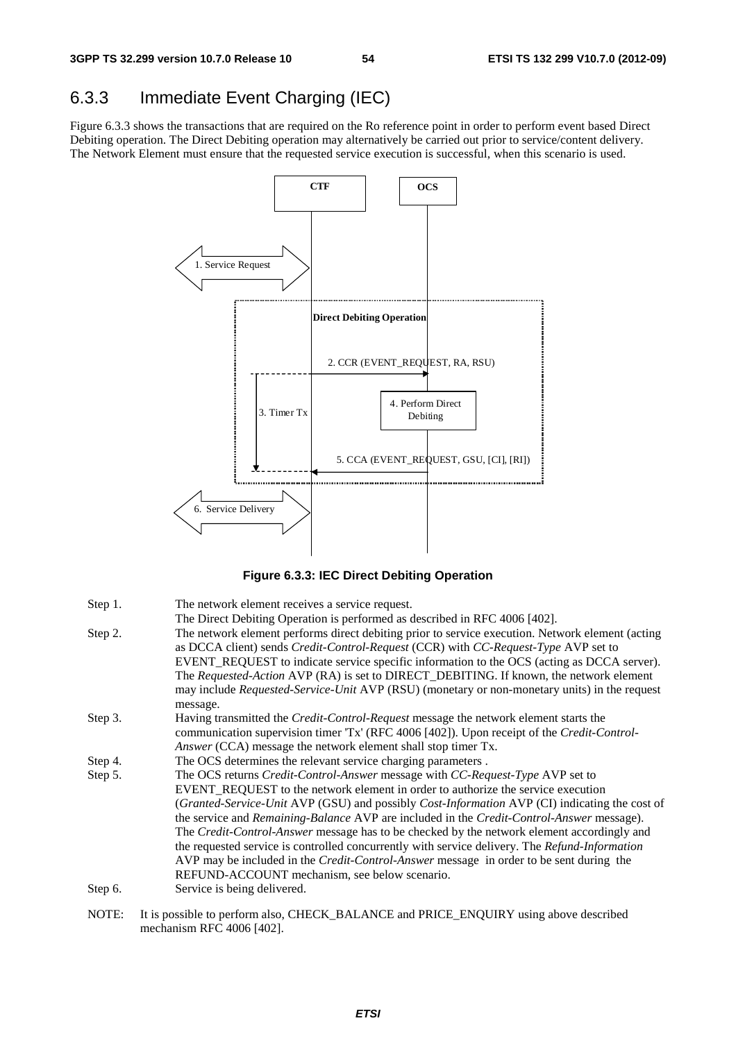### 6.3.3 Immediate Event Charging (IEC)

Figure 6.3.3 shows the transactions that are required on the Ro reference point in order to perform event based Direct Debiting operation. The Direct Debiting operation may alternatively be carried out prior to service/content delivery. The Network Element must ensure that the requested service execution is successful, when this scenario is used.

**Figure 6.3.3: IEC Direct Debiting Operation**

Step 1. The network element receives a service request.
The Direct Debiting Operation is performed as described in RFC 4006 [402].

Step 2. The network element performs direct debiting prior to service execution. Network element (acting as DCCA client) sends *Credit-Control-Request* (CCR) with *CC-Request-Type* AVP set to EVENT_REQUEST to indicate service specific information to the OCS (acting as DCCA server). The *Requested-Action* AVP (RA) is set to DIRECT_DEBITING. If known, the network element may include *Requested-Service-Unit* AVP (RSU) (monetary or non-monetary units) in the request message.

Step 3. Having transmitted the *Credit-Control-Request* message the network element starts the communication supervision timer 'Tx' (RFC 4006 [402]). Upon receipt of the *Credit-Control-Answer* (CCA) message the network element shall stop timer Tx.

Step 4. The OCS determines the relevant service charging parameters .

Step 5. The OCS returns *Credit-Control-Answer* message with *CC-Request-Type* AVP set to EVENT_REQUEST to the network element in order to authorize the service execution (*Granted-Service-Unit* AVP (GSU) and possibly *Cost-Information* AVP (CI) indicating the cost of the service and *Remaining-Balance* AVP are included in the *Credit-Control-Answer* message). The *Credit-Control-Answer* message has to be checked by the network element accordingly and the requested service is controlled concurrently with service delivery. The *Refund-Information* AVP may be included in the *Credit-Control-Answer* message in order to be sent during the REFUND-ACCOUNT mechanism, see below scenario.

Step 6. Service is being delivered.

NOTE: It is possible to perform also, CHECK_BALANCE and PRICE_ENQUIRY using above described mechanism RFC 4006 [402].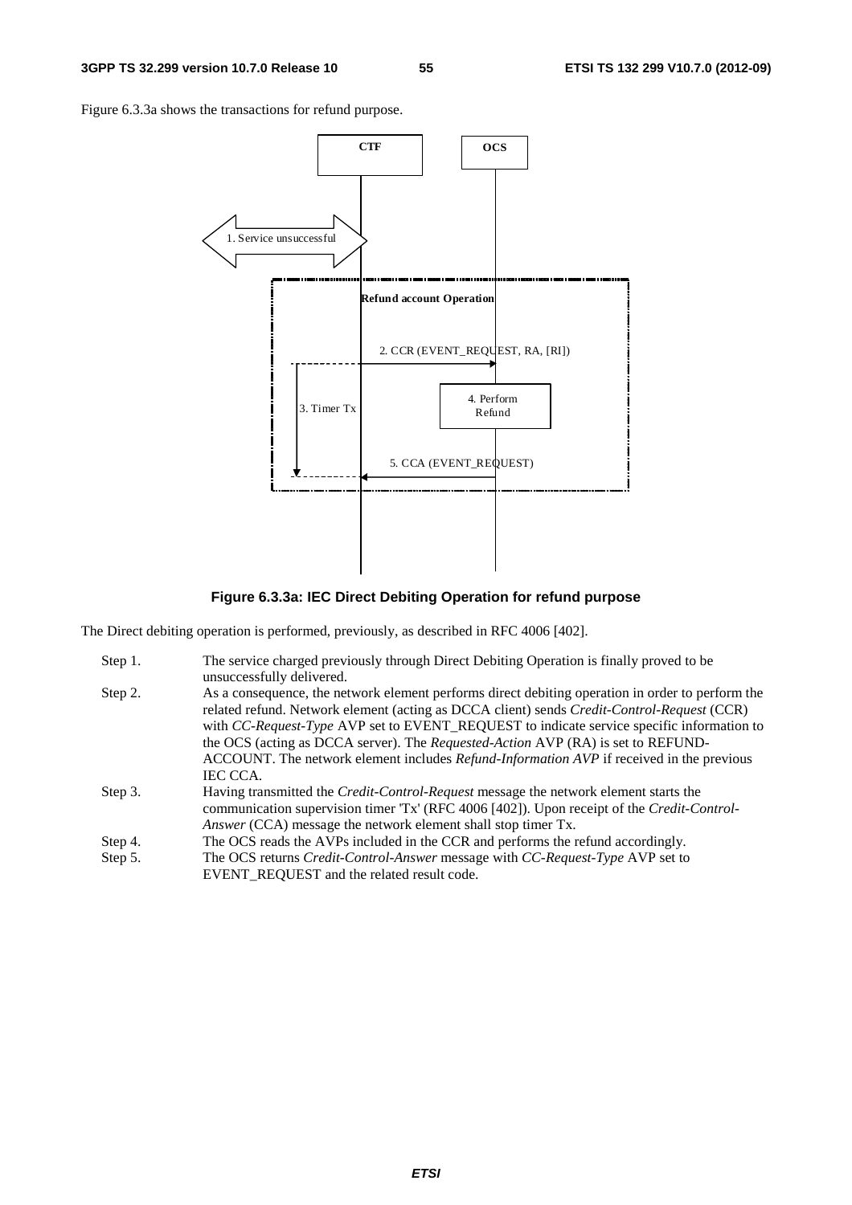Figure 6.3.3a shows the transactions for refund purpose.

**Figure 6.3.3a: IEC Direct Debiting Operation for refund purpose**

The Direct debiting operation is performed, previously, as described in RFC 4006 [402].

Step 1. The service charged previously through Direct Debiting Operation is finally proved to be unsuccessfully delivered.

Step 2. As a consequence, the network element performs direct debiting operation in order to perform the related refund. Network element (acting as DCCA client) sends *Credit-Control-Request* (CCR) with *CC-Request-Type* AVP set to EVENT_REQUEST to indicate service specific information to the OCS (acting as DCCA server). The *Requested-Action* AVP (RA) is set to REFUND-ACCOUNT. The network element includes *Refund-Information AVP* if received in the previous IEC CCA.

Step 3. Having transmitted the *Credit-Control-Request* message the network element starts the communication supervision timer 'Tx' (RFC 4006 [402]). Upon receipt of the *Credit-Control-Answer* (CCA) message the network element shall stop timer Tx.

Step 4. The OCS reads the AVPs included in the CCR and performs the refund accordingly.

Step 5. The OCS returns *Credit-Control-Answer* message with *CC-Request-Type* AVP set to EVENT_REQUEST and the related result code.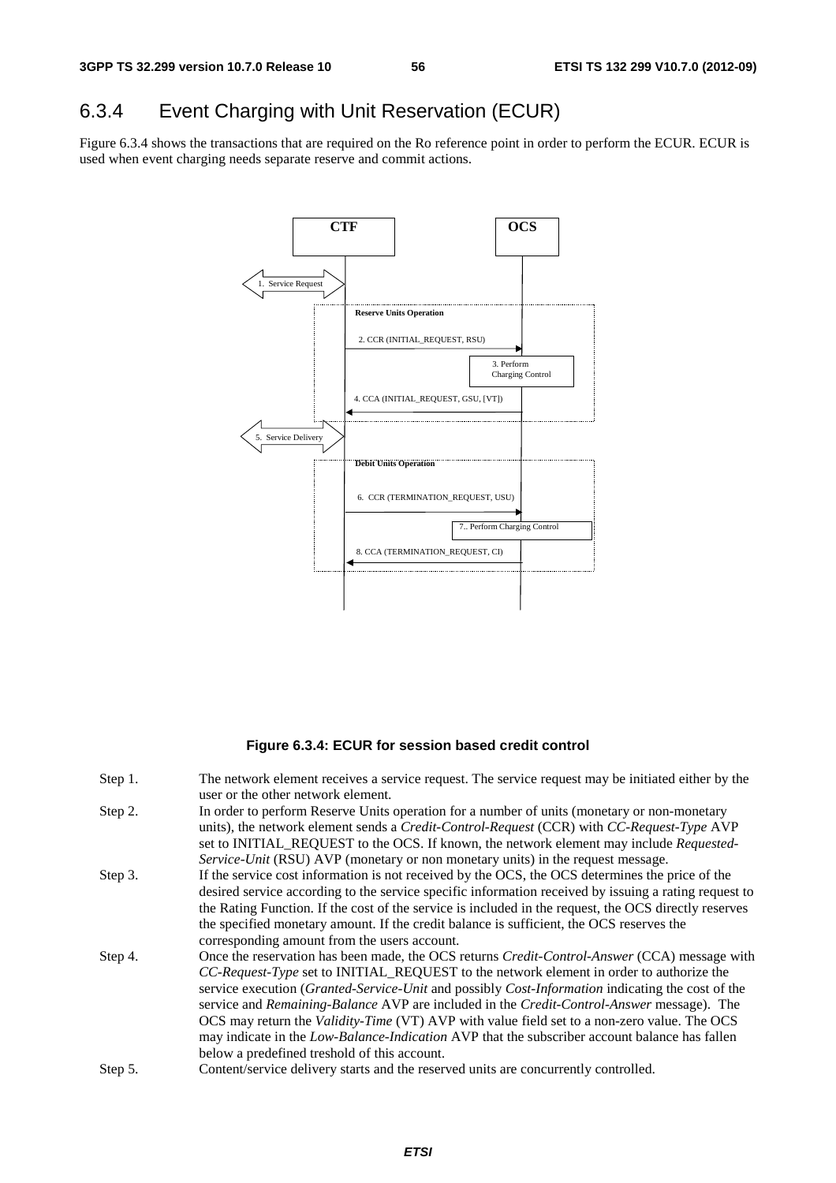## 6.3.4 Event Charging with Unit Reservation (ECUR)

Figure 6.3.4 shows the transactions that are required on the Ro reference point in order to perform the ECUR. ECUR is used when event charging needs separate reserve and commit actions.

**Figure 6.3.4: ECUR for session based credit control**

Step 1. The network element receives a service request. The service request may be initiated either by the user or the other network element.

Step 2. In order to perform Reserve Units operation for a number of units (monetary or non-monetary units), the network element sends a *Credit-Control-Request* (CCR) with *CC-Request-Type* AVP set to INITIAL_REQUEST to the OCS. If known, the network element may include *Requested-Service-Unit* (RSU) AVP (monetary or non monetary units) in the request message.

Step 3. If the service cost information is not received by the OCS, the OCS determines the price of the desired service according to the service specific information received by issuing a rating request to the Rating Function. If the cost of the service is included in the request, the OCS directly reserves the specified monetary amount. If the credit balance is sufficient, the OCS reserves the corresponding amount from the users account.

Step 4. Once the reservation has been made, the OCS returns *Credit-Control-Answer* (CCA) message with *CC-Request-Type* set to INITIAL_REQUEST to the network element in order to authorize the service execution (*Granted-Service-Unit* and possibly *Cost-Information* indicating the cost of the service and *Remaining-Balance* AVP are included in the *Credit-Control-Answer* message). The OCS may return the *Validity-Time* (VT) AVP with value field set to a non-zero value. The OCS may indicate in the *Low-Balance-Indication* AVP that the subscriber account balance has fallen below a predefined treshold of this account.

Step 5. Content/service delivery starts and the reserved units are concurrently controlled.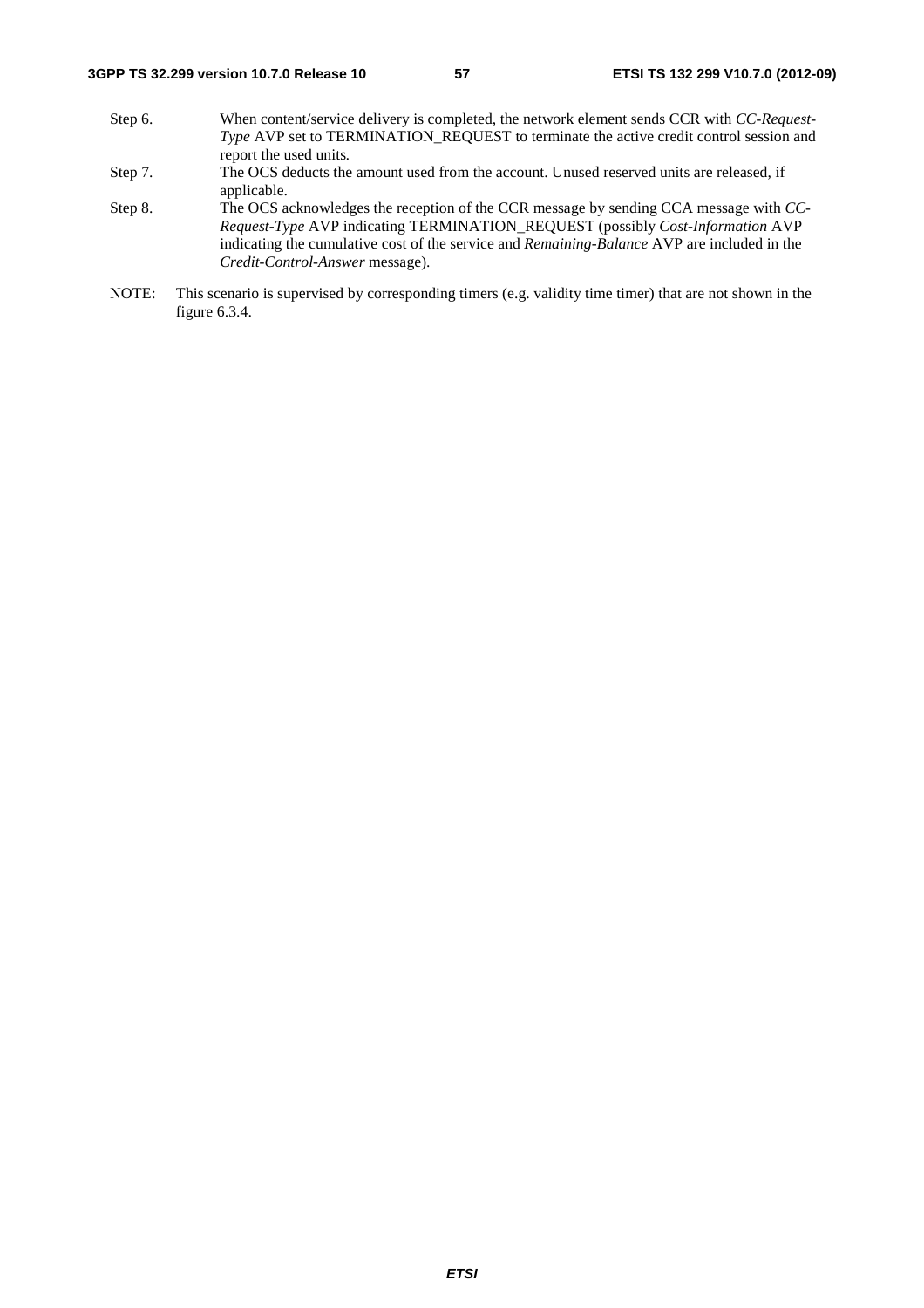Step 6. When content/service delivery is completed, the network element sends CCR with *CC-Request-Type* AVP set to TERMINATION_REQUEST to terminate the active credit control session and report the used units.

Step 7. The OCS deducts the amount used from the account. Unused reserved units are released, if applicable.

Step 8. The OCS acknowledges the reception of the CCR message by sending CCA message with *CC-Request-Type* AVP indicating TERMINATION_REQUEST (possibly *Cost-Information* AVP indicating the cumulative cost of the service and *Remaining-Balance* AVP are included in the *Credit-Control-Answer* message).

NOTE: This scenario is supervised by corresponding timers (e.g. validity time timer) that are not shown in the figure 6.3.4.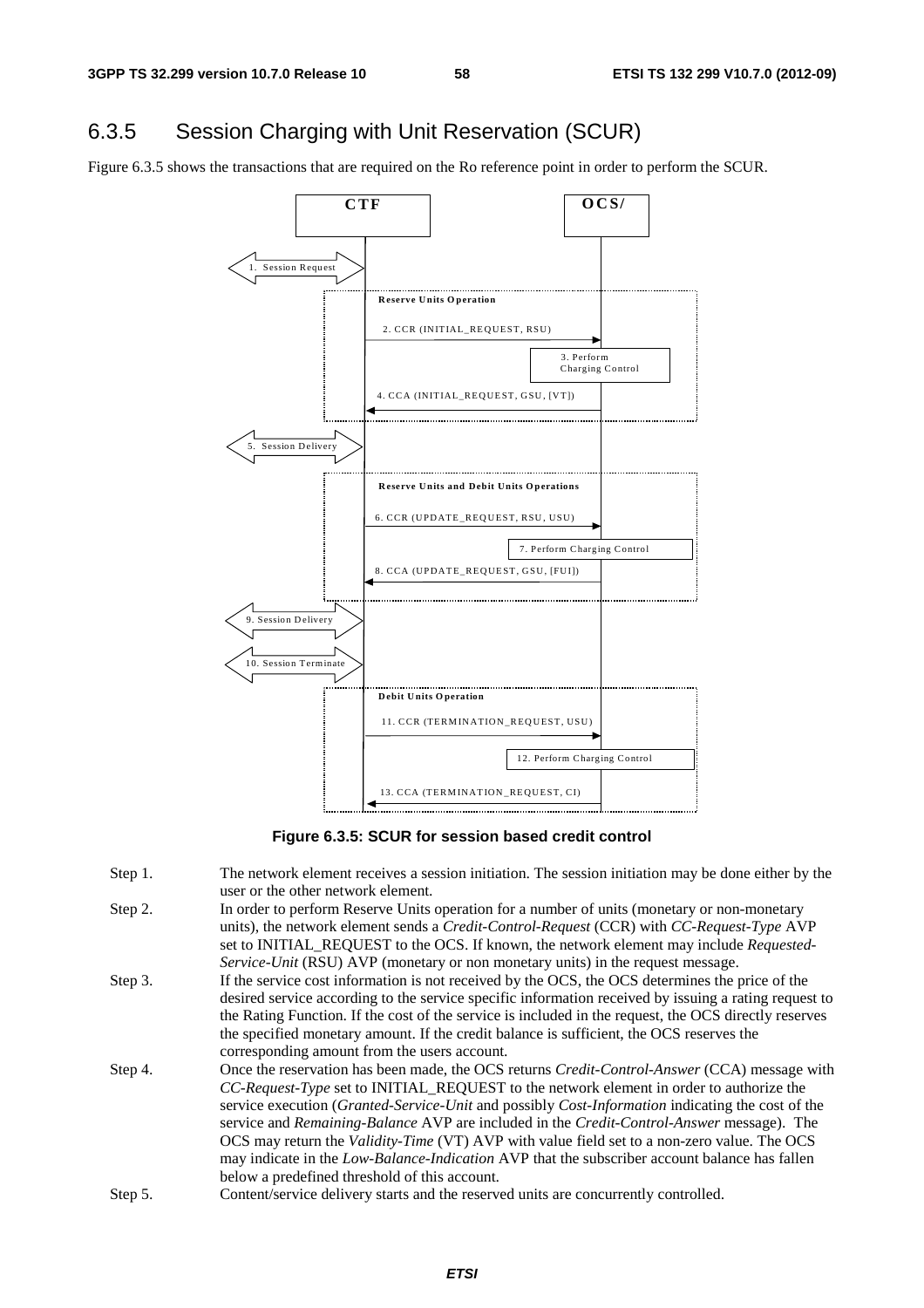## 6.3.5 Session Charging with Unit Reservation (SCUR)

Figure 6.3.5 shows the transactions that are required on the Ro reference point in order to perform the SCUR.

**Figure 6.3.5: SCUR for session based credit control**

Step 1. The network element receives a session initiation. The session initiation may be done either by the user or the other network element.

Step 2. In order to perform Reserve Units operation for a number of units (monetary or non-monetary units), the network element sends a *Credit-Control-Request* (CCR) with *CC-Request-Type* AVP set to INITIAL_REQUEST to the OCS. If known, the network element may include *Requested-Service-Unit* (RSU) AVP (monetary or non monetary units) in the request message.

Step 3. If the service cost information is not received by the OCS, the OCS determines the price of the desired service according to the service specific information received by issuing a rating request to the Rating Function. If the cost of the service is included in the request, the OCS directly reserves the specified monetary amount. If the credit balance is sufficient, the OCS reserves the corresponding amount from the users account.

Step 4. Once the reservation has been made, the OCS returns *Credit-Control-Answer* (CCA) message with *CC-Request-Type* set to INITIAL_REQUEST to the network element in order to authorize the service execution (*Granted-Service-Unit* and possibly *Cost-Information* indicating the cost of the service and *Remaining-Balance* AVP are included in the *Credit-Control-Answer* message). The OCS may return the *Validity-Time* (VT) AVP with value field set to a non-zero value. The OCS may indicate in the *Low-Balance-Indication* AVP that the subscriber account balance has fallen below a predefined threshold of this account.

Step 5. Content/service delivery starts and the reserved units are concurrently controlled.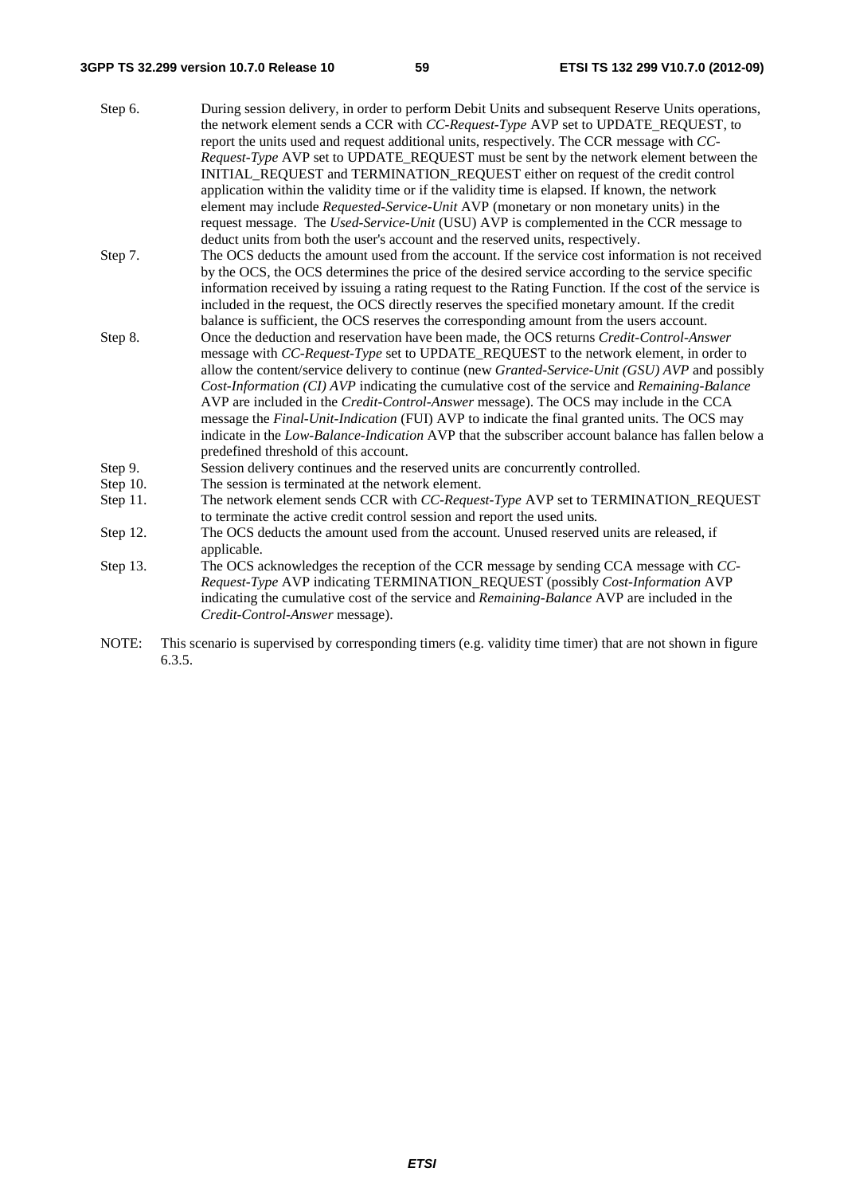Step 6. During session delivery, in order to perform Debit Units and subsequent Reserve Units operations, the network element sends a CCR with *CC-Request-Type* AVP set to UPDATE_REQUEST, to report the units used and request additional units, respectively. The CCR message with *CC-Request-Type* AVP set to UPDATE_REQUEST must be sent by the network element between the INITIAL_REQUEST and TERMINATION_REQUEST either on request of the credit control application within the validity time or if the validity time is elapsed. If known, the network element may include *Requested-Service-Unit* AVP (monetary or non monetary units) in the request message. The *Used-Service-Unit* (USU) AVP is complemented in the CCR message to deduct units from both the user's account and the reserved units, respectively.

Step 7. The OCS deducts the amount used from the account. If the service cost information is not received by the OCS, the OCS determines the price of the desired service according to the service specific information received by issuing a rating request to the Rating Function. If the cost of the service is included in the request, the OCS directly reserves the specified monetary amount. If the credit balance is sufficient, the OCS reserves the corresponding amount from the users account.

Step 8. Once the deduction and reservation have been made, the OCS returns *Credit-Control-Answer* message with *CC-Request-Type* set to UPDATE_REQUEST to the network element, in order to allow the content/service delivery to continue (new *Granted-Service-Unit (GSU) AVP* and possibly *Cost-Information (CI) AVP* indicating the cumulative cost of the service and *Remaining-Balance* AVP are included in the *Credit-Control-Answer* message). The OCS may include in the CCA message the *Final-Unit-Indication* (FUI) AVP to indicate the final granted units. The OCS may indicate in the *Low-Balance-Indication* AVP that the subscriber account balance has fallen below a predefined threshold of this account.

Step 9. Session delivery continues and the reserved units are concurrently controlled.

Step 10. The session is terminated at the network element.

Step 11. The network element sends CCR with *CC-Request-Type* AVP set to TERMINATION_REQUEST to terminate the active credit control session and report the used units.

Step 12. The OCS deducts the amount used from the account. Unused reserved units are released, if applicable.

Step 13. The OCS acknowledges the reception of the CCR message by sending CCA message with *CC-Request-Type* AVP indicating TERMINATION_REQUEST (possibly *Cost-Information* AVP indicating the cumulative cost of the service and *Remaining-Balance* AVP are included in the *Credit-Control-Answer* message).

NOTE: This scenario is supervised by corresponding timers (e.g. validity time timer) that are not shown in figure 6.3.5.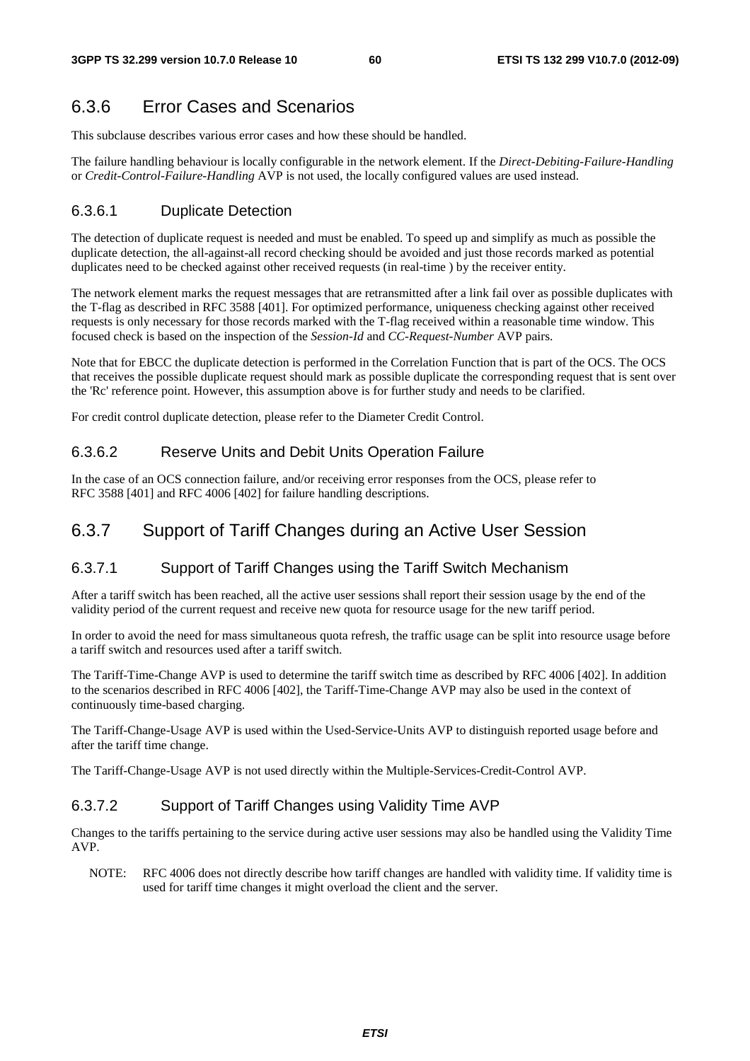### 6.3.6 Error Cases and Scenarios

This subclause describes various error cases and how these should be handled.

The failure handling behaviour is locally configurable in the network element. If the *Direct-Debiting-Failure-Handling* or *Credit-Control-Failure-Handling* AVP is not used, the locally configured values are used instead.

#### 6.3.6.1 Duplicate Detection

The detection of duplicate request is needed and must be enabled. To speed up and simplify as much as possible the duplicate detection, the all-against-all record checking should be avoided and just those records marked as potential duplicates need to be checked against other received requests (in real-time ) by the receiver entity.

The network element marks the request messages that are retransmitted after a link fail over as possible duplicates with the T-flag as described in RFC 3588 [401]. For optimized performance, uniqueness checking against other received requests is only necessary for those records marked with the T-flag received within a reasonable time window. This focused check is based on the inspection of the *Session-Id* and *CC-Request-Number* AVP pairs.

Note that for EBCC the duplicate detection is performed in the Correlation Function that is part of the OCS. The OCS that receives the possible duplicate request should mark as possible duplicate the corresponding request that is sent over the 'Rc' reference point. However, this assumption above is for further study and needs to be clarified.

For credit control duplicate detection, please refer to the Diameter Credit Control.

#### 6.3.6.2 Reserve Units and Debit Units Operation Failure

In the case of an OCS connection failure, and/or receiving error responses from the OCS, please refer to RFC 3588 [401] and RFC 4006 [402] for failure handling descriptions.

### 6.3.7 Support of Tariff Changes during an Active User Session

#### 6.3.7.1 Support of Tariff Changes using the Tariff Switch Mechanism

After a tariff switch has been reached, all the active user sessions shall report their session usage by the end of the validity period of the current request and receive new quota for resource usage for the new tariff period.

In order to avoid the need for mass simultaneous quota refresh, the traffic usage can be split into resource usage before a tariff switch and resources used after a tariff switch.

The Tariff-Time-Change AVP is used to determine the tariff switch time as described by RFC 4006 [402]. In addition to the scenarios described in RFC 4006 [402], the Tariff-Time-Change AVP may also be used in the context of continuously time-based charging.

The Tariff-Change-Usage AVP is used within the Used-Service-Units AVP to distinguish reported usage before and after the tariff time change.

The Tariff-Change-Usage AVP is not used directly within the Multiple-Services-Credit-Control AVP.

#### 6.3.7.2 Support of Tariff Changes using Validity Time AVP

Changes to the tariffs pertaining to the service during active user sessions may also be handled using the Validity Time AVP.

NOTE: RFC 4006 does not directly describe how tariff changes are handled with validity time. If validity time is used for tariff time changes it might overload the client and the server.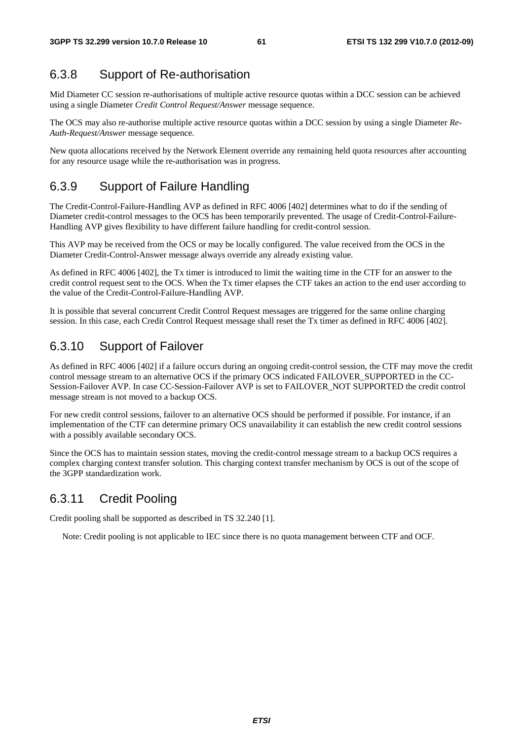### 6.3.8 Support of Re-authorisation

Mid Diameter CC session re-authorisations of multiple active resource quotas within a DCC session can be achieved using a single Diameter *Credit Control Request/Answer* message sequence.

The OCS may also re-authorise multiple active resource quotas within a DCC session by using a single Diameter *Re-Auth-Request/Answer* message sequence.

New quota allocations received by the Network Element override any remaining held quota resources after accounting for any resource usage while the re-authorisation was in progress.

### 6.3.9 Support of Failure Handling

The Credit-Control-Failure-Handling AVP as defined in RFC 4006 [402] determines what to do if the sending of Diameter credit-control messages to the OCS has been temporarily prevented. The usage of Credit-Control-Failure-Handling AVP gives flexibility to have different failure handling for credit-control session.

This AVP may be received from the OCS or may be locally configured. The value received from the OCS in the Diameter Credit-Control-Answer message always override any already existing value.

As defined in RFC 4006 [402], the Tx timer is introduced to limit the waiting time in the CTF for an answer to the credit control request sent to the OCS. When the Tx timer elapses the CTF takes an action to the end user according to the value of the Credit-Control-Failure-Handling AVP.

It is possible that several concurrent Credit Control Request messages are triggered for the same online charging session. In this case, each Credit Control Request message shall reset the Tx timer as defined in RFC 4006 [402].

### 6.3.10 Support of Failover

As defined in RFC 4006 [402] if a failure occurs during an ongoing credit-control session, the CTF may move the credit control message stream to an alternative OCS if the primary OCS indicated FAILOVER_SUPPORTED in the CC-Session-Failover AVP. In case CC-Session-Failover AVP is set to FAILOVER_NOT SUPPORTED the credit control message stream is not moved to a backup OCS.

For new credit control sessions, failover to an alternative OCS should be performed if possible. For instance, if an implementation of the CTF can determine primary OCS unavailability it can establish the new credit control sessions with a possibly available secondary OCS.

Since the OCS has to maintain session states, moving the credit-control message stream to a backup OCS requires a complex charging context transfer solution. This charging context transfer mechanism by OCS is out of the scope of the 3GPP standardization work.

### 6.3.11 Credit Pooling

Credit pooling shall be supported as described in TS 32.240 [1].

Note: Credit pooling is not applicable to IEC since there is no quota management between CTF and OCF.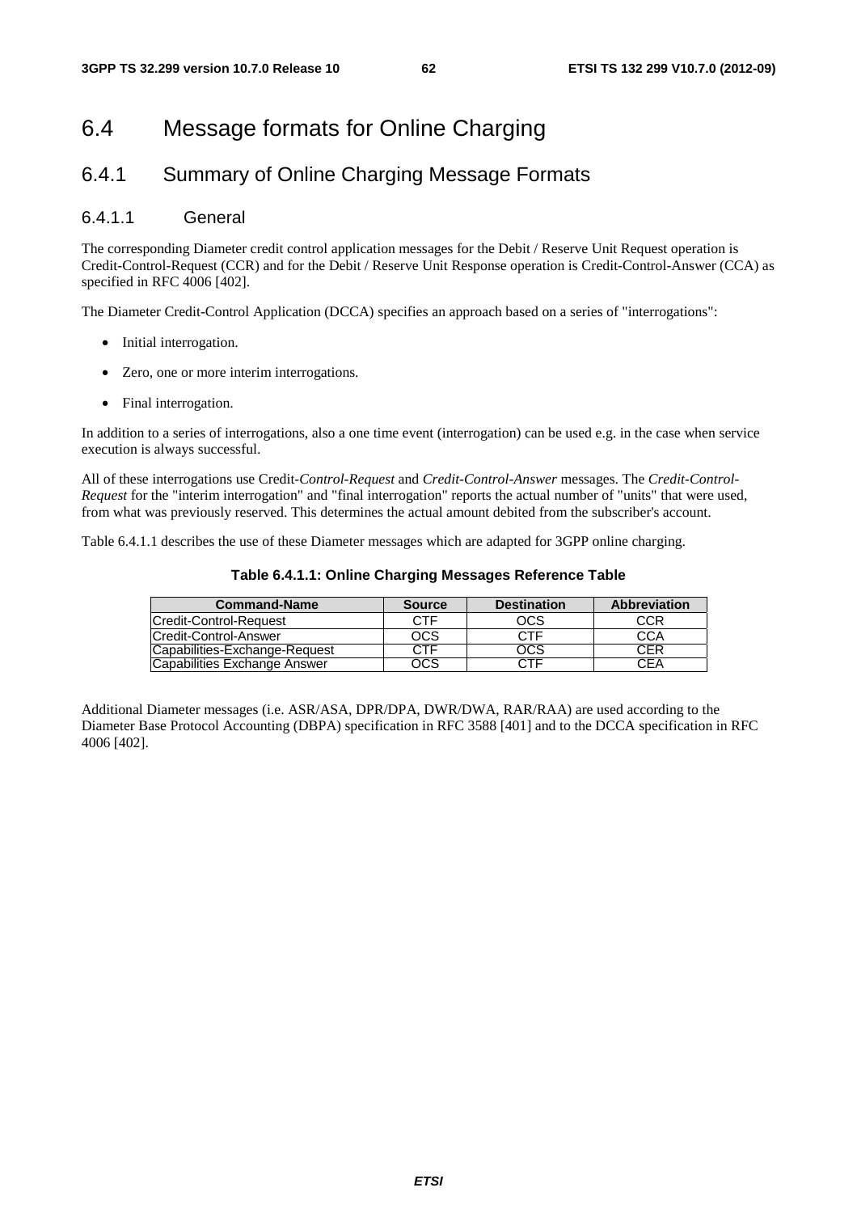# 6.4 Message formats for Online Charging

## 6.4.1 Summary of Online Charging Message Formats

### 6.4.1.1 General

The corresponding Diameter credit control application messages for the Debit / Reserve Unit Request operation is Credit-Control-Request (CCR) and for the Debit / Reserve Unit Response operation is Credit-Control-Answer (CCA) as specified in RFC 4006 [402].

The Diameter Credit-Control Application (DCCA) specifies an approach based on a series of "interrogations":

- Initial interrogation.
- Zero, one or more interim interrogations.
- Final interrogation.

In addition to a series of interrogations, also a one time event (interrogation) can be used e.g. in the case when service execution is always successful.

All of these interrogations use Credit-*Control-Request* and *Credit-Control-Answer* messages. The *Credit-Control-Request* for the "interim interrogation" and "final interrogation" reports the actual number of "units" that were used, from what was previously reserved. This determines the actual amount debited from the subscriber's account.

Table 6.4.1.1 describes the use of these Diameter messages which are adapted for 3GPP online charging.

**Table 6.4.1.1: Online Charging Messages Reference Table**

| Command-Name | Source | Destination | Abbreviation |
|---|---|---|---|
| Credit-Control-Request | CTF | OCS | CCR |
| Credit-Control-Answer | OCS | CTF | CCA |
| Capabilities-Exchange-Request | CTF | OCS | CER |
| Capabilities Exchange Answer | OCS | CTF | CEA |

Additional Diameter messages (i.e. ASR/ASA, DPR/DPA, DWR/DWA, RAR/RAA) are used according to the Diameter Base Protocol Accounting (DBPA) specification in RFC 3588 [401] and to the DCCA specification in RFC 4006 [402].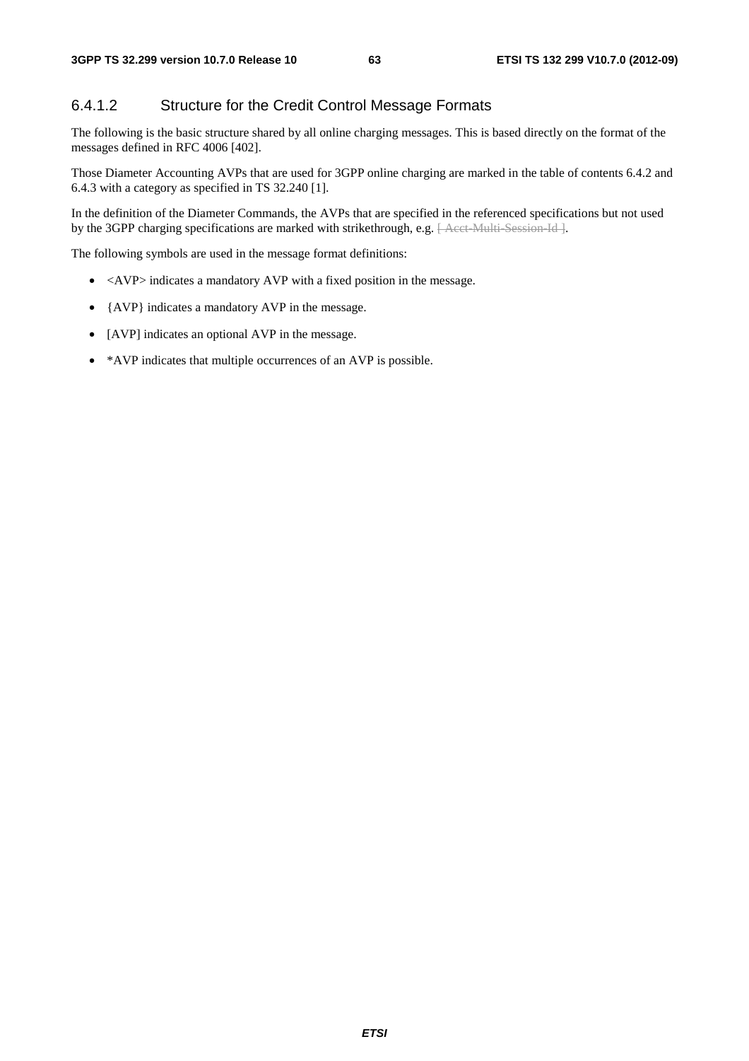### 6.4.1.2 Structure for the Credit Control Message Formats

The following is the basic structure shared by all online charging messages. This is based directly on the format of the messages defined in RFC 4006 [402].

Those Diameter Accounting AVPs that are used for 3GPP online charging are marked in the table of contents 6.4.2 and 6.4.3 with a category as specified in TS 32.240 [1].

In the definition of the Diameter Commands, the AVPs that are specified in the referenced specifications but not used by the 3GPP charging specifications are marked with strikethrough, e.g. ~~[ Acct-Multi-Session-Id ]~~.

The following symbols are used in the message format definitions:

- <AVP> indicates a mandatory AVP with a fixed position in the message.
- {AVP} indicates a mandatory AVP in the message.
- [AVP] indicates an optional AVP in the message.
- *AVP indicates that multiple occurrences of an AVP is possible.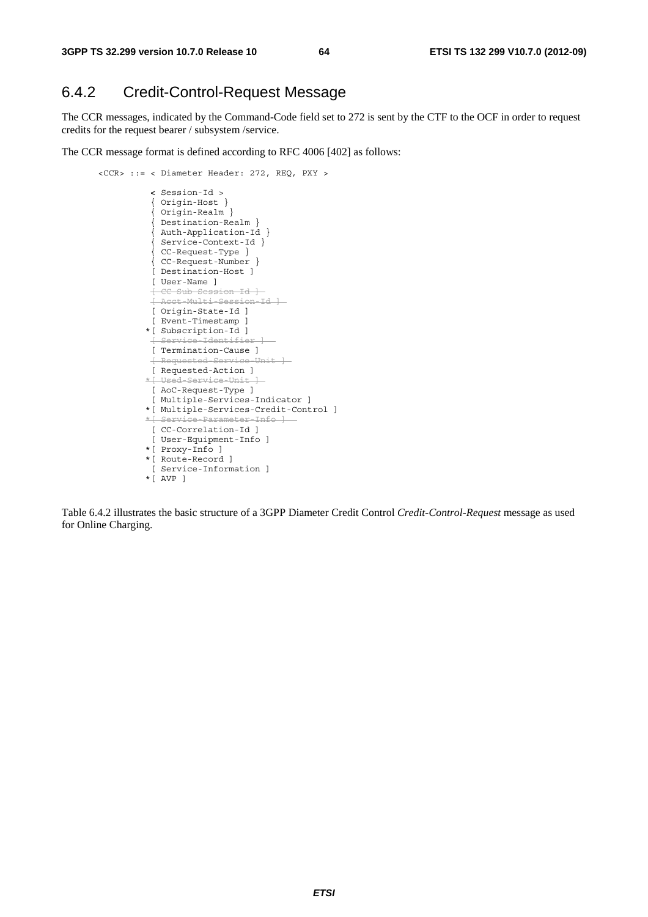## 6.4.2 Credit-Control-Request Message

The CCR messages, indicated by the Command-Code field set to 272 is sent by the CTF to the OCF in order to request credits for the request bearer / subsystem /service.

The CCR message format is defined according to RFC 4006 [402] as follows:

```
<CCR> ::= < Diameter Header: 272, REQ, PXY >

          < Session-Id >
          { Origin-Host }
          { Origin-Realm }
          { Destination-Realm }
          { Auth-Application-Id }
          { Service-Context-Id }
          { CC-Request-Type }
          { CC-Request-Number }
          [ Destination-Host ]
          [ User-Name ]
          [ CC-Sub-Session-Id ]
          [ Acct-Multi-Session-Id ]
          [ Origin-State-Id ]
          [ Event-Timestamp ]
         *[ Subscription-Id ]
          [ Service-Identifier ]
          [ Termination-Cause ]
          [ Requested-Service-Unit ]
          [ Requested-Action ]
         *[ Used-Service-Unit ]
          [ AoC-Request-Type ]
          [ Multiple-Services-Indicator ]
         *[ Multiple-Services-Credit-Control ]
         *[ Service-Parameter-Info ]
          [ CC-Correlation-Id ]
          [ User-Equipment-Info ]
         *[ Proxy-Info ]
         *[ Route-Record ]
          [ Service-Information ]
         *[ AVP ]
```

Table 6.4.2 illustrates the basic structure of a 3GPP Diameter Credit Control *Credit-Control-Request* message as used for Online Charging.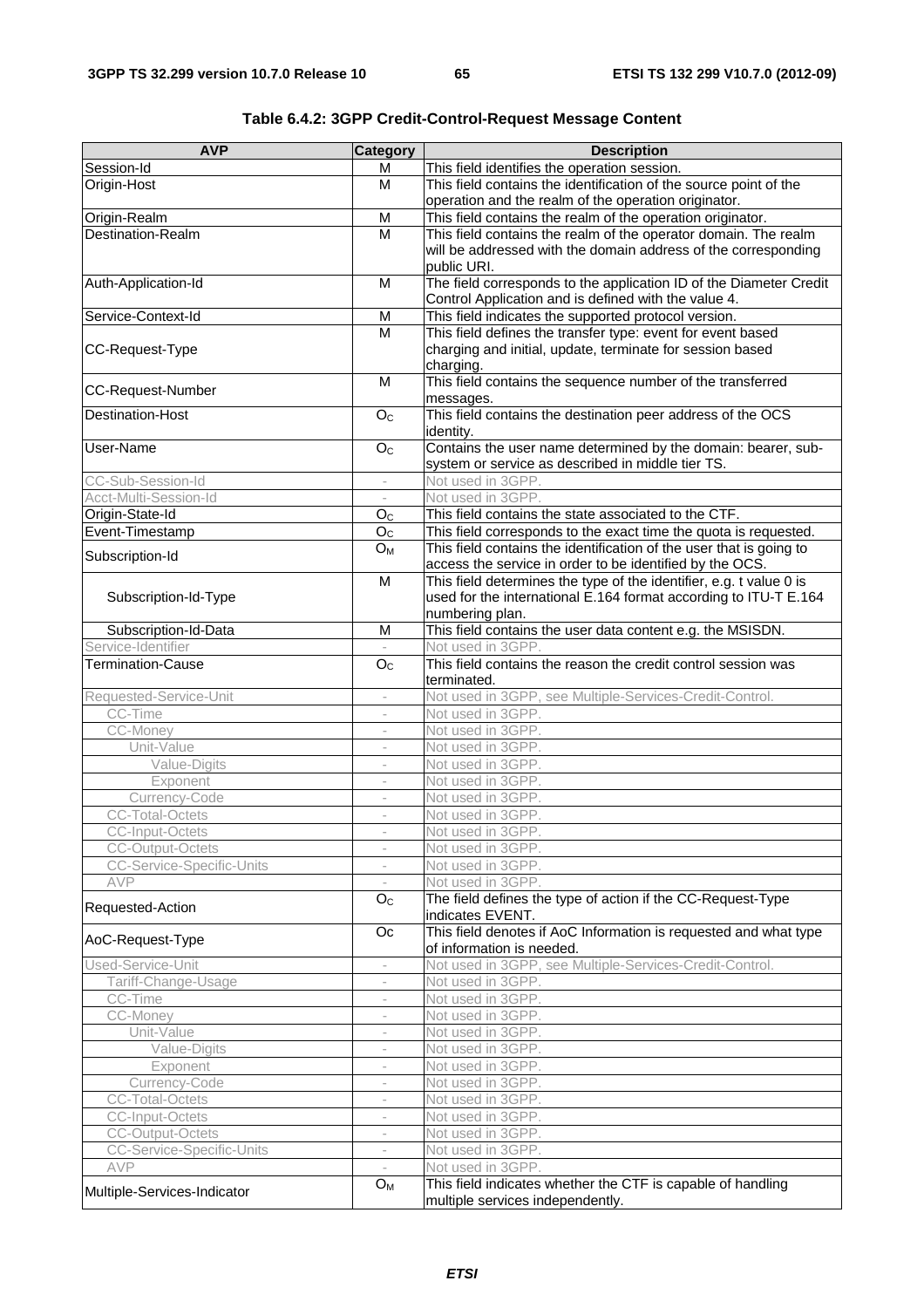**Table 6.4.2: 3GPP Credit-Control-Request Message Content**

| AVP | Category | Description |
|---|---|---|
| Session-Id | M | This field identifies the operation session. |
| Origin-Host | M | This field contains the identification of the source point of the operation and the realm of the operation originator. |
| Origin-Realm | M | This field contains the realm of the operation originator. |
| Destination-Realm | M | This field contains the realm of the operator domain. The realm will be addressed with the domain address of the corresponding public URI. |
| Auth-Application-Id | M | The field corresponds to the application ID of the Diameter Credit Control Application and is defined with the value 4. |
| Service-Context-Id | M | This field indicates the supported protocol version. |
| CC-Request-Type | M | This field defines the transfer type: event for event based charging and initial, update, terminate for session based charging. |
| CC-Request-Number | M | This field contains the sequence number of the transferred messages. |
| Destination-Host | $O_C$ | This field contains the destination peer address of the OCS identity. |
| User-Name | $O_C$ | Contains the user name determined by the domain: bearer, sub-system or service as described in middle tier TS. |
| CC-Sub-Session-Id | - | Not used in 3GPP. |
| Acct-Multi-Session-Id | - | Not used in 3GPP. |
| Origin-State-Id | $O_C$ | This field contains the state associated to the CTF. |
| Event-Timestamp | $O_C$ | This field corresponds to the exact time the quota is requested. |
| Subscription-Id | $O_M$ | This field contains the identification of the user that is going to access the service in order to be identified by the OCS. |
| Subscription-Id-Type | M | This field determines the type of the identifier, e.g. t value 0 is used for the international E.164 format according to ITU-T E.164 numbering plan. |
| Subscription-Id-Data | M | This field contains the user data content e.g. the MSISDN. |
| Service-Identifier | - | Not used in 3GPP. |
| Termination-Cause | $O_C$ | This field contains the reason the credit control session was terminated. |
| Requested-Service-Unit | - | Not used in 3GPP, see Multiple-Services-Credit-Control. |
| CC-Time | - | Not used in 3GPP. |
| CC-Money | - | Not used in 3GPP. |
| Unit-Value | - | Not used in 3GPP. |
| Value-Digits | - | Not used in 3GPP. |
| Exponent | - | Not used in 3GPP. |
| Currency-Code | - | Not used in 3GPP. |
| CC-Total-Octets | - | Not used in 3GPP. |
| CC-Input-Octets | - | Not used in 3GPP. |
| CC-Output-Octets | - | Not used in 3GPP. |
| CC-Service-Specific-Units | - | Not used in 3GPP. |
| AVP | - | Not used in 3GPP. |
| Requested-Action | $O_C$ | The field defines the type of action if the CC-Request-Type indicates EVENT. |
| AoC-Request-Type | Oc | This field denotes if AoC Information is requested and what type of information is needed. |
| Used-Service-Unit | - | Not used in 3GPP, see Multiple-Services-Credit-Control. |
| Tariff-Change-Usage | - | Not used in 3GPP. |
| CC-Time | - | Not used in 3GPP. |
| CC-Money | - | Not used in 3GPP. |
| Unit-Value | - | Not used in 3GPP. |
| Value-Digits | - | Not used in 3GPP. |
| Exponent | - | Not used in 3GPP. |
| Currency-Code | - | Not used in 3GPP. |
| CC-Total-Octets | - | Not used in 3GPP. |
| CC-Input-Octets | - | Not used in 3GPP. |
| CC-Output-Octets | - | Not used in 3GPP. |
| CC-Service-Specific-Units | - | Not used in 3GPP. |
| AVP | - | Not used in 3GPP. |
| Multiple-Services-Indicator | $O_M$ | This field indicates whether the CTF is capable of handling multiple services independently. |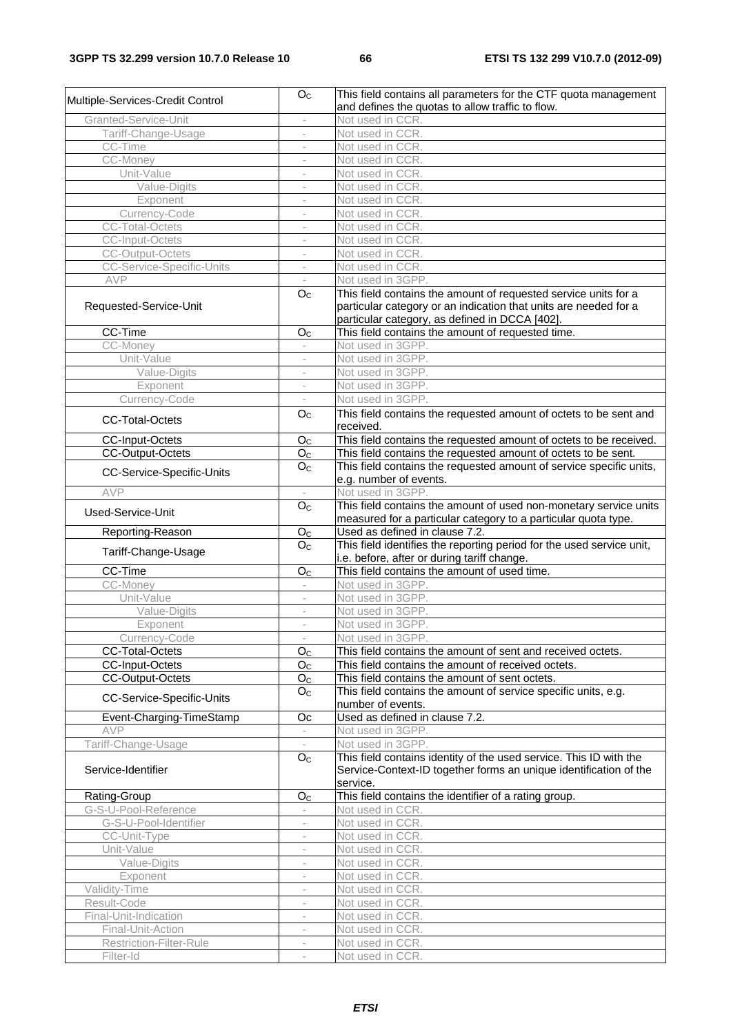| Multiple-Services-Credit Control | $O_C$ | This field contains all parameters for the CTF quota management and defines the quotas to allow traffic to flow. |
|---|---|---|
| Granted-Service-Unit | - | Not used in CCR. |
| Tariff-Change-Usage | - | Not used in CCR. |
| CC-Time | - | Not used in CCR. |
| CC-Money | - | Not used in CCR. |
| Unit-Value | - | Not used in CCR. |
| Value-Digits | - | Not used in CCR. |
| Exponent | - | Not used in CCR. |
| Currency-Code | - | Not used in CCR. |
| CC-Total-Octets | - | Not used in CCR. |
| CC-Input-Octets | - | Not used in CCR. |
| CC-Output-Octets | - | Not used in CCR. |
| CC-Service-Specific-Units | - | Not used in CCR. |
| AVP | - | Not used in 3GPP. |
| Requested-Service-Unit | $O_C$ | This field contains the amount of requested service units for a particular category or an indication that units are needed for a particular category, as defined in DCCA [402]. |
| CC-Time | $O_C$ | This field contains the amount of requested time. |
| CC-Money | - | Not used in 3GPP. |
| Unit-Value | - | Not used in 3GPP. |
| Value-Digits | - | Not used in 3GPP. |
| Exponent | - | Not used in 3GPP. |
| Currency-Code | - | Not used in 3GPP. |
| CC-Total-Octets | $O_C$ | This field contains the requested amount of octets to be sent and received. |
| CC-Input-Octets | $O_C$ | This field contains the requested amount of octets to be received. |
| CC-Output-Octets | $O_C$ | This field contains the requested amount of octets to be sent. |
| CC-Service-Specific-Units | $O_C$ | This field contains the requested amount of service specific units, e.g. number of events. |
| AVP | - | Not used in 3GPP. |
| Used-Service-Unit | $O_C$ | This field contains the amount of used non-monetary service units measured for a particular category to a particular quota type. |
| Reporting-Reason | $O_C$ | Used as defined in clause 7.2. |
| Tariff-Change-Usage | $O_C$ | This field identifies the reporting period for the used service unit, i.e. before, after or during tariff change. |
| CC-Time | $O_C$ | This field contains the amount of used time. |
| CC-Money | - | Not used in 3GPP. |
| Unit-Value | - | Not used in 3GPP. |
| Value-Digits | - | Not used in 3GPP. |
| Exponent | - | Not used in 3GPP. |
| Currency-Code | - | Not used in 3GPP. |
| CC-Total-Octets | $O_C$ | This field contains the amount of sent and received octets. |
| CC-Input-Octets | $O_C$ | This field contains the amount of received octets. |
| CC-Output-Octets | $O_C$ | This field contains the amount of sent octets. |
| CC-Service-Specific-Units | $O_C$ | This field contains the amount of service specific units, e.g. number of events. |
| Event-Charging-TimeStamp | Oc | Used as defined in clause 7.2. |
| AVP | - | Not used in 3GPP. |
| Tariff-Change-Usage | - | Not used in 3GPP. |
| Service-Identifier | $O_C$ | This field contains identity of the used service. This ID with the Service-Context-ID together forms an unique identification of the service. |
| Rating-Group | $O_C$ | This field contains the identifier of a rating group. |
| G-S-U-Pool-Reference | - | Not used in CCR. |
| G-S-U-Pool-Identifier | - | Not used in CCR. |
| CC-Unit-Type | - | Not used in CCR. |
| Unit-Value | - | Not used in CCR. |
| Value-Digits | - | Not used in CCR. |
| Exponent | - | Not used in CCR. |
| Validity-Time | - | Not used in CCR. |
| Result-Code | - | Not used in CCR. |
| Final-Unit-Indication | - | Not used in CCR. |
| Final-Unit-Action | - | Not used in CCR. |
| Restriction-Filter-Rule | - | Not used in CCR. |
| Filter-Id | - | Not used in CCR. |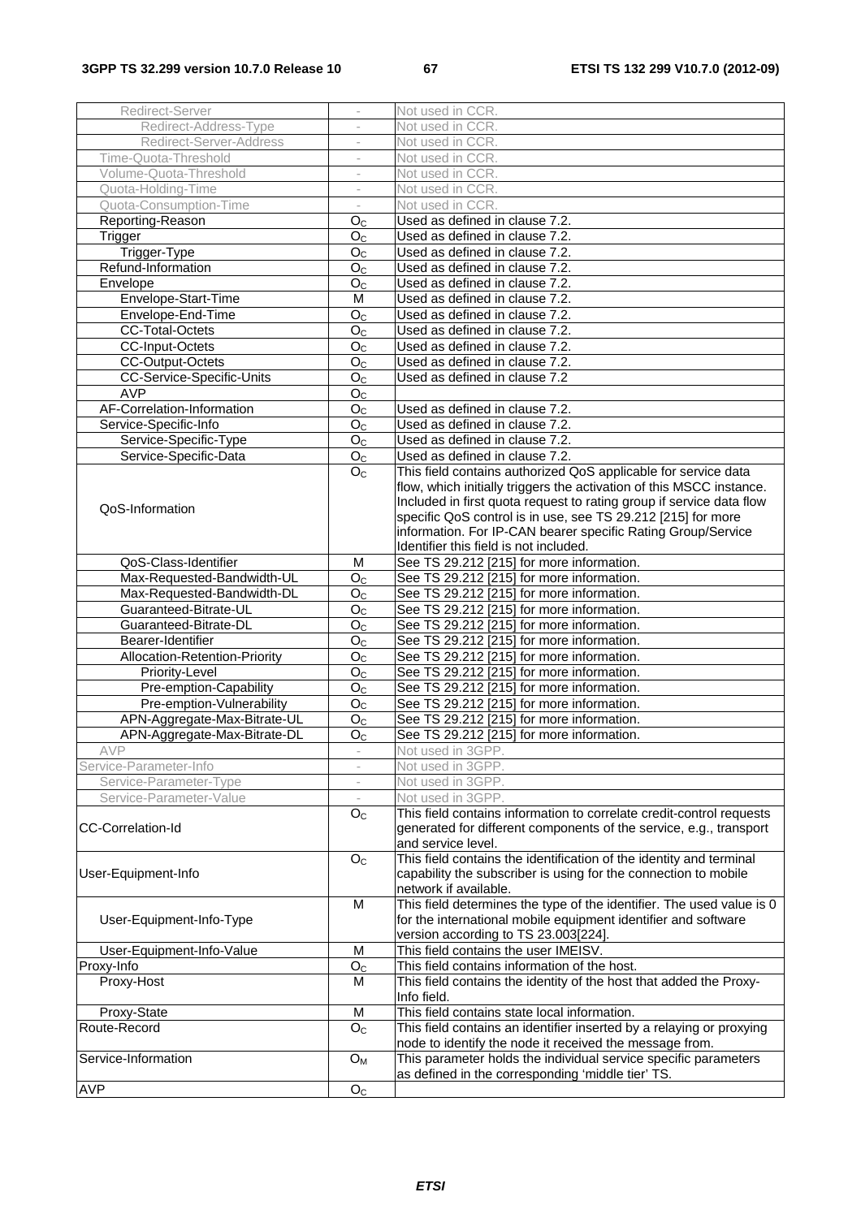| | | |
|---|---|---|
| Redirect-Server | - | Not used in CCR. |
| Redirect-Address-Type | - | Not used in CCR. |
| Redirect-Server-Address | - | Not used in CCR. |
| Time-Quota-Threshold | - | Not used in CCR. |
| Volume-Quota-Threshold | - | Not used in CCR. |
| Quota-Holding-Time | - | Not used in CCR. |
| Quota-Consumption-Time | - | Not used in CCR. |
| Reporting-Reason | $O_C$ | Used as defined in clause 7.2. |
| Trigger | $O_C$ | Used as defined in clause 7.2. |
| Trigger-Type | $O_C$ | Used as defined in clause 7.2. |
| Refund-Information | $O_C$ | Used as defined in clause 7.2. |
| Envelope | $O_C$ | Used as defined in clause 7.2. |
| Envelope-Start-Time | M | Used as defined in clause 7.2. |
| Envelope-End-Time | $O_C$ | Used as defined in clause 7.2. |
| CC-Total-Octets | $O_C$ | Used as defined in clause 7.2. |
| CC-Input-Octets | $O_C$ | Used as defined in clause 7.2. |
| CC-Output-Octets | $O_C$ | Used as defined in clause 7.2. |
| CC-Service-Specific-Units | $O_C$ | Used as defined in clause 7.2 |
| AVP | $O_C$ | |
| AF-Correlation-Information | $O_C$ | Used as defined in clause 7.2. |
| Service-Specific-Info | $O_C$ | Used as defined in clause 7.2. |
| Service-Specific-Type | $O_C$ | Used as defined in clause 7.2. |
| Service-Specific-Data | $O_C$ | Used as defined in clause 7.2. |
| QoS-Information | $O_C$ | This field contains authorized QoS applicable for service data flow, which initially triggers the activation of this MSCC instance. Included in first quota request to rating group if service data flow specific QoS control is in use, see TS 29.212 [215] for more information. For IP-CAN bearer specific Rating Group/Service Identifier this field is not included. |
| QoS-Class-Identifier | M | See TS 29.212 [215] for more information. |
| Max-Requested-Bandwidth-UL | $O_C$ | See TS 29.212 [215] for more information. |
| Max-Requested-Bandwidth-DL | $O_C$ | See TS 29.212 [215] for more information. |
| Guaranteed-Bitrate-UL | $O_C$ | See TS 29.212 [215] for more information. |
| Guaranteed-Bitrate-DL | $O_C$ | See TS 29.212 [215] for more information. |
| Bearer-Identifier | $O_C$ | See TS 29.212 [215] for more information. |
| Allocation-Retention-Priority | $O_C$ | See TS 29.212 [215] for more information. |
| Priority-Level | $O_C$ | See TS 29.212 [215] for more information. |
| Pre-emption-Capability | $O_C$ | See TS 29.212 [215] for more information. |
| Pre-emption-Vulnerability | $O_C$ | See TS 29.212 [215] for more information. |
| APN-Aggregate-Max-Bitrate-UL | $O_C$ | See TS 29.212 [215] for more information. |
| APN-Aggregate-Max-Bitrate-DL | $O_C$ | See TS 29.212 [215] for more information. |
| AVP | - | Not used in 3GPP. |
| Service-Parameter-Info | - | Not used in 3GPP. |
| Service-Parameter-Type | - | Not used in 3GPP. |
| Service-Parameter-Value | - | Not used in 3GPP. |
| CC-Correlation-Id | $O_C$ | This field contains information to correlate credit-control requests generated for different components of the service, e.g., transport and service level. |
| User-Equipment-Info | $O_C$ | This field contains the identification of the identity and terminal capability the subscriber is using for the connection to mobile network if available. |
| User-Equipment-Info-Type | M | This field determines the type of the identifier. The used value is 0 for the international mobile equipment identifier and software version according to TS 23.003[224]. |
| User-Equipment-Info-Value | M | This field contains the user IMEISV. |
| Proxy-Info | $O_C$ | This field contains information of the host. |
| Proxy-Host | M | This field contains the identity of the host that added the Proxy-Info field. |
| Proxy-State | M | This field contains state local information. |
| Route-Record | $O_C$ | This field contains an identifier inserted by a relaying or proxying node to identify the node it received the message from. |
| Service-Information | $O_M$ | This parameter holds the individual service specific parameters as defined in the corresponding 'middle tier' TS. |
| AVP | $O_C$ | |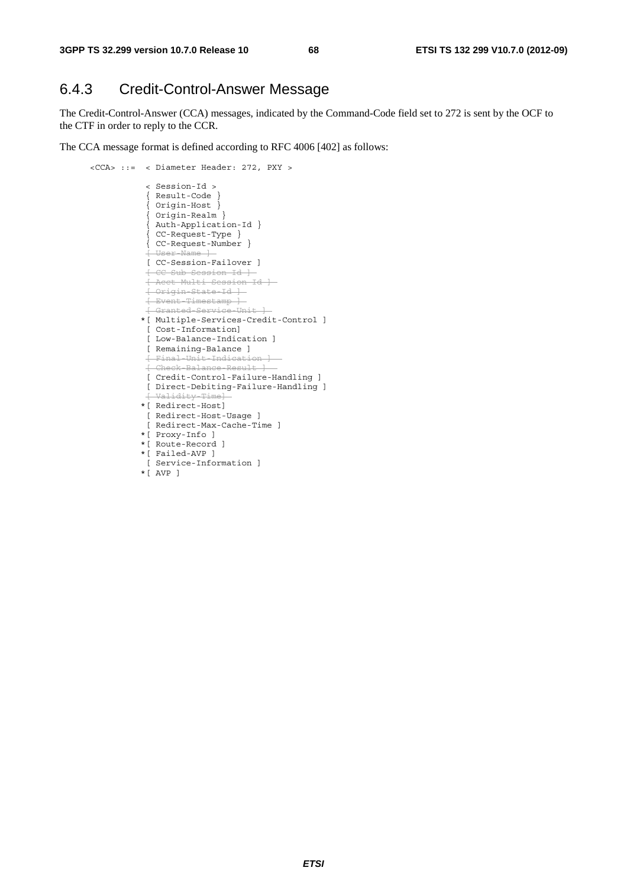### 6.4.3 Credit-Control-Answer Message

The Credit-Control-Answer (CCA) messages, indicated by the Command-Code field set to 272 is sent by the OCF to the CTF in order to reply to the CCR.

The CCA message format is defined according to RFC 4006 [402] as follows:

```
<CCA> ::=  < Diameter Header: 272, PXY >

            < Session-Id >
            { Result-Code }
            { Origin-Host }
            { Origin-Realm }
            { Auth-Application-Id }
            { CC-Request-Type }
            { CC-Request-Number }
            [ User-Name ]
            [ CC-Session-Failover ]
            [ CC-Sub-Session-Id ]
            [ Acct-Multi-Session-Id ]
            [ Origin-State-Id ]
            [ Event-Timestamp ]
            [ Granted-Service-Unit ]
           *[ Multiple-Services-Credit-Control ]
            [ Cost-Information]
            [ Low-Balance-Indication ]
            [ Remaining-Balance ]
            [ Final-Unit-Indication ]
            [ Check-Balance-Result ]
            [ Credit-Control-Failure-Handling ]
            [ Direct-Debiting-Failure-Handling ]
            [ Validity-Time]
           *[ Redirect-Host]
            [ Redirect-Host-Usage ]
            [ Redirect-Max-Cache-Time ]
           *[ Proxy-Info ]
           *[ Route-Record ]
           *[ Failed-AVP ]
            [ Service-Information ]
           *[ AVP ]
```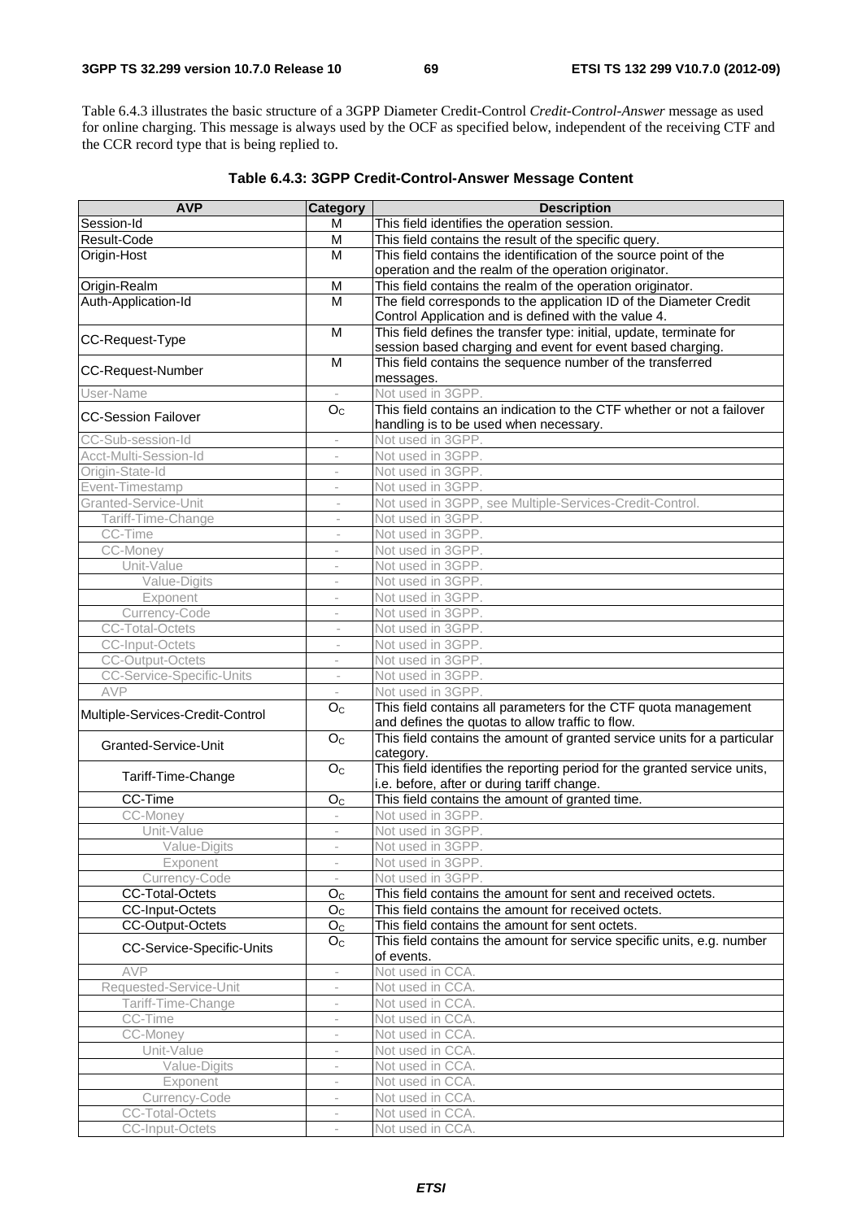Table 6.4.3 illustrates the basic structure of a 3GPP Diameter Credit-Control *Credit-Control-Answer* message as used for online charging. This message is always used by the OCF as specified below, independent of the receiving CTF and the CCR record type that is being replied to.

**Table 6.4.3: 3GPP Credit-Control-Answer Message Content**

| AVP | Category | Description |
|---|---|---|
| Session-Id | M | This field identifies the operation session. |
| Result-Code | M | This field contains the result of the specific query. |
| Origin-Host | M | This field contains the identification of the source point of the operation and the realm of the operation originator. |
| Origin-Realm | M | This field contains the realm of the operation originator. |
| Auth-Application-Id | M | The field corresponds to the application ID of the Diameter Credit Control Application and is defined with the value 4. |
| CC-Request-Type | M | This field defines the transfer type: initial, update, terminate for session based charging and event for event based charging. |
| CC-Request-Number | M | This field contains the sequence number of the transferred messages. |
| User-Name | - | Not used in 3GPP. |
| CC-Session Failover | $O_C$ | This field contains an indication to the CTF whether or not a failover handling is to be used when necessary. |
| CC-Sub-session-Id | - | Not used in 3GPP. |
| Acct-Multi-Session-Id | - | Not used in 3GPP. |
| Origin-State-Id | - | Not used in 3GPP. |
| Event-Timestamp | - | Not used in 3GPP. |
| Granted-Service-Unit | - | Not used in 3GPP, see Multiple-Services-Credit-Control. |
| Tariff-Time-Change | - | Not used in 3GPP. |
| CC-Time | - | Not used in 3GPP. |
| CC-Money | - | Not used in 3GPP. |
| Unit-Value | - | Not used in 3GPP. |
| Value-Digits | - | Not used in 3GPP. |
| Exponent | - | Not used in 3GPP. |
| Currency-Code | - | Not used in 3GPP. |
| CC-Total-Octets | - | Not used in 3GPP. |
| CC-Input-Octets | - | Not used in 3GPP. |
| CC-Output-Octets | - | Not used in 3GPP. |
| CC-Service-Specific-Units | - | Not used in 3GPP. |
| AVP | - | Not used in 3GPP. |
| Multiple-Services-Credit-Control | $O_C$ | This field contains all parameters for the CTF quota management and defines the quotas to allow traffic to flow. |
| Granted-Service-Unit | $O_C$ | This field contains the amount of granted service units for a particular category. |
| Tariff-Time-Change | $O_C$ | This field identifies the reporting period for the granted service units, i.e. before, after or during tariff change. |
| CC-Time | $O_C$ | This field contains the amount of granted time. |
| CC-Money | - | Not used in 3GPP. |
| Unit-Value | - | Not used in 3GPP. |
| Value-Digits | - | Not used in 3GPP. |
| Exponent | - | Not used in 3GPP. |
| Currency-Code | - | Not used in 3GPP. |
| CC-Total-Octets | $O_C$ | This field contains the amount for sent and received octets. |
| CC-Input-Octets | $O_C$ | This field contains the amount for received octets. |
| CC-Output-Octets | $O_C$ | This field contains the amount for sent octets. |
| CC-Service-Specific-Units | $O_C$ | This field contains the amount for service specific units, e.g. number of events. |
| AVP | - | Not used in CCA. |
| Requested-Service-Unit | - | Not used in CCA. |
| Tariff-Time-Change | - | Not used in CCA. |
| CC-Time | - | Not used in CCA. |
| CC-Money | - | Not used in CCA. |
| Unit-Value | - | Not used in CCA. |
| Value-Digits | - | Not used in CCA. |
| Exponent | - | Not used in CCA. |
| Currency-Code | - | Not used in CCA. |
| CC-Total-Octets | - | Not used in CCA. |
| CC-Input-Octets | - | Not used in CCA. |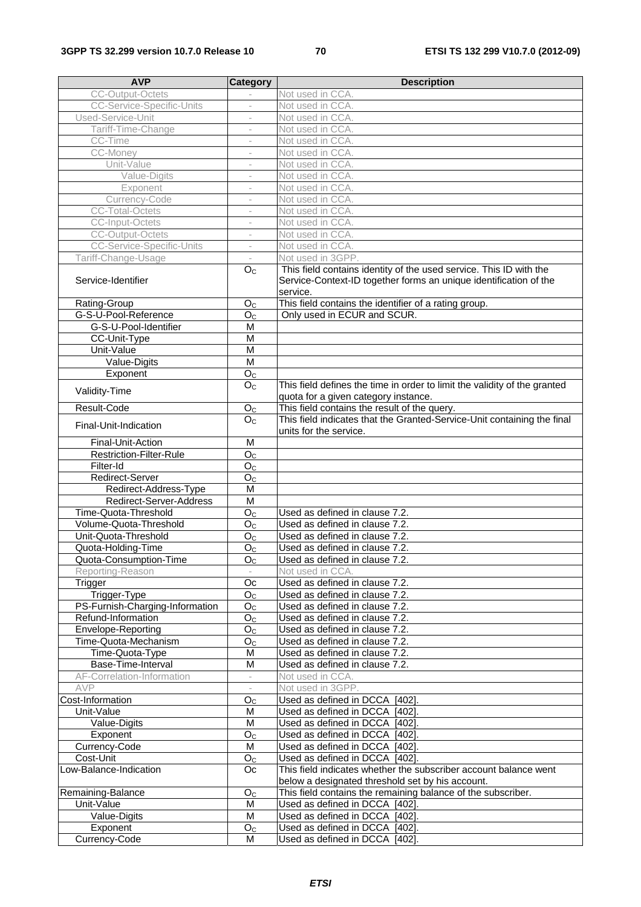| AVP | Category | Description |
|---|---|---|
| CC-Output-Octets | - | Not used in CCA. |
| CC-Service-Specific-Units | - | Not used in CCA. |
| Used-Service-Unit | - | Not used in CCA. |
| Tariff-Time-Change | - | Not used in CCA. |
| CC-Time | - | Not used in CCA. |
| CC-Money | - | Not used in CCA. |
| Unit-Value | - | Not used in CCA. |
| Value-Digits | - | Not used in CCA. |
| Exponent | - | Not used in CCA. |
| Currency-Code | - | Not used in CCA. |
| CC-Total-Octets | - | Not used in CCA. |
| CC-Input-Octets | - | Not used in CCA. |
| CC-Output-Octets | - | Not used in CCA. |
| CC-Service-Specific-Units | - | Not used in CCA. |
| Tariff-Change-Usage | - | Not used in 3GPP. |
| Service-Identifier | $O_C$ | This field contains identity of the used service. This ID with the Service-Context-ID together forms an unique identification of the service. |
| Rating-Group | $O_C$ | This field contains the identifier of a rating group. |
| G-S-U-Pool-Reference | $O_C$ | Only used in ECUR and SCUR. |
| G-S-U-Pool-Identifier | M | |
| CC-Unit-Type | M | |
| Unit-Value | M | |
| Value-Digits | M | |
| Exponent | $O_C$ | |
| Validity-Time | $O_C$ | This field defines the time in order to limit the validity of the granted quota for a given category instance. |
| Result-Code | $O_C$ | This field contains the result of the query. |
| Final-Unit-Indication | $O_C$ | This field indicates that the Granted-Service-Unit containing the final units for the service. |
| Final-Unit-Action | M | |
| Restriction-Filter-Rule | $O_C$ | |
| Filter-Id | $O_C$ | |
| Redirect-Server | $O_C$ | |
| Redirect-Address-Type | M | |
| Redirect-Server-Address | M | |
| Time-Quota-Threshold | $O_C$ | Used as defined in clause 7.2. |
| Volume-Quota-Threshold | $O_C$ | Used as defined in clause 7.2. |
| Unit-Quota-Threshold | $O_C$ | Used as defined in clause 7.2. |
| Quota-Holding-Time | $O_C$ | Used as defined in clause 7.2. |
| Quota-Consumption-Time | $O_C$ | Used as defined in clause 7.2. |
| Reporting-Reason | - | Not used in CCA. |
| Trigger | Oc | Used as defined in clause 7.2. |
| Trigger-Type | $O_C$ | Used as defined in clause 7.2. |
| PS-Furnish-Charging-Information | $O_C$ | Used as defined in clause 7.2. |
| Refund-Information | $O_C$ | Used as defined in clause 7.2. |
| Envelope-Reporting | $O_C$ | Used as defined in clause 7.2. |
| Time-Quota-Mechanism | $O_C$ | Used as defined in clause 7.2. |
| Time-Quota-Type | M | Used as defined in clause 7.2. |
| Base-Time-Interval | M | Used as defined in clause 7.2. |
| AF-Correlation-Information | - | Not used in CCA. |
| AVP | - | Not used in 3GPP. |
| Cost-Information | $O_C$ | Used as defined in DCCA [402]. |
| Unit-Value | M | Used as defined in DCCA [402]. |
| Value-Digits | M | Used as defined in DCCA [402]. |
| Exponent | $O_C$ | Used as defined in DCCA [402]. |
| Currency-Code | M | Used as defined in DCCA [402]. |
| Cost-Unit | $O_C$ | Used as defined in DCCA [402]. |
| Low-Balance-Indication | Oc | This field indicates whether the subscriber account balance went below a designated threshold set by his account. |
| Remaining-Balance | $O_C$ | This field contains the remaining balance of the subscriber. |
| Unit-Value | M | Used as defined in DCCA [402]. |
| Value-Digits | M | Used as defined in DCCA [402]. |
| Exponent | $O_C$ | Used as defined in DCCA [402]. |
| Currency-Code | M | Used as defined in DCCA [402]. |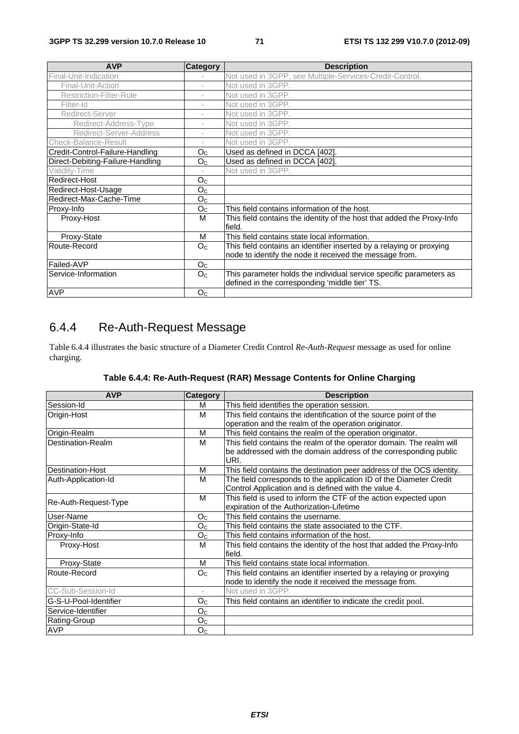| AVP | Category | Description |
|---|---|---|
| Final-Unit-Indication | - | Not used in 3GPP, see Multiple-Services-Credit-Control. |
| Final-Unit-Action | - | Not used in 3GPP. |
| Restriction-Filter-Rule | - | Not used in 3GPP. |
| Filter-Id | - | Not used in 3GPP. |
| Redirect-Server | - | Not used in 3GPP. |
| Redirect-Address-Type | - | Not used in 3GPP. |
| Redirect-Server-Address | - | Not used in 3GPP. |
| Check-Balance-Result | - | Not used in 3GPP. |
| Credit-Control-Failure-Handling | $O_C$ | Used as defined in DCCA [402]. |
| Direct-Debiting-Failure-Handling | $O_C$ | Used as defined in DCCA [402]. |
| Validity-Time | - | Not used in 3GPP. |
| Redirect-Host | $O_C$ | |
| Redirect-Host-Usage | $O_C$ | |
| Redirect-Max-Cache-Time | $O_C$ | |
| Proxy-Info | $O_C$ | This field contains information of the host. |
| Proxy-Host | M | This field contains the identity of the host that added the Proxy-Info field. |
| Proxy-State | M | This field contains state local information. |
| Route-Record | $O_C$ | This field contains an identifier inserted by a relaying or proxying node to identify the node it received the message from. |
| Failed-AVP | $O_C$ | |
| Service-Information | $O_C$ | This parameter holds the individual service specific parameters as defined in the corresponding 'middle tier' TS. |
| AVP | $O_C$ | |

## 6.4.4 Re-Auth-Request Message

Table 6.4.4 illustrates the basic structure of a Diameter Credit Control *Re-Auth-Request* message as used for online charging.

**Table 6.4.4: Re-Auth-Request (RAR) Message Contents for Online Charging**

| AVP | Category | Description |
|---|---|---|
| Session-Id | M | This field identifies the operation session. |
| Origin-Host | M | This field contains the identification of the source point of the operation and the realm of the operation originator. |
| Origin-Realm | M | This field contains the realm of the operation originator. |
| Destination-Realm | M | This field contains the realm of the operator domain. The realm will be addressed with the domain address of the corresponding public URI. |
| Destination-Host | M | This field contains the destination peer address of the OCS identity. |
| Auth-Application-Id | M | The field corresponds to the application ID of the Diameter Credit Control Application and is defined with the value 4. |
| Re-Auth-Request-Type | M | This field is used to inform the CTF of the action expected upon expiration of the Authorization-Lifetime |
| User-Name | $O_C$ | This field contains the username. |
| Origin-State-Id | $O_C$ | This field contains the state associated to the CTF. |
| Proxy-Info | $O_C$ | This field contains information of the host. |
| Proxy-Host | M | This field contains the identity of the host that added the Proxy-Info field. |
| Proxy-State | M | This field contains state local information. |
| Route-Record | $O_C$ | This field contains an identifier inserted by a relaying or proxying node to identify the node it received the message from. |
| CC-Sub-Session-Id | - | Not used in 3GPP. |
| G-S-U-Pool-Identifier | $O_C$ | This field contains an identifier to indicate the credit pool. |
| Service-Identifier | $O_C$ | |
| Rating-Group | $O_C$ | |
| AVP | $O_C$ | |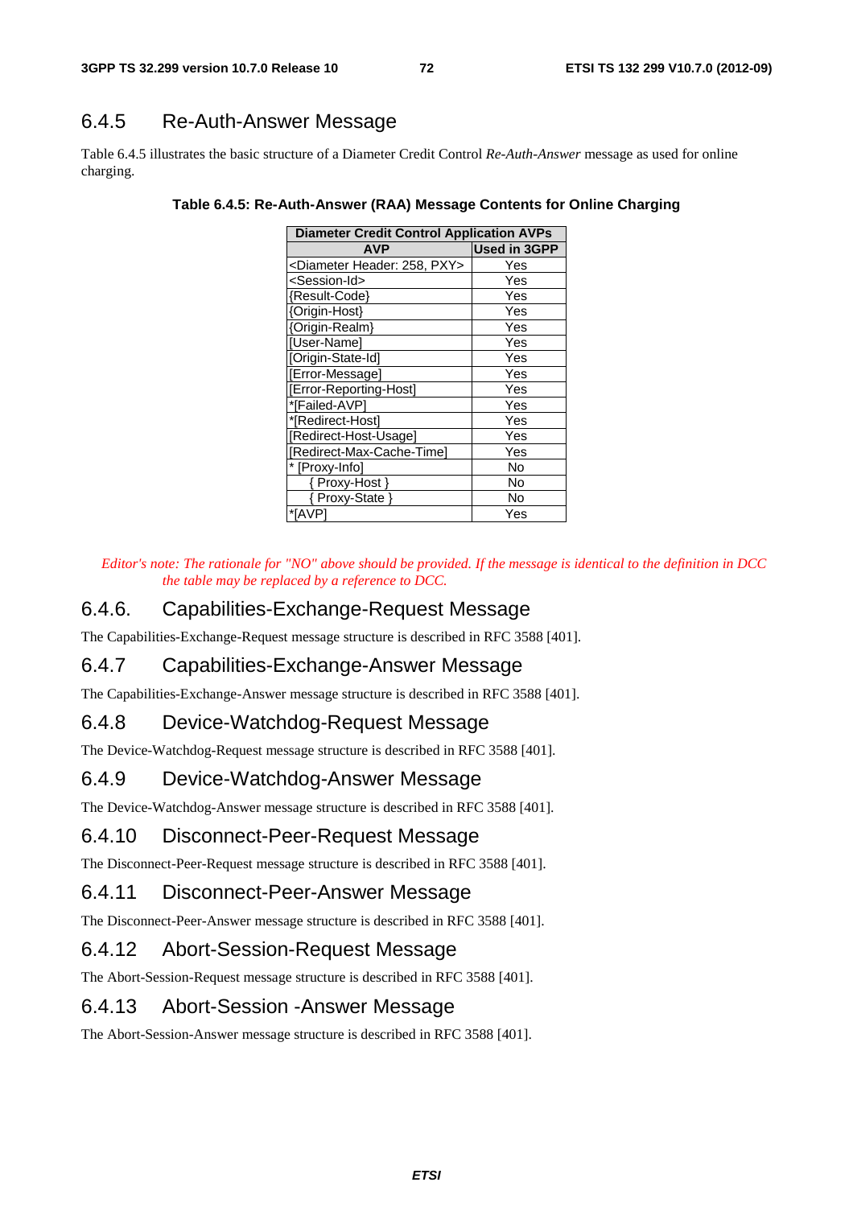## 6.4.5 Re-Auth-Answer Message

Table 6.4.5 illustrates the basic structure of a Diameter Credit Control *Re-Auth-Answer* message as used for online charging.

**Table 6.4.5: Re-Auth-Answer (RAA) Message Contents for Online Charging**

| Diameter Credit Control Application AVPs | |
|---|---|
| **AVP** | **Used in 3GPP** |
| <Diameter Header: 258, PXY> | Yes |
| <Session-Id> | Yes |
| {Result-Code} | Yes |
| {Origin-Host} | Yes |
| {Origin-Realm} | Yes |
| [User-Name] | Yes |
| [Origin-State-Id] | Yes |
| [Error-Message] | Yes |
| [Error-Reporting-Host] | Yes |
| *[Failed-AVP] | Yes |
| *[Redirect-Host] | Yes |
| [Redirect-Host-Usage] | Yes |
| [Redirect-Max-Cache-Time] | Yes |
| * [Proxy-Info] | No |
| { Proxy-Host } | No |
| { Proxy-State } | No |
| *[AVP] | Yes |

*Editor's note: The rationale for "NO" above should be provided. If the message is identical to the definition in DCC the table may be replaced by a reference to DCC.*

## 6.4.6. Capabilities-Exchange-Request Message

The Capabilities-Exchange-Request message structure is described in RFC 3588 [401].

## 6.4.7 Capabilities-Exchange-Answer Message

The Capabilities-Exchange-Answer message structure is described in RFC 3588 [401].

## 6.4.8 Device-Watchdog-Request Message

The Device-Watchdog-Request message structure is described in RFC 3588 [401].

## 6.4.9 Device-Watchdog-Answer Message

The Device-Watchdog-Answer message structure is described in RFC 3588 [401].

## 6.4.10 Disconnect-Peer-Request Message

The Disconnect-Peer-Request message structure is described in RFC 3588 [401].

## 6.4.11 Disconnect-Peer-Answer Message

The Disconnect-Peer-Answer message structure is described in RFC 3588 [401].

## 6.4.12 Abort-Session-Request Message

The Abort-Session-Request message structure is described in RFC 3588 [401].

## 6.4.13 Abort-Session -Answer Message

The Abort-Session-Answer message structure is described in RFC 3588 [401].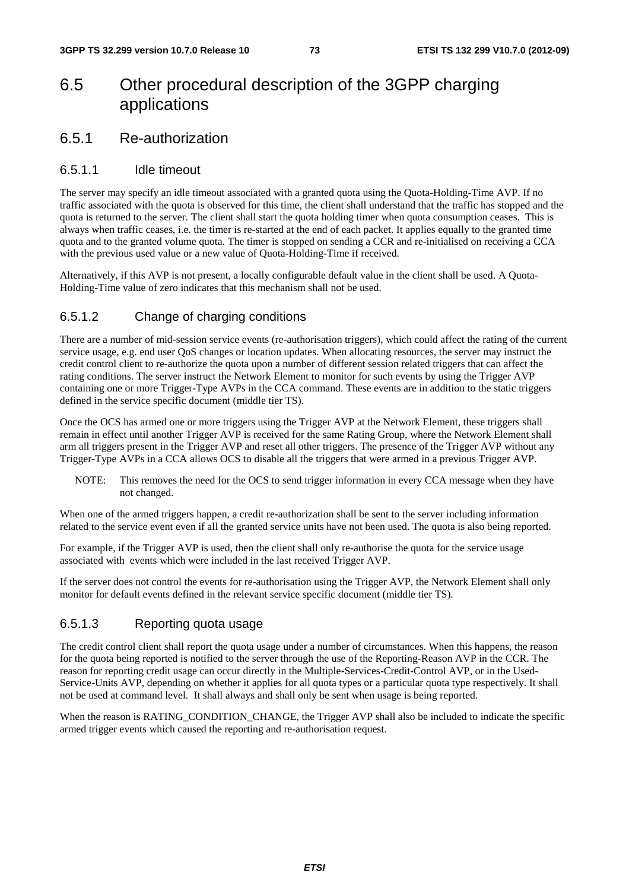# 6.5 Other procedural description of the 3GPP charging applications

## 6.5.1 Re-authorization

### 6.5.1.1 Idle timeout

The server may specify an idle timeout associated with a granted quota using the Quota-Holding-Time AVP. If no traffic associated with the quota is observed for this time, the client shall understand that the traffic has stopped and the quota is returned to the server. The client shall start the quota holding timer when quota consumption ceases. This is always when traffic ceases, i.e. the timer is re-started at the end of each packet. It applies equally to the granted time quota and to the granted volume quota. The timer is stopped on sending a CCR and re-initialised on receiving a CCA with the previous used value or a new value of Quota-Holding-Time if received.

Alternatively, if this AVP is not present, a locally configurable default value in the client shall be used. A Quota-Holding-Time value of zero indicates that this mechanism shall not be used.

### 6.5.1.2 Change of charging conditions

There are a number of mid-session service events (re-authorisation triggers), which could affect the rating of the current service usage, e.g. end user QoS changes or location updates. When allocating resources, the server may instruct the credit control client to re-authorize the quota upon a number of different session related triggers that can affect the rating conditions. The server instruct the Network Element to monitor for such events by using the Trigger AVP containing one or more Trigger-Type AVPs in the CCA command. These events are in addition to the static triggers defined in the service specific document (middle tier TS).

Once the OCS has armed one or more triggers using the Trigger AVP at the Network Element, these triggers shall remain in effect until another Trigger AVP is received for the same Rating Group, where the Network Element shall arm all triggers present in the Trigger AVP and reset all other triggers. The presence of the Trigger AVP without any Trigger-Type AVPs in a CCA allows OCS to disable all the triggers that were armed in a previous Trigger AVP.

NOTE: This removes the need for the OCS to send trigger information in every CCA message when they have not changed.

When one of the armed triggers happen, a credit re-authorization shall be sent to the server including information related to the service event even if all the granted service units have not been used. The quota is also being reported.

For example, if the Trigger AVP is used, then the client shall only re-authorise the quota for the service usage associated with events which were included in the last received Trigger AVP.

If the server does not control the events for re-authorisation using the Trigger AVP, the Network Element shall only monitor for default events defined in the relevant service specific document (middle tier TS).

### 6.5.1.3 Reporting quota usage

The credit control client shall report the quota usage under a number of circumstances. When this happens, the reason for the quota being reported is notified to the server through the use of the Reporting-Reason AVP in the CCR. The reason for reporting credit usage can occur directly in the Multiple-Services-Credit-Control AVP, or in the Used-Service-Units AVP, depending on whether it applies for all quota types or a particular quota type respectively. It shall not be used at command level. It shall always and shall only be sent when usage is being reported.

When the reason is RATING_CONDITION_CHANGE, the Trigger AVP shall also be included to indicate the specific armed trigger events which caused the reporting and re-authorisation request.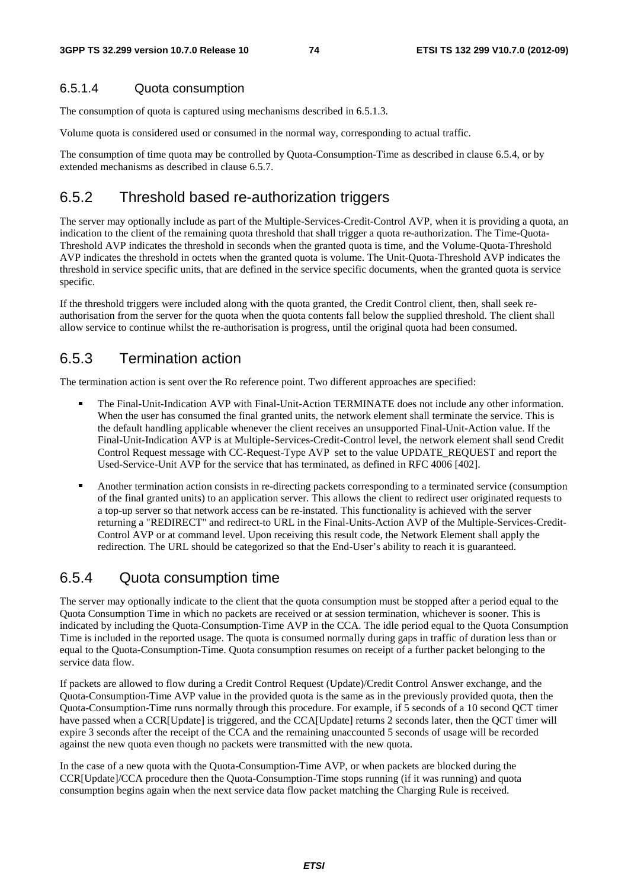#### 6.5.1.4 Quota consumption

The consumption of quota is captured using mechanisms described in 6.5.1.3.

Volume quota is considered used or consumed in the normal way, corresponding to actual traffic.

The consumption of time quota may be controlled by Quota-Consumption-Time as described in clause 6.5.4, or by extended mechanisms as described in clause 6.5.7.

### 6.5.2 Threshold based re-authorization triggers

The server may optionally include as part of the Multiple-Services-Credit-Control AVP, when it is providing a quota, an indication to the client of the remaining quota threshold that shall trigger a quota re-authorization. The Time-Quota-Threshold AVP indicates the threshold in seconds when the granted quota is time, and the Volume-Quota-Threshold AVP indicates the threshold in octets when the granted quota is volume. The Unit-Quota-Threshold AVP indicates the threshold in service specific units, that are defined in the service specific documents, when the granted quota is service specific.

If the threshold triggers were included along with the quota granted, the Credit Control client, then, shall seek re-authorisation from the server for the quota when the quota contents fall below the supplied threshold. The client shall allow service to continue whilst the re-authorisation is progress, until the original quota had been consumed.

### 6.5.3 Termination action

The termination action is sent over the Ro reference point. Two different approaches are specified:

- The Final-Unit-Indication AVP with Final-Unit-Action TERMINATE does not include any other information. When the user has consumed the final granted units, the network element shall terminate the service. This is the default handling applicable whenever the client receives an unsupported Final-Unit-Action value. If the Final-Unit-Indication AVP is at Multiple-Services-Credit-Control level, the network element shall send Credit Control Request message with CC-Request-Type AVP set to the value UPDATE_REQUEST and report the Used-Service-Unit AVP for the service that has terminated, as defined in RFC 4006 [402].
- Another termination action consists in re-directing packets corresponding to a terminated service (consumption of the final granted units) to an application server. This allows the client to redirect user originated requests to a top-up server so that network access can be re-instated. This functionality is achieved with the server returning a "REDIRECT" and redirect-to URL in the Final-Units-Action AVP of the Multiple-Services-Credit-Control AVP or at command level. Upon receiving this result code, the Network Element shall apply the redirection. The URL should be categorized so that the End-User's ability to reach it is guaranteed.

### 6.5.4 Quota consumption time

The server may optionally indicate to the client that the quota consumption must be stopped after a period equal to the Quota Consumption Time in which no packets are received or at session termination, whichever is sooner. This is indicated by including the Quota-Consumption-Time AVP in the CCA. The idle period equal to the Quota Consumption Time is included in the reported usage. The quota is consumed normally during gaps in traffic of duration less than or equal to the Quota-Consumption-Time. Quota consumption resumes on receipt of a further packet belonging to the service data flow.

If packets are allowed to flow during a Credit Control Request (Update)/Credit Control Answer exchange, and the Quota-Consumption-Time AVP value in the provided quota is the same as in the previously provided quota, then the Quota-Consumption-Time runs normally through this procedure. For example, if 5 seconds of a 10 second QCT timer have passed when a CCR[Update] is triggered, and the CCA[Update] returns 2 seconds later, then the QCT timer will expire 3 seconds after the receipt of the CCA and the remaining unaccounted 5 seconds of usage will be recorded against the new quota even though no packets were transmitted with the new quota.

In the case of a new quota with the Quota-Consumption-Time AVP, or when packets are blocked during the CCR[Update]/CCA procedure then the Quota-Consumption-Time stops running (if it was running) and quota consumption begins again when the next service data flow packet matching the Charging Rule is received.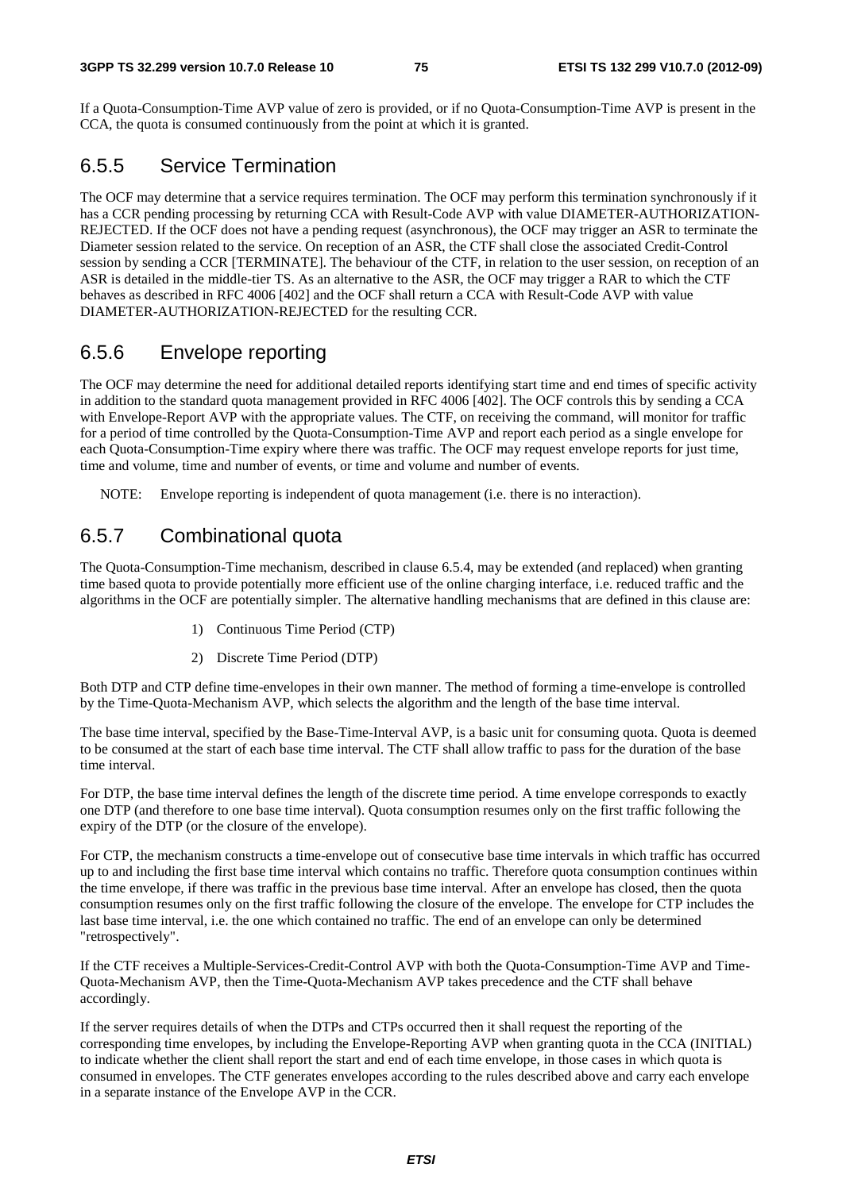If a Quota-Consumption-Time AVP value of zero is provided, or if no Quota-Consumption-Time AVP is present in the CCA, the quota is consumed continuously from the point at which it is granted.

## 6.5.5 Service Termination

The OCF may determine that a service requires termination. The OCF may perform this termination synchronously if it has a CCR pending processing by returning CCA with Result-Code AVP with value DIAMETER-AUTHORIZATION-REJECTED. If the OCF does not have a pending request (asynchronous), the OCF may trigger an ASR to terminate the Diameter session related to the service. On reception of an ASR, the CTF shall close the associated Credit-Control session by sending a CCR [TERMINATE]. The behaviour of the CTF, in relation to the user session, on reception of an ASR is detailed in the middle-tier TS. As an alternative to the ASR, the OCF may trigger a RAR to which the CTF behaves as described in RFC 4006 [402] and the OCF shall return a CCA with Result-Code AVP with value DIAMETER-AUTHORIZATION-REJECTED for the resulting CCR.

## 6.5.6 Envelope reporting

The OCF may determine the need for additional detailed reports identifying start time and end times of specific activity in addition to the standard quota management provided in RFC 4006 [402]. The OCF controls this by sending a CCA with Envelope-Report AVP with the appropriate values. The CTF, on receiving the command, will monitor for traffic for a period of time controlled by the Quota-Consumption-Time AVP and report each period as a single envelope for each Quota-Consumption-Time expiry where there was traffic. The OCF may request envelope reports for just time, time and volume, time and number of events, or time and volume and number of events.

NOTE: Envelope reporting is independent of quota management (i.e. there is no interaction).

## 6.5.7 Combinational quota

The Quota-Consumption-Time mechanism, described in clause 6.5.4, may be extended (and replaced) when granting time based quota to provide potentially more efficient use of the online charging interface, i.e. reduced traffic and the algorithms in the OCF are potentially simpler. The alternative handling mechanisms that are defined in this clause are:

1) Continuous Time Period (CTP)
2) Discrete Time Period (DTP)

Both DTP and CTP define time-envelopes in their own manner. The method of forming a time-envelope is controlled by the Time-Quota-Mechanism AVP, which selects the algorithm and the length of the base time interval.

The base time interval, specified by the Base-Time-Interval AVP, is a basic unit for consuming quota. Quota is deemed to be consumed at the start of each base time interval. The CTF shall allow traffic to pass for the duration of the base time interval.

For DTP, the base time interval defines the length of the discrete time period. A time envelope corresponds to exactly one DTP (and therefore to one base time interval). Quota consumption resumes only on the first traffic following the expiry of the DTP (or the closure of the envelope).

For CTP, the mechanism constructs a time-envelope out of consecutive base time intervals in which traffic has occurred up to and including the first base time interval which contains no traffic. Therefore quota consumption continues within the time envelope, if there was traffic in the previous base time interval. After an envelope has closed, then the quota consumption resumes only on the first traffic following the closure of the envelope. The envelope for CTP includes the last base time interval, i.e. the one which contained no traffic. The end of an envelope can only be determined "retrospectively".

If the CTF receives a Multiple-Services-Credit-Control AVP with both the Quota-Consumption-Time AVP and Time-Quota-Mechanism AVP, then the Time-Quota-Mechanism AVP takes precedence and the CTF shall behave accordingly.

If the server requires details of when the DTPs and CTPs occurred then it shall request the reporting of the corresponding time envelopes, by including the Envelope-Reporting AVP when granting quota in the CCA (INITIAL) to indicate whether the client shall report the start and end of each time envelope, in those cases in which quota is consumed in envelopes. The CTF generates envelopes according to the rules described above and carry each envelope in a separate instance of the Envelope AVP in the CCR.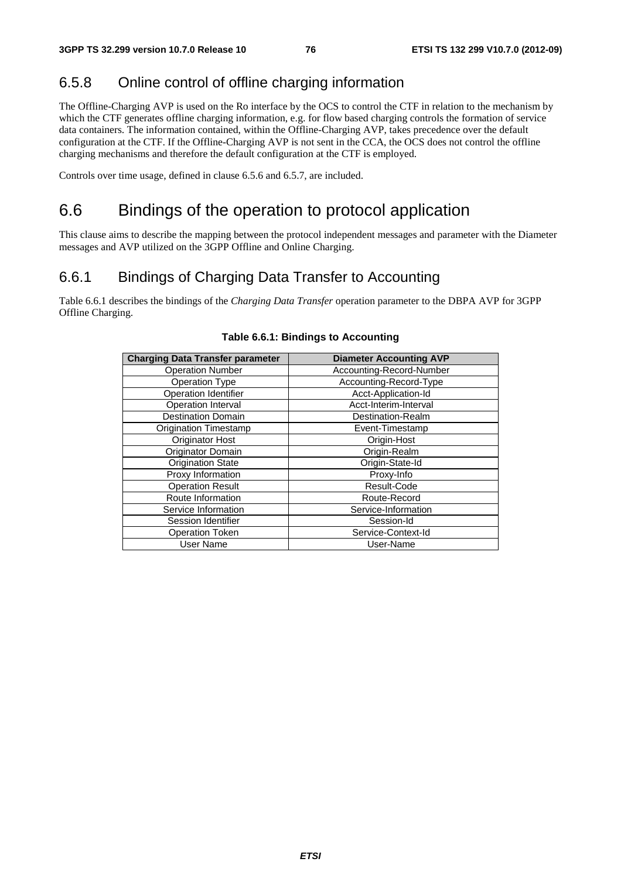### 6.5.8 Online control of offline charging information

The Offline-Charging AVP is used on the Ro interface by the OCS to control the CTF in relation to the mechanism by which the CTF generates offline charging information, e.g. for flow based charging controls the formation of service data containers. The information contained, within the Offline-Charging AVP, takes precedence over the default configuration at the CTF. If the Offline-Charging AVP is not sent in the CCA, the OCS does not control the offline charging mechanisms and therefore the default configuration at the CTF is employed.

Controls over time usage, defined in clause 6.5.6 and 6.5.7, are included.

## 6.6 Bindings of the operation to protocol application

This clause aims to describe the mapping between the protocol independent messages and parameter with the Diameter messages and AVP utilized on the 3GPP Offline and Online Charging.

### 6.6.1 Bindings of Charging Data Transfer to Accounting

Table 6.6.1 describes the bindings of the *Charging Data Transfer* operation parameter to the DBPA AVP for 3GPP Offline Charging.

**Table 6.6.1: Bindings to Accounting**

| Charging Data Transfer parameter | Diameter Accounting AVP |
|---|---|
| Operation Number | Accounting-Record-Number |
| Operation Type | Accounting-Record-Type |
| Operation Identifier | Acct-Application-Id |
| Operation Interval | Acct-Interim-Interval |
| Destination Domain | Destination-Realm |
| Origination Timestamp | Event-Timestamp |
| Originator Host | Origin-Host |
| Originator Domain | Origin-Realm |
| Origination State | Origin-State-Id |
| Proxy Information | Proxy-Info |
| Operation Result | Result-Code |
| Route Information | Route-Record |
| Service Information | Service-Information |
| Session Identifier | Session-Id |
| Operation Token | Service-Context-Id |
| User Name | User-Name |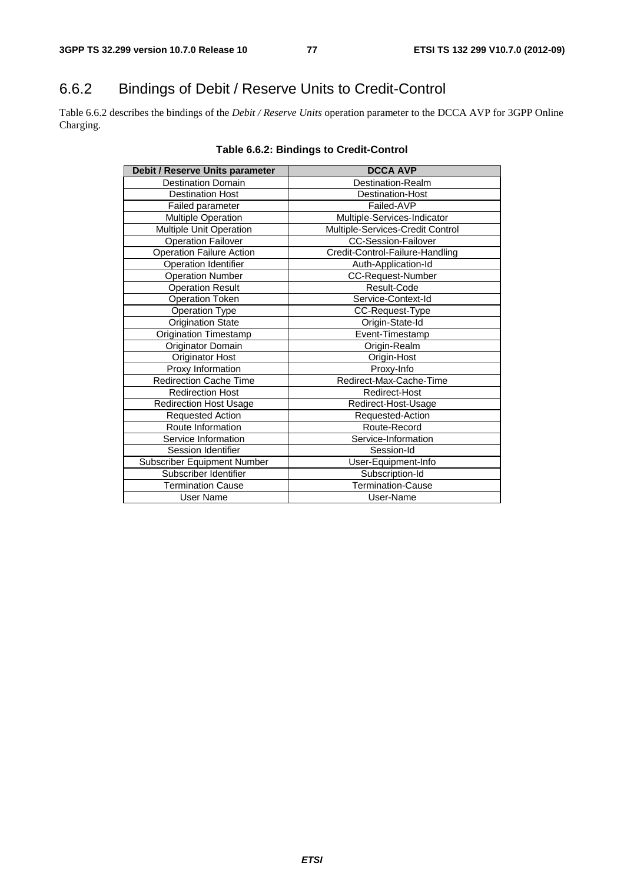## 6.6.2 Bindings of Debit / Reserve Units to Credit-Control

Table 6.6.2 describes the bindings of the *Debit / Reserve Units* operation parameter to the DCCA AVP for 3GPP Online Charging.

**Table 6.6.2: Bindings to Credit-Control**

| Debit / Reserve Units parameter | DCCA AVP |
|---|---|
| Destination Domain | Destination-Realm |
| Destination Host | Destination-Host |
| Failed parameter | Failed-AVP |
| Multiple Operation | Multiple-Services-Indicator |
| Multiple Unit Operation | Multiple-Services-Credit Control |
| Operation Failover | CC-Session-Failover |
| Operation Failure Action | Credit-Control-Failure-Handling |
| Operation Identifier | Auth-Application-Id |
| Operation Number | CC-Request-Number |
| Operation Result | Result-Code |
| Operation Token | Service-Context-Id |
| Operation Type | CC-Request-Type |
| Origination State | Origin-State-Id |
| Origination Timestamp | Event-Timestamp |
| Originator Domain | Origin-Realm |
| Originator Host | Origin-Host |
| Proxy Information | Proxy-Info |
| Redirection Cache Time | Redirect-Max-Cache-Time |
| Redirection Host | Redirect-Host |
| Redirection Host Usage | Redirect-Host-Usage |
| Requested Action | Requested-Action |
| Route Information | Route-Record |
| Service Information | Service-Information |
| Session Identifier | Session-Id |
| Subscriber Equipment Number | User-Equipment-Info |
| Subscriber Identifier | Subscription-Id |
| Termination Cause | Termination-Cause |
| User Name | User-Name |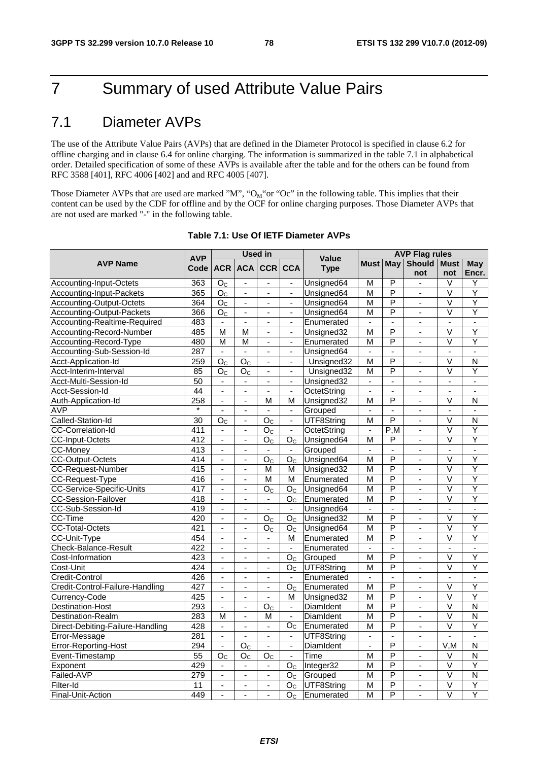# 7 Summary of used Attribute Value Pairs

## 7.1 Diameter AVPs

The use of the Attribute Value Pairs (AVPs) that are defined in the Diameter Protocol is specified in clause 6.2 for offline charging and in clause 6.4 for online charging. The information is summarized in the table 7.1 in alphabetical order. Detailed specification of some of these AVPs is available after the table and for the others can be found from RFC 3588 [401], RFC 4006 [402] and and RFC 4005 [407].

Those Diameter AVPs that are used are marked "M", "$O_M$"or "Oc" in the following table. This implies that their content can be used by the CDF for offline and by the OCF for online charging purposes. Those Diameter AVPs that are not used are marked "-" in the following table.

**Table 7.1: Use Of IETF Diameter AVPs**

| AVP Name | AVP Code | Used in | | | | Value Type | AVP Flag rules | | | | |
|---|---|---|---|---|---|---|---|---|---|---|---|
| | | ACR | ACA | CCR | CCA | | Must | May | Should not | Must not | May Encr. |
| Accounting-Input-Octets | 363 | $O_C$ | - | - | - | Unsigned64 | M | P | - | V | Y |
| Accounting-Input-Packets | 365 | $O_C$ | - | - | - | Unsigned64 | M | P | - | V | Y |
| Accounting-Output-Octets | 364 | $O_C$ | - | - | - | Unsigned64 | M | P | - | V | Y |
| Accounting-Output-Packets | 366 | $O_C$ | - | - | - | Unsigned64 | M | P | - | V | Y |
| Accounting-Realtime-Required | 483 | - | - | - | - | Enumerated | - | - | - | - | - |
| Accounting-Record-Number | 485 | M | M | - | - | Unsigned32 | M | P | - | V | Y |
| Accounting-Record-Type | 480 | M | M | - | - | Enumerated | M | P | - | V | Y |
| Accounting-Sub-Session-Id | 287 | - | - | - | - | Unsigned64 | - | - | - | - | - |
| Acct-Application-Id | 259 | $O_C$ | $O_C$ | - | - | Unsigned32 | M | P | - | V | N |
| Acct-Interim-Interval | 85 | $O_C$ | $O_C$ | - | - | Unsigned32 | M | P | - | V | Y |
| Acct-Multi-Session-Id | 50 | - | - | - | - | Unsigned32 | - | - | - | - | - |
| Acct-Session-Id | 44 | - | - | - | - | OctetString | - | - | - | - | - |
| Auth-Application-Id | 258 | - | - | M | M | Unsigned32 | M | P | - | V | N |
| AVP | * | - | - | - | - | Grouped | - | - | - | - | - |
| Called-Station-Id | 30 | $O_C$ | - | $O_C$ | - | UTF8String | M | P | - | V | N |
| CC-Correlation-Id | 411 | - | - | $O_C$ | - | OctetString | - | P,M | - | V | Y |
| CC-Input-Octets | 412 | - | - | $O_C$ | $O_C$ | Unsigned64 | M | P | - | V | Y |
| CC-Money | 413 | - | - | - | - | Grouped | - | - | - | - | - |
| CC-Output-Octets | 414 | - | - | $O_C$ | $O_C$ | Unsigned64 | M | P | - | V | Y |
| CC-Request-Number | 415 | - | - | M | M | Unsigned32 | M | P | - | V | Y |
| CC-Request-Type | 416 | - | - | M | M | Enumerated | M | P | - | V | Y |
| CC-Service-Specific-Units | 417 | - | - | $O_C$ | $O_C$ | Unsigned64 | M | P | - | V | Y |
| CC-Session-Failover | 418 | - | - | - | $O_C$ | Enumerated | M | P | - | V | Y |
| CC-Sub-Session-Id | 419 | - | - | - | - | Unsigned64 | - | - | - | - | - |
| CC-Time | 420 | - | - | $O_C$ | $O_C$ | Unsigned32 | M | P | - | V | Y |
| CC-Total-Octets | 421 | - | - | $O_C$ | $O_C$ | Unsigned64 | M | P | - | V | Y |
| CC-Unit-Type | 454 | - | - | - | M | Enumerated | M | P | - | V | Y |
| Check-Balance-Result | 422 | - | - | - | - | Enumerated | - | - | - | - | - |
| Cost-Information | 423 | - | - | - | $O_C$ | Grouped | M | P | - | V | Y |
| Cost-Unit | 424 | - | - | - | $O_C$ | UTF8String | M | P | - | V | Y |
| Credit-Control | 426 | - | - | - | - | Enumerated | - | - | - | - | - |
| Credit-Control-Failure-Handling | 427 | - | - | - | $O_C$ | Enumerated | M | P | - | V | Y |
| Currency-Code | 425 | - | - | - | M | Unsigned32 | M | P | - | V | Y |
| Destination-Host | 293 | - | - | $O_C$ | - | DiamIdent | M | P | - | V | N |
| Destination-Realm | 283 | M | - | M | - | DiamIdent | M | P | - | V | N |
| Direct-Debiting-Failure-Handling | 428 | - | - | - | $O_C$ | Enumerated | M | P | - | V | Y |
| Error-Message | 281 | - | - | - | - | UTF8String | - | - | - | - | - |
| Error-Reporting-Host | 294 | - | $O_C$ | - | - | DiamIdent | - | P | - | V,M | N |
| Event-Timestamp | 55 | $O_C$ | $O_C$ | $O_C$ | - | Time | M | P | - | V | N |
| Exponent | 429 | - | - | - | $O_C$ | Integer32 | M | P | - | V | Y |
| Failed-AVP | 279 | - | - | - | $O_C$ | Grouped | M | P | - | V | N |
| Filter-Id | 11 | - | - | - | $O_C$ | UTF8String | M | P | - | V | Y |
| Final-Unit-Action | 449 | - | - | - | $O_C$ | Enumerated | M | P | - | V | Y |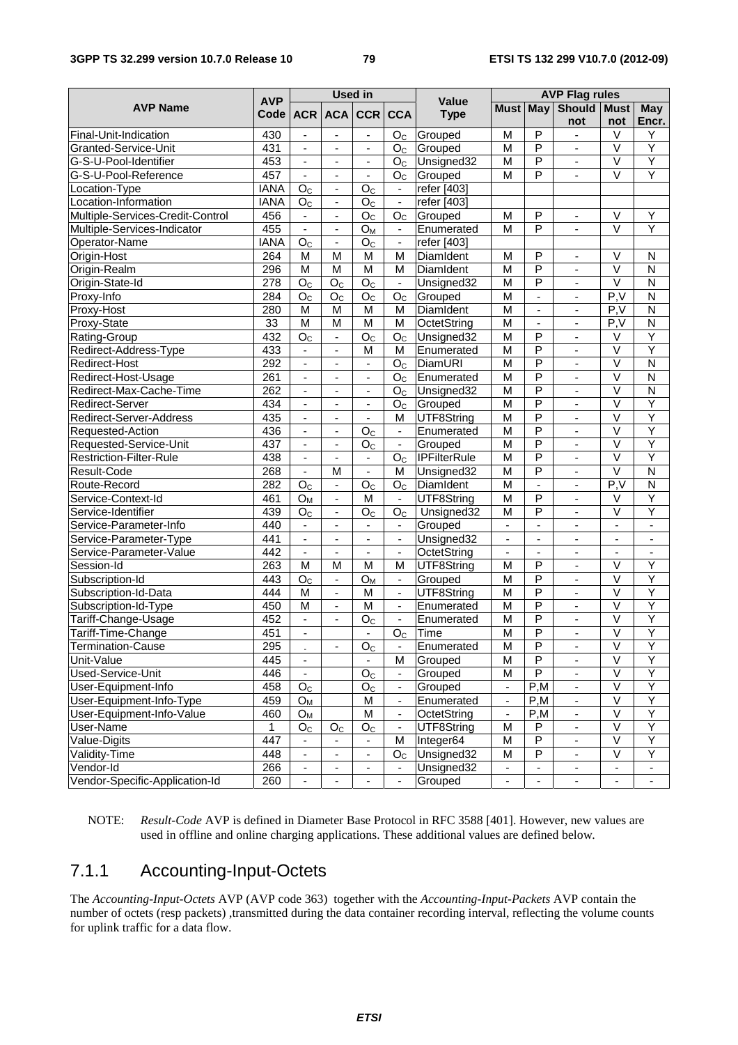| AVP Name | AVP Code | Used in | | | | Value Type | AVP Flag rules | | | | |
|---|---|---|---|---|---|---|---|---|---|---|---|
| | | ACR | ACA | CCR | CCA | | Must | May | Should not | Must not | May Encr. |
| Final-Unit-Indication | 430 | - | - | - | $O_C$ | Grouped | M | P | - | V | Y |
| Granted-Service-Unit | 431 | - | - | - | $O_C$ | Grouped | M | P | - | V | Y |
| G-S-U-Pool-Identifier | 453 | - | - | - | $O_C$ | Unsigned32 | M | P | - | V | Y |
| G-S-U-Pool-Reference | 457 | - | - | - | $O_C$ | Grouped | M | P | - | V | Y |
| Location-Type | IANA | $O_C$ | - | $O_C$ | - | refer [403] | | | | | |
| Location-Information | IANA | $O_C$ | - | $O_C$ | - | refer [403] | | | | | |
| Multiple-Services-Credit-Control | 456 | - | - | $O_C$ | $O_C$ | Grouped | M | P | - | V | Y |
| Multiple-Services-Indicator | 455 | - | - | $O_M$ | - | Enumerated | M | P | - | V | Y |
| Operator-Name | IANA | $O_C$ | - | $O_C$ | - | refer [403] | | | | | |
| Origin-Host | 264 | M | M | M | M | DiamIdent | M | P | - | V | N |
| Origin-Realm | 296 | M | M | M | M | DiamIdent | M | P | - | V | N |
| Origin-State-Id | 278 | $O_C$ | $O_C$ | $O_C$ | - | Unsigned32 | M | P | - | V | N |
| Proxy-Info | 284 | $O_C$ | $O_C$ | $O_C$ | $O_C$ | Grouped | M | - | - | P,V | N |
| Proxy-Host | 280 | M | M | M | M | DiamIdent | M | - | - | P,V | N |
| Proxy-State | 33 | M | M | M | M | OctetString | M | - | - | P,V | N |
| Rating-Group | 432 | $O_C$ | - | $O_C$ | $O_C$ | Unsigned32 | M | P | - | V | Y |
| Redirect-Address-Type | 433 | - | - | M | M | Enumerated | M | P | - | V | Y |
| Redirect-Host | 292 | - | - | - | $O_C$ | DiamURI | M | P | - | V | N |
| Redirect-Host-Usage | 261 | - | - | - | $O_C$ | Enumerated | M | P | - | V | N |
| Redirect-Max-Cache-Time | 262 | - | - | - | $O_C$ | Unsigned32 | M | P | - | V | N |
| Redirect-Server | 434 | - | - | - | $O_C$ | Grouped | M | P | - | V | Y |
| Redirect-Server-Address | 435 | - | - | - | M | UTF8String | M | P | - | V | Y |
| Requested-Action | 436 | - | - | $O_C$ | - | Enumerated | M | P | - | V | Y |
| Requested-Service-Unit | 437 | - | - | $O_C$ | - | Grouped | M | P | - | V | Y |
| Restriction-Filter-Rule | 438 | - | - | - | $O_C$ | IPFilterRule | M | P | - | V | Y |
| Result-Code | 268 | - | M | - | M | Unsigned32 | M | P | - | V | N |
| Route-Record | 282 | $O_C$ | - | $O_C$ | $O_C$ | DiamIdent | M | - | - | P,V | N |
| Service-Context-Id | 461 | $O_M$ | - | M | - | UTF8String | M | P | - | V | Y |
| Service-Identifier | 439 | $O_C$ | - | $O_C$ | $O_C$ | Unsigned32 | M | P | - | V | Y |
| Service-Parameter-Info | 440 | - | - | - | - | Grouped | - | - | - | - | - |
| Service-Parameter-Type | 441 | - | - | - | - | Unsigned32 | - | - | - | - | - |
| Service-Parameter-Value | 442 | - | - | - | - | OctetString | - | - | - | - | - |
| Session-Id | 263 | M | M | M | M | UTF8String | M | P | - | V | Y |
| Subscription-Id | 443 | $O_C$ | - | $O_M$ | - | Grouped | M | P | - | V | Y |
| Subscription-Id-Data | 444 | M | - | M | - | UTF8String | M | P | - | V | Y |
| Subscription-Id-Type | 450 | M | - | M | - | Enumerated | M | P | - | V | Y |
| Tariff-Change-Usage | 452 | - | - | $O_C$ | - | Enumerated | M | P | - | V | Y |
| Tariff-Time-Change | 451 | - | | - | $O_C$ | Time | M | P | - | V | Y |
| Termination-Cause | 295 | - | - | $O_C$ | - | Enumerated | M | P | - | V | Y |
| Unit-Value | 445 | - | | - | M | Grouped | M | P | - | V | Y |
| Used-Service-Unit | 446 | - | | $O_C$ | - | Grouped | M | P | - | V | Y |
| User-Equipment-Info | 458 | $O_C$ | | $O_C$ | - | Grouped | - | P,M | - | V | Y |
| User-Equipment-Info-Type | 459 | $O_M$ | | M | - | Enumerated | - | P,M | - | V | Y |
| User-Equipment-Info-Value | 460 | $O_M$ | | M | - | OctetString | - | P,M | - | V | Y |
| User-Name | 1 | $O_C$ | $O_C$ | $O_C$ | - | UTF8String | M | P | - | V | Y |
| Value-Digits | 447 | - | - | - | M | Integer64 | M | P | - | V | Y |
| Validity-Time | 448 | - | - | - | $O_C$ | Unsigned32 | M | P | - | V | Y |
| Vendor-Id | 266 | - | - | - | - | Unsigned32 | - | - | - | - | - |
| Vendor-Specific-Application-Id | 260 | - | - | - | - | Grouped | - | - | - | - | - |

NOTE: *Result-Code* AVP is defined in Diameter Base Protocol in RFC 3588 [401]. However, new values are used in offline and online charging applications. These additional values are defined below.

## 7.1.1 Accounting-Input-Octets

The *Accounting-Input-Octets* AVP (AVP code 363) together with the *Accounting-Input-Packets* AVP contain the number of octets (resp packets) ,transmitted during the data container recording interval, reflecting the volume counts for uplink traffic for a data flow.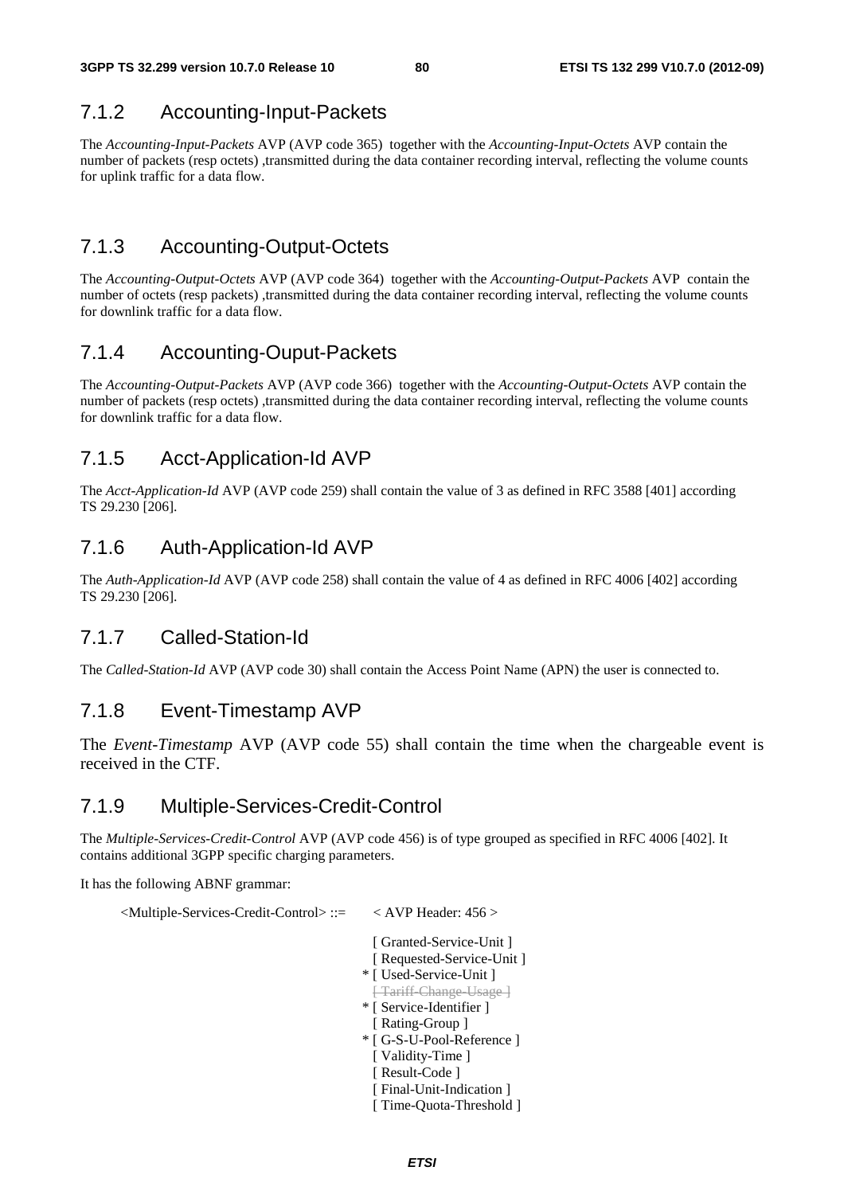### 7.1.2 Accounting-Input-Packets

The *Accounting-Input-Packets* AVP (AVP code 365) together with the *Accounting-Input-Octets* AVP contain the number of packets (resp octets) ,transmitted during the data container recording interval, reflecting the volume counts for uplink traffic for a data flow.

### 7.1.3 Accounting-Output-Octets

The *Accounting-Output-Octets* AVP (AVP code 364) together with the *Accounting-Output-Packets* AVP contain the number of octets (resp packets) ,transmitted during the data container recording interval, reflecting the volume counts for downlink traffic for a data flow.

### 7.1.4 Accounting-Ouput-Packets

The *Accounting-Output-Packets* AVP (AVP code 366) together with the *Accounting-Output-Octets* AVP contain the number of packets (resp octets) ,transmitted during the data container recording interval, reflecting the volume counts for downlink traffic for a data flow.

### 7.1.5 Acct-Application-Id AVP

The *Acct-Application-Id* AVP (AVP code 259) shall contain the value of 3 as defined in RFC 3588 [401] according TS 29.230 [206].

### 7.1.6 Auth-Application-Id AVP

The *Auth-Application-Id* AVP (AVP code 258) shall contain the value of 4 as defined in RFC 4006 [402] according TS 29.230 [206].

### 7.1.7 Called-Station-Id

The *Called-Station-Id* AVP (AVP code 30) shall contain the Access Point Name (APN) the user is connected to.

### 7.1.8 Event-Timestamp AVP

The *Event-Timestamp* AVP (AVP code 55) shall contain the time when the chargeable event is received in the CTF.

### 7.1.9 Multiple-Services-Credit-Control

The *Multiple-Services-Credit-Control* AVP (AVP code 456) is of type grouped as specified in RFC 4006 [402]. It contains additional 3GPP specific charging parameters.

It has the following ABNF grammar:

```
<Multiple-Services-Credit-Control> ::=   < AVP Header: 456 >

                                            [ Granted-Service-Unit ]
                                            [ Requested-Service-Unit ]
                                          * [ Used-Service-Unit ]
                                            ~~[ Tariff-Change-Usage ]~~
                                          * [ Service-Identifier ]
                                            [ Rating-Group ]
                                          * [ G-S-U-Pool-Reference ]
                                            [ Validity-Time ]
                                            [ Result-Code ]
                                            [ Final-Unit-Indication ]
                                            [ Time-Quota-Threshold ]
```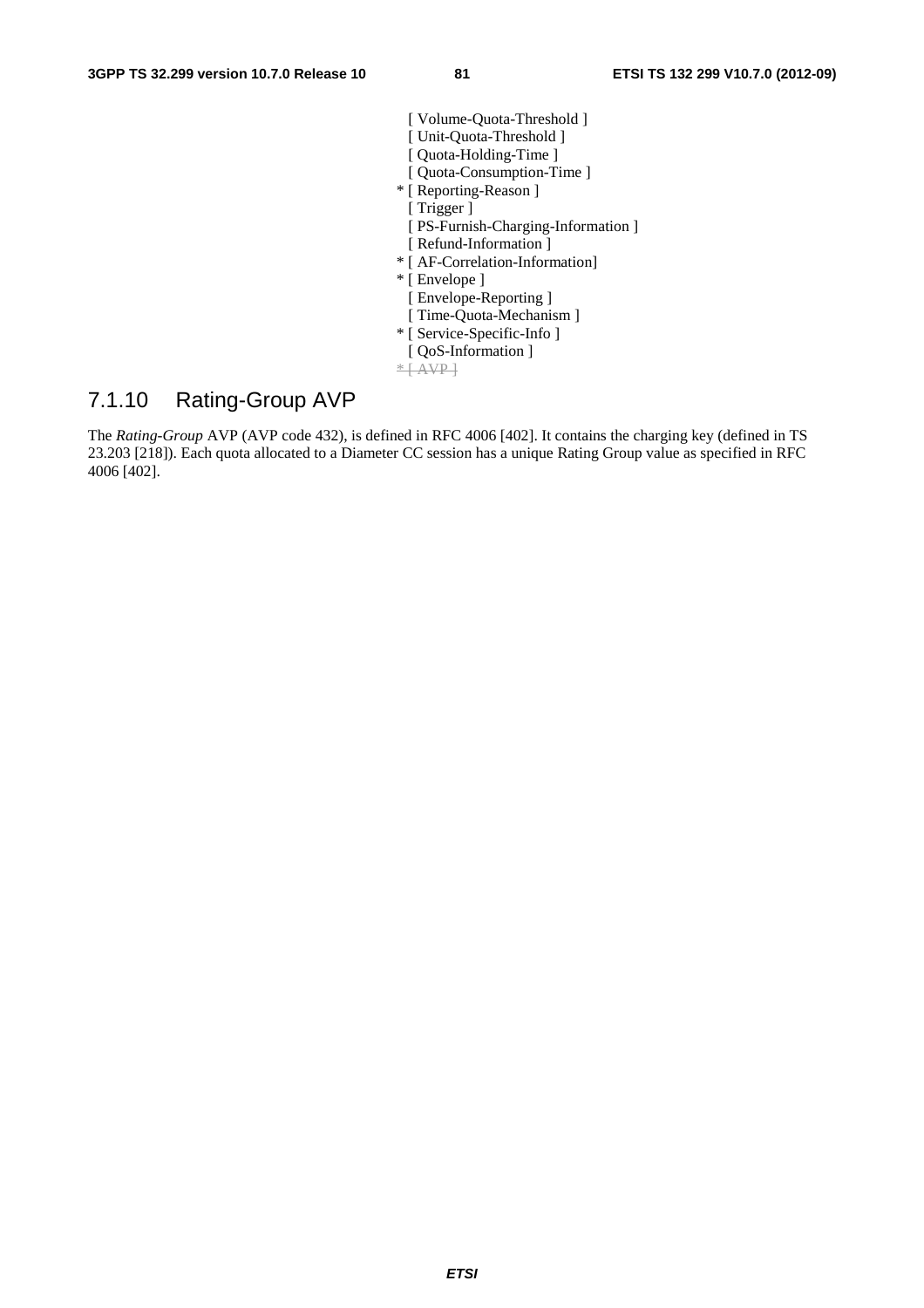```
[ Volume-Quota-Threshold ]
[ Unit-Quota-Threshold ]
[ Quota-Holding-Time ]
[ Quota-Consumption-Time ]
* [ Reporting-Reason ]
[ Trigger ]
[ PS-Furnish-Charging-Information ]
[ Refund-Information ]
* [ AF-Correlation-Information]
* [ Envelope ]
[ Envelope-Reporting ]
[ Time-Quota-Mechanism ]
* [ Service-Specific-Info ]
[ QoS-Information ]
* [ AVP ]
```

## 7.1.10 Rating-Group AVP

The *Rating-Group* AVP (AVP code 432), is defined in RFC 4006 [402]. It contains the charging key (defined in TS 23.203 [218]). Each quota allocated to a Diameter CC session has a unique Rating Group value as specified in RFC 4006 [402].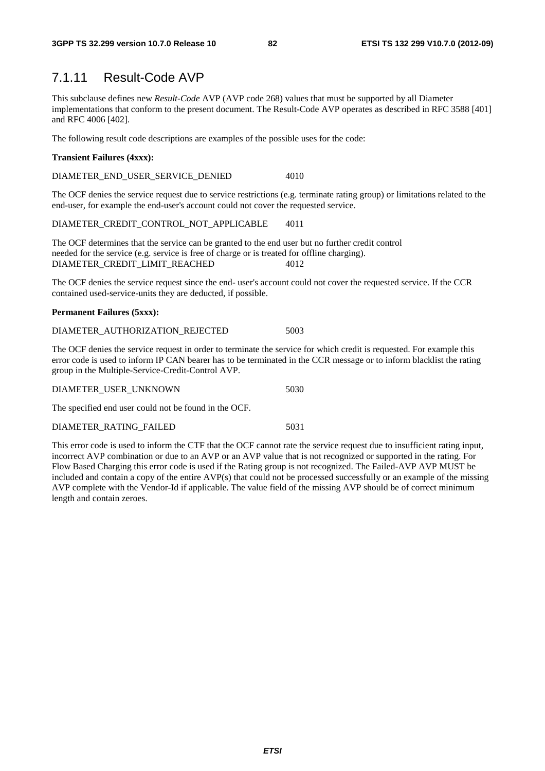## 7.1.11 Result-Code AVP

This subclause defines new *Result-Code* AVP (AVP code 268) values that must be supported by all Diameter implementations that conform to the present document. The Result-Code AVP operates as described in RFC 3588 [401] and RFC 4006 [402].

The following result code descriptions are examples of the possible uses for the code:

**Transient Failures (4xxx):**

DIAMETER_END_USER_SERVICE_DENIED 4010

The OCF denies the service request due to service restrictions (e.g. terminate rating group) or limitations related to the end-user, for example the end-user's account could not cover the requested service.

DIAMETER_CREDIT_CONTROL_NOT_APPLICABLE 4011

The OCF determines that the service can be granted to the end user but no further credit control needed for the service (e.g. service is free of charge or is treated for offline charging).
DIAMETER_CREDIT_LIMIT_REACHED 4012

The OCF denies the service request since the end- user's account could not cover the requested service. If the CCR contained used-service-units they are deducted, if possible.

**Permanent Failures (5xxx):**

DIAMETER_AUTHORIZATION_REJECTED 5003

The OCF denies the service request in order to terminate the service for which credit is requested. For example this error code is used to inform IP CAN bearer has to be terminated in the CCR message or to inform blacklist the rating group in the Multiple-Service-Credit-Control AVP.

DIAMETER_USER_UNKNOWN 5030

The specified end user could not be found in the OCF.

DIAMETER_RATING_FAILED 5031

This error code is used to inform the CTF that the OCF cannot rate the service request due to insufficient rating input, incorrect AVP combination or due to an AVP or an AVP value that is not recognized or supported in the rating. For Flow Based Charging this error code is used if the Rating group is not recognized. The Failed-AVP AVP MUST be included and contain a copy of the entire AVP(s) that could not be processed successfully or an example of the missing AVP complete with the Vendor-Id if applicable. The value field of the missing AVP should be of correct minimum length and contain zeroes.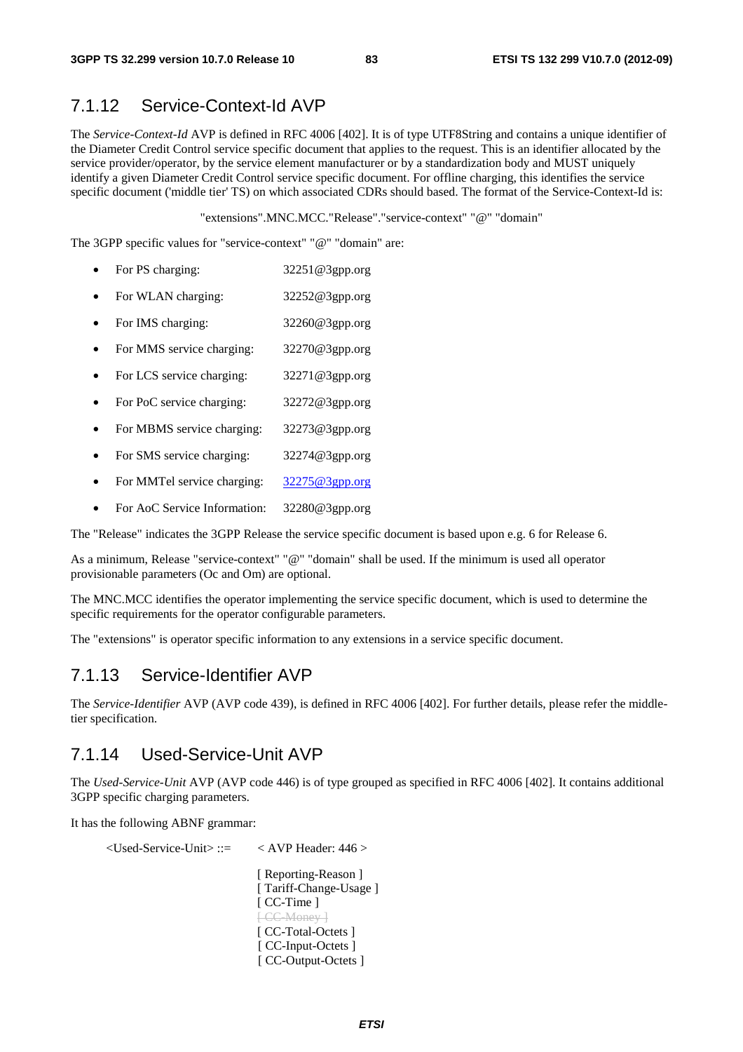## 7.1.12 Service-Context-Id AVP

The *Service-Context-Id* AVP is defined in RFC 4006 [402]. It is of type UTF8String and contains a unique identifier of the Diameter Credit Control service specific document that applies to the request. This is an identifier allocated by the service provider/operator, by the service element manufacturer or by a standardization body and MUST uniquely identify a given Diameter Credit Control service specific document. For offline charging, this identifies the service specific document ('middle tier' TS) on which associated CDRs should based. The format of the Service-Context-Id is:

"extensions".MNC.MCC."Release"."service-context" "@" "domain"

The 3GPP specific values for "service-context" "@" "domain" are:

- For PS charging: 32251@3gpp.org
- For WLAN charging: 32252@3gpp.org
- For IMS charging: 32260@3gpp.org
- For MMS service charging: 32270@3gpp.org
- For LCS service charging: 32271@3gpp.org
- For PoC service charging: 32272@3gpp.org
- For MBMS service charging: 32273@3gpp.org
- For SMS service charging: 32274@3gpp.org
- For MMTel service charging: 32275@3gpp.org
- For AoC Service Information: 32280@3gpp.org

The "Release" indicates the 3GPP Release the service specific document is based upon e.g. 6 for Release 6.

As a minimum, Release "service-context" "@" "domain" shall be used. If the minimum is used all operator provisionable parameters (Oc and Om) are optional.

The MNC.MCC identifies the operator implementing the service specific document, which is used to determine the specific requirements for the operator configurable parameters.

The "extensions" is operator specific information to any extensions in a service specific document.

## 7.1.13 Service-Identifier AVP

The *Service-Identifier* AVP (AVP code 439), is defined in RFC 4006 [402]. For further details, please refer the middle-tier specification.

## 7.1.14 Used-Service-Unit AVP

The *Used-Service-Unit* AVP (AVP code 446) is of type grouped as specified in RFC 4006 [402]. It contains additional 3GPP specific charging parameters.

It has the following ABNF grammar:

```
<Used-Service-Unit> ::=    < AVP Header: 446 >

                           [ Reporting-Reason ]
                           [ Tariff-Change-Usage ]
                           [ CC-Time ]
                           [ CC-Money ]
                           [ CC-Total-Octets ]
                           [ CC-Input-Octets ]
                           [ CC-Output-Octets ]
```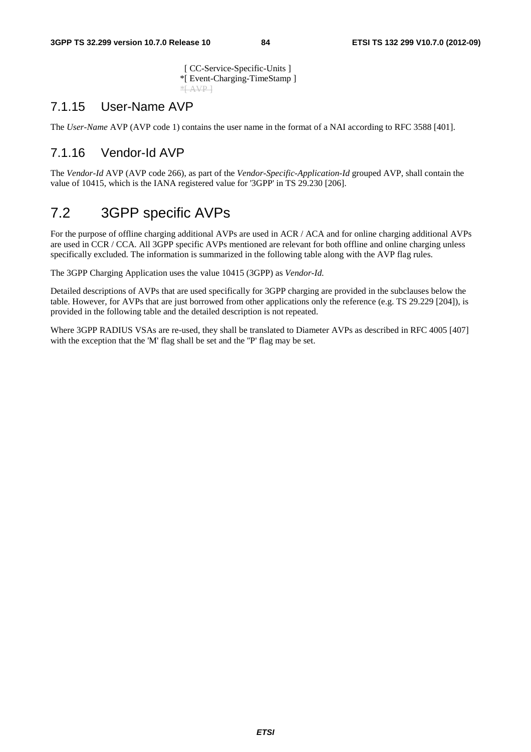```
 [ CC-Service-Specific-Units ]
*[ Event-Charging-TimeStamp ]
*[ AVP ]
```

### 7.1.15 User-Name AVP

The *User-Name* AVP (AVP code 1) contains the user name in the format of a NAI according to RFC 3588 [401].

### 7.1.16 Vendor-Id AVP

The *Vendor-Id* AVP (AVP code 266), as part of the *Vendor-Specific-Application-Id* grouped AVP, shall contain the value of 10415, which is the IANA registered value for '3GPP' in TS 29.230 [206].

## 7.2 3GPP specific AVPs

For the purpose of offline charging additional AVPs are used in ACR / ACA and for online charging additional AVPs are used in CCR / CCA. All 3GPP specific AVPs mentioned are relevant for both offline and online charging unless specifically excluded. The information is summarized in the following table along with the AVP flag rules.

The 3GPP Charging Application uses the value 10415 (3GPP) as *Vendor-Id*.

Detailed descriptions of AVPs that are used specifically for 3GPP charging are provided in the subclauses below the table. However, for AVPs that are just borrowed from other applications only the reference (e.g. TS 29.229 [204]), is provided in the following table and the detailed description is not repeated.

Where 3GPP RADIUS VSAs are re-used, they shall be translated to Diameter AVPs as described in RFC 4005 [407] with the exception that the 'M' flag shall be set and the ''P' flag may be set.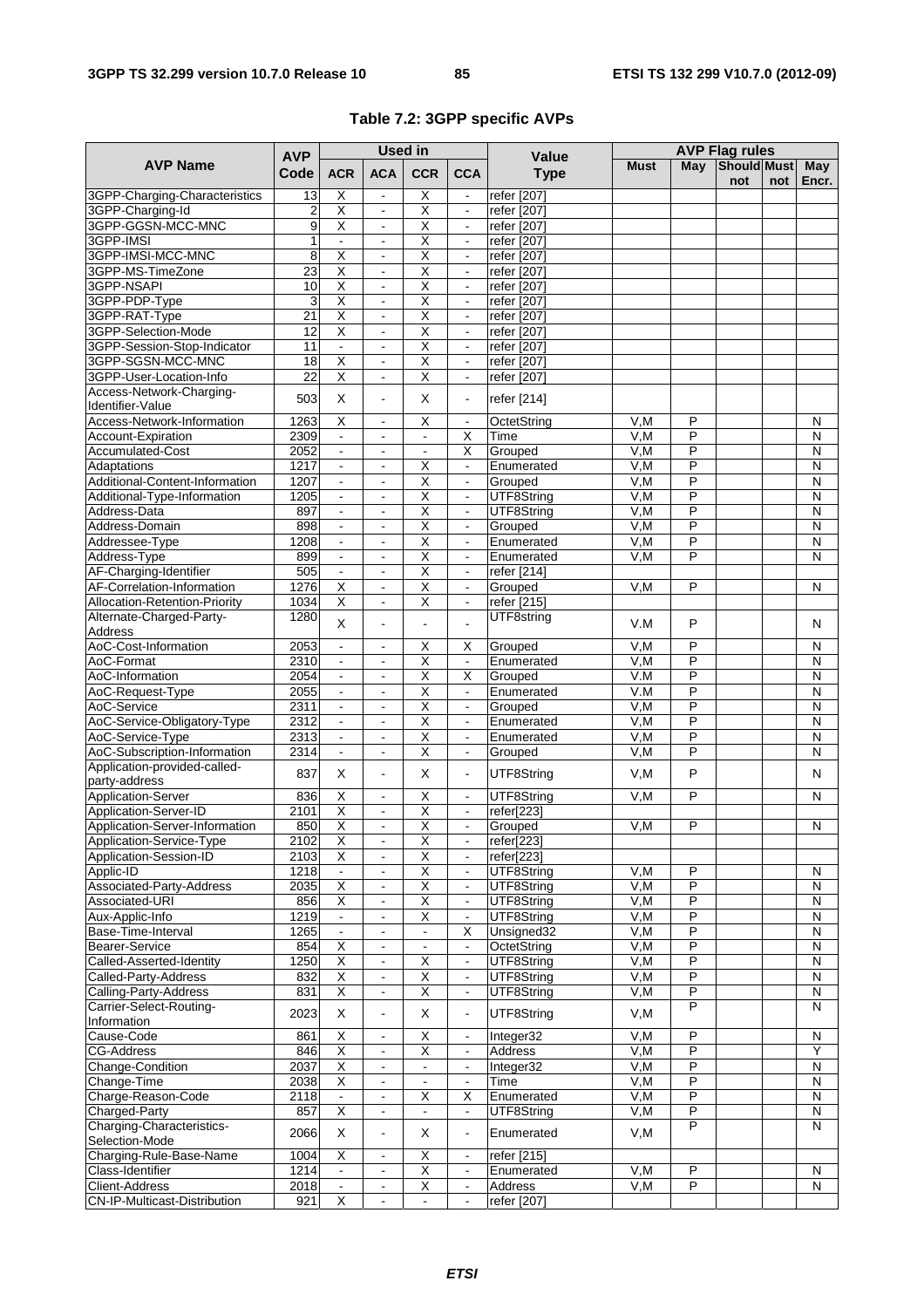**Table 7.2: 3GPP specific AVPs**

| AVP Name | AVP Code | Used in | | | | Value Type | AVP Flag rules | | | | |
|---|---|---|---|---|---|---|---|---|---|---|---|
| | | ACR | ACA | CCR | CCA | | Must | May | Should not | Must not | May Encr. |
| 3GPP-Charging-Characteristics | 13 | X | - | X | - | refer [207] | | | | | |
| 3GPP-Charging-Id | 2 | X | - | X | - | refer [207] | | | | | |
| 3GPP-GGSN-MCC-MNC | 9 | X | - | X | - | refer [207] | | | | | |
| 3GPP-IMSI | 1 | - | - | X | - | refer [207] | | | | | |
| 3GPP-IMSI-MCC-MNC | 8 | X | - | X | - | refer [207] | | | | | |
| 3GPP-MS-TimeZone | 23 | X | - | X | - | refer [207] | | | | | |
| 3GPP-NSAPI | 10 | X | - | X | - | refer [207] | | | | | |
| 3GPP-PDP-Type | 3 | X | - | X | - | refer [207] | | | | | |
| 3GPP-RAT-Type | 21 | X | - | X | - | refer [207] | | | | | |
| 3GPP-Selection-Mode | 12 | X | - | X | - | refer [207] | | | | | |
| 3GPP-Session-Stop-Indicator | 11 | - | - | X | - | refer [207] | | | | | |
| 3GPP-SGSN-MCC-MNC | 18 | X | - | X | - | refer [207] | | | | | |
| 3GPP-User-Location-Info | 22 | X | - | X | - | refer [207] | | | | | |
| Access-Network-Charging-Identifier-Value | 503 | X | - | X | - | refer [214] | | | | | |
| Access-Network-Information | 1263 | X | - | X | - | OctetString | V,M | P | | | N |
| Account-Expiration | 2309 | - | - | - | X | Time | V,M | P | | | N |
| Accumulated-Cost | 2052 | - | - | - | X | Grouped | V,M | P | | | N |
| Adaptations | 1217 | - | - | X | - | Enumerated | V,M | P | | | N |
| Additional-Content-Information | 1207 | - | - | X | - | Grouped | V,M | P | | | N |
| Additional-Type-Information | 1205 | - | - | X | - | UTF8String | V,M | P | | | N |
| Address-Data | 897 | - | - | X | - | UTF8String | V,M | P | | | N |
| Address-Domain | 898 | - | - | X | - | Grouped | V,M | P | | | N |
| Addressee-Type | 1208 | - | - | X | - | Enumerated | V,M | P | | | N |
| Address-Type | 899 | - | - | X | - | Enumerated | V,M | P | | | N |
| AF-Charging-Identifier | 505 | - | - | X | - | refer [214] | | | | | |
| AF-Correlation-Information | 1276 | X | - | X | - | Grouped | V,M | P | | | N |
| Allocation-Retention-Priority | 1034 | X | - | X | - | refer [215] | | | | | |
| Alternate-Charged-Party-Address | 1280 | X | - | - | - | UTF8string | V.M | P | | | N |
| AoC-Cost-Information | 2053 | - | - | X | X | Grouped | V,M | P | | | N |
| AoC-Format | 2310 | - | - | X | - | Enumerated | V,M | P | | | N |
| AoC-Information | 2054 | - | - | X | X | Grouped | V.M | P | | | N |
| AoC-Request-Type | 2055 | - | - | X | - | Enumerated | V.M | P | | | N |
| AoC-Service | 2311 | - | - | X | - | Grouped | V,M | P | | | N |
| AoC-Service-Obligatory-Type | 2312 | - | - | X | - | Enumerated | V,M | P | | | N |
| AoC-Service-Type | 2313 | - | - | X | - | Enumerated | V,M | P | | | N |
| AoC-Subscription-Information | 2314 | - | - | X | - | Grouped | V,M | P | | | N |
| Application-provided-called-party-address | 837 | X | - | X | - | UTF8String | V,M | P | | | N |
| Application-Server | 836 | X | - | X | - | UTF8String | V,M | P | | | N |
| Application-Server-ID | 2101 | X | - | X | - | refer[223] | | | | | |
| Application-Server-Information | 850 | X | - | X | - | Grouped | V,M | P | | | N |
| Application-Service-Type | 2102 | X | - | X | - | refer[223] | | | | | |
| Application-Session-ID | 2103 | X | - | X | - | refer[223] | | | | | |
| Applic-ID | 1218 | - | - | X | - | UTF8String | V,M | P | | | N |
| Associated-Party-Address | 2035 | X | - | X | - | UTF8String | V,M | P | | | N |
| Associated-URI | 856 | X | - | X | - | UTF8String | V,M | P | | | N |
| Aux-Applic-Info | 1219 | - | - | X | - | UTF8String | V,M | P | | | N |
| Base-Time-Interval | 1265 | - | - | - | X | Unsigned32 | V,M | P | | | N |
| Bearer-Service | 854 | X | - | - | - | OctetString | V,M | P | | | N |
| Called-Asserted-Identity | 1250 | X | - | X | - | UTF8String | V,M | P | | | N |
| Called-Party-Address | 832 | X | - | X | - | UTF8String | V,M | P | | | N |
| Calling-Party-Address | 831 | X | - | X | - | UTF8String | V,M | P | | | N |
| Carrier-Select-Routing-Information | 2023 | X | - | X | - | UTF8String | V,M | P | | | N |
| Cause-Code | 861 | X | - | X | - | Integer32 | V,M | P | | | N |
| CG-Address | 846 | X | - | X | - | Address | V,M | P | | | Y |
| Change-Condition | 2037 | X | - | - | - | Integer32 | V,M | P | | | N |
| Change-Time | 2038 | X | - | - | - | Time | V,M | P | | | N |
| Charge-Reason-Code | 2118 | - | - | X | X | Enumerated | V,M | P | | | N |
| Charged-Party | 857 | X | - | - | - | UTF8String | V,M | P | | | N |
| Charging-Characteristics-Selection-Mode | 2066 | X | - | X | - | Enumerated | V,M | P | | | N |
| Charging-Rule-Base-Name | 1004 | X | - | X | - | refer [215] | | | | | |
| Class-Identifier | 1214 | - | - | X | - | Enumerated | V,M | P | | | N |
| Client-Address | 2018 | - | - | X | - | Address | V,M | P | | | N |
| CN-IP-Multicast-Distribution | 921 | X | - | - | - | refer [207] | | | | | |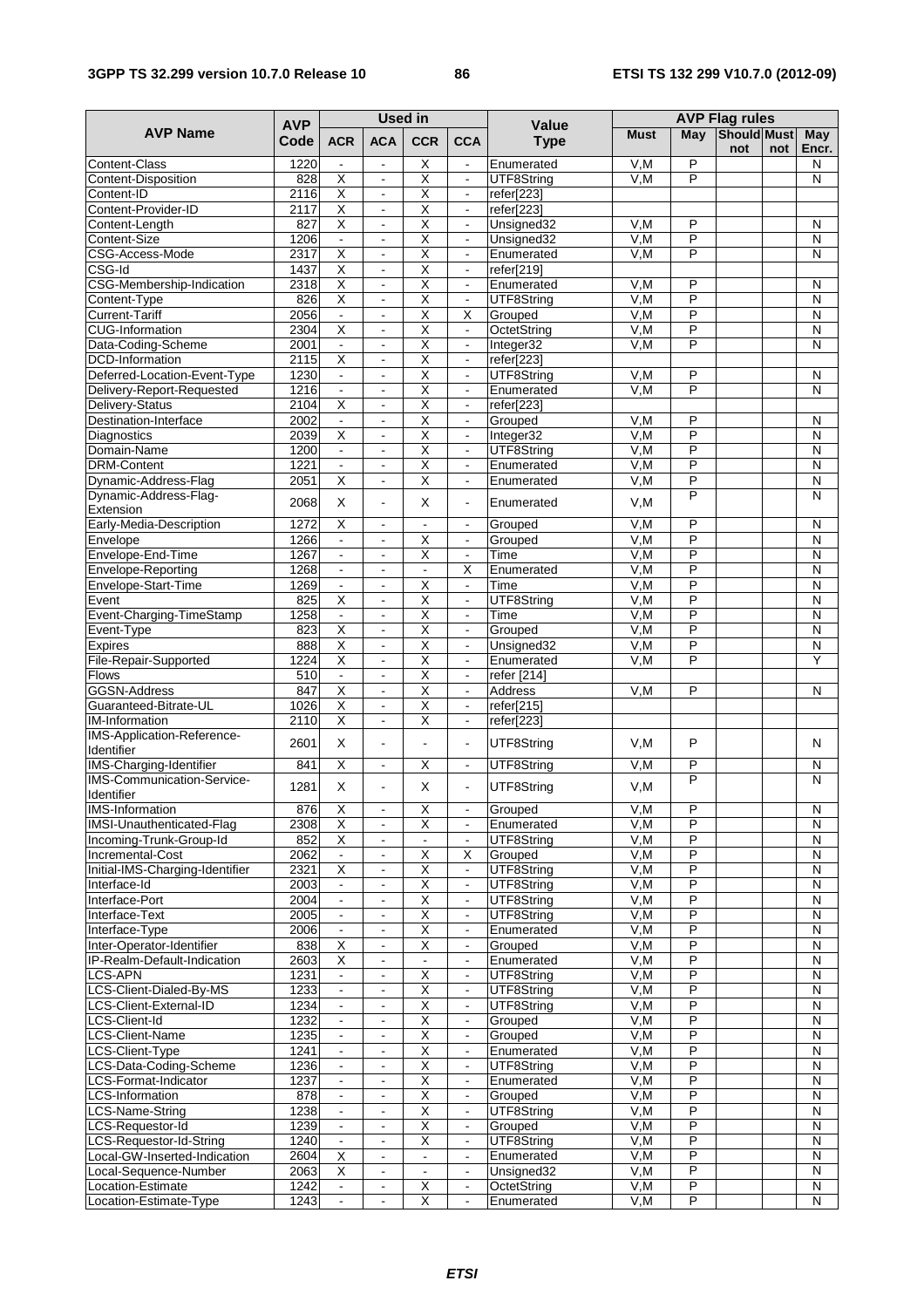| AVP Name | AVP Code | Used in | | | | Value Type | AVP Flag rules | | | | |
|---|---|---|---|---|---|---|---|---|---|---|---|
| | | ACR | ACA | CCR | CCA | | Must | May | Should not | Must not | May Encr. |
| Content-Class | 1220 | - | - | X | - | Enumerated | V,M | P | | | N |
| Content-Disposition | 828 | X | - | X | - | UTF8String | V,M | P | | | N |
| Content-ID | 2116 | X | - | X | - | refer[223] | | | | | |
| Content-Provider-ID | 2117 | X | - | X | - | refer[223] | | | | | |
| Content-Length | 827 | X | - | X | - | Unsigned32 | V,M | P | | | N |
| Content-Size | 1206 | - | - | X | - | Unsigned32 | V,M | P | | | N |
| CSG-Access-Mode | 2317 | X | - | X | - | Enumerated | V,M | P | | | N |
| CSG-Id | 1437 | X | - | X | - | refer[219] | | | | | |
| CSG-Membership-Indication | 2318 | X | - | X | - | Enumerated | V,M | P | | | N |
| Content-Type | 826 | X | - | X | - | UTF8String | V,M | P | | | N |
| Current-Tariff | 2056 | - | - | X | X | Grouped | V,M | P | | | N |
| CUG-Information | 2304 | X | - | X | - | OctetString | V,M | P | | | N |
| Data-Coding-Scheme | 2001 | - | - | X | - | Integer32 | V,M | P | | | N |
| DCD-Information | 2115 | X | - | X | - | refer[223] | | | | | |
| Deferred-Location-Event-Type | 1230 | - | - | X | - | UTF8String | V,M | P | | | N |
| Delivery-Report-Requested | 1216 | - | - | X | - | Enumerated | V,M | P | | | N |
| Delivery-Status | 2104 | X | - | X | - | refer[223] | | | | | |
| Destination-Interface | 2002 | - | - | X | - | Grouped | V,M | P | | | N |
| Diagnostics | 2039 | X | - | X | - | Integer32 | V,M | P | | | N |
| Domain-Name | 1200 | - | - | X | - | UTF8String | V,M | P | | | N |
| DRM-Content | 1221 | - | - | X | - | Enumerated | V,M | P | | | N |
| Dynamic-Address-Flag | 2051 | X | - | X | - | Enumerated | V,M | P | | | N |
| Dynamic-Address-Flag-Extension | 2068 | X | - | X | - | Enumerated | V,M | P | | | N |
| Early-Media-Description | 1272 | X | - | - | - | Grouped | V,M | P | | | N |
| Envelope | 1266 | - | - | X | - | Grouped | V,M | P | | | N |
| Envelope-End-Time | 1267 | - | - | X | - | Time | V,M | P | | | N |
| Envelope-Reporting | 1268 | - | - | - | X | Enumerated | V,M | P | | | N |
| Envelope-Start-Time | 1269 | - | - | X | - | Time | V,M | P | | | N |
| Event | 825 | X | - | X | - | UTF8String | V,M | P | | | N |
| Event-Charging-TimeStamp | 1258 | - | - | X | - | Time | V,M | P | | | N |
| Event-Type | 823 | X | - | X | - | Grouped | V,M | P | | | N |
| Expires | 888 | X | - | X | - | Unsigned32 | V,M | P | | | N |
| File-Repair-Supported | 1224 | X | - | X | - | Enumerated | V,M | P | | | Y |
| Flows | 510 | - | - | X | - | refer [214] | | | | | |
| GGSN-Address | 847 | X | - | X | - | Address | V,M | P | | | N |
| Guaranteed-Bitrate-UL | 1026 | X | - | X | - | refer[215] | | | | | |
| IM-Information | 2110 | X | - | X | - | refer[223] | | | | | |
| IMS-Application-Reference-Identifier | 2601 | X | - | - | - | UTF8String | V,M | P | | | N |
| IMS-Charging-Identifier | 841 | X | - | X | - | UTF8String | V,M | P | | | N |
| IMS-Communication-Service-Identifier | 1281 | X | - | X | - | UTF8String | V,M | P | | | N |
| IMS-Information | 876 | X | - | X | - | Grouped | V,M | P | | | N |
| IMSI-Unauthenticated-Flag | 2308 | X | - | X | - | Enumerated | V,M | P | | | N |
| Incoming-Trunk-Group-Id | 852 | X | - | - | - | UTF8String | V,M | P | | | N |
| Incremental-Cost | 2062 | - | - | X | X | Grouped | V,M | P | | | N |
| Initial-IMS-Charging-Identifier | 2321 | X | - | X | - | UTF8String | V,M | P | | | N |
| Interface-Id | 2003 | - | - | X | - | UTF8String | V,M | P | | | N |
| Interface-Port | 2004 | - | - | X | - | UTF8String | V,M | P | | | N |
| Interface-Text | 2005 | - | - | X | - | UTF8String | V,M | P | | | N |
| Interface-Type | 2006 | - | - | X | - | Enumerated | V,M | P | | | N |
| Inter-Operator-Identifier | 838 | X | - | X | - | Grouped | V,M | P | | | N |
| IP-Realm-Default-Indication | 2603 | X | - | - | - | Enumerated | V,M | P | | | N |
| LCS-APN | 1231 | - | - | X | - | UTF8String | V,M | P | | | N |
| LCS-Client-Dialed-By-MS | 1233 | - | - | X | - | UTF8String | V,M | P | | | N |
| LCS-Client-External-ID | 1234 | - | - | X | - | UTF8String | V,M | P | | | N |
| LCS-Client-Id | 1232 | - | - | X | - | Grouped | V,M | P | | | N |
| LCS-Client-Name | 1235 | - | - | X | - | Grouped | V,M | P | | | N |
| LCS-Client-Type | 1241 | - | - | X | - | Enumerated | V,M | P | | | N |
| LCS-Data-Coding-Scheme | 1236 | - | - | X | - | UTF8String | V,M | P | | | N |
| LCS-Format-Indicator | 1237 | - | - | X | - | Enumerated | V,M | P | | | N |
| LCS-Information | 878 | - | - | X | - | Grouped | V,M | P | | | N |
| LCS-Name-String | 1238 | - | - | X | - | UTF8String | V,M | P | | | N |
| LCS-Requestor-Id | 1239 | - | - | X | - | Grouped | V,M | P | | | N |
| LCS-Requestor-Id-String | 1240 | - | - | X | - | UTF8String | V,M | P | | | N |
| Local-GW-Inserted-Indication | 2604 | X | - | - | - | Enumerated | V,M | P | | | N |
| Local-Sequence-Number | 2063 | X | - | - | - | Unsigned32 | V,M | P | | | N |
| Location-Estimate | 1242 | - | - | X | - | OctetString | V,M | P | | | N |
| Location-Estimate-Type | 1243 | - | - | X | - | Enumerated | V,M | P | | | N |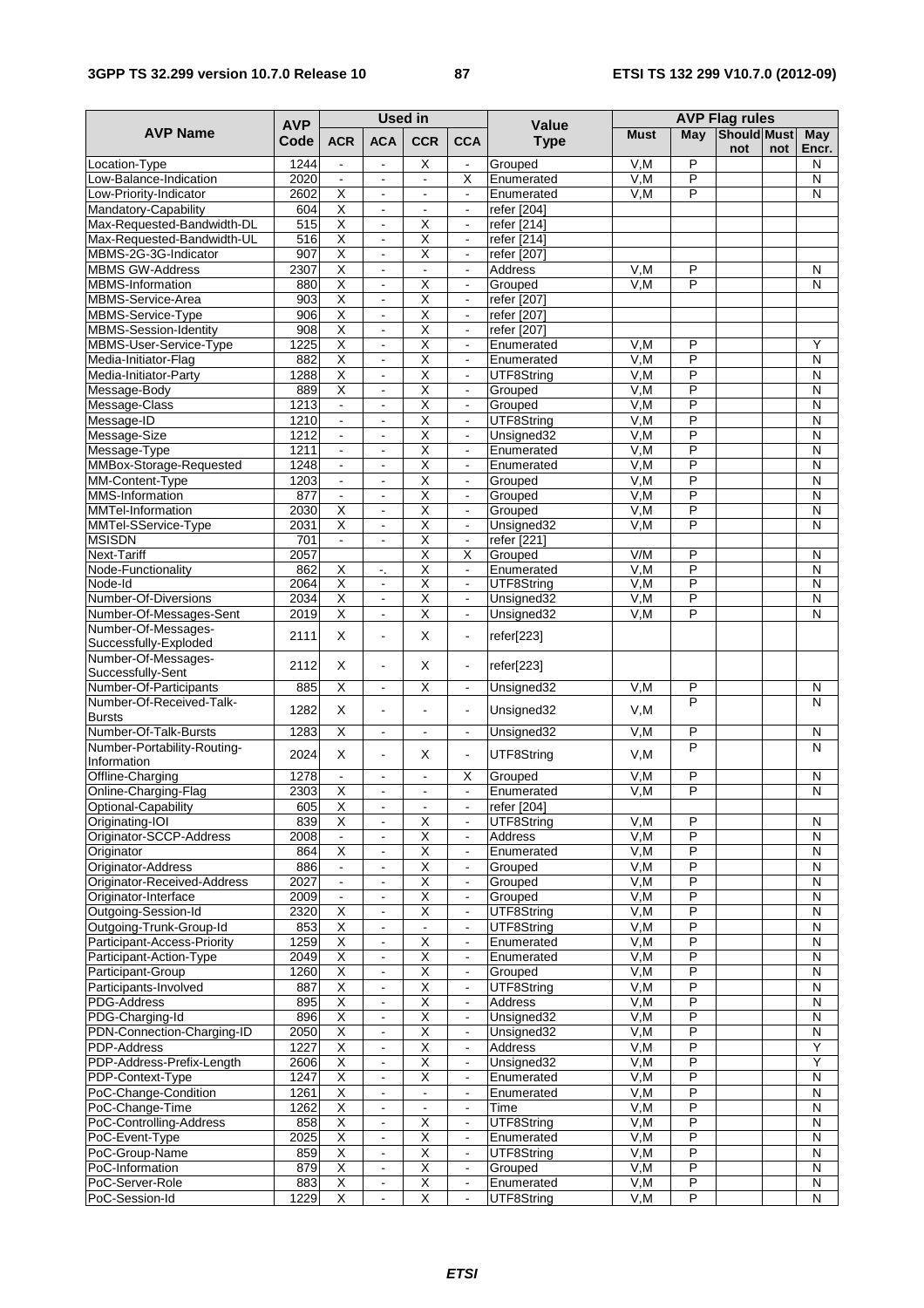| AVP Name | AVP Code | Used in | | | | Value Type | AVP Flag rules | | | | |
|---|---|---|---|---|---|---|---|---|---|---|---|
| | | ACR | ACA | CCR | CCA | | Must | May | Should not | Must not | May Encr. |
| Location-Type | 1244 | - | - | X | - | Grouped | V,M | P | | | N |
| Low-Balance-Indication | 2020 | - | - | - | X | Enumerated | V,M | P | | | N |
| Low-Priority-Indicator | 2602 | X | - | - | - | Enumerated | V,M | P | | | N |
| Mandatory-Capability | 604 | X | - | - | - | refer [204] | | | | | |
| Max-Requested-Bandwidth-DL | 515 | X | - | X | - | refer [214] | | | | | |
| Max-Requested-Bandwidth-UL | 516 | X | - | X | - | refer [214] | | | | | |
| MBMS-2G-3G-Indicator | 907 | X | - | X | - | refer [207] | | | | | |
| MBMS GW-Address | 2307 | X | - | - | - | Address | V,M | P | | | N |
| MBMS-Information | 880 | X | - | X | - | Grouped | V,M | P | | | N |
| MBMS-Service-Area | 903 | X | - | X | - | refer [207] | | | | | |
| MBMS-Service-Type | 906 | X | - | X | - | refer [207] | | | | | |
| MBMS-Session-Identity | 908 | X | - | X | - | refer [207] | | | | | |
| MBMS-User-Service-Type | 1225 | X | - | X | - | Enumerated | V,M | P | | | Y |
| Media-Initiator-Flag | 882 | X | - | X | - | Enumerated | V,M | P | | | N |
| Media-Initiator-Party | 1288 | X | - | X | - | UTF8String | V,M | P | | | N |
| Message-Body | 889 | X | - | X | - | Grouped | V,M | P | | | N |
| Message-Class | 1213 | - | - | X | - | Grouped | V,M | P | | | N |
| Message-ID | 1210 | - | - | X | - | UTF8String | V,M | P | | | N |
| Message-Size | 1212 | - | - | X | - | Unsigned32 | V,M | P | | | N |
| Message-Type | 1211 | - | - | X | - | Enumerated | V,M | P | | | N |
| MMBox-Storage-Requested | 1248 | - | - | X | - | Enumerated | V,M | P | | | N |
| MM-Content-Type | 1203 | - | - | X | - | Grouped | V,M | P | | | N |
| MMS-Information | 877 | - | - | X | - | Grouped | V,M | P | | | N |
| MMTel-Information | 2030 | X | - | X | - | Grouped | V,M | P | | | N |
| MMTel-SService-Type | 2031 | X | - | X | - | Unsigned32 | V,M | P | | | N |
| MSISDN | 701 | - | - | X | - | refer [221] | | | | | |
| Next-Tariff | 2057 | | | X | X | Grouped | V/M | P | | | N |
| Node-Functionality | 862 | X | -. | X | - | Enumerated | V,M | P | | | N |
| Node-Id | 2064 | X | - | X | - | UTF8String | V,M | P | | | N |
| Number-Of-Diversions | 2034 | X | - | X | - | Unsigned32 | V,M | P | | | N |
| Number-Of-Messages-Sent | 2019 | X | - | X | - | Unsigned32 | V,M | P | | | N |
| Number-Of-Messages-Successfully-Exploded | 2111 | X | - | X | - | refer[223] | | | | | |
| Number-Of-Messages-Successfully-Sent | 2112 | X | - | X | - | refer[223] | | | | | |
| Number-Of-Participants | 885 | X | - | X | - | Unsigned32 | V,M | P | | | N |
| Number-Of-Received-Talk-Bursts | 1282 | X | - | - | - | Unsigned32 | V,M | P | | | N |
| Number-Of-Talk-Bursts | 1283 | X | - | - | - | Unsigned32 | V,M | P | | | N |
| Number-Portability-Routing-Information | 2024 | X | - | X | - | UTF8String | V,M | P | | | N |
| Offline-Charging | 1278 | - | - | - | X | Grouped | V,M | P | | | N |
| Online-Charging-Flag | 2303 | X | - | - | - | Enumerated | V,M | P | | | N |
| Optional-Capability | 605 | X | - | - | - | refer [204] | | | | | |
| Originating-IOI | 839 | X | - | X | - | UTF8String | V,M | P | | | N |
| Originator-SCCP-Address | 2008 | - | - | X | - | Address | V,M | P | | | N |
| Originator | 864 | X | - | X | - | Enumerated | V,M | P | | | N |
| Originator-Address | 886 | - | - | X | - | Grouped | V,M | P | | | N |
| Originator-Received-Address | 2027 | - | - | X | - | Grouped | V,M | P | | | N |
| Originator-Interface | 2009 | - | - | X | - | Grouped | V,M | P | | | N |
| Outgoing-Session-Id | 2320 | X | - | X | - | UTF8String | V,M | P | | | N |
| Outgoing-Trunk-Group-Id | 853 | X | - | - | - | UTF8String | V,M | P | | | N |
| Participant-Access-Priority | 1259 | X | - | X | - | Enumerated | V,M | P | | | N |
| Participant-Action-Type | 2049 | X | - | X | - | Enumerated | V,M | P | | | N |
| Participant-Group | 1260 | X | - | X | - | Grouped | V,M | P | | | N |
| Participants-Involved | 887 | X | - | X | - | UTF8String | V,M | P | | | N |
| PDG-Address | 895 | X | - | X | - | Address | V,M | P | | | N |
| PDG-Charging-Id | 896 | X | - | X | - | Unsigned32 | V,M | P | | | N |
| PDN-Connection-Charging-ID | 2050 | X | - | X | - | Unsigned32 | V,M | P | | | N |
| PDP-Address | 1227 | X | - | X | - | Address | V,M | P | | | Y |
| PDP-Address-Prefix-Length | 2606 | X | - | X | - | Unsigned32 | V,M | P | | | Y |
| PDP-Context-Type | 1247 | X | - | X | - | Enumerated | V,M | P | | | N |
| PoC-Change-Condition | 1261 | X | - | - | - | Enumerated | V,M | P | | | N |
| PoC-Change-Time | 1262 | X | - | - | - | Time | V,M | P | | | N |
| PoC-Controlling-Address | 858 | X | - | X | - | UTF8String | V,M | P | | | N |
| PoC-Event-Type | 2025 | X | - | X | - | Enumerated | V,M | P | | | N |
| PoC-Group-Name | 859 | X | - | X | - | UTF8String | V,M | P | | | N |
| PoC-Information | 879 | X | - | X | - | Grouped | V,M | P | | | N |
| PoC-Server-Role | 883 | X | - | X | - | Enumerated | V,M | P | | | N |
| PoC-Session-Id | 1229 | X | - | X | - | UTF8String | V,M | P | | | N |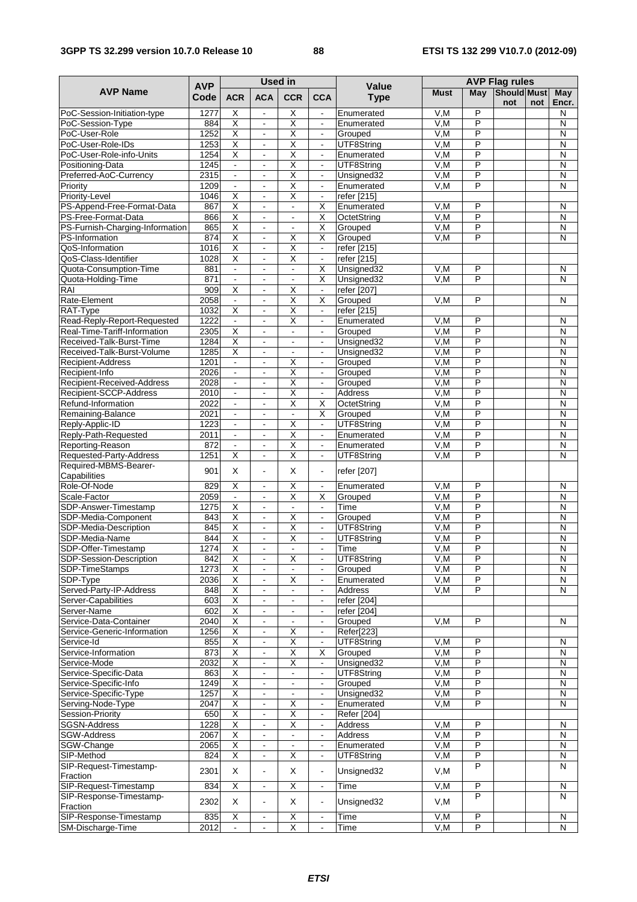| AVP Name | AVP Code | Used in | | | | Value Type | AVP Flag rules | | | | |
|---|---|---|---|---|---|---|---|---|---|---|---|
| | | ACR | ACA | CCR | CCA | | Must | May | Should not | Must not | May Encr. |
| PoC-Session-Initiation-type | 1277 | X | - | X | - | Enumerated | V,M | P | | | N |
| PoC-Session-Type | 884 | X | - | X | - | Enumerated | V,M | P | | | N |
| PoC-User-Role | 1252 | X | - | X | - | Grouped | V,M | P | | | N |
| PoC-User-Role-IDs | 1253 | X | - | X | - | UTF8String | V,M | P | | | N |
| PoC-User-Role-info-Units | 1254 | X | - | X | - | Enumerated | V,M | P | | | N |
| Positioning-Data | 1245 | - | - | X | - | UTF8String | V,M | P | | | N |
| Preferred-AoC-Currency | 2315 | - | - | X | - | Unsigned32 | V,M | P | | | N |
| Priority | 1209 | - | - | X | - | Enumerated | V,M | P | | | N |
| Priority-Level | 1046 | X | - | X | - | refer [215] | | | | | |
| PS-Append-Free-Format-Data | 867 | X | - | - | X | Enumerated | V,M | P | | | N |
| PS-Free-Format-Data | 866 | X | - | - | X | OctetString | V,M | P | | | N |
| PS-Furnish-Charging-Information | 865 | X | - | - | X | Grouped | V,M | P | | | N |
| PS-Information | 874 | X | - | X | X | Grouped | V,M | P | | | N |
| QoS-Information | 1016 | X | - | X | - | refer [215] | | | | | |
| QoS-Class-Identifier | 1028 | X | - | X | - | refer [215] | | | | | |
| Quota-Consumption-Time | 881 | - | - | - | X | Unsigned32 | V,M | P | | | N |
| Quota-Holding-Time | 871 | - | - | - | X | Unsigned32 | V,M | P | | | N |
| RAI | 909 | X | - | X | - | refer [207] | | | | | |
| Rate-Element | 2058 | - | - | X | X | Grouped | V,M | P | | | N |
| RAT-Type | 1032 | X | - | X | - | refer [215] | | | | | |
| Read-Reply-Report-Requested | 1222 | - | - | X | - | Enumerated | V,M | P | | | N |
| Real-Time-Tariff-Information | 2305 | X | - | - | - | Grouped | V,M | P | | | N |
| Received-Talk-Burst-Time | 1284 | X | - | - | - | Unsigned32 | V,M | P | | | N |
| Received-Talk-Burst-Volume | 1285 | X | - | - | - | Unsigned32 | V,M | P | | | N |
| Recipient-Address | 1201 | - | - | X | - | Grouped | V,M | P | | | N |
| Recipient-Info | 2026 | - | - | X | - | Grouped | V,M | P | | | N |
| Recipient-Received-Address | 2028 | - | - | X | - | Grouped | V,M | P | | | N |
| Recipient-SCCP-Address | 2010 | - | - | X | - | Address | V,M | P | | | N |
| Refund-Information | 2022 | - | - | X | X | OctetString | V,M | P | | | N |
| Remaining-Balance | 2021 | - | - | - | X | Grouped | V,M | P | | | N |
| Reply-Applic-ID | 1223 | - | - | X | - | UTF8String | V,M | P | | | N |
| Reply-Path-Requested | 2011 | - | - | X | - | Enumerated | V,M | P | | | N |
| Reporting-Reason | 872 | - | - | X | - | Enumerated | V,M | P | | | N |
| Requested-Party-Address | 1251 | X | - | X | - | UTF8String | V,M | P | | | N |
| Required-MBMS-Bearer-Capabilities | 901 | X | - | X | - | refer [207] | | | | | |
| Role-Of-Node | 829 | X | - | X | - | Enumerated | V,M | P | | | N |
| Scale-Factor | 2059 | - | - | X | X | Grouped | V,M | P | | | N |
| SDP-Answer-Timestamp | 1275 | X | - | - | - | Time | V,M | P | | | N |
| SDP-Media-Component | 843 | X | - | X | - | Grouped | V,M | P | | | N |
| SDP-Media-Description | 845 | X | - | X | - | UTF8String | V,M | P | | | N |
| SDP-Media-Name | 844 | X | - | X | - | UTF8String | V,M | P | | | N |
| SDP-Offer-Timestamp | 1274 | X | - | - | - | Time | V,M | P | | | N |
| SDP-Session-Description | 842 | X | - | X | - | UTF8String | V,M | P | | | N |
| SDP-TimeStamps | 1273 | X | - | - | - | Grouped | V,M | P | | | N |
| SDP-Type | 2036 | X | - | X | - | Enumerated | V,M | P | | | N |
| Served-Party-IP-Address | 848 | X | - | - | - | Address | V,M | P | | | N |
| Server-Capabilities | 603 | X | - | - | - | refer [204] | | | | | |
| Server-Name | 602 | X | - | - | - | refer [204] | | | | | |
| Service-Data-Container | 2040 | X | - | - | - | Grouped | V,M | P | | | N |
| Service-Generic-Information | 1256 | X | - | X | - | Refer[223] | | | | | |
| Service-Id | 855 | X | - | X | - | UTF8String | V,M | P | | | N |
| Service-Information | 873 | X | - | X | X | Grouped | V,M | P | | | N |
| Service-Mode | 2032 | X | - | X | - | Unsigned32 | V,M | P | | | N |
| Service-Specific-Data | 863 | X | - | - | - | UTF8String | V,M | P | | | N |
| Service-Specific-Info | 1249 | X | - | - | - | Grouped | V,M | P | | | N |
| Service-Specific-Type | 1257 | X | - | - | - | Unsigned32 | V,M | P | | | N |
| Serving-Node-Type | 2047 | X | - | X | - | Enumerated | V,M | P | | | N |
| Session-Priority | 650 | X | - | X | - | Refer [204] | | | | | |
| SGSN-Address | 1228 | X | - | X | - | Address | V,M | P | | | N |
| SGW-Address | 2067 | X | - | - | - | Address | V,M | P | | | N |
| SGW-Change | 2065 | X | - | - | - | Enumerated | V,M | P | | | N |
| SIP-Method | 824 | X | - | X | - | UTF8String | V,M | P | | | N |
| SIP-Request-Timestamp-Fraction | 2301 | X | - | X | - | Unsigned32 | V,M | P | | | N |
| SIP-Request-Timestamp | 834 | X | - | X | - | Time | V,M | P | | | N |
| SIP-Response-Timestamp-Fraction | 2302 | X | - | X | - | Unsigned32 | V,M | P | | | N |
| SIP-Response-Timestamp | 835 | X | - | X | - | Time | V,M | P | | | N |
| SM-Discharge-Time | 2012 | - | - | X | - | Time | V,M | P | | | N |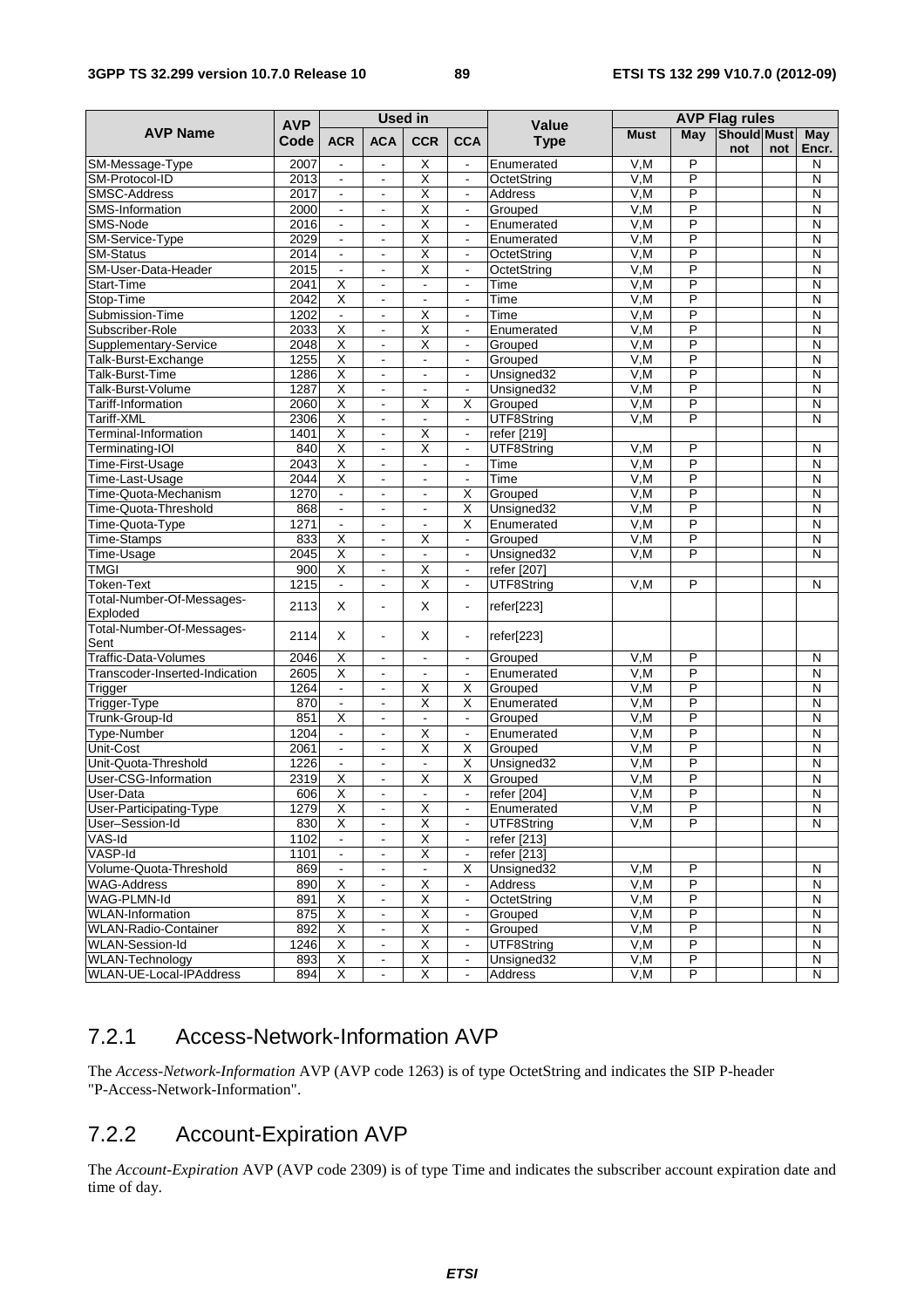| AVP Name | AVP Code | Used in | | | | Value Type | AVP Flag rules | | | | |
|---|---|---|---|---|---|---|---|---|---|---|---|
| | | ACR | ACA | CCR | CCA | | Must | May | Should not | Must not | May Encr. |
| SM-Message-Type | 2007 | - | - | X | - | Enumerated | V,M | P | | | N |
| SM-Protocol-ID | 2013 | - | - | X | - | OctetString | V,M | P | | | N |
| SMSC-Address | 2017 | - | - | X | - | Address | V,M | P | | | N |
| SMS-Information | 2000 | - | - | X | - | Grouped | V,M | P | | | N |
| SMS-Node | 2016 | - | - | X | - | Enumerated | V,M | P | | | N |
| SM-Service-Type | 2029 | - | - | X | - | Enumerated | V,M | P | | | N |
| SM-Status | 2014 | - | - | X | - | OctetString | V,M | P | | | N |
| SM-User-Data-Header | 2015 | - | - | X | - | OctetString | V,M | P | | | N |
| Start-Time | 2041 | X | - | - | - | Time | V,M | P | | | N |
| Stop-Time | 2042 | X | - | - | - | Time | V,M | P | | | N |
| Submission-Time | 1202 | - | - | X | - | Time | V,M | P | | | N |
| Subscriber-Role | 2033 | X | - | X | - | Enumerated | V,M | P | | | N |
| Supplementary-Service | 2048 | X | - | X | - | Grouped | V,M | P | | | N |
| Talk-Burst-Exchange | 1255 | X | - | - | - | Grouped | V,M | P | | | N |
| Talk-Burst-Time | 1286 | X | - | - | - | Unsigned32 | V,M | P | | | N |
| Talk-Burst-Volume | 1287 | X | - | - | - | Unsigned32 | V,M | P | | | N |
| Tariff-Information | 2060 | X | - | X | X | Grouped | V,M | P | | | N |
| Tariff-XML | 2306 | X | - | - | - | UTF8String | V,M | P | | | N |
| Terminal-Information | 1401 | X | - | X | - | refer [219] | | | | | |
| Terminating-IOI | 840 | X | - | X | - | UTF8String | V,M | P | | | N |
| Time-First-Usage | 2043 | X | - | - | - | Time | V,M | P | | | N |
| Time-Last-Usage | 2044 | X | - | - | - | Time | V,M | P | | | N |
| Time-Quota-Mechanism | 1270 | - | - | - | X | Grouped | V,M | P | | | N |
| Time-Quota-Threshold | 868 | - | - | - | X | Unsigned32 | V,M | P | | | N |
| Time-Quota-Type | 1271 | - | - | - | X | Enumerated | V,M | P | | | N |
| Time-Stamps | 833 | X | - | X | - | Grouped | V,M | P | | | N |
| Time-Usage | 2045 | X | - | - | - | Unsigned32 | V,M | P | | | N |
| TMGI | 900 | X | - | X | - | refer [207] | | | | | |
| Token-Text | 1215 | - | - | X | - | UTF8String | V,M | P | | | N |
| Total-Number-Of-Messages-Exploded | 2113 | X | - | X | - | refer[223] | | | | | |
| Total-Number-Of-Messages-Sent | 2114 | X | - | X | - | refer[223] | | | | | |
| Traffic-Data-Volumes | 2046 | X | - | - | - | Grouped | V,M | P | | | N |
| Transcoder-Inserted-Indication | 2605 | X | - | - | - | Enumerated | V,M | P | | | N |
| Trigger | 1264 | - | - | X | X | Grouped | V,M | P | | | N |
| Trigger-Type | 870 | - | - | X | X | Enumerated | V,M | P | | | N |
| Trunk-Group-Id | 851 | X | - | - | - | Grouped | V,M | P | | | N |
| Type-Number | 1204 | - | - | X | - | Enumerated | V,M | P | | | N |
| Unit-Cost | 2061 | - | - | X | X | Grouped | V,M | P | | | N |
| Unit-Quota-Threshold | 1226 | - | - | - | X | Unsigned32 | V,M | P | | | N |
| User-CSG-Information | 2319 | X | - | X | X | Grouped | V,M | P | | | N |
| User-Data | 606 | X | - | - | - | refer [204] | V,M | P | | | N |
| User-Participating-Type | 1279 | X | - | X | - | Enumerated | V,M | P | | | N |
| User–Session-Id | 830 | X | - | X | - | UTF8String | V,M | P | | | N |
| VAS-Id | 1102 | - | - | X | - | refer [213] | | | | | |
| VASP-Id | 1101 | - | - | X | - | refer [213] | | | | | |
| Volume-Quota-Threshold | 869 | - | - | - | X | Unsigned32 | V,M | P | | | N |
| WAG-Address | 890 | X | - | X | - | Address | V,M | P | | | N |
| WAG-PLMN-Id | 891 | X | - | X | - | OctetString | V,M | P | | | N |
| WLAN-Information | 875 | X | - | X | - | Grouped | V,M | P | | | N |
| WLAN-Radio-Container | 892 | X | - | X | - | Grouped | V,M | P | | | N |
| WLAN-Session-Id | 1246 | X | - | X | - | UTF8String | V,M | P | | | N |
| WLAN-Technology | 893 | X | - | X | - | Unsigned32 | V,M | P | | | N |
| WLAN-UE-Local-IPAddress | 894 | X | - | X | - | Address | V,M | P | | | N |

## 7.2.1 Access-Network-Information AVP

The *Access-Network-Information* AVP (AVP code 1263) is of type OctetString and indicates the SIP P-header "P-Access-Network-Information".

## 7.2.2 Account-Expiration AVP

The *Account-Expiration* AVP (AVP code 2309) is of type Time and indicates the subscriber account expiration date and time of day.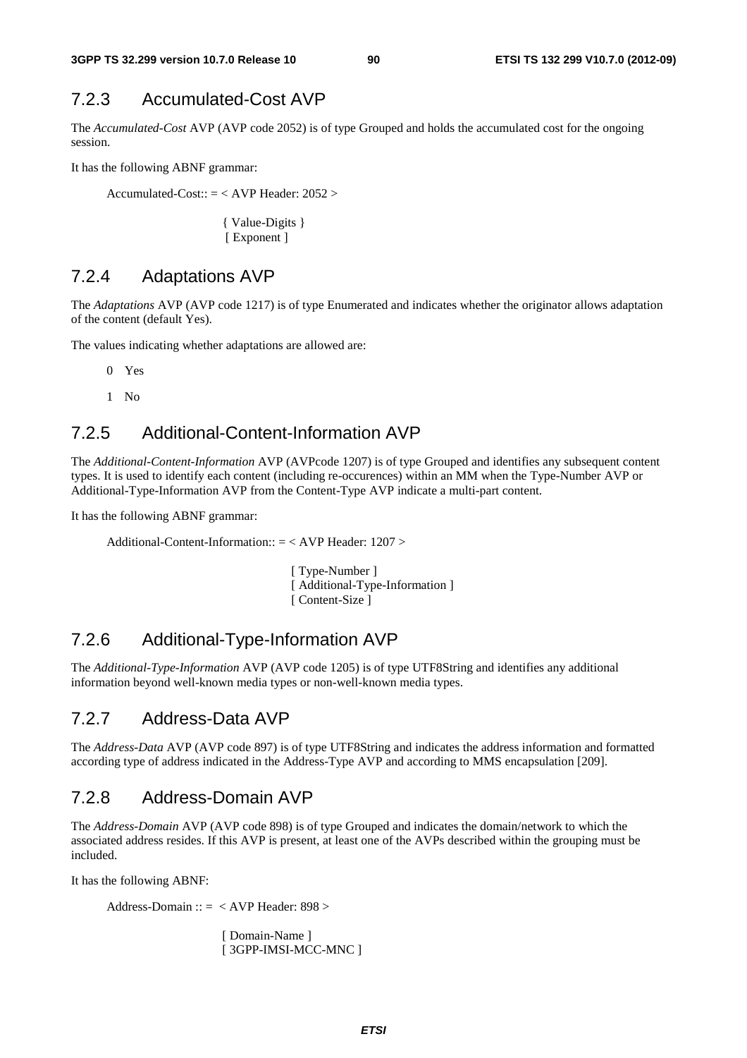### 7.2.3 Accumulated-Cost AVP

The *Accumulated-Cost* AVP (AVP code 2052) is of type Grouped and holds the accumulated cost for the ongoing session.

It has the following ABNF grammar:

```
Accumulated-Cost:: = < AVP Header: 2052 >

                    { Value-Digits }
                    [ Exponent ]
```

### 7.2.4 Adaptations AVP

The *Adaptations* AVP (AVP code 1217) is of type Enumerated and indicates whether the originator allows adaptation of the content (default Yes).

The values indicating whether adaptations are allowed are:

0 Yes

1 No

### 7.2.5 Additional-Content-Information AVP

The *Additional-Content-Information* AVP (AVPcode 1207) is of type Grouped and identifies any subsequent content types. It is used to identify each content (including re-occurences) within an MM when the Type-Number AVP or Additional-Type-Information AVP from the Content-Type AVP indicate a multi-part content.

It has the following ABNF grammar:

```
Additional-Content-Information:: = < AVP Header: 1207 >

                    [ Type-Number ]
                    [ Additional-Type-Information ]
                    [ Content-Size ]
```

### 7.2.6 Additional-Type-Information AVP

The *Additional-Type-Information* AVP (AVP code 1205) is of type UTF8String and identifies any additional information beyond well-known media types or non-well-known media types.

### 7.2.7 Address-Data AVP

The *Address-Data* AVP (AVP code 897) is of type UTF8String and indicates the address information and formatted according type of address indicated in the Address-Type AVP and according to MMS encapsulation [209].

### 7.2.8 Address-Domain AVP

The *Address-Domain* AVP (AVP code 898) is of type Grouped and indicates the domain/network to which the associated address resides. If this AVP is present, at least one of the AVPs described within the grouping must be included.

It has the following ABNF:

```
Address-Domain :: =  < AVP Header: 898 >

                    [ Domain-Name ]
                    [ 3GPP-IMSI-MCC-MNC ]
```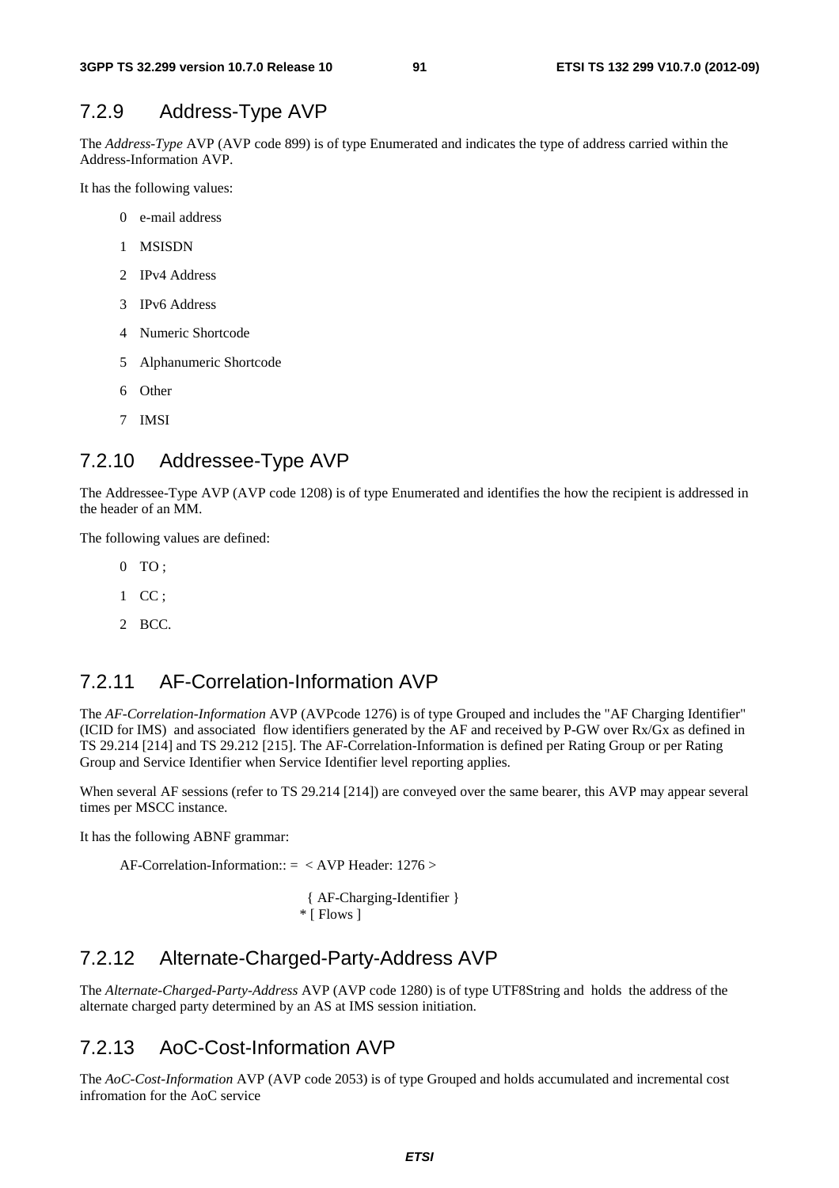### 7.2.9 Address-Type AVP

The *Address-Type* AVP (AVP code 899) is of type Enumerated and indicates the type of address carried within the Address-Information AVP.

It has the following values:

0 e-mail address

1 MSISDN

2 IPv4 Address

3 IPv6 Address

4 Numeric Shortcode

5 Alphanumeric Shortcode

6 Other

7 IMSI

### 7.2.10 Addressee-Type AVP

The Addressee-Type AVP (AVP code 1208) is of type Enumerated and identifies the how the recipient is addressed in the header of an MM.

The following values are defined:

0 TO ;

1 CC ;

2 BCC.

### 7.2.11 AF-Correlation-Information AVP

The *AF-Correlation-Information* AVP (AVPcode 1276) is of type Grouped and includes the "AF Charging Identifier" (ICID for IMS) and associated flow identifiers generated by the AF and received by P-GW over Rx/Gx as defined in TS 29.214 [214] and TS 29.212 [215]. The AF-Correlation-Information is defined per Rating Group or per Rating Group and Service Identifier when Service Identifier level reporting applies.

When several AF sessions (refer to TS 29.214 [214]) are conveyed over the same bearer, this AVP may appear several times per MSCC instance.

It has the following ABNF grammar:

```
AF-Correlation-Information:: =  < AVP Header: 1276 >

                                  { AF-Charging-Identifier }
                                 * [ Flows ]
```

### 7.2.12 Alternate-Charged-Party-Address AVP

The *Alternate-Charged-Party-Address* AVP (AVP code 1280) is of type UTF8String and holds the address of the alternate charged party determined by an AS at IMS session initiation.

### 7.2.13 AoC-Cost-Information AVP

The *AoC-Cost-Information* AVP (AVP code 2053) is of type Grouped and holds accumulated and incremental cost infromation for the AoC service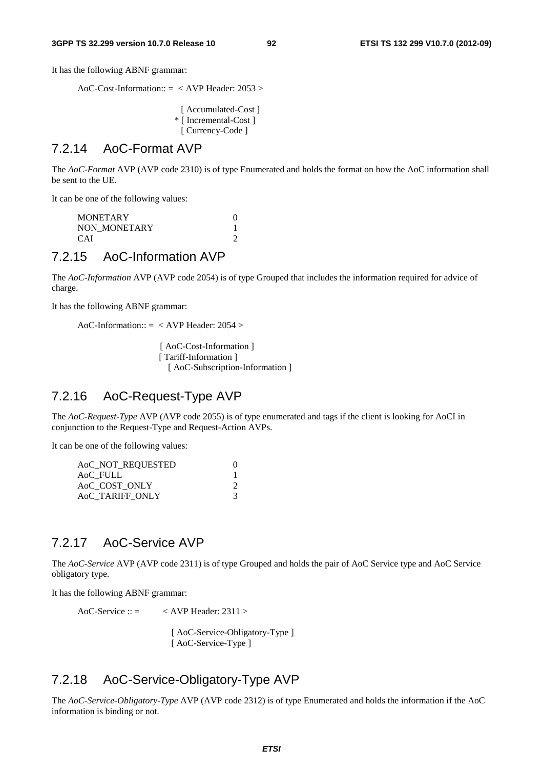It has the following ABNF grammar:

```
AoC-Cost-Information:: =  < AVP Header: 2053 >

                          [ Accumulated-Cost ]
                        * [ Incremental-Cost ]
                          [ Currency-Code ]
```

### 7.2.14 AoC-Format AVP

The *AoC-Format* AVP (AVP code 2310) is of type Enumerated and holds the format on how the AoC information shall be sent to the UE.

It can be one of the following values:

```
MONETARY            0
NON_MONETARY        1
CAI                 2
```

### 7.2.15 AoC-Information AVP

The *AoC-Information* AVP (AVP code 2054) is of type Grouped that includes the information required for advice of charge.

It has the following ABNF grammar:

```
AoC-Information:: =  < AVP Header: 2054 >

                     [ AoC-Cost-Information ]
                     [ Tariff-Information ]
                     [ AoC-Subscription-Information ]
```

### 7.2.16 AoC-Request-Type AVP

The *AoC-Request-Type* AVP (AVP code 2055) is of type enumerated and tags if the client is looking for AoCI in conjunction to the Request-Type and Request-Action AVPs.

It can be one of the following values:

```
AoC_NOT_REQUESTED       0
AoC_FULL                1
AoC_COST_ONLY           2
AoC_TARIFF_ONLY         3
```

### 7.2.17 AoC-Service AVP

The *AoC-Service* AVP (AVP code 2311) is of type Grouped and holds the pair of AoC Service type and AoC Service obligatory type.

It has the following ABNF grammar:

```
AoC-Service :: =        < AVP Header: 2311 >

                        [ AoC-Service-Obligatory-Type ]
                        [ AoC-Service-Type ]
```

### 7.2.18 AoC-Service-Obligatory-Type AVP

The *AoC-Service-Obligatory-Type* AVP (AVP code 2312) is of type Enumerated and holds the information if the AoC information is binding or not.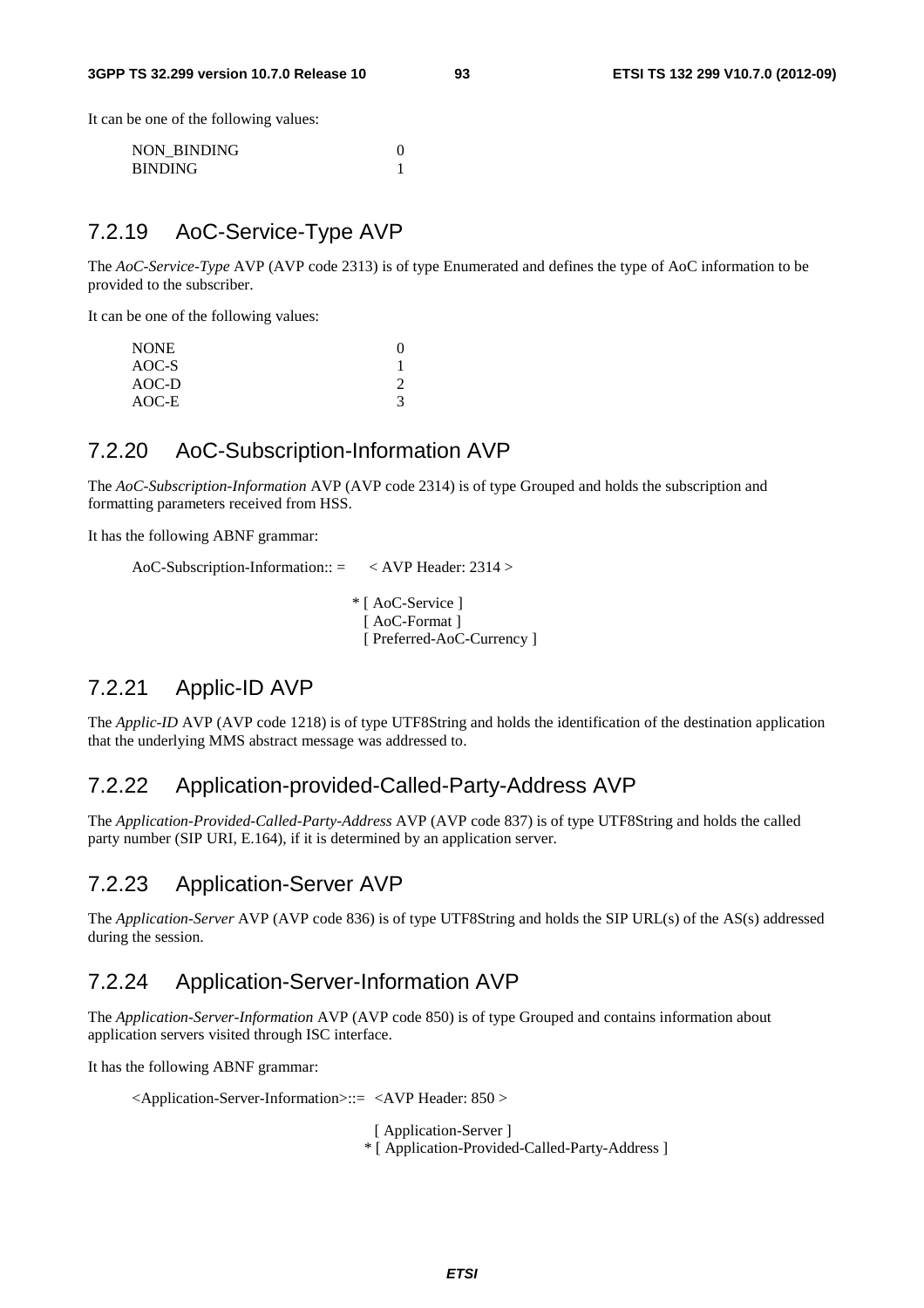It can be one of the following values:

```
NON_BINDING    0
BINDING        1
```

### 7.2.19 AoC-Service-Type AVP

The *AoC-Service-Type* AVP (AVP code 2313) is of type Enumerated and defines the type of AoC information to be provided to the subscriber.

It can be one of the following values:

```
NONE     0
AOC-S    1
AOC-D    2
AOC-E    3
```

### 7.2.20 AoC-Subscription-Information AVP

The *AoC-Subscription-Information* AVP (AVP code 2314) is of type Grouped and holds the subscription and formatting parameters received from HSS.

It has the following ABNF grammar:

```
AoC-Subscription-Information:: =    < AVP Header: 2314 >

                                    * [ AoC-Service ]
                                      [ AoC-Format ]
                                      [ Preferred-AoC-Currency ]
```

### 7.2.21 Applic-ID AVP

The *Applic-ID* AVP (AVP code 1218) is of type UTF8String and holds the identification of the destination application that the underlying MMS abstract message was addressed to.

### 7.2.22 Application-provided-Called-Party-Address AVP

The *Application-Provided-Called-Party-Address* AVP (AVP code 837) is of type UTF8String and holds the called party number (SIP URI, E.164), if it is determined by an application server.

### 7.2.23 Application-Server AVP

The *Application-Server* AVP (AVP code 836) is of type UTF8String and holds the SIP URL(s) of the AS(s) addressed during the session.

### 7.2.24 Application-Server-Information AVP

The *Application-Server-Information* AVP (AVP code 850) is of type Grouped and contains information about application servers visited through ISC interface.

It has the following ABNF grammar:

```
<Application-Server-Information>::=  <AVP Header: 850 >

                                       [ Application-Server ]
                                     * [ Application-Provided-Called-Party-Address ]
```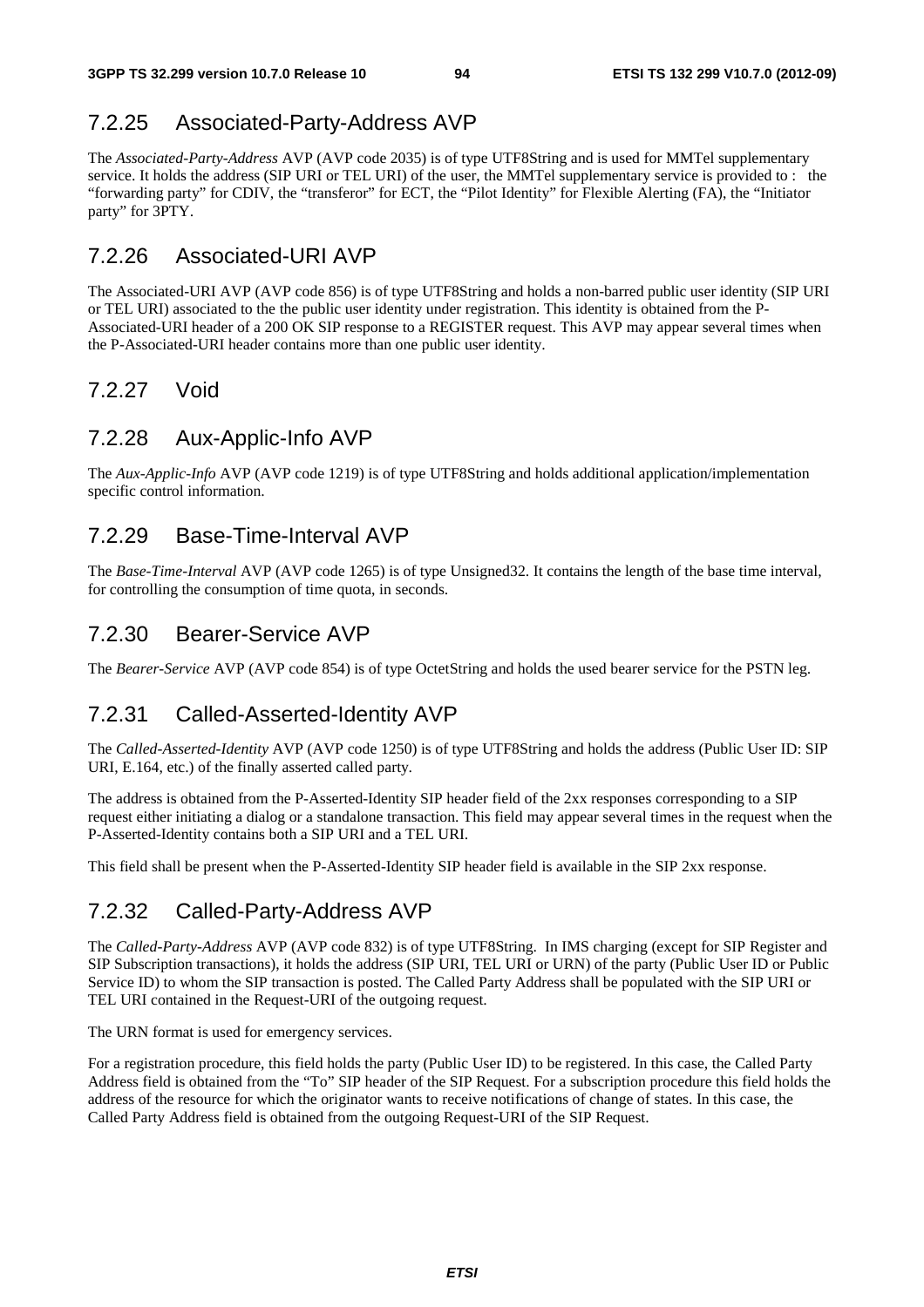### 7.2.25 Associated-Party-Address AVP

The *Associated-Party-Address* AVP (AVP code 2035) is of type UTF8String and is used for MMTel supplementary service. It holds the address (SIP URI or TEL URI) of the user, the MMTel supplementary service is provided to : the "forwarding party" for CDIV, the "transferor" for ECT, the "Pilot Identity" for Flexible Alerting (FA), the "Initiator party" for 3PTY.

### 7.2.26 Associated-URI AVP

The Associated-URI AVP (AVP code 856) is of type UTF8String and holds a non-barred public user identity (SIP URI or TEL URI) associated to the the public user identity under registration. This identity is obtained from the P-Associated-URI header of a 200 OK SIP response to a REGISTER request. This AVP may appear several times when the P-Associated-URI header contains more than one public user identity.

### 7.2.27 Void

### 7.2.28 Aux-Applic-Info AVP

The *Aux-Applic-Info* AVP (AVP code 1219) is of type UTF8String and holds additional application/implementation specific control information.

### 7.2.29 Base-Time-Interval AVP

The *Base-Time-Interval* AVP (AVP code 1265) is of type Unsigned32. It contains the length of the base time interval, for controlling the consumption of time quota, in seconds.

### 7.2.30 Bearer-Service AVP

The *Bearer-Service* AVP (AVP code 854) is of type OctetString and holds the used bearer service for the PSTN leg.

### 7.2.31 Called-Asserted-Identity AVP

The *Called-Asserted-Identity* AVP (AVP code 1250) is of type UTF8String and holds the address (Public User ID: SIP URI, E.164, etc.) of the finally asserted called party.

The address is obtained from the P-Asserted-Identity SIP header field of the 2xx responses corresponding to a SIP request either initiating a dialog or a standalone transaction. This field may appear several times in the request when the P-Asserted-Identity contains both a SIP URI and a TEL URI.

This field shall be present when the P-Asserted-Identity SIP header field is available in the SIP 2xx response.

### 7.2.32 Called-Party-Address AVP

The *Called-Party-Address* AVP (AVP code 832) is of type UTF8String. In IMS charging (except for SIP Register and SIP Subscription transactions), it holds the address (SIP URI, TEL URI or URN) of the party (Public User ID or Public Service ID) to whom the SIP transaction is posted. The Called Party Address shall be populated with the SIP URI or TEL URI contained in the Request-URI of the outgoing request.

The URN format is used for emergency services.

For a registration procedure, this field holds the party (Public User ID) to be registered. In this case, the Called Party Address field is obtained from the "To" SIP header of the SIP Request. For a subscription procedure this field holds the address of the resource for which the originator wants to receive notifications of change of states. In this case, the Called Party Address field is obtained from the outgoing Request-URI of the SIP Request.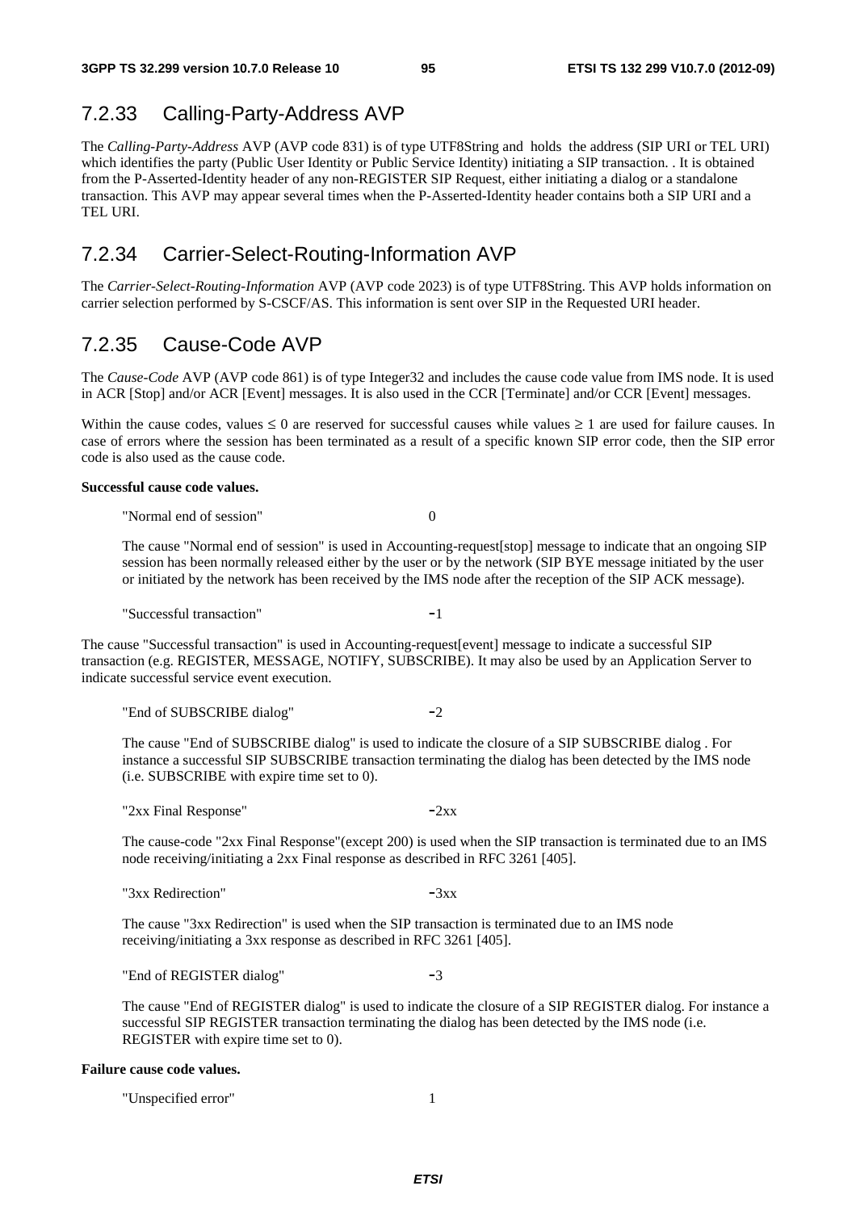## 7.2.33 Calling-Party-Address AVP

The *Calling-Party-Address* AVP (AVP code 831) is of type UTF8String and holds the address (SIP URI or TEL URI) which identifies the party (Public User Identity or Public Service Identity) initiating a SIP transaction. . It is obtained from the P-Asserted-Identity header of any non-REGISTER SIP Request, either initiating a dialog or a standalone transaction. This AVP may appear several times when the P-Asserted-Identity header contains both a SIP URI and a TEL URI.

## 7.2.34 Carrier-Select-Routing-Information AVP

The *Carrier-Select-Routing-Information* AVP (AVP code 2023) is of type UTF8String. This AVP holds information on carrier selection performed by S-CSCF/AS. This information is sent over SIP in the Requested URI header.

## 7.2.35 Cause-Code AVP

The *Cause-Code* AVP (AVP code 861) is of type Integer32 and includes the cause code value from IMS node. It is used in ACR [Stop] and/or ACR [Event] messages. It is also used in the CCR [Terminate] and/or CCR [Event] messages.

Within the cause codes, values ≤ 0 are reserved for successful causes while values ≥ 1 are used for failure causes. In case of errors where the session has been terminated as a result of a specific known SIP error code, then the SIP error code is also used as the cause code.

**Successful cause code values.**

"Normal end of session" 0

The cause "Normal end of session" is used in Accounting-request[stop] message to indicate that an ongoing SIP session has been normally released either by the user or by the network (SIP BYE message initiated by the user or initiated by the network has been received by the IMS node after the reception of the SIP ACK message).

"Successful transaction" -1

The cause "Successful transaction" is used in Accounting-request[event] message to indicate a successful SIP transaction (e.g. REGISTER, MESSAGE, NOTIFY, SUBSCRIBE). It may also be used by an Application Server to indicate successful service event execution.

"End of SUBSCRIBE dialog" -2

The cause "End of SUBSCRIBE dialog" is used to indicate the closure of a SIP SUBSCRIBE dialog . For instance a successful SIP SUBSCRIBE transaction terminating the dialog has been detected by the IMS node (i.e. SUBSCRIBE with expire time set to 0).

"2xx Final Response" -2xx

The cause-code "2xx Final Response"(except 200) is used when the SIP transaction is terminated due to an IMS node receiving/initiating a 2xx Final response as described in RFC 3261 [405].

"3xx Redirection" -3xx

The cause "3xx Redirection" is used when the SIP transaction is terminated due to an IMS node receiving/initiating a 3xx response as described in RFC 3261 [405].

"End of REGISTER dialog" -3

The cause "End of REGISTER dialog" is used to indicate the closure of a SIP REGISTER dialog. For instance a successful SIP REGISTER transaction terminating the dialog has been detected by the IMS node (i.e. REGISTER with expire time set to 0).

**Failure cause code values.**

"Unspecified error" 1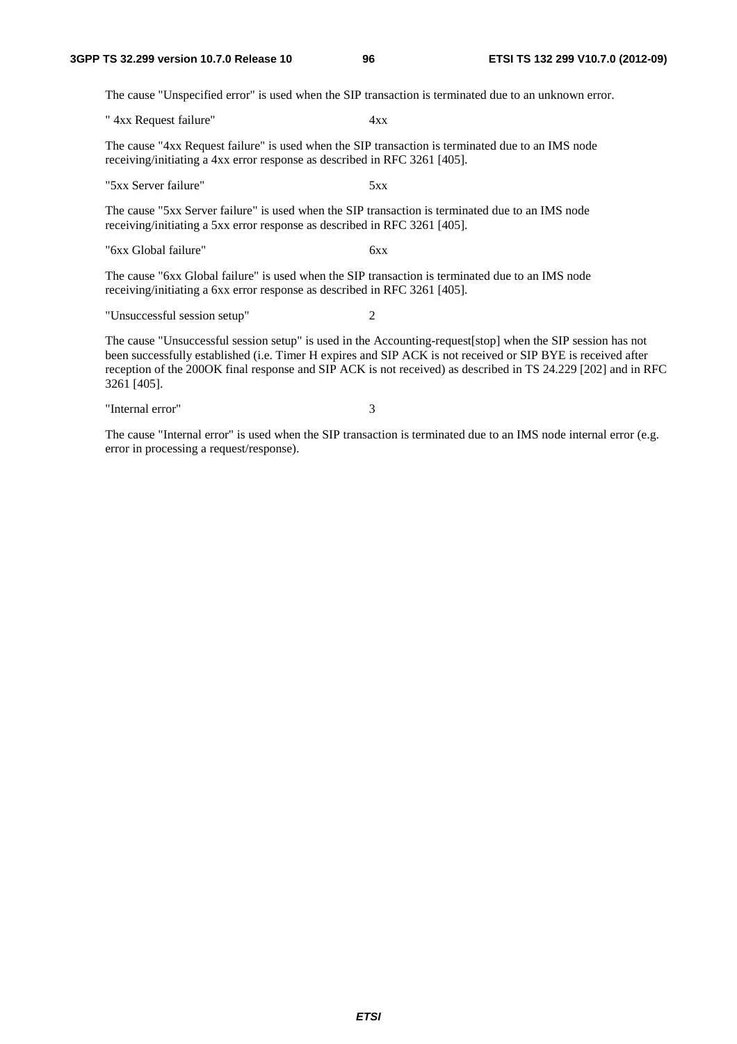The cause "Unspecified error" is used when the SIP transaction is terminated due to an unknown error.

" 4xx Request failure"                4xx

The cause "4xx Request failure" is used when the SIP transaction is terminated due to an IMS node receiving/initiating a 4xx error response as described in RFC 3261 [405].

"5xx Server failure"                5xx

The cause "5xx Server failure" is used when the SIP transaction is terminated due to an IMS node receiving/initiating a 5xx error response as described in RFC 3261 [405].

"6xx Global failure"                6xx

The cause "6xx Global failure" is used when the SIP transaction is terminated due to an IMS node receiving/initiating a 6xx error response as described in RFC 3261 [405].

"Unsuccessful session setup"                2

The cause "Unsuccessful session setup" is used in the Accounting-request[stop] when the SIP session has not been successfully established (i.e. Timer H expires and SIP ACK is not received or SIP BYE is received after reception of the 200OK final response and SIP ACK is not received) as described in TS 24.229 [202] and in RFC 3261 [405].

"Internal error"                3

The cause "Internal error" is used when the SIP transaction is terminated due to an IMS node internal error (e.g. error in processing a request/response).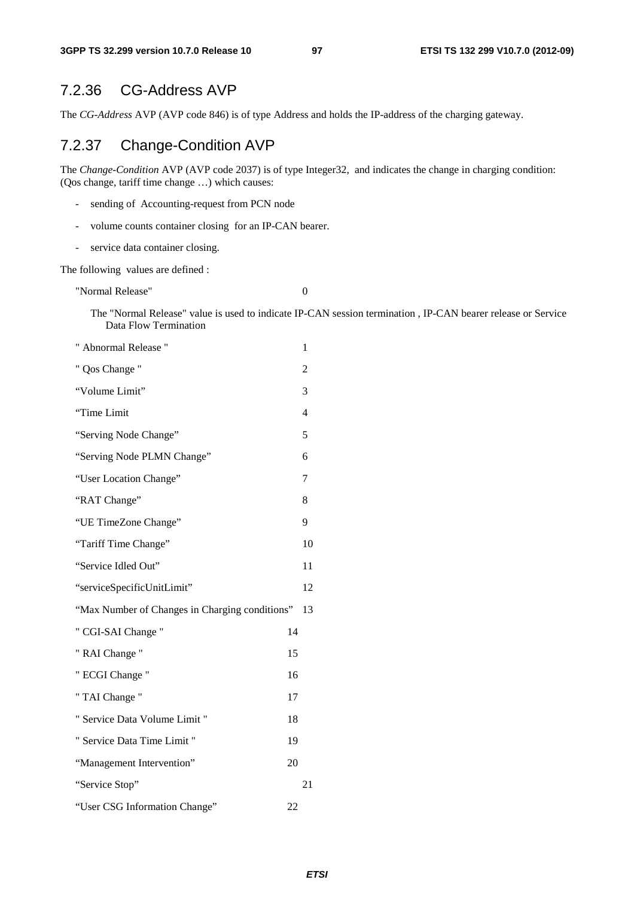### 7.2.36 CG-Address AVP

The *CG-Address* AVP (AVP code 846) is of type Address and holds the IP-address of the charging gateway.

### 7.2.37 Change-Condition AVP

The *Change-Condition* AVP (AVP code 2037) is of type Integer32, and indicates the change in charging condition: (Qos change, tariff time change …) which causes:

- sending of Accounting-request from PCN node
- volume counts container closing for an IP-CAN bearer.
- service data container closing.

The following values are defined :

"Normal Release" 0

The "Normal Release" value is used to indicate IP-CAN session termination , IP-CAN bearer release or Service Data Flow Termination

" Abnormal Release " 1

" Qos Change " 2

"Volume Limit" 3

"Time Limit 4

"Serving Node Change" 5

"Serving Node PLMN Change" 6

"User Location Change" 7

"RAT Change" 8

"UE TimeZone Change" 9

"Tariff Time Change" 10

"Service Idled Out" 11

"serviceSpecificUnitLimit" 12

"Max Number of Changes in Charging conditions" 13

" CGI-SAI Change " 14

" RAI Change " 15

" ECGI Change " 16

" TAI Change " 17

" Service Data Volume Limit " 18

" Service Data Time Limit " 19

"Management Intervention" 20

"Service Stop" 21

"User CSG Information Change" 22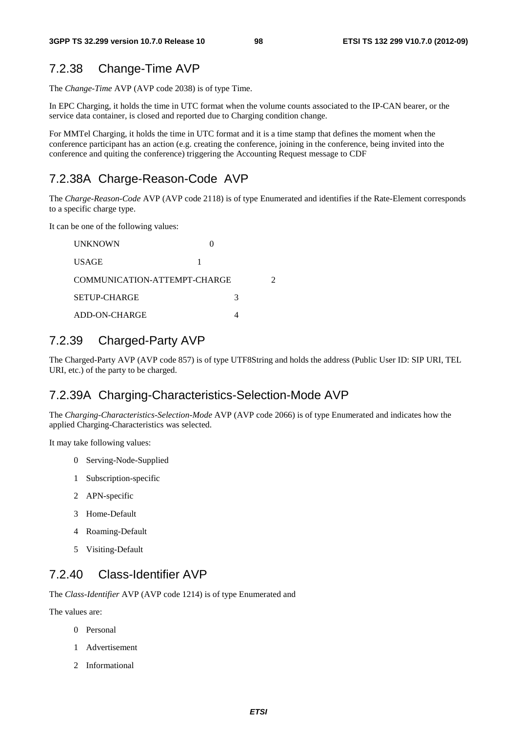## 7.2.38 Change-Time AVP

The *Change-Time* AVP (AVP code 2038) is of type Time.

In EPC Charging, it holds the time in UTC format when the volume counts associated to the IP-CAN bearer, or the service data container, is closed and reported due to Charging condition change.

For MMTel Charging, it holds the time in UTC format and it is a time stamp that defines the moment when the conference participant has an action (e.g. creating the conference, joining in the conference, being invited into the conference and quiting the conference) triggering the Accounting Request message to CDF

## 7.2.38A Charge-Reason-Code AVP

The *Charge-Reason-Code* AVP (AVP code 2118) is of type Enumerated and identifies if the Rate-Element corresponds to a specific charge type.

It can be one of the following values:

UNKNOWN 0

USAGE 1

COMMUNICATION-ATTEMPT-CHARGE 2

SETUP-CHARGE 3

ADD-ON-CHARGE 4

## 7.2.39 Charged-Party AVP

The Charged-Party AVP (AVP code 857) is of type UTF8String and holds the address (Public User ID: SIP URI, TEL URI, etc.) of the party to be charged.

## 7.2.39A Charging-Characteristics-Selection-Mode AVP

The *Charging-Characteristics-Selection-Mode* AVP (AVP code 2066) is of type Enumerated and indicates how the applied Charging-Characteristics was selected.

It may take following values:

0 Serving-Node-Supplied

1 Subscription-specific

2 APN-specific

3 Home-Default

4 Roaming-Default

5 Visiting-Default

## 7.2.40 Class-Identifier AVP

The *Class-Identifier* AVP (AVP code 1214) is of type Enumerated and

The values are:

0 Personal

1 Advertisement

2 Informational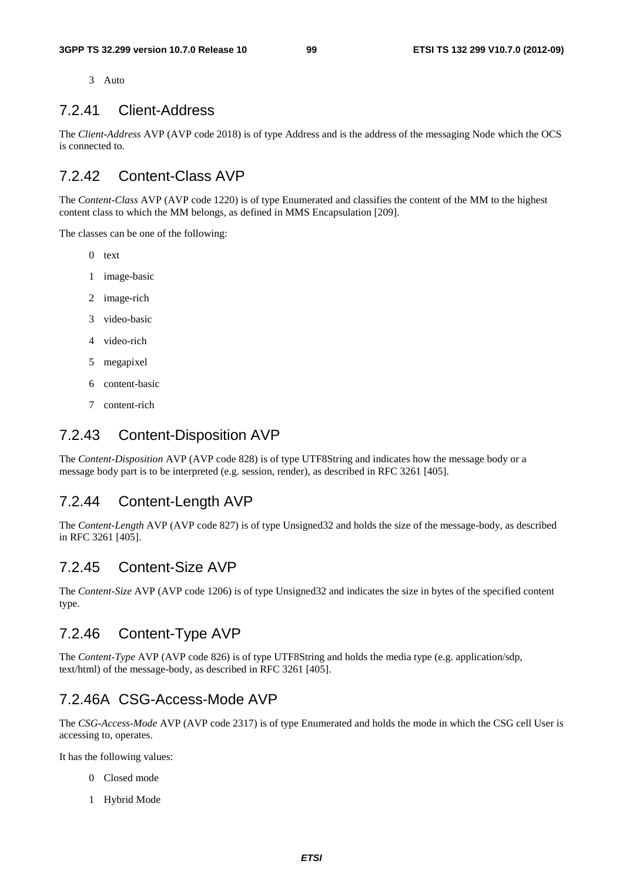3 Auto

### 7.2.41 Client-Address

The *Client-Address* AVP (AVP code 2018) is of type Address and is the address of the messaging Node which the OCS is connected to.

### 7.2.42 Content-Class AVP

The *Content-Class* AVP (AVP code 1220) is of type Enumerated and classifies the content of the MM to the highest content class to which the MM belongs, as defined in MMS Encapsulation [209].

The classes can be one of the following:

0 text

1 image-basic

2 image-rich

3 video-basic

4 video-rich

5 megapixel

6 content-basic

7 content-rich

### 7.2.43 Content-Disposition AVP

The *Content-Disposition* AVP (AVP code 828) is of type UTF8String and indicates how the message body or a message body part is to be interpreted (e.g. session, render), as described in RFC 3261 [405].

### 7.2.44 Content-Length AVP

The *Content-Length* AVP (AVP code 827) is of type Unsigned32 and holds the size of the message-body, as described in RFC 3261 [405].

### 7.2.45 Content-Size AVP

The *Content-Size* AVP (AVP code 1206) is of type Unsigned32 and indicates the size in bytes of the specified content type.

### 7.2.46 Content-Type AVP

The *Content-Type* AVP (AVP code 826) is of type UTF8String and holds the media type (e.g. application/sdp, text/html) of the message-body, as described in RFC 3261 [405].

### 7.2.46A CSG-Access-Mode AVP

The *CSG-Access-Mode* AVP (AVP code 2317) is of type Enumerated and holds the mode in which the CSG cell User is accessing to, operates.

It has the following values:

0 Closed mode

1 Hybrid Mode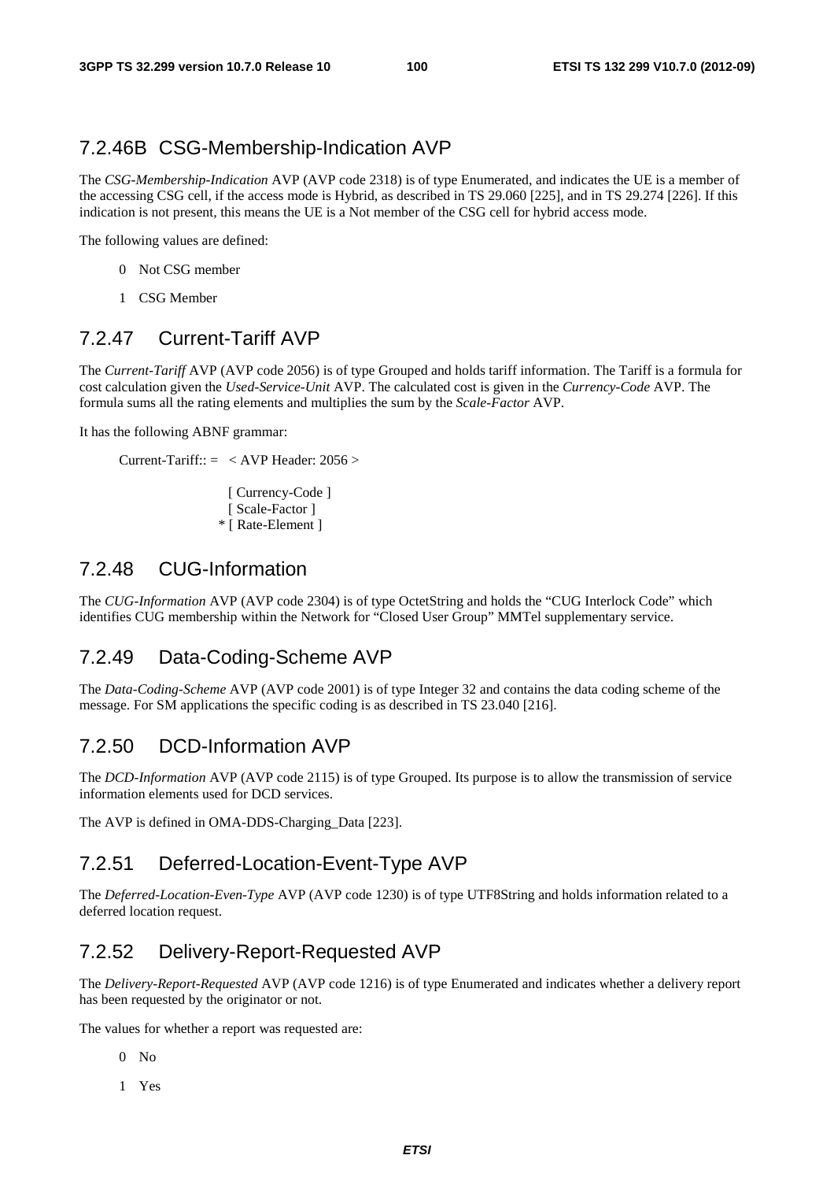## 7.2.46B CSG-Membership-Indication AVP

The *CSG-Membership-Indication* AVP (AVP code 2318) is of type Enumerated, and indicates the UE is a member of the accessing CSG cell, if the access mode is Hybrid, as described in TS 29.060 [225], and in TS 29.274 [226]. If this indication is not present, this means the UE is a Not member of the CSG cell for hybrid access mode.

The following values are defined:

0 Not CSG member

1 CSG Member

## 7.2.47 Current-Tariff AVP

The *Current-Tariff* AVP (AVP code 2056) is of type Grouped and holds tariff information. The Tariff is a formula for cost calculation given the *Used-Service-Unit* AVP. The calculated cost is given in the *Currency-Code* AVP. The formula sums all the rating elements and multiplies the sum by the *Scale-Factor* AVP.

It has the following ABNF grammar:

```
Current-Tariff:: =  < AVP Header: 2056 >

                    [ Currency-Code ]
                    [ Scale-Factor ]
                  * [ Rate-Element ]
```

## 7.2.48 CUG-Information

The *CUG-Information* AVP (AVP code 2304) is of type OctetString and holds the "CUG Interlock Code" which identifies CUG membership within the Network for "Closed User Group" MMTel supplementary service.

## 7.2.49 Data-Coding-Scheme AVP

The *Data-Coding-Scheme* AVP (AVP code 2001) is of type Integer 32 and contains the data coding scheme of the message. For SM applications the specific coding is as described in TS 23.040 [216].

## 7.2.50 DCD-Information AVP

The *DCD-Information* AVP (AVP code 2115) is of type Grouped. Its purpose is to allow the transmission of service information elements used for DCD services.

The AVP is defined in OMA-DDS-Charging_Data [223].

## 7.2.51 Deferred-Location-Event-Type AVP

The *Deferred-Location-Even-Type* AVP (AVP code 1230) is of type UTF8String and holds information related to a deferred location request.

## 7.2.52 Delivery-Report-Requested AVP

The *Delivery-Report-Requested* AVP (AVP code 1216) is of type Enumerated and indicates whether a delivery report has been requested by the originator or not.

The values for whether a report was requested are:

0 No

1 Yes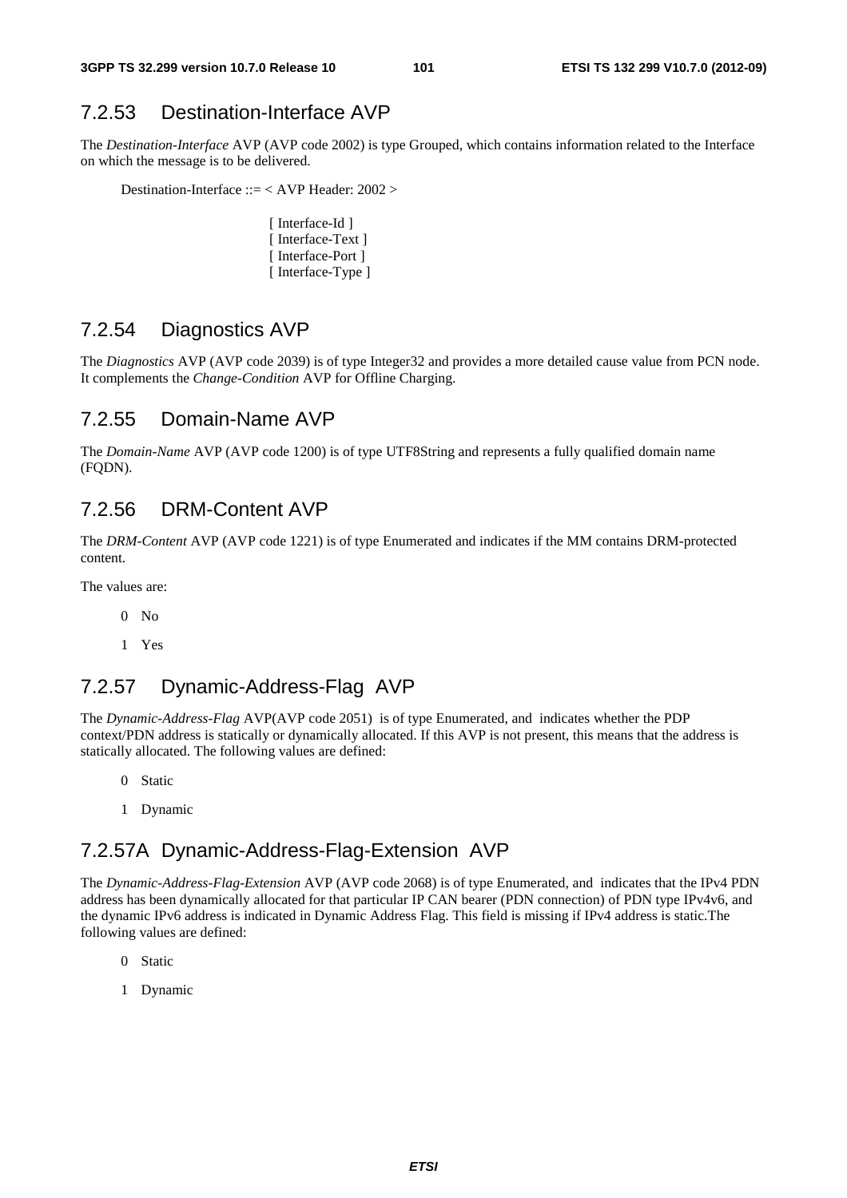### 7.2.53 Destination-Interface AVP

The *Destination-Interface* AVP (AVP code 2002) is type Grouped, which contains information related to the Interface on which the message is to be delivered.

```
Destination-Interface ::= < AVP Header: 2002 >

                [ Interface-Id ]
                [ Interface-Text ]
                [ Interface-Port ]
                [ Interface-Type ]
```

### 7.2.54 Diagnostics AVP

The *Diagnostics* AVP (AVP code 2039) is of type Integer32 and provides a more detailed cause value from PCN node. It complements the *Change-Condition* AVP for Offline Charging.

### 7.2.55 Domain-Name AVP

The *Domain-Name* AVP (AVP code 1200) is of type UTF8String and represents a fully qualified domain name (FQDN).

### 7.2.56 DRM-Content AVP

The *DRM-Content* AVP (AVP code 1221) is of type Enumerated and indicates if the MM contains DRM-protected content.

The values are:

0 No

1 Yes

### 7.2.57 Dynamic-Address-Flag AVP

The *Dynamic-Address-Flag* AVP(AVP code 2051) is of type Enumerated, and indicates whether the PDP context/PDN address is statically or dynamically allocated. If this AVP is not present, this means that the address is statically allocated. The following values are defined:

0 Static

1 Dynamic

### 7.2.57A Dynamic-Address-Flag-Extension AVP

The *Dynamic-Address-Flag-Extension* AVP (AVP code 2068) is of type Enumerated, and indicates that the IPv4 PDN address has been dynamically allocated for that particular IP CAN bearer (PDN connection) of PDN type IPv4v6, and the dynamic IPv6 address is indicated in Dynamic Address Flag. This field is missing if IPv4 address is static.The following values are defined:

0 Static

1 Dynamic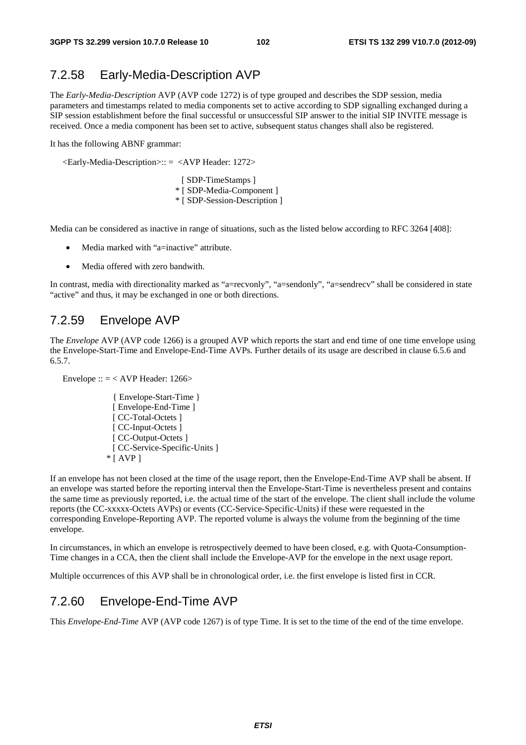## 7.2.58 Early-Media-Description AVP

The *Early-Media-Description* AVP (AVP code 1272) is of type grouped and describes the SDP session, media parameters and timestamps related to media components set to active according to SDP signalling exchanged during a SIP session establishment before the final successful or unsuccessful SIP answer to the initial SIP INVITE message is received. Once a media component has been set to active, subsequent status changes shall also be registered.

It has the following ABNF grammar:

```
<Early-Media-Description>:: =  <AVP Header: 1272>

                                  [ SDP-TimeStamps ]
                                * [ SDP-Media-Component ]
                                * [ SDP-Session-Description ]
```

Media can be considered as inactive in range of situations, such as the listed below according to RFC 3264 [408]:

- Media marked with "a=inactive" attribute.
- Media offered with zero bandwith.

In contrast, media with directionality marked as "a=recvonly", "a=sendonly", "a=sendrecv" shall be considered in state "active" and thus, it may be exchanged in one or both directions.

## 7.2.59 Envelope AVP

The *Envelope* AVP (AVP code 1266) is a grouped AVP which reports the start and end time of one time envelope using the Envelope-Start-Time and Envelope-End-Time AVPs. Further details of its usage are described in clause 6.5.6 and 6.5.7.

```
Envelope :: = < AVP Header: 1266>

              { Envelope-Start-Time }
              [ Envelope-End-Time ]
              [ CC-Total-Octets ]
              [ CC-Input-Octets ]
              [ CC-Output-Octets ]
              [ CC-Service-Specific-Units ]
            * [ AVP ]
```

If an envelope has not been closed at the time of the usage report, then the Envelope-End-Time AVP shall be absent. If an envelope was started before the reporting interval then the Envelope-Start-Time is nevertheless present and contains the same time as previously reported, i.e. the actual time of the start of the envelope. The client shall include the volume reports (the CC-xxxxx-Octets AVPs) or events (CC-Service-Specific-Units) if these were requested in the corresponding Envelope-Reporting AVP. The reported volume is always the volume from the beginning of the time envelope.

In circumstances, in which an envelope is retrospectively deemed to have been closed, e.g. with Quota-Consumption-Time changes in a CCA, then the client shall include the Envelope-AVP for the envelope in the next usage report.

Multiple occurrences of this AVP shall be in chronological order, i.e. the first envelope is listed first in CCR.

## 7.2.60 Envelope-End-Time AVP

This *Envelope-End-Time* AVP (AVP code 1267) is of type Time. It is set to the time of the end of the time envelope.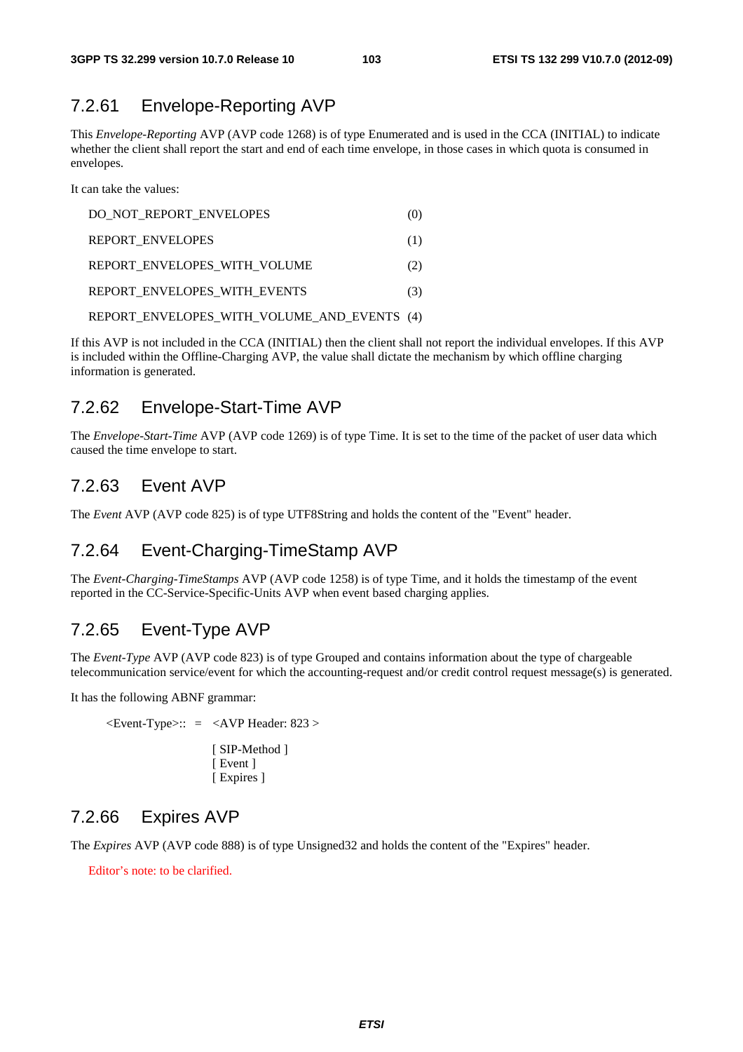### 7.2.61 Envelope-Reporting AVP

This *Envelope-Reporting* AVP (AVP code 1268) is of type Enumerated and is used in the CCA (INITIAL) to indicate whether the client shall report the start and end of each time envelope, in those cases in which quota is consumed in envelopes.

It can take the values:

DO_NOT_REPORT_ENVELOPES (0)

REPORT_ENVELOPES (1)

REPORT_ENVELOPES_WITH_VOLUME (2)

REPORT_ENVELOPES_WITH_EVENTS (3)

REPORT_ENVELOPES_WITH_VOLUME_AND_EVENTS (4)

If this AVP is not included in the CCA (INITIAL) then the client shall not report the individual envelopes. If this AVP is included within the Offline-Charging AVP, the value shall dictate the mechanism by which offline charging information is generated.

### 7.2.62 Envelope-Start-Time AVP

The *Envelope-Start-Time* AVP (AVP code 1269) is of type Time. It is set to the time of the packet of user data which caused the time envelope to start.

### 7.2.63 Event AVP

The *Event* AVP (AVP code 825) is of type UTF8String and holds the content of the "Event" header.

### 7.2.64 Event-Charging-TimeStamp AVP

The *Event-Charging-TimeStamps* AVP (AVP code 1258) is of type Time, and it holds the timestamp of the event reported in the CC-Service-Specific-Units AVP when event based charging applies.

### 7.2.65 Event-Type AVP

The *Event-Type* AVP (AVP code 823) is of type Grouped and contains information about the type of chargeable telecommunication service/event for which the accounting-request and/or credit control request message(s) is generated.

It has the following ABNF grammar:

```
<Event-Type>:: =  <AVP Header: 823 >

                  [ SIP-Method ]
                  [ Event ]
                  [ Expires ]
```

### 7.2.66 Expires AVP

The *Expires* AVP (AVP code 888) is of type Unsigned32 and holds the content of the "Expires" header.

Editor's note: to be clarified.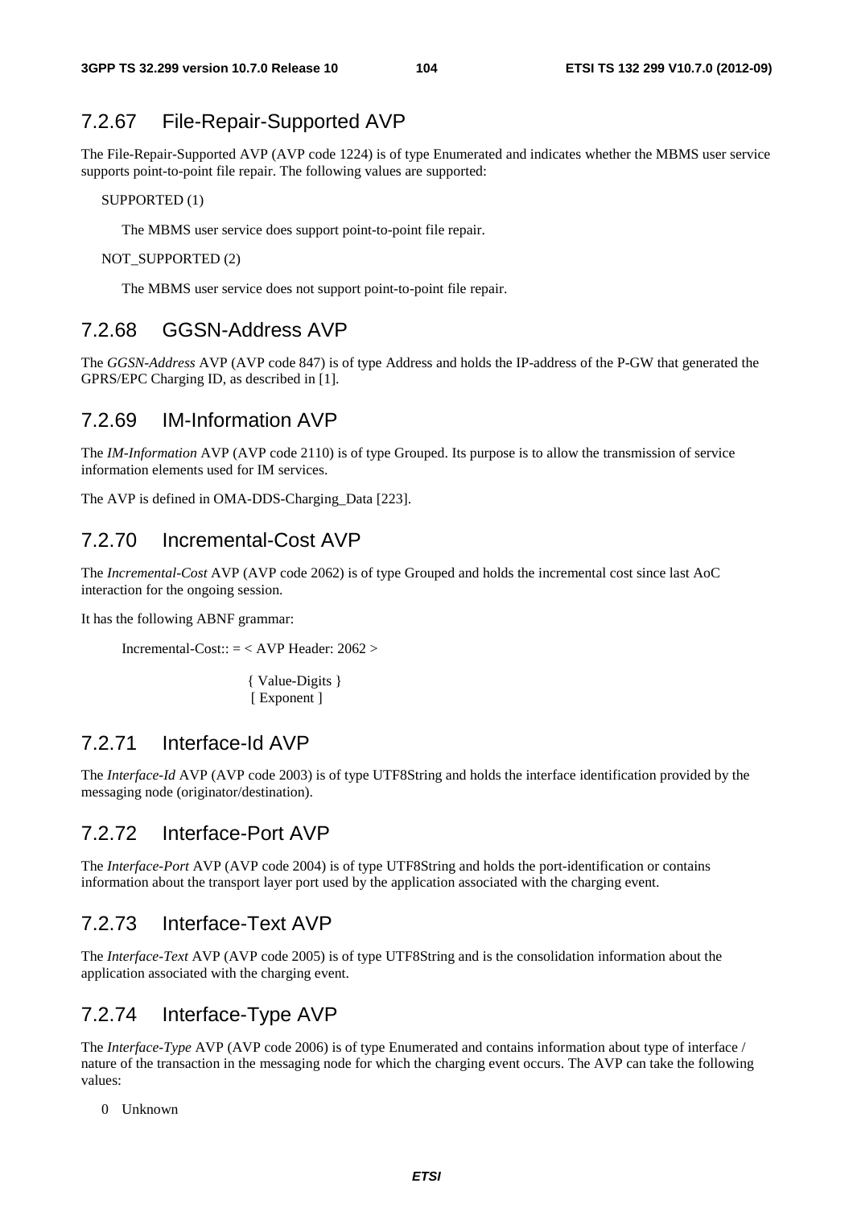### 7.2.67 File-Repair-Supported AVP

The File-Repair-Supported AVP (AVP code 1224) is of type Enumerated and indicates whether the MBMS user service supports point-to-point file repair. The following values are supported:

SUPPORTED (1)

The MBMS user service does support point-to-point file repair.

NOT_SUPPORTED (2)

The MBMS user service does not support point-to-point file repair.

### 7.2.68 GGSN-Address AVP

The *GGSN-Address* AVP (AVP code 847) is of type Address and holds the IP-address of the P-GW that generated the GPRS/EPC Charging ID, as described in [1].

### 7.2.69 IM-Information AVP

The *IM-Information* AVP (AVP code 2110) is of type Grouped. Its purpose is to allow the transmission of service information elements used for IM services.

The AVP is defined in OMA-DDS-Charging_Data [223].

### 7.2.70 Incremental-Cost AVP

The *Incremental-Cost* AVP (AVP code 2062) is of type Grouped and holds the incremental cost since last AoC interaction for the ongoing session.

It has the following ABNF grammar:

```
Incremental-Cost:: = < AVP Header: 2062 >

                    { Value-Digits }
                    [ Exponent ]
```

### 7.2.71 Interface-Id AVP

The *Interface-Id* AVP (AVP code 2003) is of type UTF8String and holds the interface identification provided by the messaging node (originator/destination).

### 7.2.72 Interface-Port AVP

The *Interface-Port* AVP (AVP code 2004) is of type UTF8String and holds the port-identification or contains information about the transport layer port used by the application associated with the charging event.

### 7.2.73 Interface-Text AVP

The *Interface-Text* AVP (AVP code 2005) is of type UTF8String and is the consolidation information about the application associated with the charging event.

### 7.2.74 Interface-Type AVP

The *Interface-Type* AVP (AVP code 2006) is of type Enumerated and contains information about type of interface / nature of the transaction in the messaging node for which the charging event occurs. The AVP can take the following values:

0 Unknown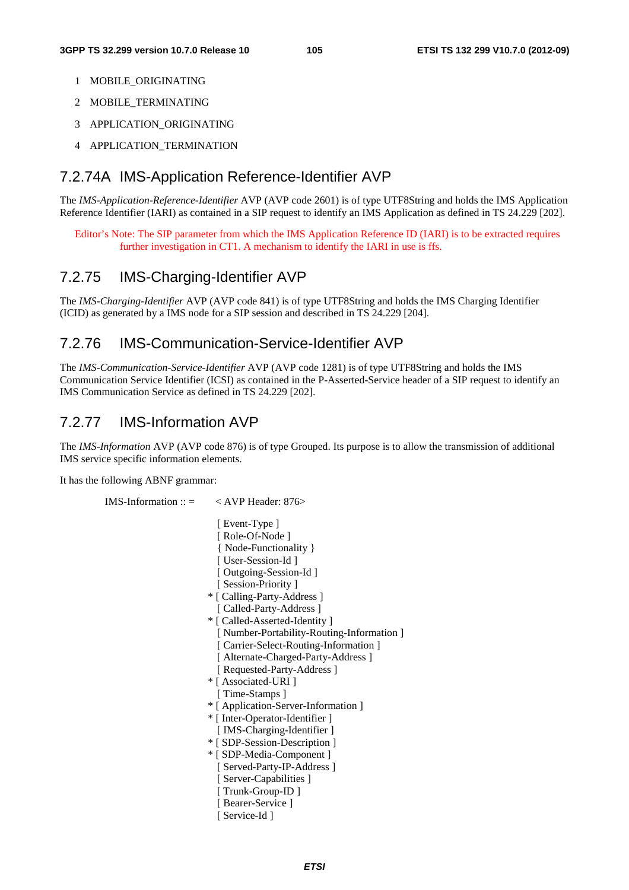1 MOBILE_ORIGINATING

2 MOBILE_TERMINATING

3 APPLICATION_ORIGINATING

4 APPLICATION_TERMINATION

## 7.2.74A IMS-Application Reference-Identifier AVP

The *IMS-Application-Reference-Identifier* AVP (AVP code 2601) is of type UTF8String and holds the IMS Application Reference Identifier (IARI) as contained in a SIP request to identify an IMS Application as defined in TS 24.229 [202].

Editor's Note: The SIP parameter from which the IMS Application Reference ID (IARI) is to be extracted requires further investigation in CT1. A mechanism to identify the IARI in use is ffs.

## 7.2.75 IMS-Charging-Identifier AVP

The *IMS-Charging-Identifier* AVP (AVP code 841) is of type UTF8String and holds the IMS Charging Identifier (ICID) as generated by a IMS node for a SIP session and described in TS 24.229 [204].

## 7.2.76 IMS-Communication-Service-Identifier AVP

The *IMS-Communication-Service-Identifier* AVP (AVP code 1281) is of type UTF8String and holds the IMS Communication Service Identifier (ICSI) as contained in the P-Asserted-Service header of a SIP request to identify an IMS Communication Service as defined in TS 24.229 [202].

## 7.2.77 IMS-Information AVP

The *IMS-Information* AVP (AVP code 876) is of type Grouped. Its purpose is to allow the transmission of additional IMS service specific information elements.

It has the following ABNF grammar:

```
IMS-Information :: =    < AVP Header: 876>

                          [ Event-Type ]
                          [ Role-Of-Node ]
                          { Node-Functionality }
                          [ User-Session-Id ]
                          [ Outgoing-Session-Id ]
                          [ Session-Priority ]
                        * [ Calling-Party-Address ]
                          [ Called-Party-Address ]
                        * [ Called-Asserted-Identity ]
                          [ Number-Portability-Routing-Information ]
                          [ Carrier-Select-Routing-Information ]
                          [ Alternate-Charged-Party-Address ]
                          [ Requested-Party-Address ]
                        * [ Associated-URI ]
                          [ Time-Stamps ]
                        * [ Application-Server-Information ]
                        * [ Inter-Operator-Identifier ]
                          [ IMS-Charging-Identifier ]
                        * [ SDP-Session-Description ]
                        * [ SDP-Media-Component ]
                          [ Served-Party-IP-Address ]
                          [ Server-Capabilities ]
                          [ Trunk-Group-ID ]
                          [ Bearer-Service ]
                          [ Service-Id ]
```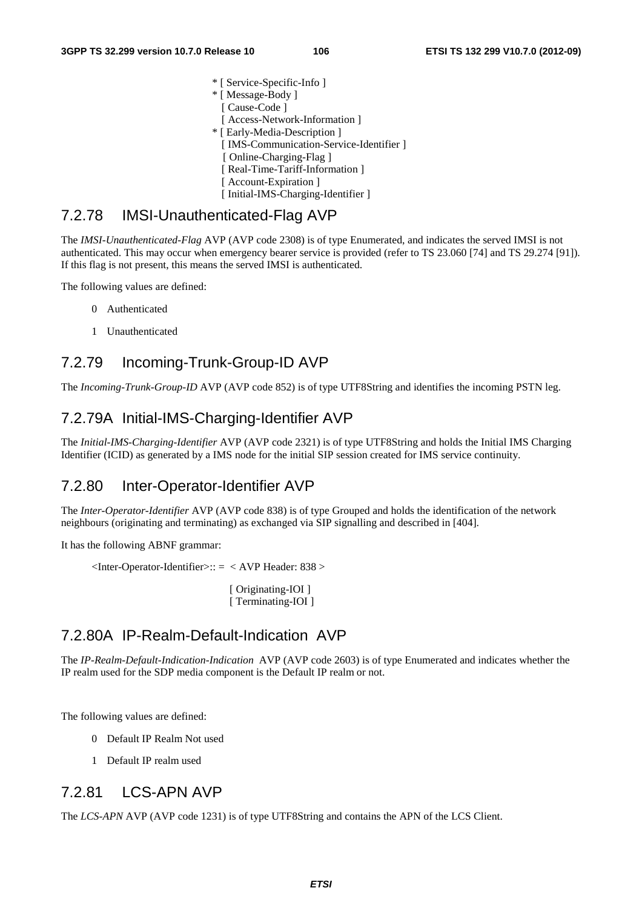```
                * [ Service-Specific-Info ]
                * [ Message-Body ]
                  [ Cause-Code ]
                  [ Access-Network-Information ]
                * [ Early-Media-Description ]
                  [ IMS-Communication-Service-Identifier ]
                  [ Online-Charging-Flag ]
                  [ Real-Time-Tariff-Information ]
                  [ Account-Expiration ]
                  [ Initial-IMS-Charging-Identifier ]
```

### 7.2.78 IMSI-Unauthenticated-Flag AVP

The *IMSI-Unauthenticated-Flag* AVP (AVP code 2308) is of type Enumerated, and indicates the served IMSI is not authenticated. This may occur when emergency bearer service is provided (refer to TS 23.060 [74] and TS 29.274 [91]). If this flag is not present, this means the served IMSI is authenticated.

The following values are defined:

- 0 Authenticated
- 1 Unauthenticated

### 7.2.79 Incoming-Trunk-Group-ID AVP

The *Incoming-Trunk-Group-ID* AVP (AVP code 852) is of type UTF8String and identifies the incoming PSTN leg.

### 7.2.79A Initial-IMS-Charging-Identifier AVP

The *Initial-IMS-Charging-Identifier* AVP (AVP code 2321) is of type UTF8String and holds the Initial IMS Charging Identifier (ICID) as generated by a IMS node for the initial SIP session created for IMS service continuity.

### 7.2.80 Inter-Operator-Identifier AVP

The *Inter-Operator-Identifier* AVP (AVP code 838) is of type Grouped and holds the identification of the network neighbours (originating and terminating) as exchanged via SIP signalling and described in [404].

It has the following ABNF grammar:

```
<Inter-Operator-Identifier>:: =  < AVP Header: 838 >

                                  [ Originating-IOI ]
                                  [ Terminating-IOI ]
```

### 7.2.80A IP-Realm-Default-Indication AVP

The *IP-Realm-Default-Indication-Indication* AVP (AVP code 2603) is of type Enumerated and indicates whether the IP realm used for the SDP media component is the Default IP realm or not.

The following values are defined:

- 0 Default IP Realm Not used
- 1 Default IP realm used

### 7.2.81 LCS-APN AVP

The *LCS-APN* AVP (AVP code 1231) is of type UTF8String and contains the APN of the LCS Client.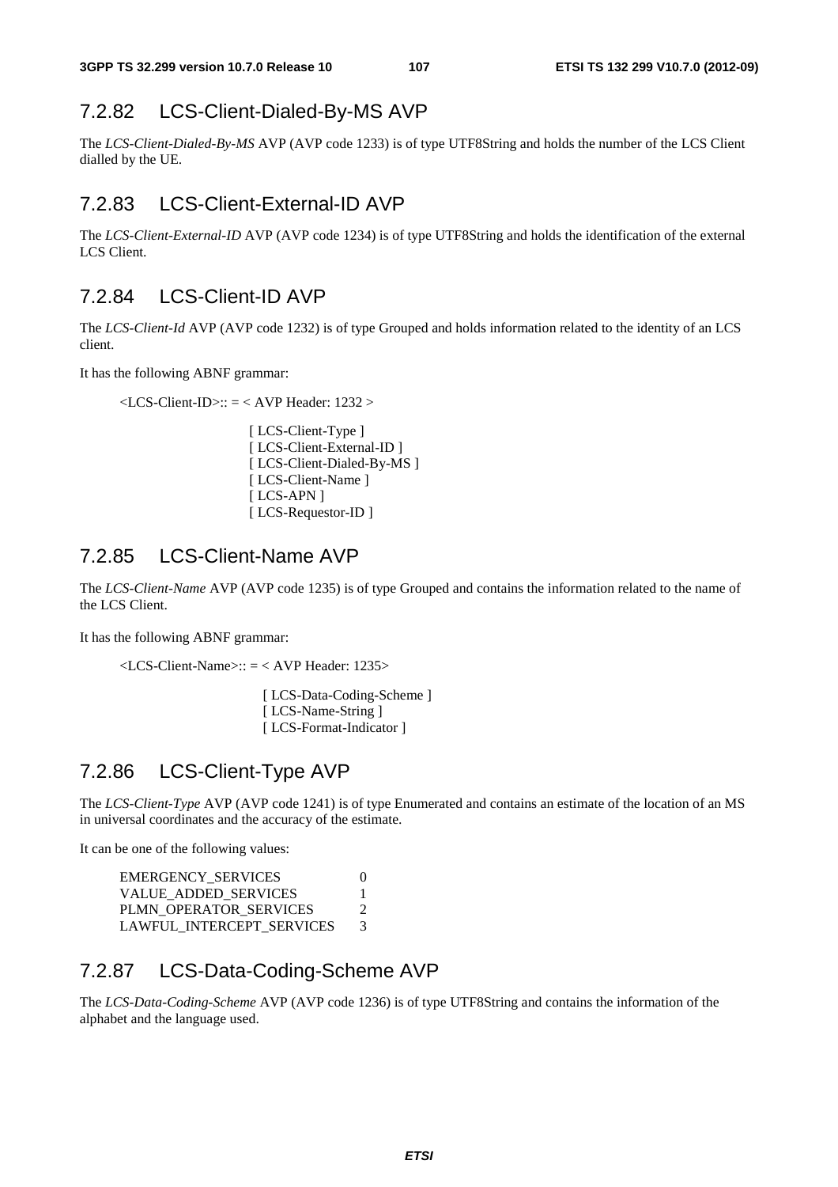### 7.2.82 LCS-Client-Dialed-By-MS AVP

The *LCS-Client-Dialed-By-MS* AVP (AVP code 1233) is of type UTF8String and holds the number of the LCS Client dialled by the UE.

### 7.2.83 LCS-Client-External-ID AVP

The *LCS-Client-External-ID* AVP (AVP code 1234) is of type UTF8String and holds the identification of the external LCS Client.

### 7.2.84 LCS-Client-ID AVP

The *LCS-Client-Id* AVP (AVP code 1232) is of type Grouped and holds information related to the identity of an LCS client.

It has the following ABNF grammar:

```
<LCS-Client-ID>:: = < AVP Header: 1232 >

                    [ LCS-Client-Type ]
                    [ LCS-Client-External-ID ]
                    [ LCS-Client-Dialed-By-MS ]
                    [ LCS-Client-Name ]
                    [ LCS-APN ]
                    [ LCS-Requestor-ID ]
```

### 7.2.85 LCS-Client-Name AVP

The *LCS-Client-Name* AVP (AVP code 1235) is of type Grouped and contains the information related to the name of the LCS Client.

It has the following ABNF grammar:

```
<LCS-Client-Name>:: = < AVP Header: 1235>

                    [ LCS-Data-Coding-Scheme ]
                    [ LCS-Name-String ]
                    [ LCS-Format-Indicator ]
```

### 7.2.86 LCS-Client-Type AVP

The *LCS-Client-Type* AVP (AVP code 1241) is of type Enumerated and contains an estimate of the location of an MS in universal coordinates and the accuracy of the estimate.

It can be one of the following values:

```
EMERGENCY_SERVICES          0
VALUE_ADDED_SERVICES        1
PLMN_OPERATOR_SERVICES      2
LAWFUL_INTERCEPT_SERVICES   3
```

### 7.2.87 LCS-Data-Coding-Scheme AVP

The *LCS-Data-Coding-Scheme* AVP (AVP code 1236) is of type UTF8String and contains the information of the alphabet and the language used.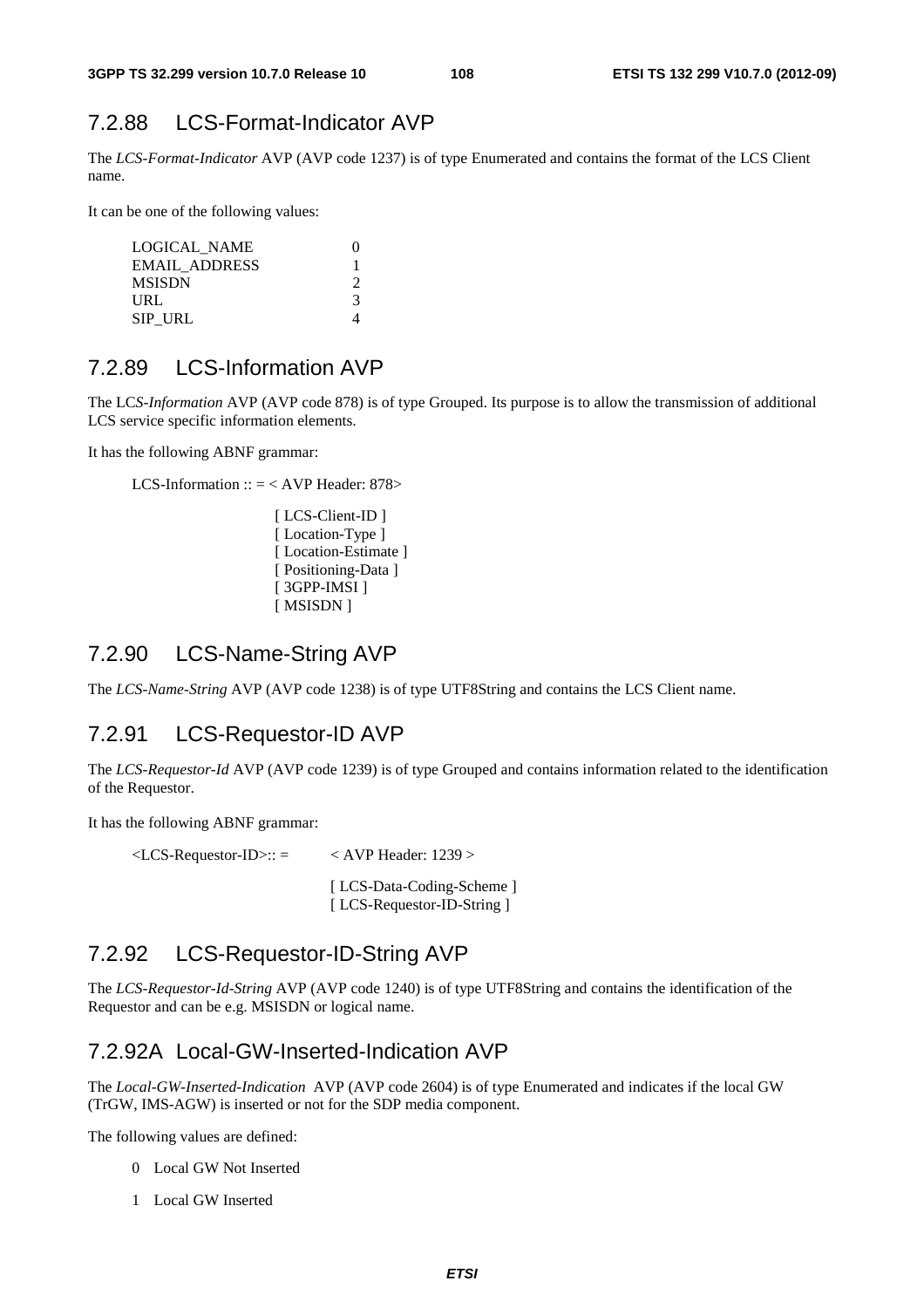### 7.2.88 LCS-Format-Indicator AVP

The *LCS-Format-Indicator* AVP (AVP code 1237) is of type Enumerated and contains the format of the LCS Client name.

It can be one of the following values:

```
LOGICAL_NAME      0
EMAIL_ADDRESS     1
MSISDN            2
URL               3
SIP_URL           4
```

### 7.2.89 LCS-Information AVP

The LC*S-Information* AVP (AVP code 878) is of type Grouped. Its purpose is to allow the transmission of additional LCS service specific information elements.

It has the following ABNF grammar:

```
LCS-Information :: = < AVP Header: 878>

                 [ LCS-Client-ID ]
                 [ Location-Type ]
                 [ Location-Estimate ]
                 [ Positioning-Data ]
                 [ 3GPP-IMSI ]
                 [ MSISDN ]
```

### 7.2.90 LCS-Name-String AVP

The *LCS-Name-String* AVP (AVP code 1238) is of type UTF8String and contains the LCS Client name.

### 7.2.91 LCS-Requestor-ID AVP

The *LCS-Requestor-Id* AVP (AVP code 1239) is of type Grouped and contains information related to the identification of the Requestor.

It has the following ABNF grammar:

```
<LCS-Requestor-ID>:: =    < AVP Header: 1239 >

                          [ LCS-Data-Coding-Scheme ]
                          [ LCS-Requestor-ID-String ]
```

### 7.2.92 LCS-Requestor-ID-String AVP

The *LCS-Requestor-Id-String* AVP (AVP code 1240) is of type UTF8String and contains the identification of the Requestor and can be e.g. MSISDN or logical name.

### 7.2.92A Local-GW-Inserted-Indication AVP

The *Local-GW-Inserted-Indication* AVP (AVP code 2604) is of type Enumerated and indicates if the local GW (TrGW, IMS-AGW) is inserted or not for the SDP media component.

The following values are defined:

0 Local GW Not Inserted

1 Local GW Inserted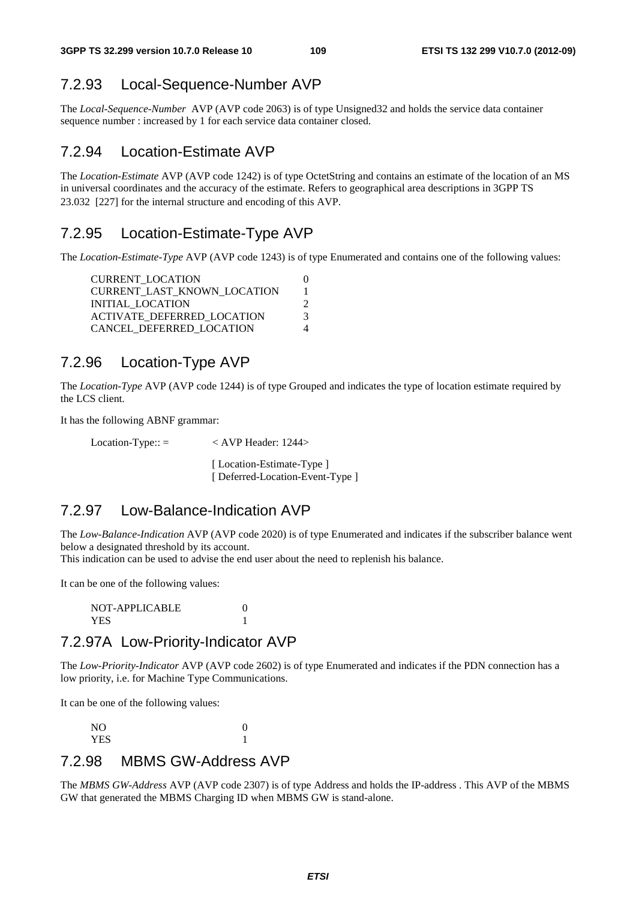## 7.2.93 Local-Sequence-Number AVP

The *Local-Sequence-Number* AVP (AVP code 2063) is of type Unsigned32 and holds the service data container sequence number : increased by 1 for each service data container closed.

## 7.2.94 Location-Estimate AVP

The *Location-Estimate* AVP (AVP code 1242) is of type OctetString and contains an estimate of the location of an MS in universal coordinates and the accuracy of the estimate. Refers to geographical area descriptions in 3GPP TS 23.032 [227] for the internal structure and encoding of this AVP.

## 7.2.95 Location-Estimate-Type AVP

The *Location-Estimate-Type* AVP (AVP code 1243) is of type Enumerated and contains one of the following values:

```
CURRENT_LOCATION                0
CURRENT_LAST_KNOWN_LOCATION     1
INITIAL_LOCATION                2
ACTIVATE_DEFERRED_LOCATION      3
CANCEL_DEFERRED_LOCATION        4
```

## 7.2.96 Location-Type AVP

The *Location-Type* AVP (AVP code 1244) is of type Grouped and indicates the type of location estimate required by the LCS client.

It has the following ABNF grammar:

```
Location-Type:: =       < AVP Header: 1244>

                        [ Location-Estimate-Type ]
                        [ Deferred-Location-Event-Type ]
```

## 7.2.97 Low-Balance-Indication AVP

The *Low-Balance-Indication* AVP (AVP code 2020) is of type Enumerated and indicates if the subscriber balance went below a designated threshold by its account.
This indication can be used to advise the end user about the need to replenish his balance.

It can be one of the following values:

```
NOT-APPLICABLE      0
YES                 1
```

## 7.2.97A Low-Priority-Indicator AVP

The *Low-Priority-Indicator* AVP (AVP code 2602) is of type Enumerated and indicates if the PDN connection has a low priority, i.e. for Machine Type Communications.

It can be one of the following values:

```
NO                  0
YES                 1
```

## 7.2.98 MBMS GW-Address AVP

The *MBMS GW-Address* AVP (AVP code 2307) is of type Address and holds the IP-address . This AVP of the MBMS GW that generated the MBMS Charging ID when MBMS GW is stand-alone.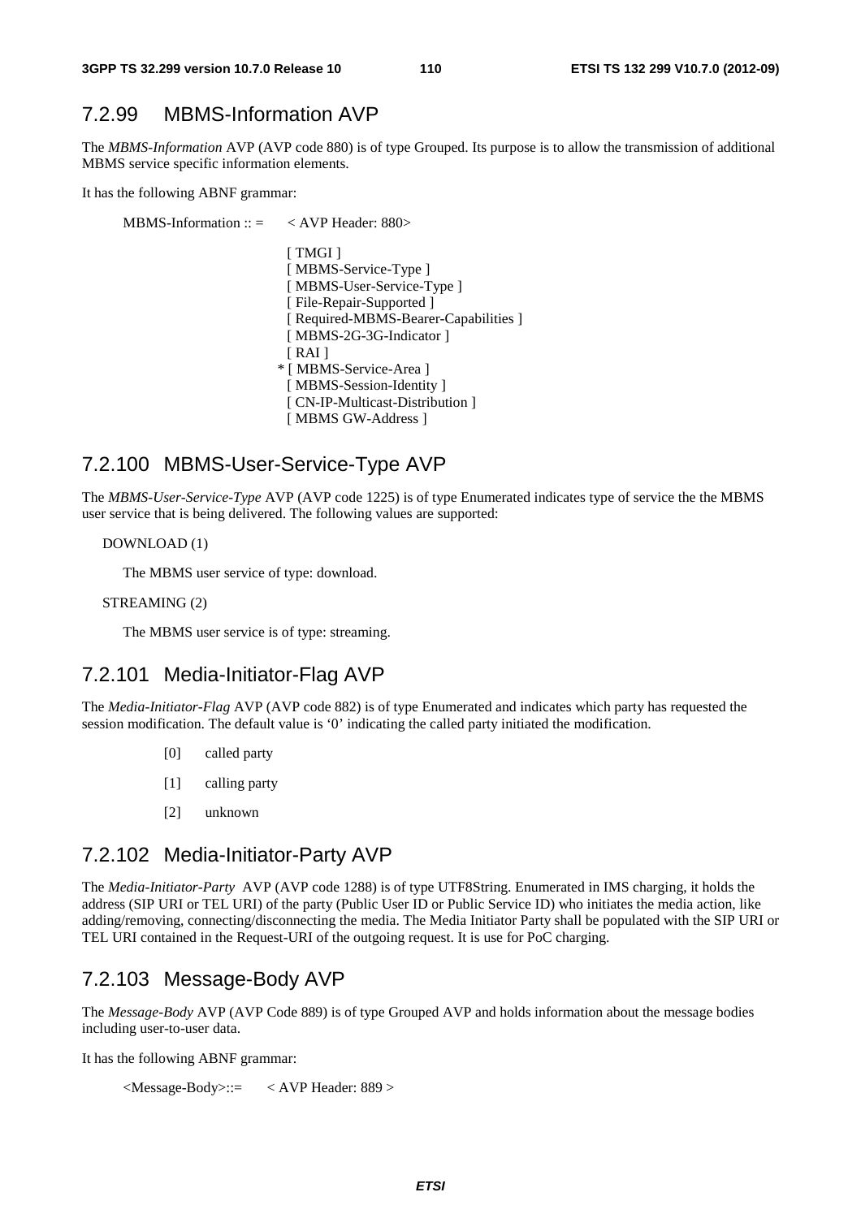## 7.2.99 MBMS-Information AVP

The *MBMS-Information* AVP (AVP code 880) is of type Grouped. Its purpose is to allow the transmission of additional MBMS service specific information elements.

It has the following ABNF grammar:

```
MBMS-Information :: =     < AVP Header: 880>

                            [ TMGI ]
                            [ MBMS-Service-Type ]
                            [ MBMS-User-Service-Type ]
                            [ File-Repair-Supported ]
                            [ Required-MBMS-Bearer-Capabilities ]
                            [ MBMS-2G-3G-Indicator ]
                            [ RAI ]
                          * [ MBMS-Service-Area ]
                            [ MBMS-Session-Identity ]
                            [ CN-IP-Multicast-Distribution ]
                            [ MBMS GW-Address ]
```

## 7.2.100 MBMS-User-Service-Type AVP

The *MBMS-User-Service-Type* AVP (AVP code 1225) is of type Enumerated indicates type of service the the MBMS user service that is being delivered. The following values are supported:

DOWNLOAD (1)

The MBMS user service of type: download.

STREAMING (2)

The MBMS user service is of type: streaming.

## 7.2.101 Media-Initiator-Flag AVP

The *Media-Initiator-Flag* AVP (AVP code 882) is of type Enumerated and indicates which party has requested the session modification. The default value is '0' indicating the called party initiated the modification.

[0] called party

[1] calling party

[2] unknown

## 7.2.102 Media-Initiator-Party AVP

The *Media-Initiator-Party* AVP (AVP code 1288) is of type UTF8String. Enumerated in IMS charging, it holds the address (SIP URI or TEL URI) of the party (Public User ID or Public Service ID) who initiates the media action, like adding/removing, connecting/disconnecting the media. The Media Initiator Party shall be populated with the SIP URI or TEL URI contained in the Request-URI of the outgoing request. It is use for PoC charging.

## 7.2.103 Message-Body AVP

The *Message-Body* AVP (AVP Code 889) is of type Grouped AVP and holds information about the message bodies including user-to-user data.

It has the following ABNF grammar:

```
<Message-Body>::=     < AVP Header: 889 >
```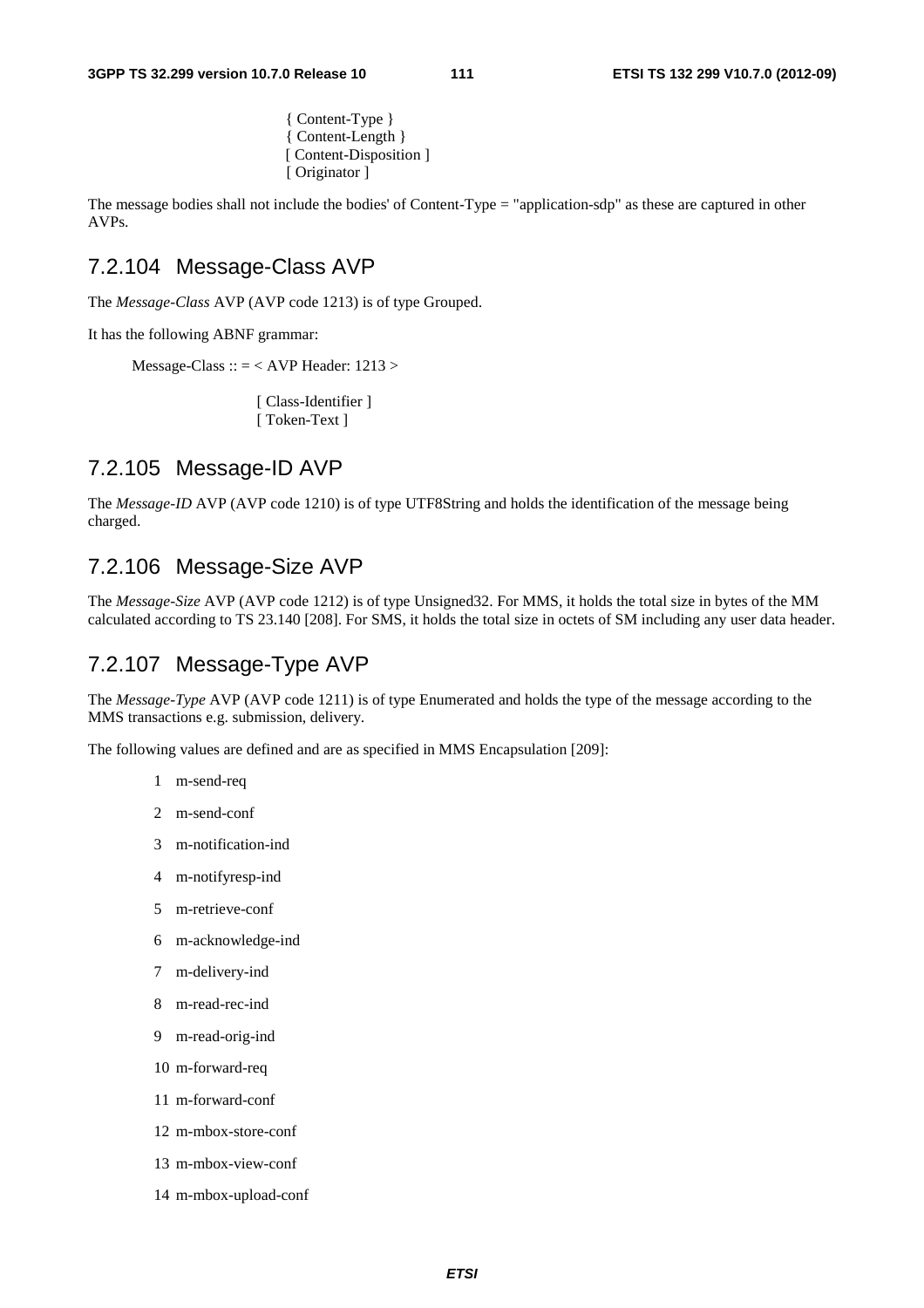```
{ Content-Type }
{ Content-Length }
[ Content-Disposition ]
[ Originator ]
```

The message bodies shall not include the bodies' of Content-Type = "application-sdp" as these are captured in other AVPs.

## 7.2.104 Message-Class AVP

The *Message-Class* AVP (AVP code 1213) is of type Grouped.

It has the following ABNF grammar:

```
Message-Class :: = < AVP Header: 1213 >

          [ Class-Identifier ]
          [ Token-Text ]
```

## 7.2.105 Message-ID AVP

The *Message-ID* AVP (AVP code 1210) is of type UTF8String and holds the identification of the message being charged.

## 7.2.106 Message-Size AVP

The *Message-Size* AVP (AVP code 1212) is of type Unsigned32. For MMS, it holds the total size in bytes of the MM calculated according to TS 23.140 [208]. For SMS, it holds the total size in octets of SM including any user data header.

## 7.2.107 Message-Type AVP

The *Message-Type* AVP (AVP code 1211) is of type Enumerated and holds the type of the message according to the MMS transactions e.g. submission, delivery.

The following values are defined and are as specified in MMS Encapsulation [209]:

1 m-send-req

2 m-send-conf

3 m-notification-ind

4 m-notifyresp-ind

5 m-retrieve-conf

6 m-acknowledge-ind

7 m-delivery-ind

8 m-read-rec-ind

9 m-read-orig-ind

10 m-forward-req

11 m-forward-conf

12 m-mbox-store-conf

13 m-mbox-view-conf

14 m-mbox-upload-conf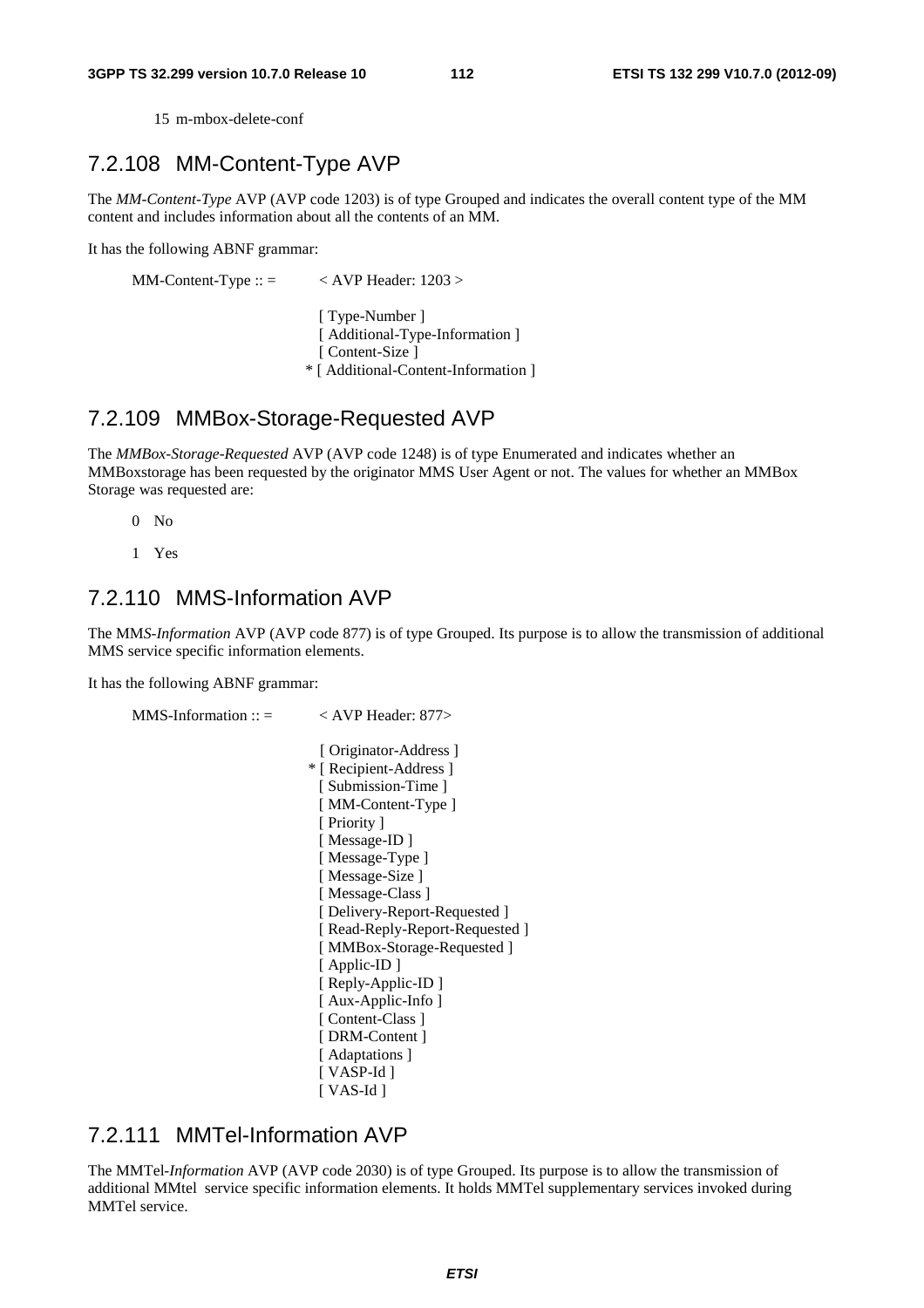15 m-mbox-delete-conf

## 7.2.108 MM-Content-Type AVP

The *MM-Content-Type* AVP (AVP code 1203) is of type Grouped and indicates the overall content type of the MM content and includes information about all the contents of an MM.

It has the following ABNF grammar:

```
MM-Content-Type :: =        < AVP Header: 1203 >

                              [ Type-Number ]
                              [ Additional-Type-Information ]
                              [ Content-Size ]
                            * [ Additional-Content-Information ]
```

## 7.2.109 MMBox-Storage-Requested AVP

The *MMBox-Storage-Requested* AVP (AVP code 1248) is of type Enumerated and indicates whether an MMBoxstorage has been requested by the originator MMS User Agent or not. The values for whether an MMBox Storage was requested are:

0 No

1 Yes

## 7.2.110 MMS-Information AVP

The MM*S-Information* AVP (AVP code 877) is of type Grouped. Its purpose is to allow the transmission of additional MMS service specific information elements.

It has the following ABNF grammar:

```
MMS-Information :: =        < AVP Header: 877>

                              [ Originator-Address ]
                            * [ Recipient-Address ]
                              [ Submission-Time ]
                              [ MM-Content-Type ]
                              [ Priority ]
                              [ Message-ID ]
                              [ Message-Type ]
                              [ Message-Size ]
                              [ Message-Class ]
                              [ Delivery-Report-Requested ]
                              [ Read-Reply-Report-Requested ]
                              [ MMBox-Storage-Requested ]
                              [ Applic-ID ]
                              [ Reply-Applic-ID ]
                              [ Aux-Applic-Info ]
                              [ Content-Class ]
                              [ DRM-Content ]
                              [ Adaptations ]
                              [ VASP-Id ]
                              [ VAS-Id ]
```

## 7.2.111 MMTel-Information AVP

The MMTel-*Information* AVP (AVP code 2030) is of type Grouped. Its purpose is to allow the transmission of additional MMtel service specific information elements. It holds MMTel supplementary services invoked during MMTel service.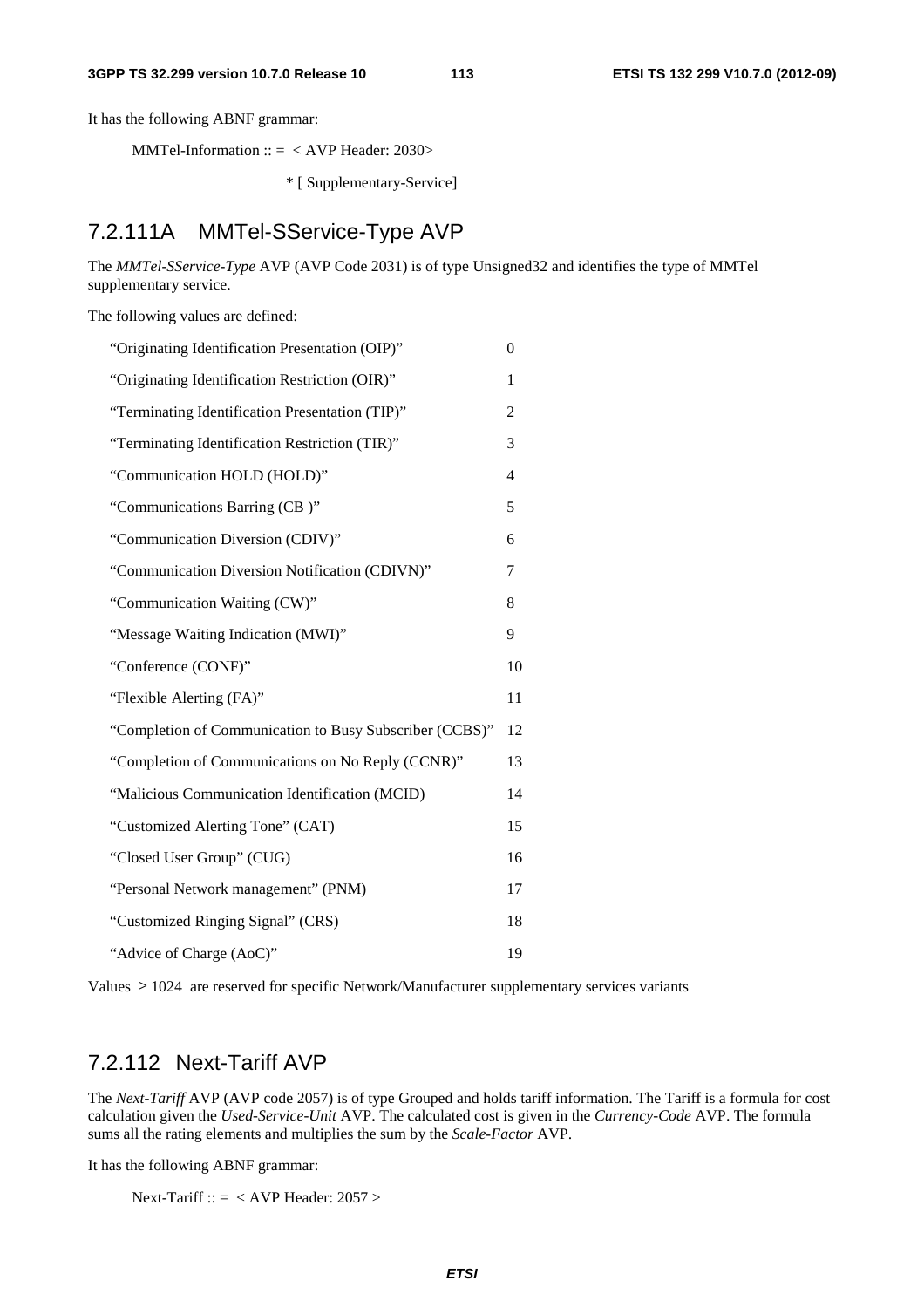It has the following ABNF grammar:

```
MMTel-Information :: =  < AVP Header: 2030>
                    * [ Supplementary-Service]
```

## 7.2.111A MMTel-SService-Type AVP

The *MMTel-SService-Type* AVP (AVP Code 2031) is of type Unsigned32 and identifies the type of MMTel supplementary service.

The following values are defined:

| | |
|---|---|
| "Originating Identification Presentation (OIP)" | 0 |
| "Originating Identification Restriction (OIR)" | 1 |
| "Terminating Identification Presentation (TIP)" | 2 |
| "Terminating Identification Restriction (TIR)" | 3 |
| "Communication HOLD (HOLD)" | 4 |
| "Communications Barring (CB )" | 5 |
| "Communication Diversion (CDIV)" | 6 |
| "Communication Diversion Notification (CDIVN)" | 7 |
| "Communication Waiting (CW)" | 8 |
| "Message Waiting Indication (MWI)" | 9 |
| "Conference (CONF)" | 10 |
| "Flexible Alerting (FA)" | 11 |
| "Completion of Communication to Busy Subscriber (CCBS)" | 12 |
| "Completion of Communications on No Reply (CCNR)" | 13 |
| "Malicious Communication Identification (MCID) | 14 |
| "Customized Alerting Tone" (CAT) | 15 |
| "Closed User Group" (CUG) | 16 |
| "Personal Network management" (PNM) | 17 |
| "Customized Ringing Signal" (CRS) | 18 |
| "Advice of Charge (AoC)" | 19 |

Values $\geq 1024$ are reserved for specific Network/Manufacturer supplementary services variants

## 7.2.112 Next-Tariff AVP

The *Next-Tariff* AVP (AVP code 2057) is of type Grouped and holds tariff information. The Tariff is a formula for cost calculation given the *Used-Service-Unit* AVP. The calculated cost is given in the *Currency-Code* AVP. The formula sums all the rating elements and multiplies the sum by the *Scale-Factor* AVP.

It has the following ABNF grammar:

```
Next-Tariff :: =  < AVP Header: 2057 >
```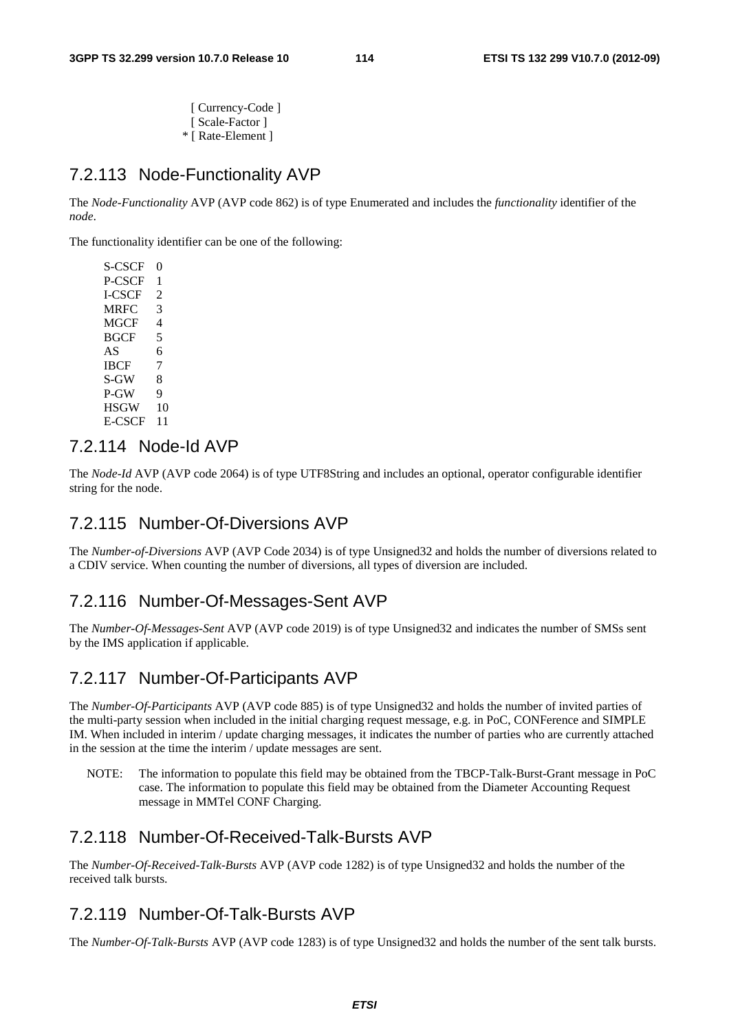```
                  [ Currency-Code ]
                  [ Scale-Factor ]
                * [ Rate-Element ]
```

### 7.2.113 Node-Functionality AVP

The *Node-Functionality* AVP (AVP code 862) is of type Enumerated and includes the *functionality* identifier of the *node*.

The functionality identifier can be one of the following:

```
S-CSCF   0
P-CSCF   1
I-CSCF   2
MRFC     3
MGCF     4
BGCF     5
AS       6
IBCF     7
S-GW     8
P-GW     9
HSGW     10
E-CSCF   11
```

### 7.2.114 Node-Id AVP

The *Node-Id* AVP (AVP code 2064) is of type UTF8String and includes an optional, operator configurable identifier string for the node.

### 7.2.115 Number-Of-Diversions AVP

The *Number-of-Diversions* AVP (AVP Code 2034) is of type Unsigned32 and holds the number of diversions related to a CDIV service. When counting the number of diversions, all types of diversion are included.

### 7.2.116 Number-Of-Messages-Sent AVP

The *Number-Of-Messages-Sent* AVP (AVP code 2019) is of type Unsigned32 and indicates the number of SMSs sent by the IMS application if applicable.

### 7.2.117 Number-Of-Participants AVP

The *Number-Of-Participants* AVP (AVP code 885) is of type Unsigned32 and holds the number of invited parties of the multi-party session when included in the initial charging request message, e.g. in PoC, CONFerence and SIMPLE IM. When included in interim / update charging messages, it indicates the number of parties who are currently attached in the session at the time the interim / update messages are sent.

NOTE: The information to populate this field may be obtained from the TBCP-Talk-Burst-Grant message in PoC case. The information to populate this field may be obtained from the Diameter Accounting Request message in MMTel CONF Charging.

### 7.2.118 Number-Of-Received-Talk-Bursts AVP

The *Number-Of-Received-Talk-Bursts* AVP (AVP code 1282) is of type Unsigned32 and holds the number of the received talk bursts.

### 7.2.119 Number-Of-Talk-Bursts AVP

The *Number-Of-Talk-Bursts* AVP (AVP code 1283) is of type Unsigned32 and holds the number of the sent talk bursts.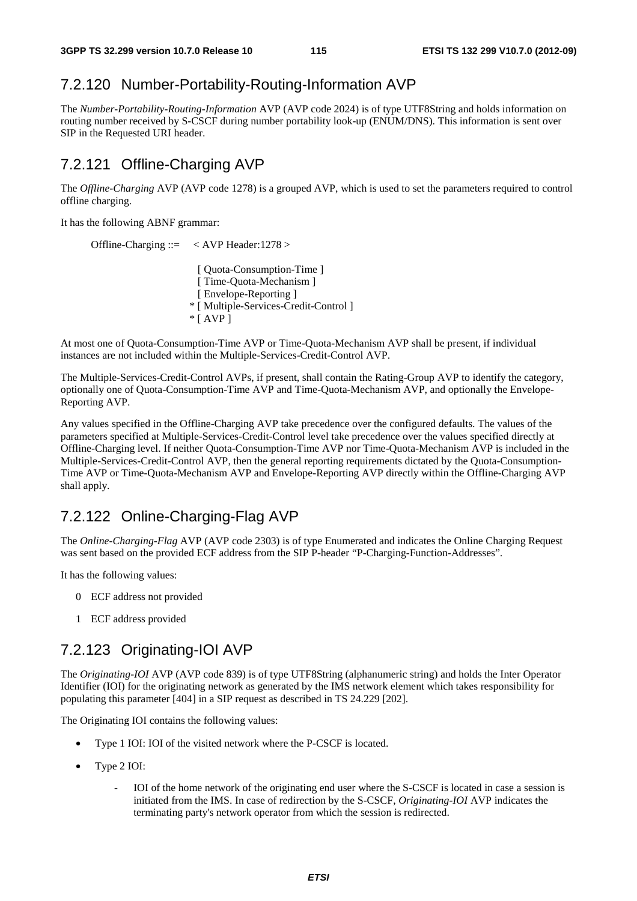## 7.2.120 Number-Portability-Routing-Information AVP

The *Number-Portability-Routing-Information* AVP (AVP code 2024) is of type UTF8String and holds information on routing number received by S-CSCF during number portability look-up (ENUM/DNS). This information is sent over SIP in the Requested URI header.

## 7.2.121 Offline-Charging AVP

The *Offline-Charging* AVP (AVP code 1278) is a grouped AVP, which is used to set the parameters required to control offline charging.

It has the following ABNF grammar:

```
Offline-Charging ::=    < AVP Header:1278 >

                          [ Quota-Consumption-Time ]
                          [ Time-Quota-Mechanism ]
                          [ Envelope-Reporting ]
                         * [ Multiple-Services-Credit-Control ]
                         * [ AVP ]
```

At most one of Quota-Consumption-Time AVP or Time-Quota-Mechanism AVP shall be present, if individual instances are not included within the Multiple-Services-Credit-Control AVP.

The Multiple-Services-Credit-Control AVPs, if present, shall contain the Rating-Group AVP to identify the category, optionally one of Quota-Consumption-Time AVP and Time-Quota-Mechanism AVP, and optionally the Envelope-Reporting AVP.

Any values specified in the Offline-Charging AVP take precedence over the configured defaults. The values of the parameters specified at Multiple-Services-Credit-Control level take precedence over the values specified directly at Offline-Charging level. If neither Quota-Consumption-Time AVP nor Time-Quota-Mechanism AVP is included in the Multiple-Services-Credit-Control AVP, then the general reporting requirements dictated by the Quota-Consumption-Time AVP or Time-Quota-Mechanism AVP and Envelope-Reporting AVP directly within the Offline-Charging AVP shall apply.

## 7.2.122 Online-Charging-Flag AVP

The *Online-Charging-Flag* AVP (AVP code 2303) is of type Enumerated and indicates the Online Charging Request was sent based on the provided ECF address from the SIP P-header "P-Charging-Function-Addresses".

It has the following values:

0 ECF address not provided

1 ECF address provided

## 7.2.123 Originating-IOI AVP

The *Originating-IOI* AVP (AVP code 839) is of type UTF8String (alphanumeric string) and holds the Inter Operator Identifier (IOI) for the originating network as generated by the IMS network element which takes responsibility for populating this parameter [404] in a SIP request as described in TS 24.229 [202].

The Originating IOI contains the following values:

- Type 1 IOI: IOI of the visited network where the P-CSCF is located.
- Type 2 IOI:
  - IOI of the home network of the originating end user where the S-CSCF is located in case a session is initiated from the IMS. In case of redirection by the S-CSCF, *Originating-IOI* AVP indicates the terminating party's network operator from which the session is redirected.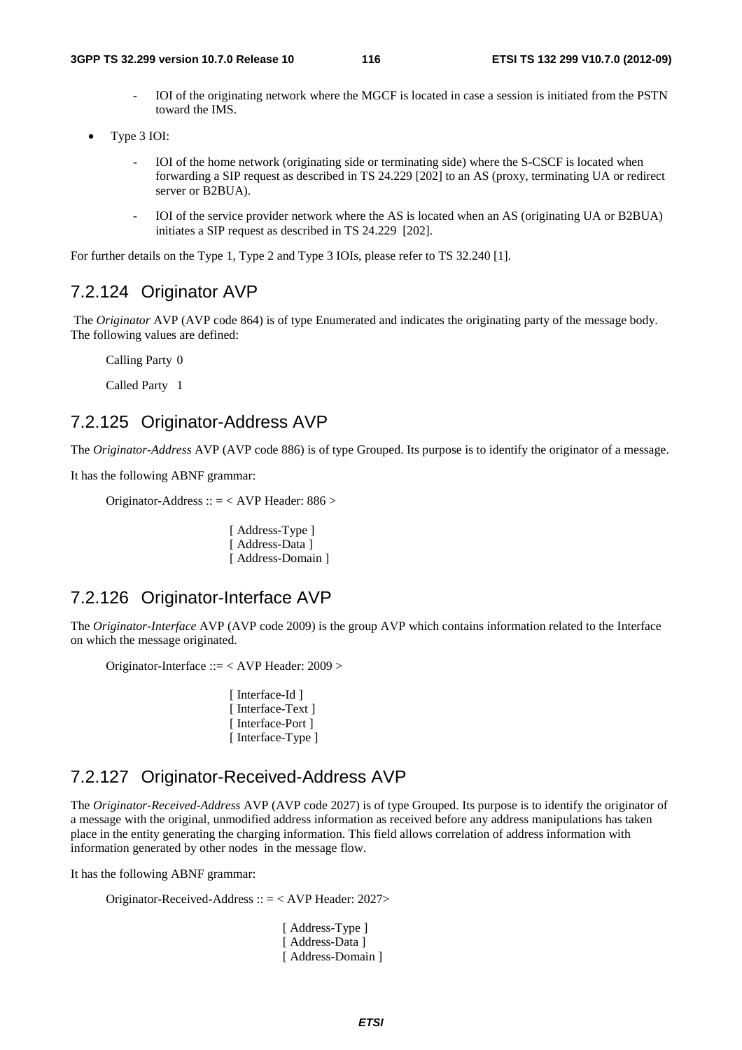- IOI of the originating network where the MGCF is located in case a session is initiated from the PSTN toward the IMS.

- Type 3 IOI:

  - IOI of the home network (originating side or terminating side) where the S-CSCF is located when forwarding a SIP request as described in TS 24.229 [202] to an AS (proxy, terminating UA or redirect server or B2BUA).

  - IOI of the service provider network where the AS is located when an AS (originating UA or B2BUA) initiates a SIP request as described in TS 24.229 [202].

For further details on the Type 1, Type 2 and Type 3 IOIs, please refer to TS 32.240 [1].

## 7.2.124 Originator AVP

The *Originator* AVP (AVP code 864) is of type Enumerated and indicates the originating party of the message body. The following values are defined:

Calling Party 0

Called Party 1

## 7.2.125 Originator-Address AVP

The *Originator-Address* AVP (AVP code 886) is of type Grouped. Its purpose is to identify the originator of a message.

It has the following ABNF grammar:

```
Originator-Address :: = < AVP Header: 886 >

                [ Address-Type ]
                [ Address-Data ]
                [ Address-Domain ]
```

## 7.2.126 Originator-Interface AVP

The *Originator-Interface* AVP (AVP code 2009) is the group AVP which contains information related to the Interface on which the message originated.

```
Originator-Interface ::= < AVP Header: 2009 >

                [ Interface-Id ]
                [ Interface-Text ]
                [ Interface-Port ]
                [ Interface-Type ]
```

## 7.2.127 Originator-Received-Address AVP

The *Originator-Received-Address* AVP (AVP code 2027) is of type Grouped. Its purpose is to identify the originator of a message with the original, unmodified address information as received before any address manipulations has taken place in the entity generating the charging information. This field allows correlation of address information with information generated by other nodes in the message flow.

It has the following ABNF grammar:

```
Originator-Received-Address :: = < AVP Header: 2027>

                [ Address-Type ]
                [ Address-Data ]
                [ Address-Domain ]
```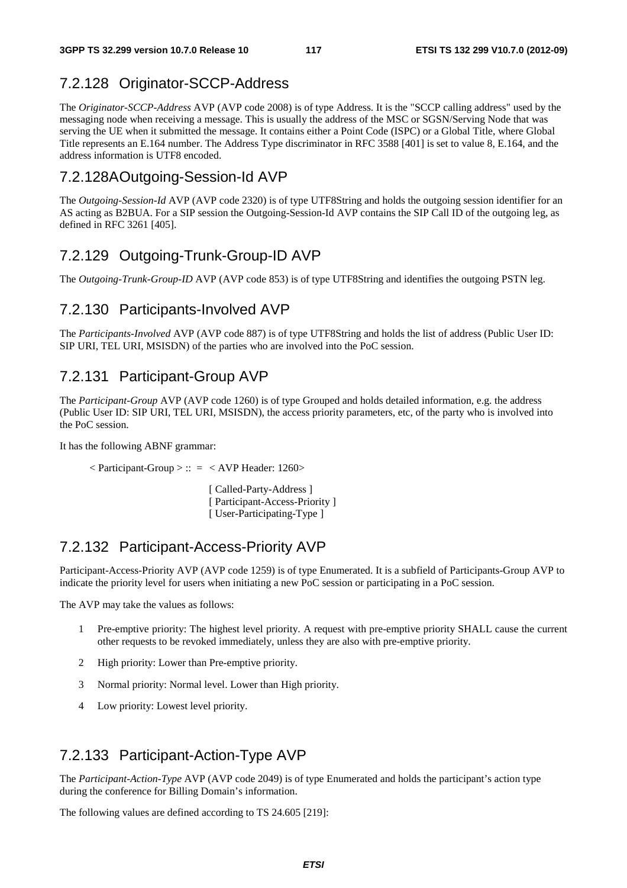### 7.2.128 Originator-SCCP-Address

The *Originator-SCCP-Address* AVP (AVP code 2008) is of type Address. It is the "SCCP calling address" used by the messaging node when receiving a message. This is usually the address of the MSC or SGSN/Serving Node that was serving the UE when it submitted the message. It contains either a Point Code (ISPC) or a Global Title, where Global Title represents an E.164 number. The Address Type discriminator in RFC 3588 [401] is set to value 8, E.164, and the address information is UTF8 encoded.

### 7.2.128A Outgoing-Session-Id AVP

The *Outgoing-Session-Id* AVP (AVP code 2320) is of type UTF8String and holds the outgoing session identifier for an AS acting as B2BUA. For a SIP session the Outgoing-Session-Id AVP contains the SIP Call ID of the outgoing leg, as defined in RFC 3261 [405].

### 7.2.129 Outgoing-Trunk-Group-ID AVP

The *Outgoing-Trunk-Group-ID* AVP (AVP code 853) is of type UTF8String and identifies the outgoing PSTN leg.

### 7.2.130 Participants-Involved AVP

The *Participants-Involved* AVP (AVP code 887) is of type UTF8String and holds the list of address (Public User ID: SIP URI, TEL URI, MSISDN) of the parties who are involved into the PoC session.

### 7.2.131 Participant-Group AVP

The *Participant-Group* AVP (AVP code 1260) is of type Grouped and holds detailed information, e.g. the address (Public User ID: SIP URI, TEL URI, MSISDN), the access priority parameters, etc, of the party who is involved into the PoC session.

It has the following ABNF grammar:

```
< Participant-Group > :: =  < AVP Header: 1260>

                    [ Called-Party-Address ]
                    [ Participant-Access-Priority ]
                    [ User-Participating-Type ]
```

### 7.2.132 Participant-Access-Priority AVP

Participant-Access-Priority AVP (AVP code 1259) is of type Enumerated. It is a subfield of Participants-Group AVP to indicate the priority level for users when initiating a new PoC session or participating in a PoC session.

The AVP may take the values as follows:

1 Pre-emptive priority: The highest level priority. A request with pre-emptive priority SHALL cause the current other requests to be revoked immediately, unless they are also with pre-emptive priority.

2 High priority: Lower than Pre-emptive priority.

3 Normal priority: Normal level. Lower than High priority.

4 Low priority: Lowest level priority.

### 7.2.133 Participant-Action-Type AVP

The *Participant-Action-Type* AVP (AVP code 2049) is of type Enumerated and holds the participant's action type during the conference for Billing Domain's information.

The following values are defined according to TS 24.605 [219]: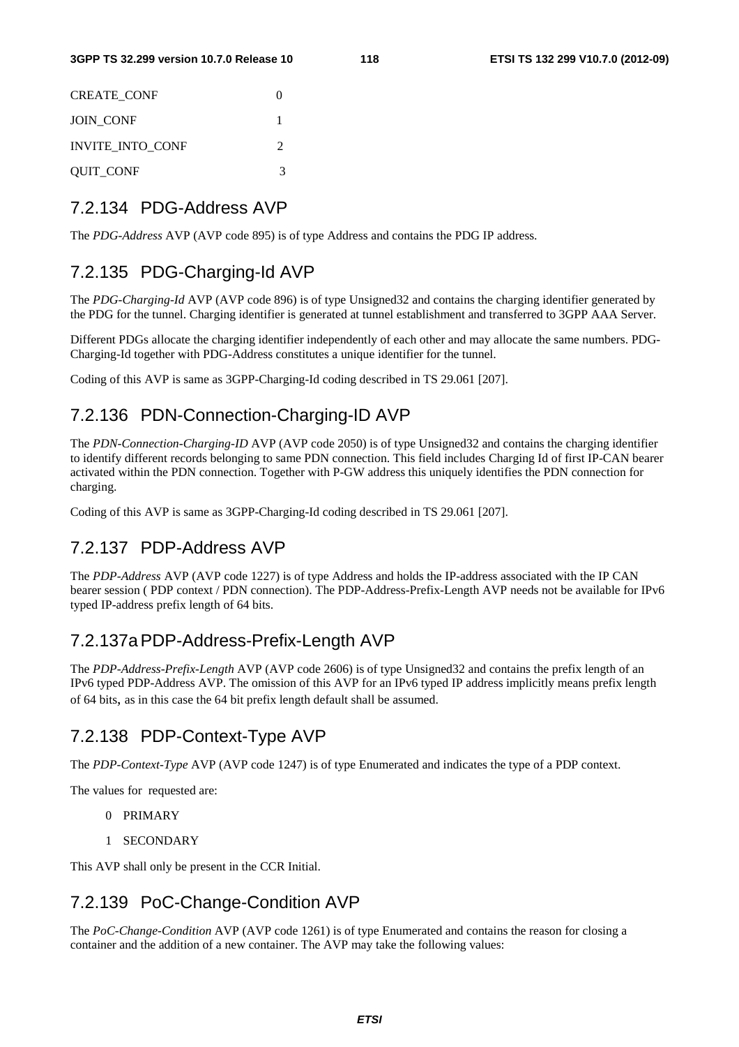| | |
|---|---|
| CREATE_CONF | 0 |
| JOIN_CONF | 1 |
| INVITE_INTO_CONF | 2 |
| QUIT_CONF | 3 |

## 7.2.134 PDG-Address AVP

The *PDG-Address* AVP (AVP code 895) is of type Address and contains the PDG IP address.

## 7.2.135 PDG-Charging-Id AVP

The *PDG-Charging-Id* AVP (AVP code 896) is of type Unsigned32 and contains the charging identifier generated by the PDG for the tunnel. Charging identifier is generated at tunnel establishment and transferred to 3GPP AAA Server.

Different PDGs allocate the charging identifier independently of each other and may allocate the same numbers. PDG-Charging-Id together with PDG-Address constitutes a unique identifier for the tunnel.

Coding of this AVP is same as 3GPP-Charging-Id coding described in TS 29.061 [207].

## 7.2.136 PDN-Connection-Charging-ID AVP

The *PDN-Connection-Charging-ID* AVP (AVP code 2050) is of type Unsigned32 and contains the charging identifier to identify different records belonging to same PDN connection. This field includes Charging Id of first IP-CAN bearer activated within the PDN connection. Together with P-GW address this uniquely identifies the PDN connection for charging.

Coding of this AVP is same as 3GPP-Charging-Id coding described in TS 29.061 [207].

## 7.2.137 PDP-Address AVP

The *PDP-Address* AVP (AVP code 1227) is of type Address and holds the IP-address associated with the IP CAN bearer session ( PDP context / PDN connection). The PDP-Address-Prefix-Length AVP needs not be available for IPv6 typed IP-address prefix length of 64 bits.

## 7.2.137a PDP-Address-Prefix-Length AVP

The *PDP-Address-Prefix-Length* AVP (AVP code 2606) is of type Unsigned32 and contains the prefix length of an IPv6 typed PDP-Address AVP. The omission of this AVP for an IPv6 typed IP address implicitly means prefix length of 64 bits, as in this case the 64 bit prefix length default shall be assumed.

## 7.2.138 PDP-Context-Type AVP

The *PDP-Context-Type* AVP (AVP code 1247) is of type Enumerated and indicates the type of a PDP context.

The values for requested are:

0 PRIMARY

1 SECONDARY

This AVP shall only be present in the CCR Initial.

## 7.2.139 PoC-Change-Condition AVP

The *PoC-Change-Condition* AVP (AVP code 1261) is of type Enumerated and contains the reason for closing a container and the addition of a new container. The AVP may take the following values: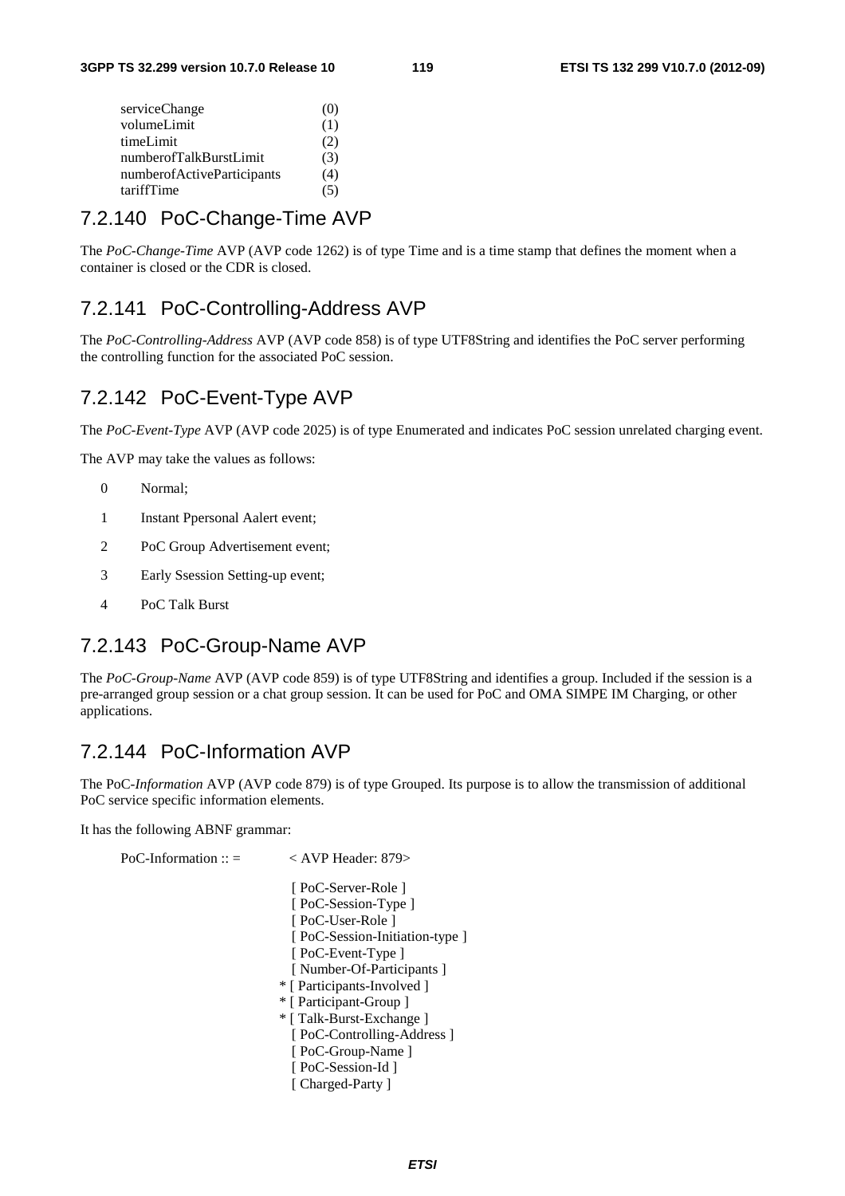```
serviceChange                 (0)
volumeLimit                   (1)
timeLimit                     (2)
numberofTalkBurstLimit        (3)
numberofActiveParticipants    (4)
tariffTime                    (5)
```

### 7.2.140 PoC-Change-Time AVP

The *PoC-Change-Time* AVP (AVP code 1262) is of type Time and is a time stamp that defines the moment when a container is closed or the CDR is closed.

### 7.2.141 PoC-Controlling-Address AVP

The *PoC-Controlling-Address* AVP (AVP code 858) is of type UTF8String and identifies the PoC server performing the controlling function for the associated PoC session.

### 7.2.142 PoC-Event-Type AVP

The *PoC-Event-Type* AVP (AVP code 2025) is of type Enumerated and indicates PoC session unrelated charging event.

The AVP may take the values as follows:

0 Normal;

1 Instant Ppersonal Aalert event;

2 PoC Group Advertisement event;

3 Early Ssession Setting-up event;

4 PoC Talk Burst

### 7.2.143 PoC-Group-Name AVP

The *PoC-Group-Name* AVP (AVP code 859) is of type UTF8String and identifies a group. Included if the session is a pre-arranged group session or a chat group session. It can be used for PoC and OMA SIMPE IM Charging, or other applications.

### 7.2.144 PoC-Information AVP

The PoC-*Information* AVP (AVP code 879) is of type Grouped. Its purpose is to allow the transmission of additional PoC service specific information elements.

It has the following ABNF grammar:

```
PoC-Information :: =      < AVP Header: 879>

                            [ PoC-Server-Role ]
                            [ PoC-Session-Type ]
                            [ PoC-User-Role ]
                            [ PoC-Session-Initiation-type ]
                            [ PoC-Event-Type ]
                            [ Number-Of-Participants ]
                          * [ Participants-Involved ]
                          * [ Participant-Group ]
                          * [ Talk-Burst-Exchange ]
                            [ PoC-Controlling-Address ]
                            [ PoC-Group-Name ]
                            [ PoC-Session-Id ]
                            [ Charged-Party ]
```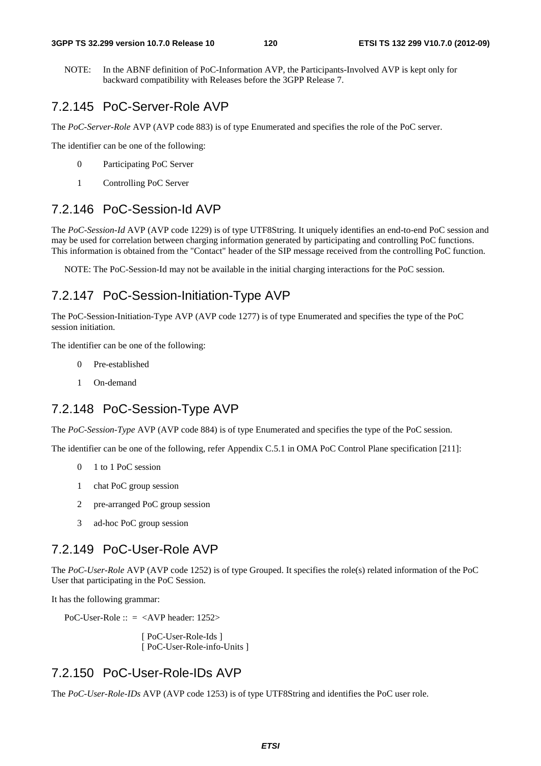NOTE: In the ABNF definition of PoC-Information AVP, the Participants-Involved AVP is kept only for backward compatibility with Releases before the 3GPP Release 7.

## 7.2.145 PoC-Server-Role AVP

The *PoC-Server-Role* AVP (AVP code 883) is of type Enumerated and specifies the role of the PoC server.

The identifier can be one of the following:

0 Participating PoC Server

1 Controlling PoC Server

## 7.2.146 PoC-Session-Id AVP

The *PoC-Session-Id* AVP (AVP code 1229) is of type UTF8String. It uniquely identifies an end-to-end PoC session and may be used for correlation between charging information generated by participating and controlling PoC functions. This information is obtained from the "Contact" header of the SIP message received from the controlling PoC function.

NOTE: The PoC-Session-Id may not be available in the initial charging interactions for the PoC session.

## 7.2.147 PoC-Session-Initiation-Type AVP

The PoC-Session-Initiation-Type AVP (AVP code 1277) is of type Enumerated and specifies the type of the PoC session initiation.

The identifier can be one of the following:

0 Pre-established

1 On-demand

## 7.2.148 PoC-Session-Type AVP

The *PoC-Session-Type* AVP (AVP code 884) is of type Enumerated and specifies the type of the PoC session.

The identifier can be one of the following, refer Appendix C.5.1 in OMA PoC Control Plane specification [211]:

0 1 to 1 PoC session

1 chat PoC group session

2 pre-arranged PoC group session

3 ad-hoc PoC group session

## 7.2.149 PoC-User-Role AVP

The *PoC-User-Role* AVP (AVP code 1252) is of type Grouped. It specifies the role(s) related information of the PoC User that participating in the PoC Session.

It has the following grammar:

```
PoC-User-Role :: = <AVP header: 1252>

                   [ PoC-User-Role-Ids ]
                   [ PoC-User-Role-info-Units ]
```

## 7.2.150 PoC-User-Role-IDs AVP

The *PoC-User-Role-IDs* AVP (AVP code 1253) is of type UTF8String and identifies the PoC user role.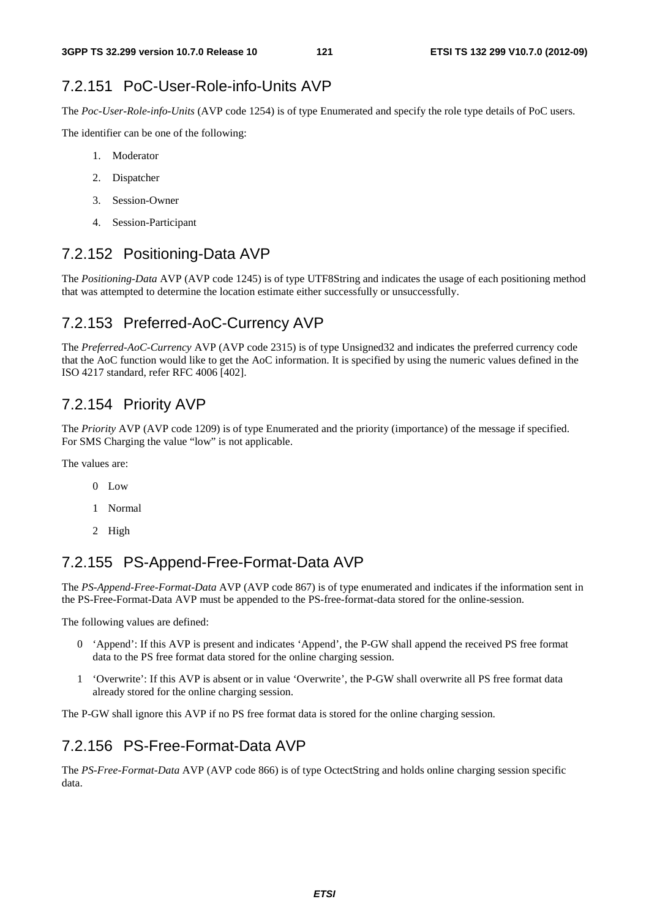### 7.2.151 PoC-User-Role-info-Units AVP

The *Poc-User-Role-info-Units* (AVP code 1254) is of type Enumerated and specify the role type details of PoC users.

The identifier can be one of the following:

1. Moderator
2. Dispatcher
3. Session-Owner
4. Session-Participant

### 7.2.152 Positioning-Data AVP

The *Positioning-Data* AVP (AVP code 1245) is of type UTF8String and indicates the usage of each positioning method that was attempted to determine the location estimate either successfully or unsuccessfully.

### 7.2.153 Preferred-AoC-Currency AVP

The *Preferred-AoC-Currency* AVP (AVP code 2315) is of type Unsigned32 and indicates the preferred currency code that the AoC function would like to get the AoC information. It is specified by using the numeric values defined in the ISO 4217 standard, refer RFC 4006 [402].

### 7.2.154 Priority AVP

The *Priority* AVP (AVP code 1209) is of type Enumerated and the priority (importance) of the message if specified. For SMS Charging the value "low" is not applicable.

The values are:

0 Low

1 Normal

2 High

### 7.2.155 PS-Append-Free-Format-Data AVP

The *PS-Append-Free-Format-Data* AVP (AVP code 867) is of type enumerated and indicates if the information sent in the PS-Free-Format-Data AVP must be appended to the PS-free-format-data stored for the online-session.

The following values are defined:

0 'Append': If this AVP is present and indicates 'Append', the P-GW shall append the received PS free format data to the PS free format data stored for the online charging session.

1 'Overwrite': If this AVP is absent or in value 'Overwrite', the P-GW shall overwrite all PS free format data already stored for the online charging session.

The P-GW shall ignore this AVP if no PS free format data is stored for the online charging session.

### 7.2.156 PS-Free-Format-Data AVP

The *PS-Free-Format-Data* AVP (AVP code 866) is of type OctectString and holds online charging session specific data.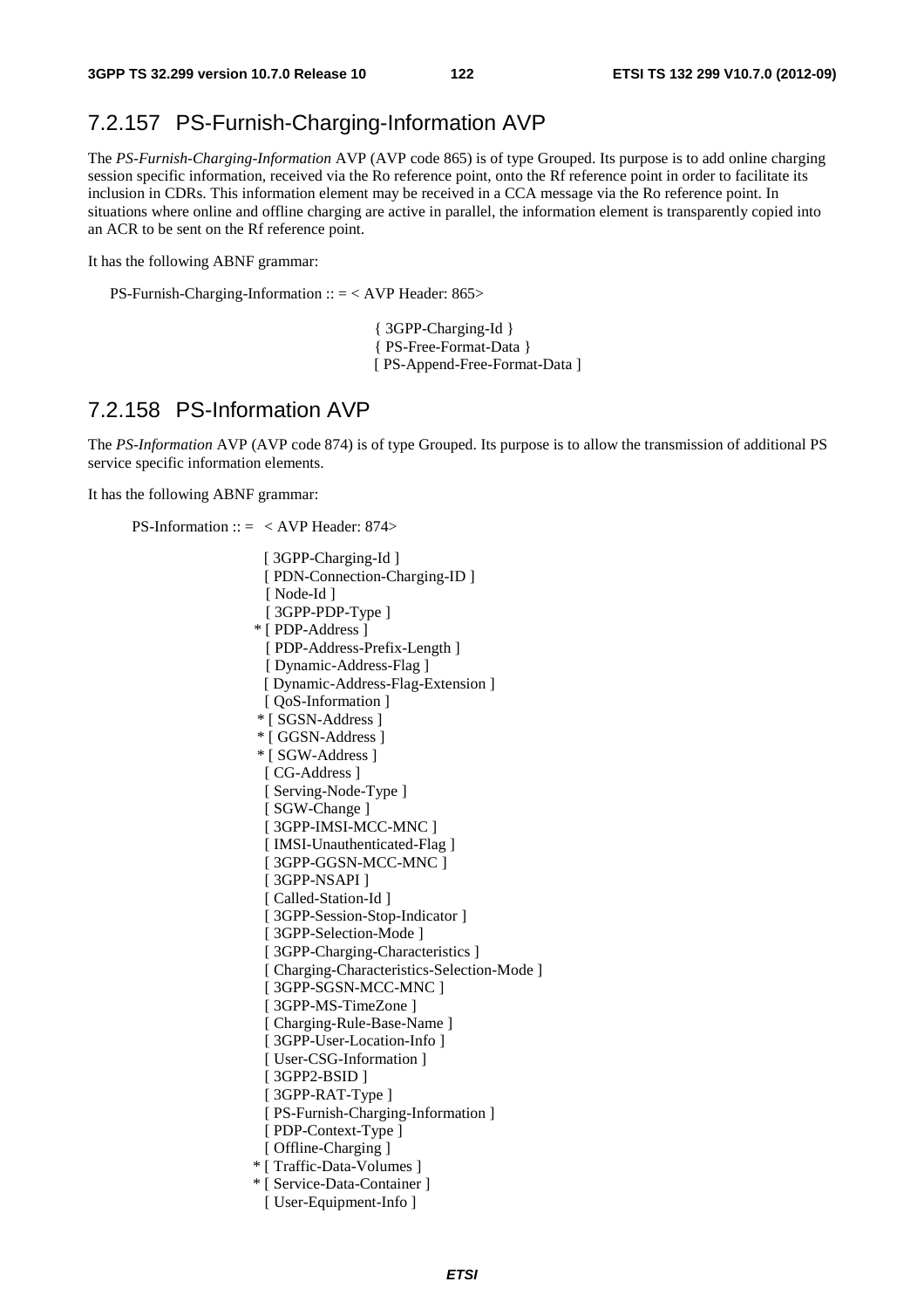## 7.2.157 PS-Furnish-Charging-Information AVP

The *PS-Furnish-Charging-Information* AVP (AVP code 865) is of type Grouped. Its purpose is to add online charging session specific information, received via the Ro reference point, onto the Rf reference point in order to facilitate its inclusion in CDRs. This information element may be received in a CCA message via the Ro reference point. In situations where online and offline charging are active in parallel, the information element is transparently copied into an ACR to be sent on the Rf reference point.

It has the following ABNF grammar:

```
PS-Furnish-Charging-Information :: = < AVP Header: 865>

                                     { 3GPP-Charging-Id }
                                     { PS-Free-Format-Data }
                                     [ PS-Append-Free-Format-Data ]
```

## 7.2.158 PS-Information AVP

The *PS-Information* AVP (AVP code 874) is of type Grouped. Its purpose is to allow the transmission of additional PS service specific information elements.

It has the following ABNF grammar:

```
PS-Information :: =  < AVP Header: 874>

                     [ 3GPP-Charging-Id ]
                     [ PDN-Connection-Charging-ID ]
                     [ Node-Id ]
                     [ 3GPP-PDP-Type ]
                   * [ PDP-Address ]
                     [ PDP-Address-Prefix-Length ]
                     [ Dynamic-Address-Flag ]
                     [ Dynamic-Address-Flag-Extension ]
                     [ QoS-Information ]
                   * [ SGSN-Address ]
                   * [ GGSN-Address ]
                   * [ SGW-Address ]
                     [ CG-Address ]
                     [ Serving-Node-Type ]
                     [ SGW-Change ]
                     [ 3GPP-IMSI-MCC-MNC ]
                     [ IMSI-Unauthenticated-Flag ]
                     [ 3GPP-GGSN-MCC-MNC ]
                     [ 3GPP-NSAPI ]
                     [ Called-Station-Id ]
                     [ 3GPP-Session-Stop-Indicator ]
                     [ 3GPP-Selection-Mode ]
                     [ 3GPP-Charging-Characteristics ]
                     [ Charging-Characteristics-Selection-Mode ]
                     [ 3GPP-SGSN-MCC-MNC ]
                     [ 3GPP-MS-TimeZone ]
                     [ Charging-Rule-Base-Name ]
                     [ 3GPP-User-Location-Info ]
                     [ User-CSG-Information ]
                     [ 3GPP2-BSID ]
                     [ 3GPP-RAT-Type ]
                     [ PS-Furnish-Charging-Information ]
                     [ PDP-Context-Type ]
                     [ Offline-Charging ]
                   * [ Traffic-Data-Volumes ]
                   * [ Service-Data-Container ]
                     [ User-Equipment-Info ]
```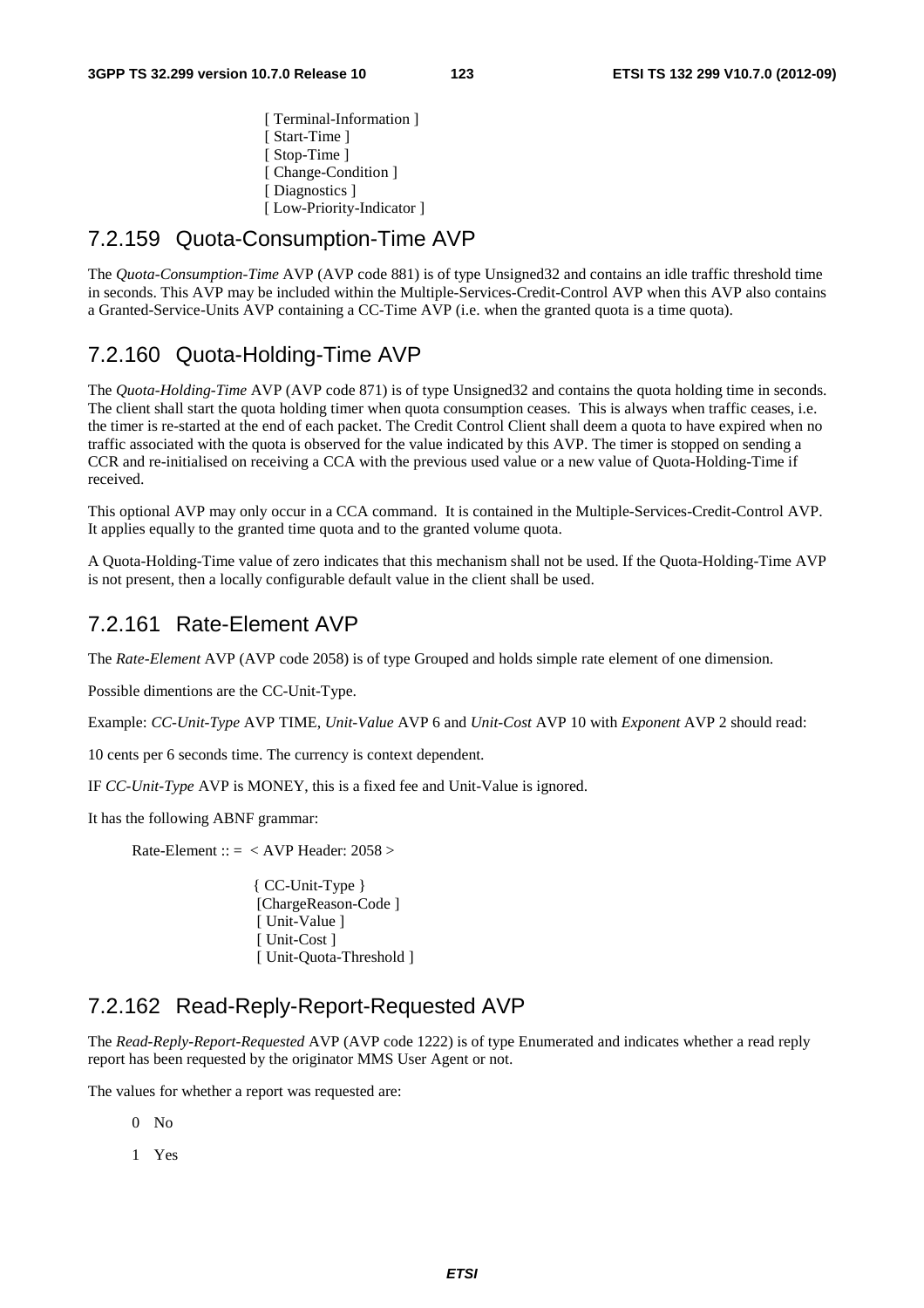```
                        [ Terminal-Information ]
                        [ Start-Time ]
                        [ Stop-Time ]
                        [ Change-Condition ]
                        [ Diagnostics ]
                        [ Low-Priority-Indicator ]
```

### 7.2.159 Quota-Consumption-Time AVP

The *Quota-Consumption-Time* AVP (AVP code 881) is of type Unsigned32 and contains an idle traffic threshold time in seconds. This AVP may be included within the Multiple-Services-Credit-Control AVP when this AVP also contains a Granted-Service-Units AVP containing a CC-Time AVP (i.e. when the granted quota is a time quota).

### 7.2.160 Quota-Holding-Time AVP

The *Quota-Holding-Time* AVP (AVP code 871) is of type Unsigned32 and contains the quota holding time in seconds. The client shall start the quota holding timer when quota consumption ceases. This is always when traffic ceases, i.e. the timer is re-started at the end of each packet. The Credit Control Client shall deem a quota to have expired when no traffic associated with the quota is observed for the value indicated by this AVP. The timer is stopped on sending a CCR and re-initialised on receiving a CCA with the previous used value or a new value of Quota-Holding-Time if received.

This optional AVP may only occur in a CCA command. It is contained in the Multiple-Services-Credit-Control AVP. It applies equally to the granted time quota and to the granted volume quota.

A Quota-Holding-Time value of zero indicates that this mechanism shall not be used. If the Quota-Holding-Time AVP is not present, then a locally configurable default value in the client shall be used.

### 7.2.161 Rate-Element AVP

The *Rate-Element* AVP (AVP code 2058) is of type Grouped and holds simple rate element of one dimension.

Possible dimentions are the CC-Unit-Type.

Example: *CC-Unit-Type* AVP TIME, *Unit-Value* AVP 6 and *Unit-Cost* AVP 10 with *Exponent* AVP 2 should read:

10 cents per 6 seconds time. The currency is context dependent.

IF *CC-Unit-Type* AVP is MONEY, this is a fixed fee and Unit-Value is ignored.

It has the following ABNF grammar:

```
Rate-Element :: =  < AVP Header: 2058 >

                        { CC-Unit-Type }
                        [ChargeReason-Code ]
                        [ Unit-Value ]
                        [ Unit-Cost ]
                        [ Unit-Quota-Threshold ]
```

### 7.2.162 Read-Reply-Report-Requested AVP

The *Read-Reply-Report-Requested* AVP (AVP code 1222) is of type Enumerated and indicates whether a read reply report has been requested by the originator MMS User Agent or not.

The values for whether a report was requested are:

0 No

1 Yes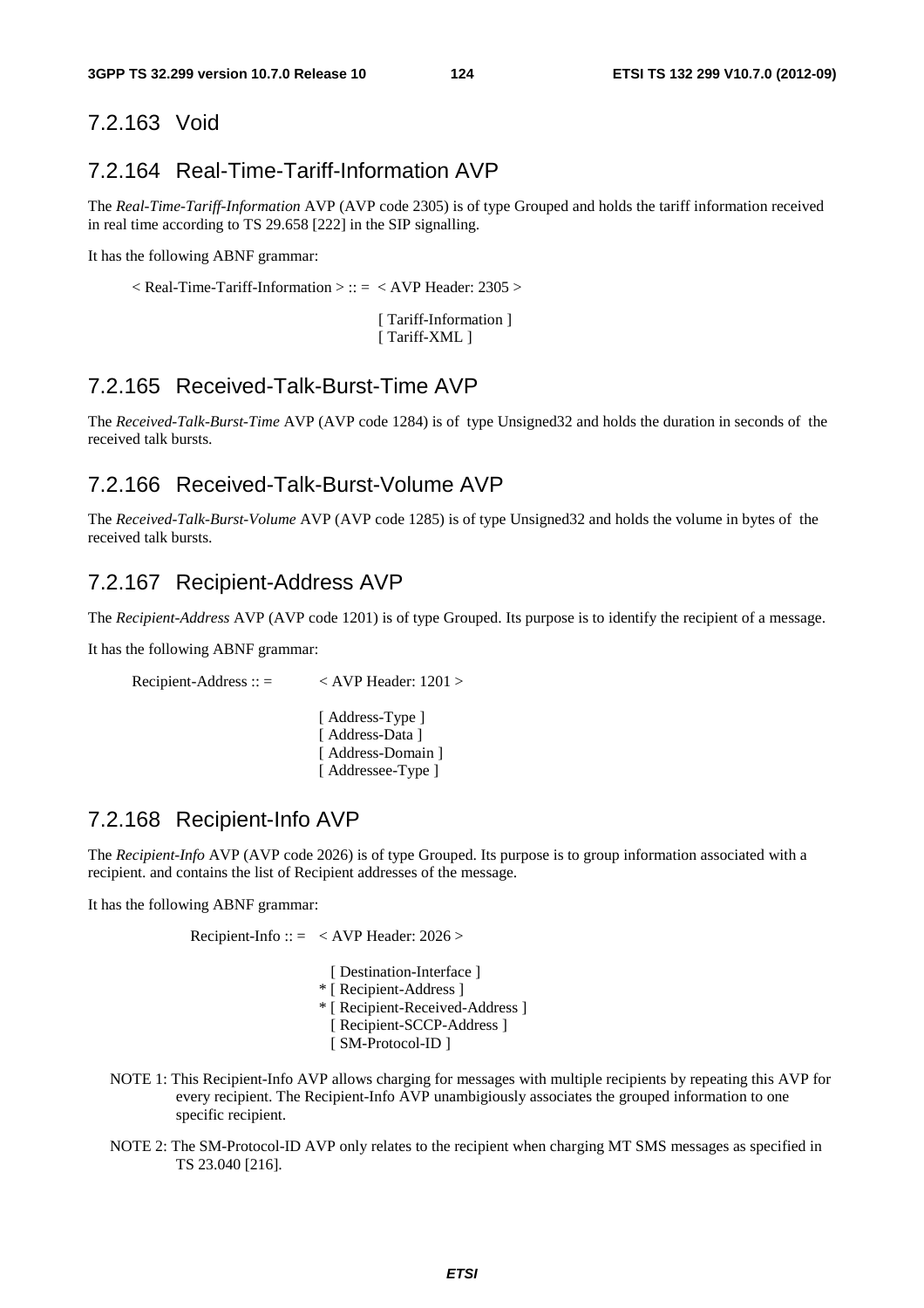### 7.2.163 Void

### 7.2.164 Real-Time-Tariff-Information AVP

The *Real-Time-Tariff-Information* AVP (AVP code 2305) is of type Grouped and holds the tariff information received in real time according to TS 29.658 [222] in the SIP signalling.

It has the following ABNF grammar:

```
< Real-Time-Tariff-Information > :: =  < AVP Header: 2305 >

                                        [ Tariff-Information ]
                                        [ Tariff-XML ]
```

### 7.2.165 Received-Talk-Burst-Time AVP

The *Received-Talk-Burst-Time* AVP (AVP code 1284) is of type Unsigned32 and holds the duration in seconds of the received talk bursts.

### 7.2.166 Received-Talk-Burst-Volume AVP

The *Received-Talk-Burst-Volume* AVP (AVP code 1285) is of type Unsigned32 and holds the volume in bytes of the received talk bursts.

### 7.2.167 Recipient-Address AVP

The *Recipient-Address* AVP (AVP code 1201) is of type Grouped. Its purpose is to identify the recipient of a message.

It has the following ABNF grammar:

```
Recipient-Address :: =        < AVP Header: 1201 >

                              [ Address-Type ]
                              [ Address-Data ]
                              [ Address-Domain ]
                              [ Addressee-Type ]
```

### 7.2.168 Recipient-Info AVP

The *Recipient-Info* AVP (AVP code 2026) is of type Grouped. Its purpose is to group information associated with a recipient. and contains the list of Recipient addresses of the message.

It has the following ABNF grammar:

```
Recipient-Info :: =  < AVP Header: 2026 >

                       [ Destination-Interface ]
                     * [ Recipient-Address ]
                     * [ Recipient-Received-Address ]
                       [ Recipient-SCCP-Address ]
                       [ SM-Protocol-ID ]
```

NOTE 1: This Recipient-Info AVP allows charging for messages with multiple recipients by repeating this AVP for every recipient. The Recipient-Info AVP unambigiously associates the grouped information to one specific recipient.

NOTE 2: The SM-Protocol-ID AVP only relates to the recipient when charging MT SMS messages as specified in TS 23.040 [216].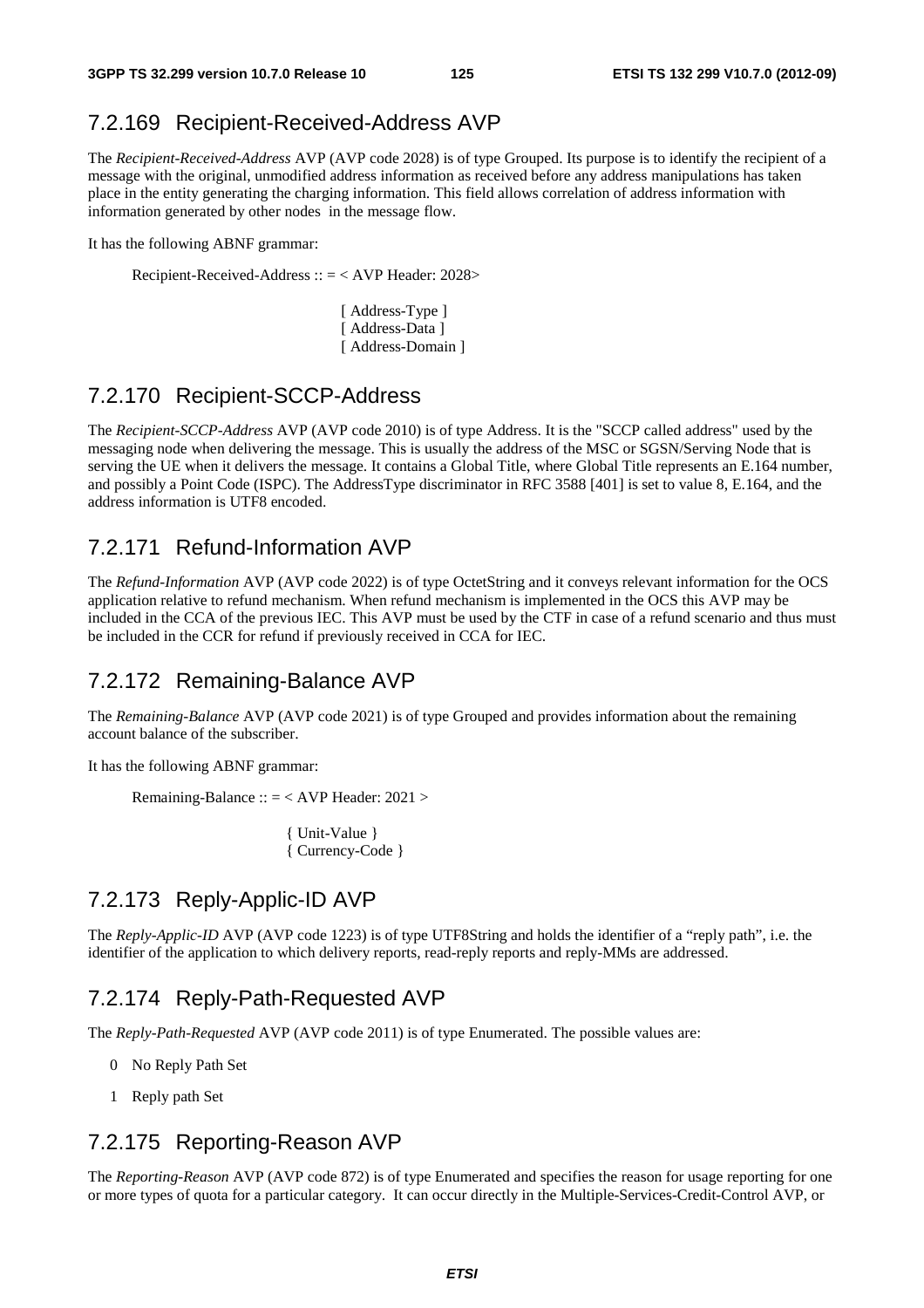## 7.2.169 Recipient-Received-Address AVP

The *Recipient-Received-Address* AVP (AVP code 2028) is of type Grouped. Its purpose is to identify the recipient of a message with the original, unmodified address information as received before any address manipulations has taken place in the entity generating the charging information. This field allows correlation of address information with information generated by other nodes in the message flow.

It has the following ABNF grammar:

```
Recipient-Received-Address :: = < AVP Header: 2028>

                              [ Address-Type ]
                              [ Address-Data ]
                              [ Address-Domain ]
```

## 7.2.170 Recipient-SCCP-Address

The *Recipient-SCCP-Address* AVP (AVP code 2010) is of type Address. It is the "SCCP called address" used by the messaging node when delivering the message. This is usually the address of the MSC or SGSN/Serving Node that is serving the UE when it delivers the message. It contains a Global Title, where Global Title represents an E.164 number, and possibly a Point Code (ISPC). The AddressType discriminator in RFC 3588 [401] is set to value 8, E.164, and the address information is UTF8 encoded.

## 7.2.171 Refund-Information AVP

The *Refund-Information* AVP (AVP code 2022) is of type OctetString and it conveys relevant information for the OCS application relative to refund mechanism. When refund mechanism is implemented in the OCS this AVP may be included in the CCA of the previous IEC. This AVP must be used by the CTF in case of a refund scenario and thus must be included in the CCR for refund if previously received in CCA for IEC.

## 7.2.172 Remaining-Balance AVP

The *Remaining-Balance* AVP (AVP code 2021) is of type Grouped and provides information about the remaining account balance of the subscriber.

It has the following ABNF grammar:

```
Remaining-Balance :: = < AVP Header: 2021 >

                     { Unit-Value }
                     { Currency-Code }
```

## 7.2.173 Reply-Applic-ID AVP

The *Reply-Applic-ID* AVP (AVP code 1223) is of type UTF8String and holds the identifier of a "reply path", i.e. the identifier of the application to which delivery reports, read-reply reports and reply-MMs are addressed.

## 7.2.174 Reply-Path-Requested AVP

The *Reply-Path-Requested* AVP (AVP code 2011) is of type Enumerated. The possible values are:

0 No Reply Path Set

1 Reply path Set

## 7.2.175 Reporting-Reason AVP

The *Reporting-Reason* AVP (AVP code 872) is of type Enumerated and specifies the reason for usage reporting for one or more types of quota for a particular category. It can occur directly in the Multiple-Services-Credit-Control AVP, or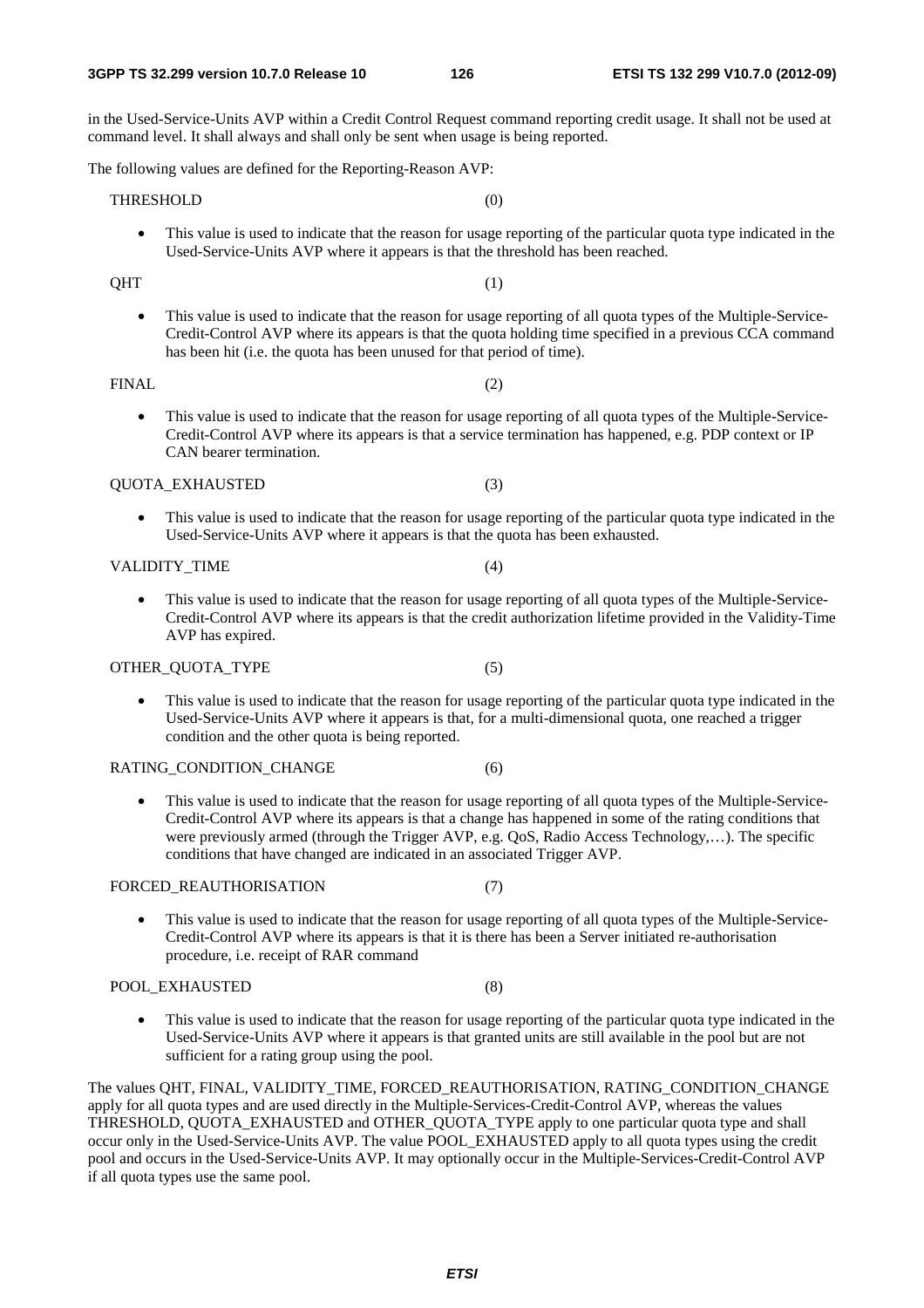in the Used-Service-Units AVP within a Credit Control Request command reporting credit usage. It shall not be used at command level. It shall always and shall only be sent when usage is being reported.

The following values are defined for the Reporting-Reason AVP:

THRESHOLD (0)

- This value is used to indicate that the reason for usage reporting of the particular quota type indicated in the Used-Service-Units AVP where it appears is that the threshold has been reached.

QHT (1)

- This value is used to indicate that the reason for usage reporting of all quota types of the Multiple-Service-Credit-Control AVP where its appears is that the quota holding time specified in a previous CCA command has been hit (i.e. the quota has been unused for that period of time).

FINAL (2)

- This value is used to indicate that the reason for usage reporting of all quota types of the Multiple-Service-Credit-Control AVP where its appears is that a service termination has happened, e.g. PDP context or IP CAN bearer termination.

QUOTA_EXHAUSTED (3)

- This value is used to indicate that the reason for usage reporting of the particular quota type indicated in the Used-Service-Units AVP where it appears is that the quota has been exhausted.

VALIDITY_TIME (4)

- This value is used to indicate that the reason for usage reporting of all quota types of the Multiple-Service-Credit-Control AVP where its appears is that the credit authorization lifetime provided in the Validity-Time AVP has expired.

OTHER_QUOTA_TYPE (5)

- This value is used to indicate that the reason for usage reporting of the particular quota type indicated in the Used-Service-Units AVP where it appears is that, for a multi-dimensional quota, one reached a trigger condition and the other quota is being reported.

RATING_CONDITION_CHANGE (6)

- This value is used to indicate that the reason for usage reporting of all quota types of the Multiple-Service-Credit-Control AVP where its appears is that a change has happened in some of the rating conditions that were previously armed (through the Trigger AVP, e.g. QoS, Radio Access Technology,…). The specific conditions that have changed are indicated in an associated Trigger AVP.

FORCED_REAUTHORISATION (7)

- This value is used to indicate that the reason for usage reporting of all quota types of the Multiple-Service-Credit-Control AVP where its appears is that it is there has been a Server initiated re-authorisation procedure, i.e. receipt of RAR command

POOL_EXHAUSTED (8)

- This value is used to indicate that the reason for usage reporting of the particular quota type indicated in the Used-Service-Units AVP where it appears is that granted units are still available in the pool but are not sufficient for a rating group using the pool.

The values QHT, FINAL, VALIDITY_TIME, FORCED_REAUTHORISATION, RATING_CONDITION_CHANGE apply for all quota types and are used directly in the Multiple-Services-Credit-Control AVP, whereas the values THRESHOLD, QUOTA_EXHAUSTED and OTHER_QUOTA_TYPE apply to one particular quota type and shall occur only in the Used-Service-Units AVP. The value POOL_EXHAUSTED apply to all quota types using the credit pool and occurs in the Used-Service-Units AVP. It may optionally occur in the Multiple-Services-Credit-Control AVP if all quota types use the same pool.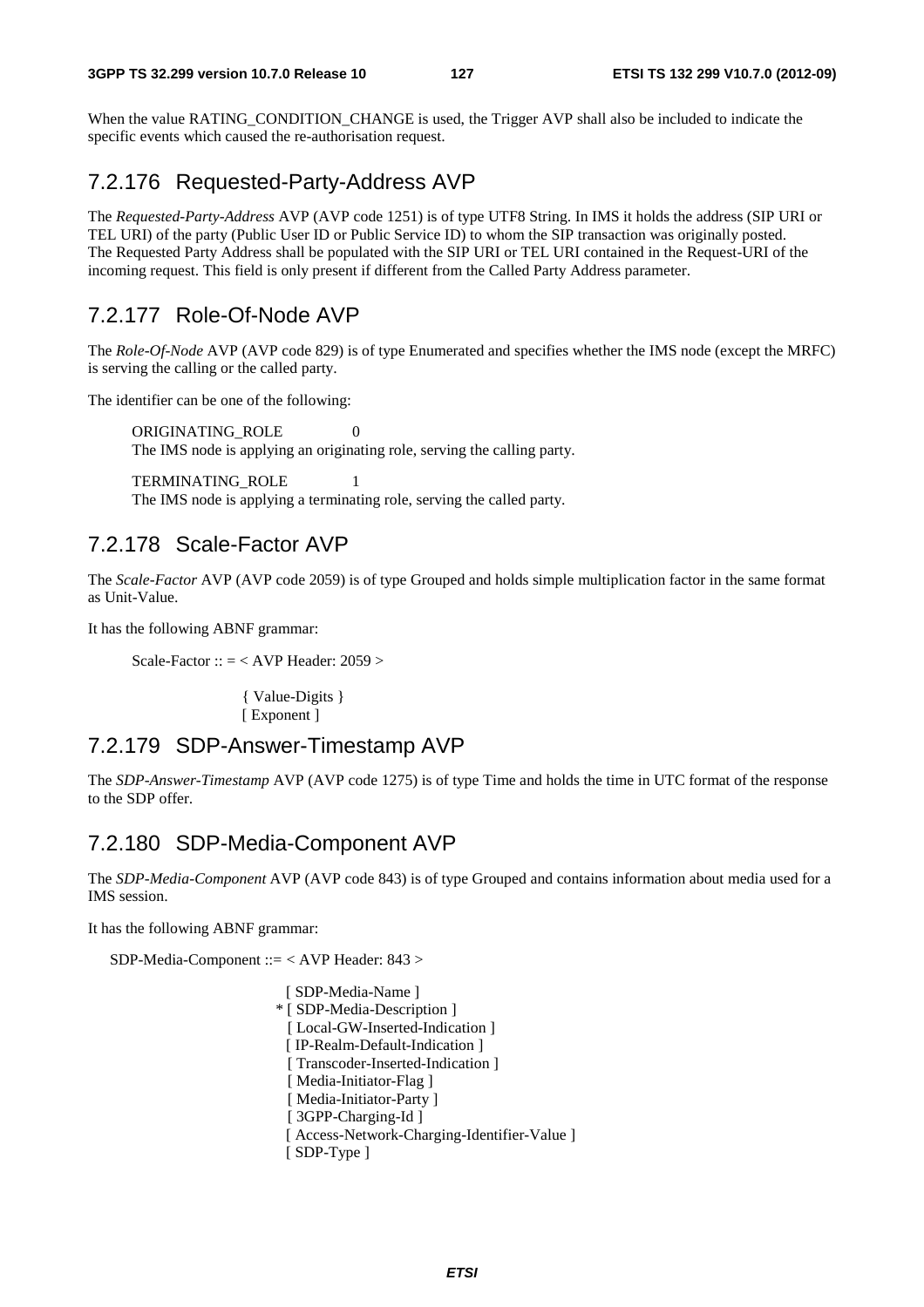When the value RATING_CONDITION_CHANGE is used, the Trigger AVP shall also be included to indicate the specific events which caused the re-authorisation request.

## 7.2.176 Requested-Party-Address AVP

The *Requested-Party-Address* AVP (AVP code 1251) is of type UTF8 String. In IMS it holds the address (SIP URI or TEL URI) of the party (Public User ID or Public Service ID) to whom the SIP transaction was originally posted. The Requested Party Address shall be populated with the SIP URI or TEL URI contained in the Request-URI of the incoming request. This field is only present if different from the Called Party Address parameter.

## 7.2.177 Role-Of-Node AVP

The *Role-Of-Node* AVP (AVP code 829) is of type Enumerated and specifies whether the IMS node (except the MRFC) is serving the calling or the called party.

The identifier can be one of the following:

ORIGINATING_ROLE 0
The IMS node is applying an originating role, serving the calling party.

TERMINATING_ROLE 1
The IMS node is applying a terminating role, serving the called party.

## 7.2.178 Scale-Factor AVP

The *Scale-Factor* AVP (AVP code 2059) is of type Grouped and holds simple multiplication factor in the same format as Unit-Value.

It has the following ABNF grammar:

```
Scale-Factor :: = < AVP Header: 2059 >

                  { Value-Digits }
                  [ Exponent ]
```

## 7.2.179 SDP-Answer-Timestamp AVP

The *SDP-Answer-Timestamp* AVP (AVP code 1275) is of type Time and holds the time in UTC format of the response to the SDP offer.

## 7.2.180 SDP-Media-Component AVP

The *SDP-Media-Component* AVP (AVP code 843) is of type Grouped and contains information about media used for a IMS session.

It has the following ABNF grammar:

```
SDP-Media-Component ::= < AVP Header: 843 >

                         [ SDP-Media-Name ]
                        * [ SDP-Media-Description ]
                         [ Local-GW-Inserted-Indication ]
                         [ IP-Realm-Default-Indication ]
                         [ Transcoder-Inserted-Indication ]
                         [ Media-Initiator-Flag ]
                         [ Media-Initiator-Party ]
                         [ 3GPP-Charging-Id ]
                         [ Access-Network-Charging-Identifier-Value ]
                         [ SDP-Type ]
```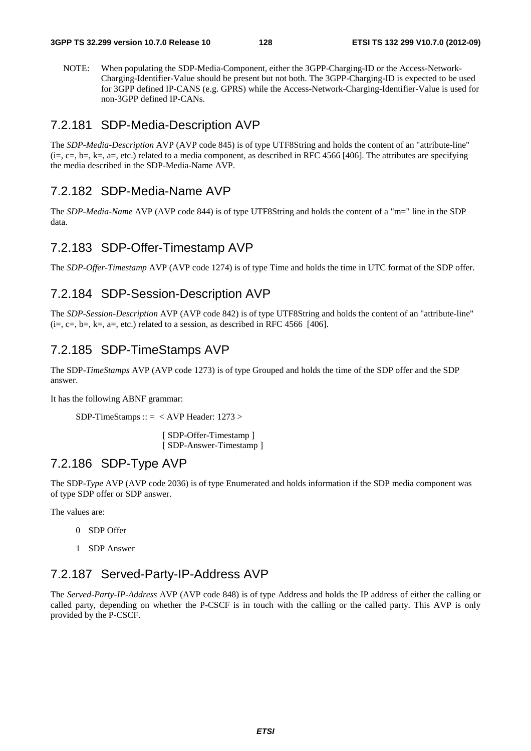NOTE: When populating the SDP-Media-Component, either the 3GPP-Charging-ID or the Access-Network-Charging-Identifier-Value should be present but not both. The 3GPP-Charging-ID is expected to be used for 3GPP defined IP-CANS (e.g. GPRS) while the Access-Network-Charging-Identifier-Value is used for non-3GPP defined IP-CANs.

### 7.2.181 SDP-Media-Description AVP

The *SDP-Media-Description* AVP (AVP code 845) is of type UTF8String and holds the content of an "attribute-line" (i=, c=, b=, k=, a=, etc.) related to a media component, as described in RFC 4566 [406]. The attributes are specifying the media described in the SDP-Media-Name AVP.

### 7.2.182 SDP-Media-Name AVP

The *SDP-Media-Name* AVP (AVP code 844) is of type UTF8String and holds the content of a "m=" line in the SDP data.

### 7.2.183 SDP-Offer-Timestamp AVP

The *SDP-Offer-Timestamp* AVP (AVP code 1274) is of type Time and holds the time in UTC format of the SDP offer.

### 7.2.184 SDP-Session-Description AVP

The *SDP-Session-Description* AVP (AVP code 842) is of type UTF8String and holds the content of an "attribute-line" (i=, c=, b=, k=, a=, etc.) related to a session, as described in RFC 4566 [406].

### 7.2.185 SDP-TimeStamps AVP

The SDP-*TimeStamps* AVP (AVP code 1273) is of type Grouped and holds the time of the SDP offer and the SDP answer.

It has the following ABNF grammar:

```
SDP-TimeStamps :: =  < AVP Header: 1273 >

                    [ SDP-Offer-Timestamp ]
                    [ SDP-Answer-Timestamp ]
```

### 7.2.186 SDP-Type AVP

The SDP-*Type* AVP (AVP code 2036) is of type Enumerated and holds information if the SDP media component was of type SDP offer or SDP answer.

The values are:

0 SDP Offer

1 SDP Answer

### 7.2.187 Served-Party-IP-Address AVP

The *Served-Party-IP-Address* AVP (AVP code 848) is of type Address and holds the IP address of either the calling or called party, depending on whether the P-CSCF is in touch with the calling or the called party. This AVP is only provided by the P-CSCF.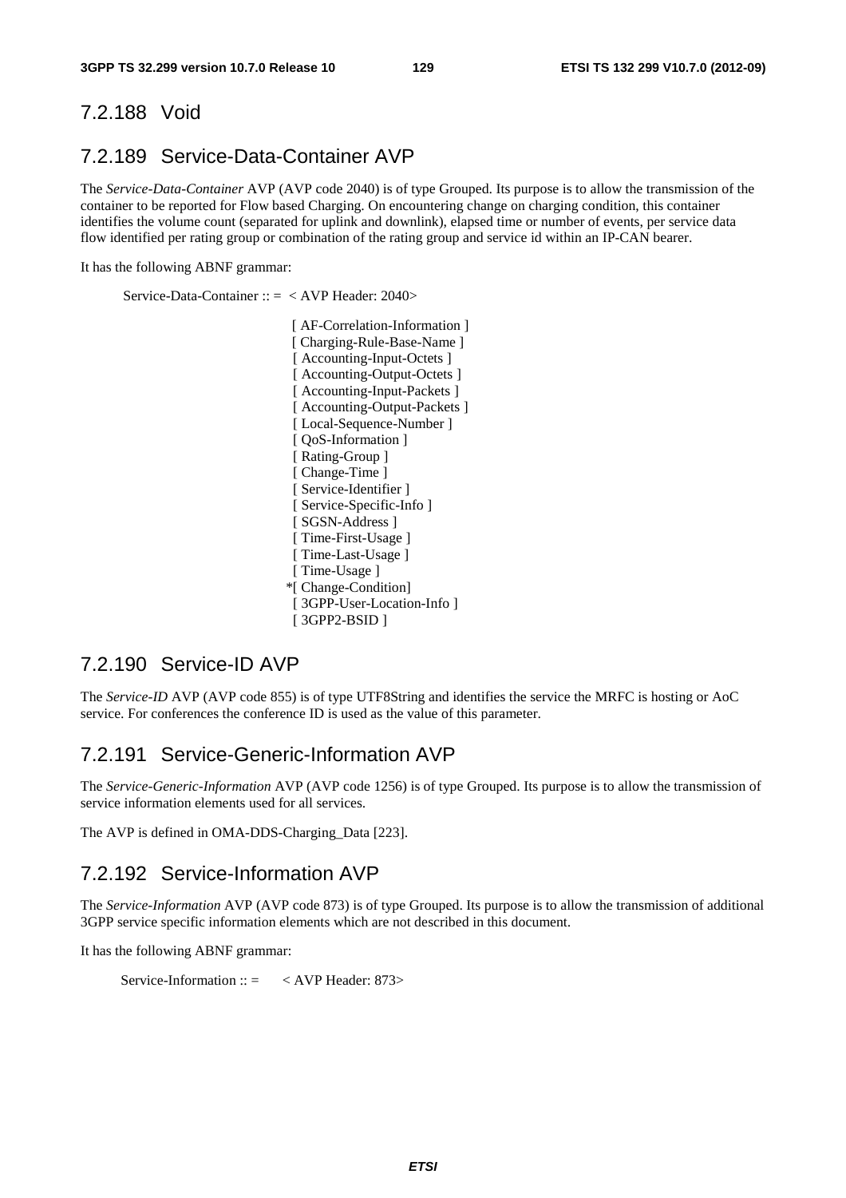### 7.2.188 Void

### 7.2.189 Service-Data-Container AVP

The *Service-Data-Container* AVP (AVP code 2040) is of type Grouped. Its purpose is to allow the transmission of the container to be reported for Flow based Charging. On encountering change on charging condition, this container identifies the volume count (separated for uplink and downlink), elapsed time or number of events, per service data flow identified per rating group or combination of the rating group and service id within an IP-CAN bearer.

It has the following ABNF grammar:

```
Service-Data-Container :: =  < AVP Header: 2040>

                    [ AF-Correlation-Information ]
                    [ Charging-Rule-Base-Name ]
                    [ Accounting-Input-Octets ]
                    [ Accounting-Output-Octets ]
                    [ Accounting-Input-Packets ]
                    [ Accounting-Output-Packets ]
                    [ Local-Sequence-Number ]
                    [ QoS-Information ]
                    [ Rating-Group ]
                    [ Change-Time ]
                    [ Service-Identifier ]
                    [ Service-Specific-Info ]
                    [ SGSN-Address ]
                    [ Time-First-Usage ]
                    [ Time-Last-Usage ]
                    [ Time-Usage ]
                   *[ Change-Condition]
                    [ 3GPP-User-Location-Info ]
                    [ 3GPP2-BSID ]
```

### 7.2.190 Service-ID AVP

The *Service-ID* AVP (AVP code 855) is of type UTF8String and identifies the service the MRFC is hosting or AoC service. For conferences the conference ID is used as the value of this parameter.

### 7.2.191 Service-Generic-Information AVP

The *Service-Generic-Information* AVP (AVP code 1256) is of type Grouped. Its purpose is to allow the transmission of service information elements used for all services.

The AVP is defined in OMA-DDS-Charging_Data [223].

### 7.2.192 Service-Information AVP

The *Service-Information* AVP (AVP code 873) is of type Grouped. Its purpose is to allow the transmission of additional 3GPP service specific information elements which are not described in this document.

It has the following ABNF grammar:

```
Service-Information :: =      < AVP Header: 873>
```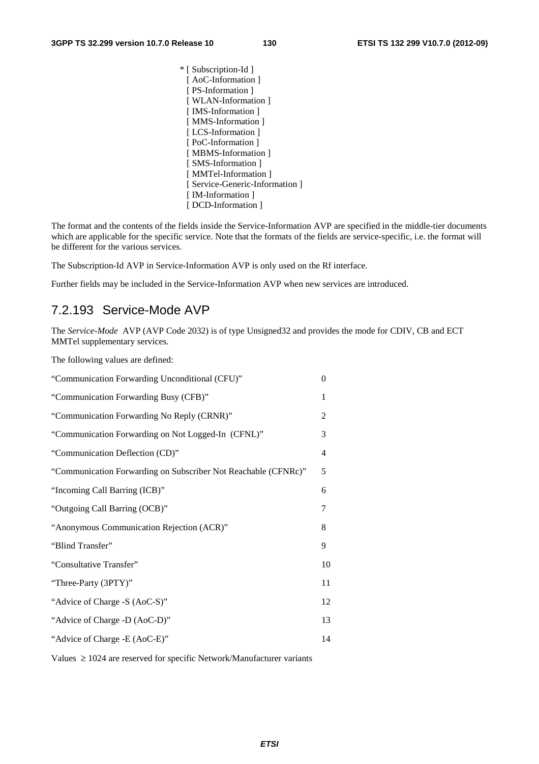```
* [ Subscription-Id ]
  [ AoC-Information ]
  [ PS-Information ]
  [ WLAN-Information ]
  [ IMS-Information ]
  [ MMS-Information ]
  [ LCS-Information ]
  [ PoC-Information ]
  [ MBMS-Information ]
  [ SMS-Information ]
  [ MMTel-Information ]
  [ Service-Generic-Information ]
  [ IM-Information ]
  [ DCD-Information ]
```

The format and the contents of the fields inside the Service-Information AVP are specified in the middle-tier documents which are applicable for the specific service. Note that the formats of the fields are service-specific, i.e. the format will be different for the various services.

The Subscription-Id AVP in Service-Information AVP is only used on the Rf interface.

Further fields may be included in the Service-Information AVP when new services are introduced.

## 7.2.193 Service-Mode AVP

The *Service-Mode* AVP (AVP Code 2032) is of type Unsigned32 and provides the mode for CDIV, CB and ECT MMTel supplementary services.

The following values are defined:

| | |
|---|---|
| "Communication Forwarding Unconditional (CFU)" | 0 |
| "Communication Forwarding Busy (CFB)" | 1 |
| "Communication Forwarding No Reply (CRNR)" | 2 |
| "Communication Forwarding on Not Logged-In (CFNL)" | 3 |
| "Communication Deflection (CD)" | 4 |
| "Communication Forwarding on Subscriber Not Reachable (CFNRc)" | 5 |
| "Incoming Call Barring (ICB)" | 6 |
| "Outgoing Call Barring (OCB)" | 7 |
| "Anonymous Communication Rejection (ACR)" | 8 |
| "Blind Transfer" | 9 |
| "Consultative Transfer" | 10 |
| "Three-Party (3PTY)" | 11 |
| "Advice of Charge -S (AoC-S)" | 12 |
| "Advice of Charge -D (AoC-D)" | 13 |
| "Advice of Charge -E (AoC-E)" | 14 |

Values $\geq 1024$ are reserved for specific Network/Manufacturer variants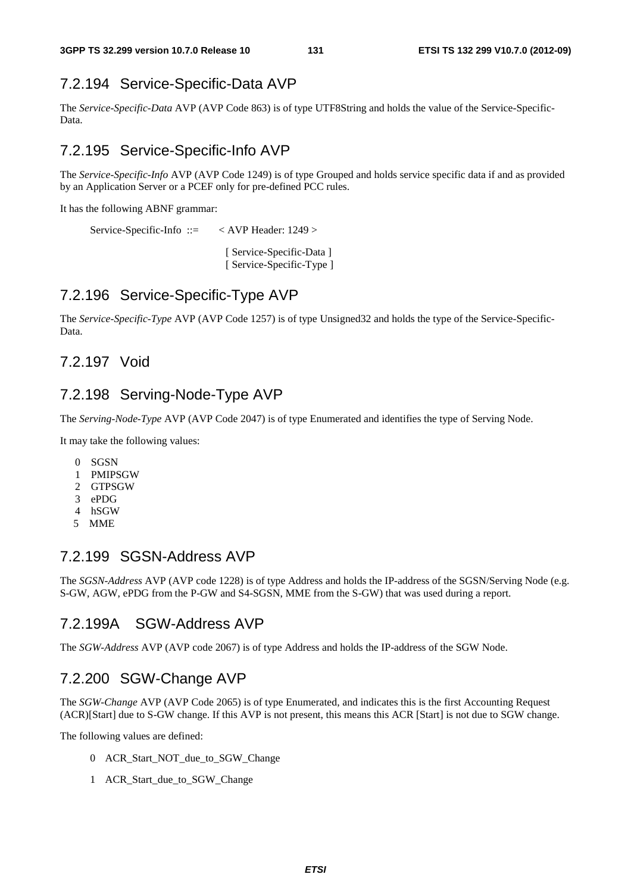### 7.2.194 Service-Specific-Data AVP

The *Service-Specific-Data* AVP (AVP Code 863) is of type UTF8String and holds the value of the Service-Specific-Data.

### 7.2.195 Service-Specific-Info AVP

The *Service-Specific-Info* AVP (AVP Code 1249) is of type Grouped and holds service specific data if and as provided by an Application Server or a PCEF only for pre-defined PCC rules.

It has the following ABNF grammar:

```
Service-Specific-Info ::=     < AVP Header: 1249 >

                                [ Service-Specific-Data ]
                                [ Service-Specific-Type ]
```

### 7.2.196 Service-Specific-Type AVP

The *Service-Specific-Type* AVP (AVP Code 1257) is of type Unsigned32 and holds the type of the Service-Specific-Data.

### 7.2.197 Void

### 7.2.198 Serving-Node-Type AVP

The *Serving-Node-Type* AVP (AVP Code 2047) is of type Enumerated and identifies the type of Serving Node.

It may take the following values:

0 SGSN
1 PMIPSGW
2 GTPSGW
3 ePDG
4 hSGW
5 MME

### 7.2.199 SGSN-Address AVP

The *SGSN-Address* AVP (AVP code 1228) is of type Address and holds the IP-address of the SGSN/Serving Node (e.g. S-GW, AGW, ePDG from the P-GW and S4-SGSN, MME from the S-GW) that was used during a report.

### 7.2.199A SGW-Address AVP

The *SGW-Address* AVP (AVP code 2067) is of type Address and holds the IP-address of the SGW Node.

### 7.2.200 SGW-Change AVP

The *SGW-Change* AVP (AVP Code 2065) is of type Enumerated, and indicates this is the first Accounting Request (ACR)[Start] due to S-GW change. If this AVP is not present, this means this ACR [Start] is not due to SGW change.

The following values are defined:

0 ACR_Start_NOT_due_to_SGW_Change

1 ACR_Start_due_to_SGW_Change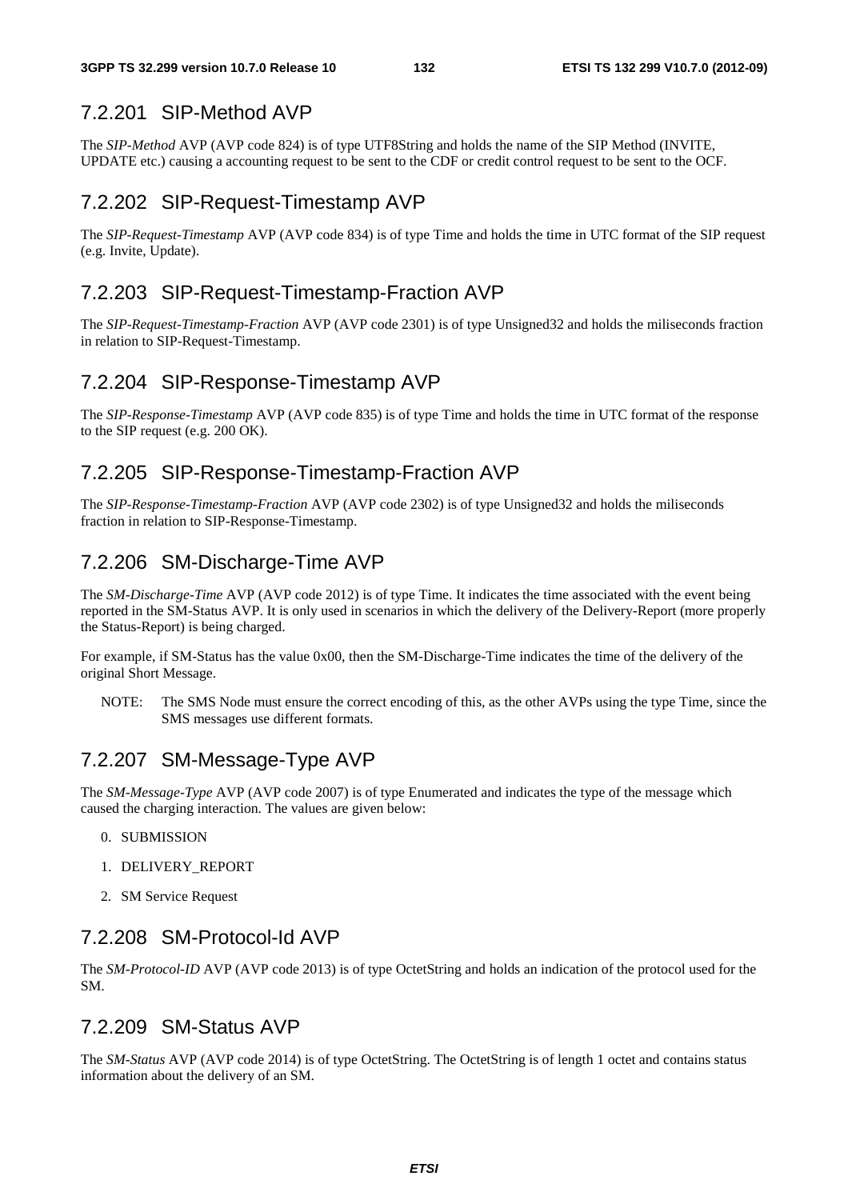### 7.2.201 SIP-Method AVP

The *SIP-Method* AVP (AVP code 824) is of type UTF8String and holds the name of the SIP Method (INVITE, UPDATE etc.) causing a accounting request to be sent to the CDF or credit control request to be sent to the OCF.

### 7.2.202 SIP-Request-Timestamp AVP

The *SIP-Request-Timestamp* AVP (AVP code 834) is of type Time and holds the time in UTC format of the SIP request (e.g. Invite, Update).

### 7.2.203 SIP-Request-Timestamp-Fraction AVP

The *SIP-Request-Timestamp-Fraction* AVP (AVP code 2301) is of type Unsigned32 and holds the miliseconds fraction in relation to SIP-Request-Timestamp.

### 7.2.204 SIP-Response-Timestamp AVP

The *SIP-Response-Timestamp* AVP (AVP code 835) is of type Time and holds the time in UTC format of the response to the SIP request (e.g. 200 OK).

### 7.2.205 SIP-Response-Timestamp-Fraction AVP

The *SIP-Response-Timestamp-Fraction* AVP (AVP code 2302) is of type Unsigned32 and holds the miliseconds fraction in relation to SIP-Response-Timestamp.

### 7.2.206 SM-Discharge-Time AVP

The *SM-Discharge-Time* AVP (AVP code 2012) is of type Time. It indicates the time associated with the event being reported in the SM-Status AVP. It is only used in scenarios in which the delivery of the Delivery-Report (more properly the Status-Report) is being charged.

For example, if SM-Status has the value 0x00, then the SM-Discharge-Time indicates the time of the delivery of the original Short Message.

NOTE: The SMS Node must ensure the correct encoding of this, as the other AVPs using the type Time, since the SMS messages use different formats.

### 7.2.207 SM-Message-Type AVP

The *SM-Message-Type* AVP (AVP code 2007) is of type Enumerated and indicates the type of the message which caused the charging interaction. The values are given below:

0. SUBMISSION
1. DELIVERY_REPORT
2. SM Service Request

### 7.2.208 SM-Protocol-Id AVP

The *SM-Protocol-ID* AVP (AVP code 2013) is of type OctetString and holds an indication of the protocol used for the SM.

### 7.2.209 SM-Status AVP

The *SM-Status* AVP (AVP code 2014) is of type OctetString. The OctetString is of length 1 octet and contains status information about the delivery of an SM.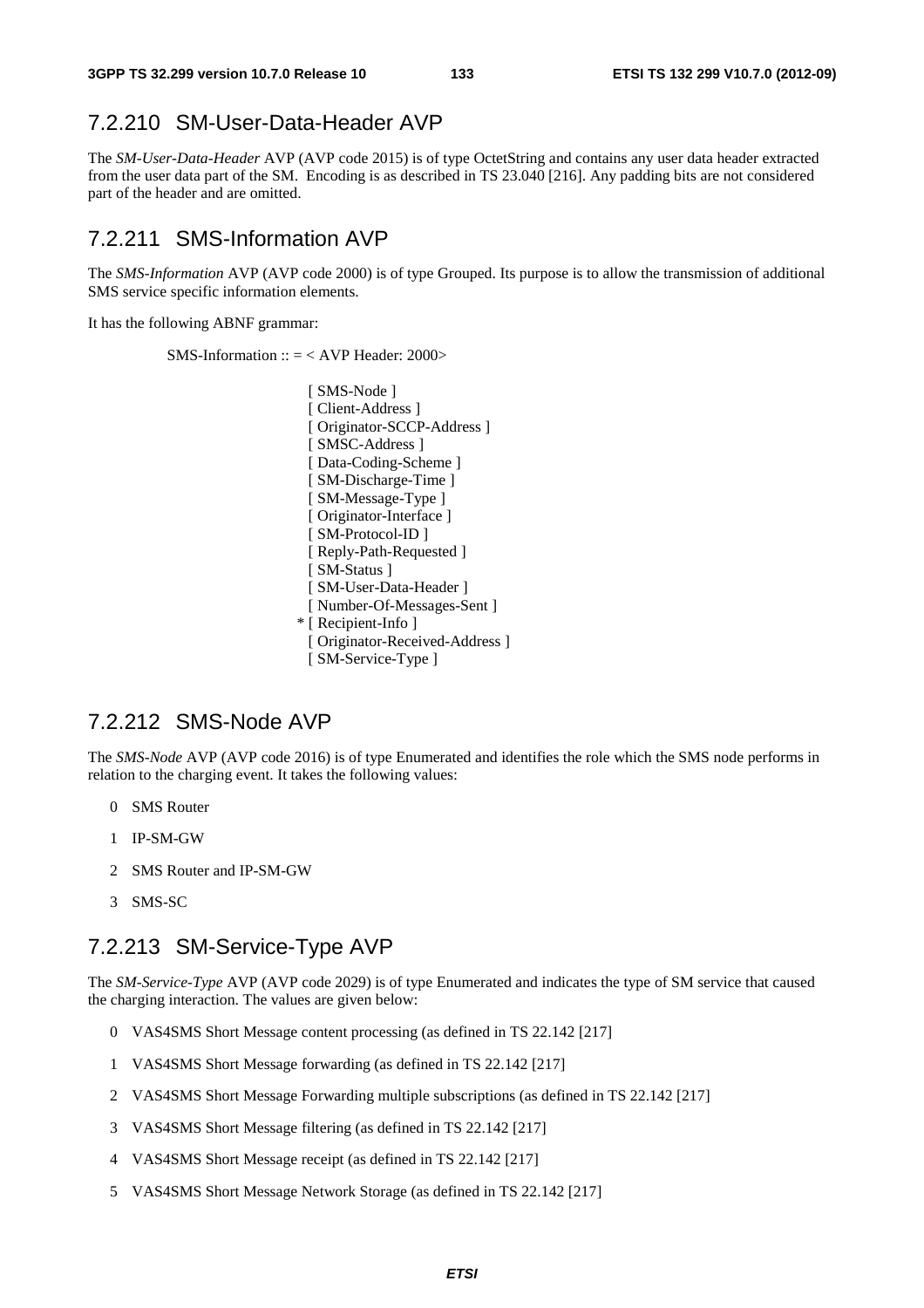### 7.2.210 SM-User-Data-Header AVP

The *SM-User-Data-Header* AVP (AVP code 2015) is of type OctetString and contains any user data header extracted from the user data part of the SM. Encoding is as described in TS 23.040 [216]. Any padding bits are not considered part of the header and are omitted.

### 7.2.211 SMS-Information AVP

The *SMS-Information* AVP (AVP code 2000) is of type Grouped. Its purpose is to allow the transmission of additional SMS service specific information elements.

It has the following ABNF grammar:

```
SMS-Information :: = < AVP Header: 2000>

                    [ SMS-Node ]
                    [ Client-Address ]
                    [ Originator-SCCP-Address ]
                    [ SMSC-Address ]
                    [ Data-Coding-Scheme ]
                    [ SM-Discharge-Time ]
                    [ SM-Message-Type ]
                    [ Originator-Interface ]
                    [ SM-Protocol-ID ]
                    [ Reply-Path-Requested ]
                    [ SM-Status ]
                    [ SM-User-Data-Header ]
                    [ Number-Of-Messages-Sent ]
                  * [ Recipient-Info ]
                    [ Originator-Received-Address ]
                    [ SM-Service-Type ]
```

### 7.2.212 SMS-Node AVP

The *SMS-Node* AVP (AVP code 2016) is of type Enumerated and identifies the role which the SMS node performs in relation to the charging event. It takes the following values:

0 SMS Router

1 IP-SM-GW

2 SMS Router and IP-SM-GW

3 SMS-SC

### 7.2.213 SM-Service-Type AVP

The *SM-Service-Type* AVP (AVP code 2029) is of type Enumerated and indicates the type of SM service that caused the charging interaction. The values are given below:

0 VAS4SMS Short Message content processing (as defined in TS 22.142 [217]

1 VAS4SMS Short Message forwarding (as defined in TS 22.142 [217]

2 VAS4SMS Short Message Forwarding multiple subscriptions (as defined in TS 22.142 [217]

3 VAS4SMS Short Message filtering (as defined in TS 22.142 [217]

4 VAS4SMS Short Message receipt (as defined in TS 22.142 [217]

5 VAS4SMS Short Message Network Storage (as defined in TS 22.142 [217]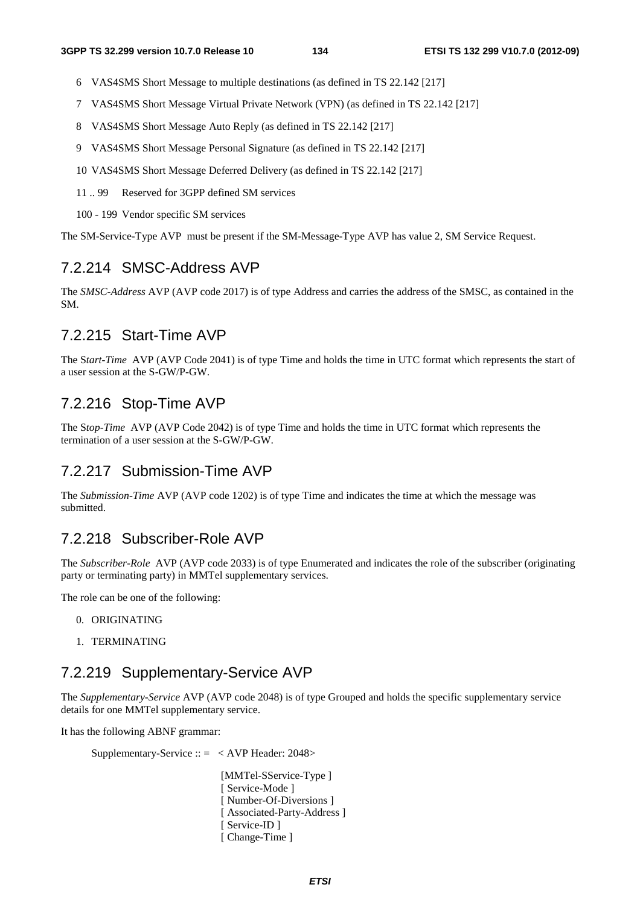6 VAS4SMS Short Message to multiple destinations (as defined in TS 22.142 [217]

7 VAS4SMS Short Message Virtual Private Network (VPN) (as defined in TS 22.142 [217]

8 VAS4SMS Short Message Auto Reply (as defined in TS 22.142 [217]

9 VAS4SMS Short Message Personal Signature (as defined in TS 22.142 [217]

10 VAS4SMS Short Message Deferred Delivery (as defined in TS 22.142 [217]

11 .. 99 Reserved for 3GPP defined SM services

100 - 199 Vendor specific SM services

The SM-Service-Type AVP must be present if the SM-Message-Type AVP has value 2, SM Service Request.

## 7.2.214 SMSC-Address AVP

The *SMSC-Address* AVP (AVP code 2017) is of type Address and carries the address of the SMSC, as contained in the SM.

## 7.2.215 Start-Time AVP

The S*tart-Time* AVP (AVP Code 2041) is of type Time and holds the time in UTC format which represents the start of a user session at the S-GW/P-GW.

## 7.2.216 Stop-Time AVP

The S*top-Time* AVP (AVP Code 2042) is of type Time and holds the time in UTC format which represents the termination of a user session at the S-GW/P-GW.

## 7.2.217 Submission-Time AVP

The *Submission-Time* AVP (AVP code 1202) is of type Time and indicates the time at which the message was submitted.

## 7.2.218 Subscriber-Role AVP

The *Subscriber-Role* AVP (AVP code 2033) is of type Enumerated and indicates the role of the subscriber (originating party or terminating party) in MMTel supplementary services.

The role can be one of the following:

0. ORIGINATING
1. TERMINATING

## 7.2.219 Supplementary-Service AVP

The *Supplementary-Service* AVP (AVP code 2048) is of type Grouped and holds the specific supplementary service details for one MMTel supplementary service.

It has the following ABNF grammar:

```
Supplementary-Service :: =  < AVP Header: 2048>

                              [MMTel-SService-Type ]
                              [ Service-Mode ]
                              [ Number-Of-Diversions ]
                              [ Associated-Party-Address ]
                              [ Service-ID ]
                              [ Change-Time ]
```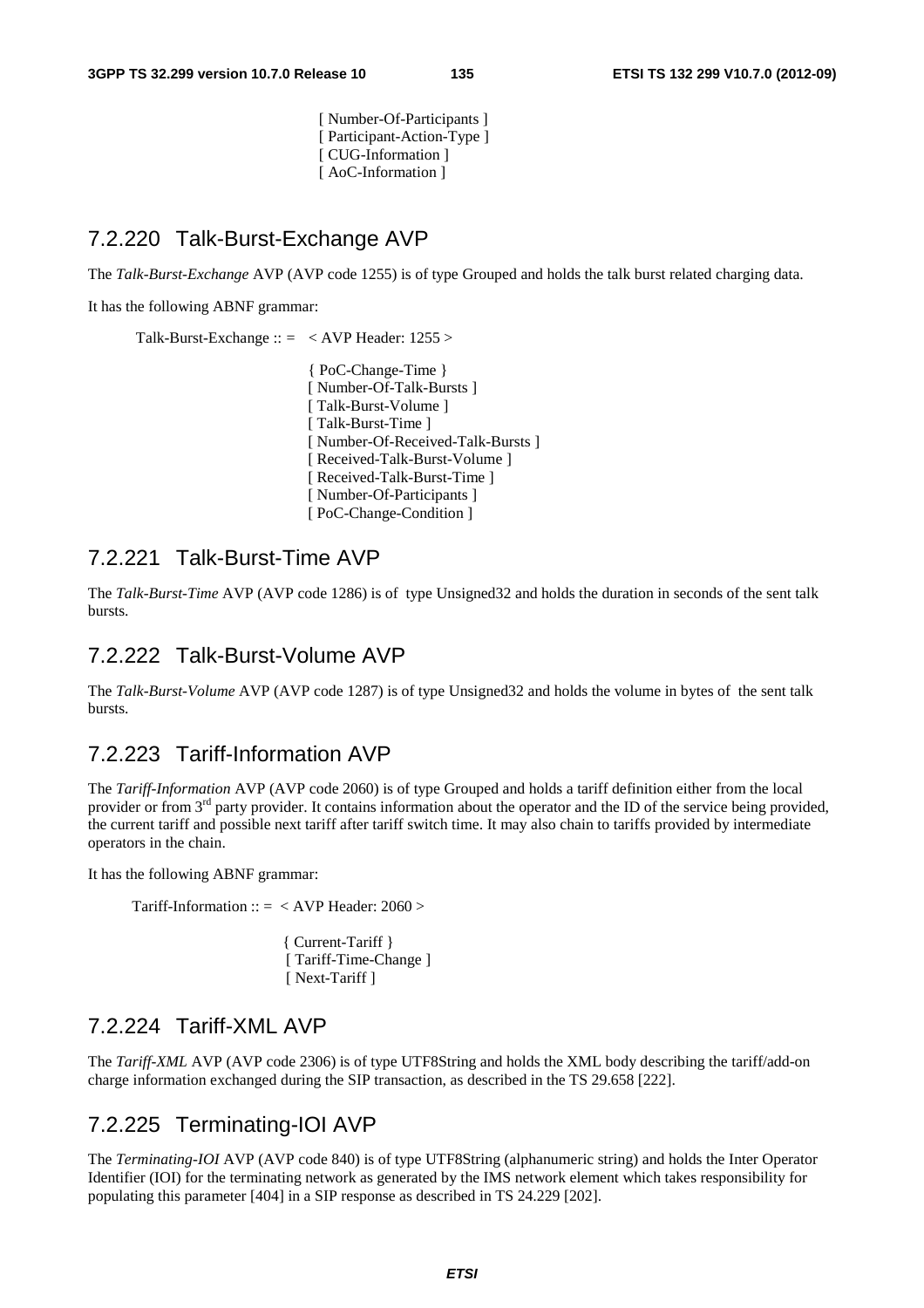[ Number-Of-Participants ]
[ Participant-Action-Type ]
[ CUG-Information ]
[ AoC-Information ]

## 7.2.220 Talk-Burst-Exchange AVP

The *Talk-Burst-Exchange* AVP (AVP code 1255) is of type Grouped and holds the talk burst related charging data.

It has the following ABNF grammar:

```
Talk-Burst-Exchange :: =  < AVP Header: 1255 >

                          { PoC-Change-Time }
                          [ Number-Of-Talk-Bursts ]
                          [ Talk-Burst-Volume ]
                          [ Talk-Burst-Time ]
                          [ Number-Of-Received-Talk-Bursts ]
                          [ Received-Talk-Burst-Volume ]
                          [ Received-Talk-Burst-Time ]
                          [ Number-Of-Participants ]
                          [ PoC-Change-Condition ]
```

## 7.2.221 Talk-Burst-Time AVP

The *Talk-Burst-Time* AVP (AVP code 1286) is of type Unsigned32 and holds the duration in seconds of the sent talk bursts.

## 7.2.222 Talk-Burst-Volume AVP

The *Talk-Burst-Volume* AVP (AVP code 1287) is of type Unsigned32 and holds the volume in bytes of the sent talk bursts.

## 7.2.223 Tariff-Information AVP

The *Tariff-Information* AVP (AVP code 2060) is of type Grouped and holds a tariff definition either from the local provider or from 3rd party provider. It contains information about the operator and the ID of the service being provided, the current tariff and possible next tariff after tariff switch time. It may also chain to tariffs provided by intermediate operators in the chain.

It has the following ABNF grammar:

```
Tariff-Information :: =  < AVP Header: 2060 >

                         { Current-Tariff }
                         [ Tariff-Time-Change ]
                         [ Next-Tariff ]
```

## 7.2.224 Tariff-XML AVP

The *Tariff-XML* AVP (AVP code 2306) is of type UTF8String and holds the XML body describing the tariff/add-on charge information exchanged during the SIP transaction, as described in the TS 29.658 [222].

## 7.2.225 Terminating-IOI AVP

The *Terminating-IOI* AVP (AVP code 840) is of type UTF8String (alphanumeric string) and holds the Inter Operator Identifier (IOI) for the terminating network as generated by the IMS network element which takes responsibility for populating this parameter [404] in a SIP response as described in TS 24.229 [202].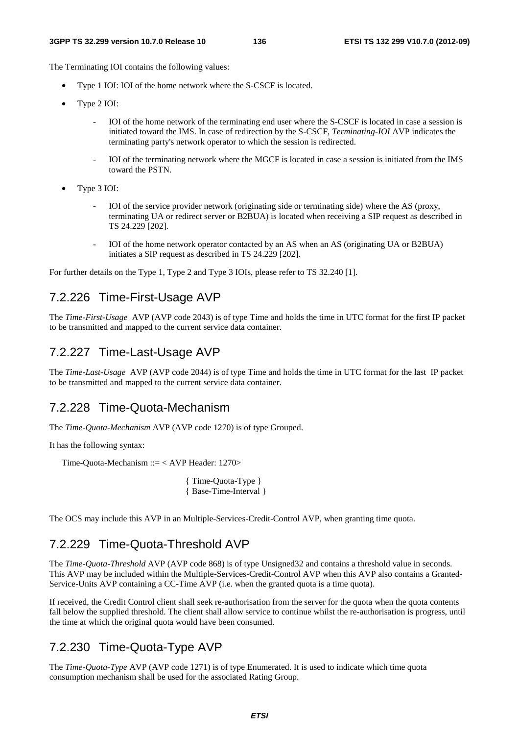The Terminating IOI contains the following values:

- Type 1 IOI: IOI of the home network where the S-CSCF is located.
- Type 2 IOI:
  - IOI of the home network of the terminating end user where the S-CSCF is located in case a session is initiated toward the IMS. In case of redirection by the S-CSCF, *Terminating-IOI* AVP indicates the terminating party's network operator to which the session is redirected.
  - IOI of the terminating network where the MGCF is located in case a session is initiated from the IMS toward the PSTN.
- Type 3 IOI:
  - IOI of the service provider network (originating side or terminating side) where the AS (proxy, terminating UA or redirect server or B2BUA) is located when receiving a SIP request as described in TS 24.229 [202].
  - IOI of the home network operator contacted by an AS when an AS (originating UA or B2BUA) initiates a SIP request as described in TS 24.229 [202].

For further details on the Type 1, Type 2 and Type 3 IOIs, please refer to TS 32.240 [1].

## 7.2.226 Time-First-Usage AVP

The *Time-First-Usage* AVP (AVP code 2043) is of type Time and holds the time in UTC format for the first IP packet to be transmitted and mapped to the current service data container.

## 7.2.227 Time-Last-Usage AVP

The *Time-Last-Usage* AVP (AVP code 2044) is of type Time and holds the time in UTC format for the last IP packet to be transmitted and mapped to the current service data container.

## 7.2.228 Time-Quota-Mechanism

The *Time-Quota-Mechanism* AVP (AVP code 1270) is of type Grouped.

It has the following syntax:

```
Time-Quota-Mechanism ::= < AVP Header: 1270>

                    { Time-Quota-Type }
                    { Base-Time-Interval }
```

The OCS may include this AVP in an Multiple-Services-Credit-Control AVP, when granting time quota.

## 7.2.229 Time-Quota-Threshold AVP

The *Time-Quota-Threshold* AVP (AVP code 868) is of type Unsigned32 and contains a threshold value in seconds. This AVP may be included within the Multiple-Services-Credit-Control AVP when this AVP also contains a Granted-Service-Units AVP containing a CC-Time AVP (i.e. when the granted quota is a time quota).

If received, the Credit Control client shall seek re-authorisation from the server for the quota when the quota contents fall below the supplied threshold. The client shall allow service to continue whilst the re-authorisation is progress, until the time at which the original quota would have been consumed.

## 7.2.230 Time-Quota-Type AVP

The *Time-Quota-Type* AVP (AVP code 1271) is of type Enumerated. It is used to indicate which time quota consumption mechanism shall be used for the associated Rating Group.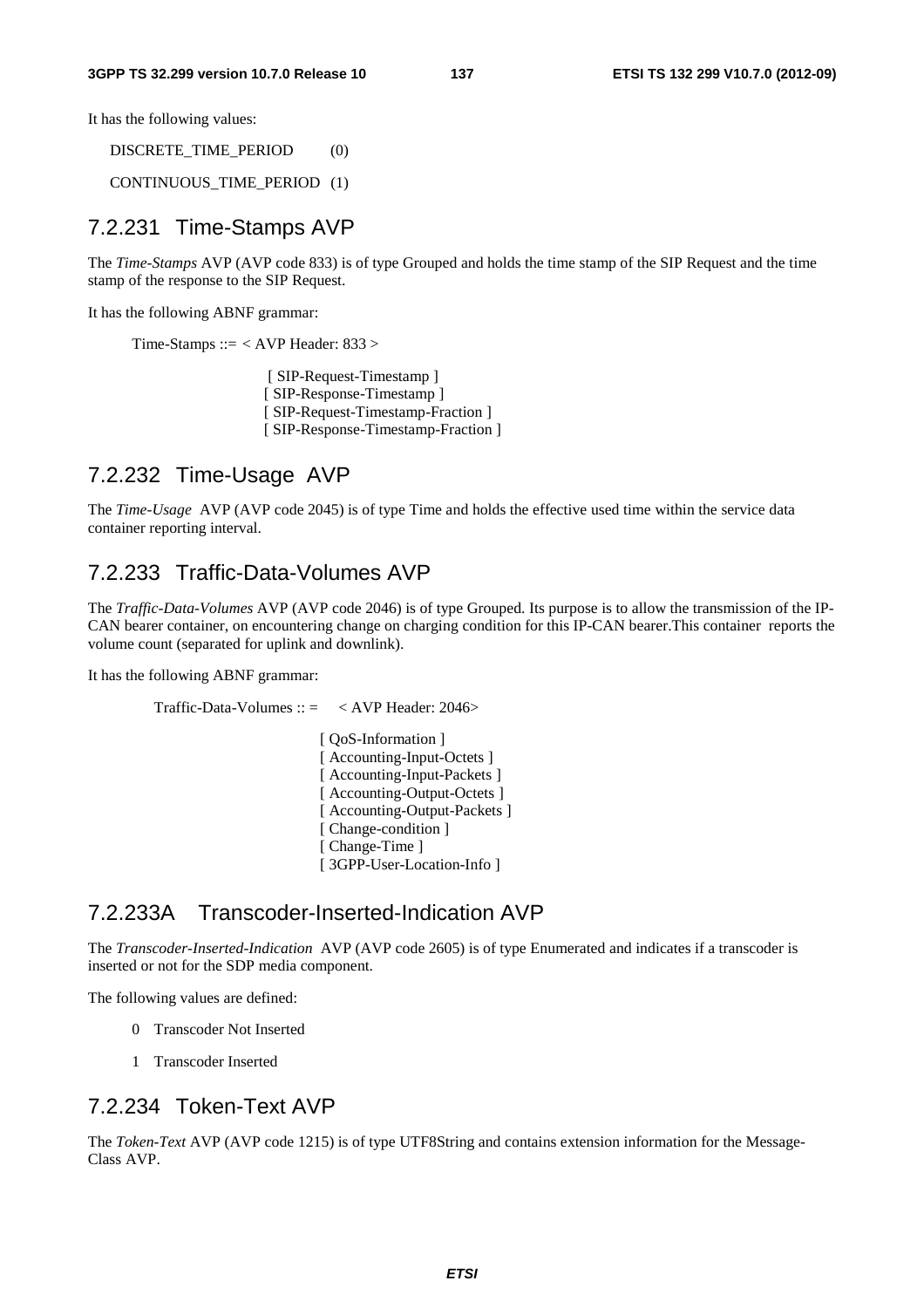It has the following values:

DISCRETE_TIME_PERIOD (0)

CONTINUOUS_TIME_PERIOD (1)

### 7.2.231 Time-Stamps AVP

The *Time-Stamps* AVP (AVP code 833) is of type Grouped and holds the time stamp of the SIP Request and the time stamp of the response to the SIP Request.

It has the following ABNF grammar:

```
Time-Stamps ::= < AVP Header: 833 >

                [ SIP-Request-Timestamp ]
                [ SIP-Response-Timestamp ]
                [ SIP-Request-Timestamp-Fraction ]
                [ SIP-Response-Timestamp-Fraction ]
```

### 7.2.232 Time-Usage AVP

The *Time-Usage* AVP (AVP code 2045) is of type Time and holds the effective used time within the service data container reporting interval.

### 7.2.233 Traffic-Data-Volumes AVP

The *Traffic-Data-Volumes* AVP (AVP code 2046) is of type Grouped. Its purpose is to allow the transmission of the IP-CAN bearer container, on encountering change on charging condition for this IP-CAN bearer.This container reports the volume count (separated for uplink and downlink).

It has the following ABNF grammar:

```
Traffic-Data-Volumes :: =    < AVP Header: 2046>

                [ QoS-Information ]
                [ Accounting-Input-Octets ]
                [ Accounting-Input-Packets ]
                [ Accounting-Output-Octets ]
                [ Accounting-Output-Packets ]
                [ Change-condition ]
                [ Change-Time ]
                [ 3GPP-User-Location-Info ]
```

### 7.2.233A Transcoder-Inserted-Indication AVP

The *Transcoder-Inserted-Indication* AVP (AVP code 2605) is of type Enumerated and indicates if a transcoder is inserted or not for the SDP media component.

The following values are defined:

0 Transcoder Not Inserted

1 Transcoder Inserted

### 7.2.234 Token-Text AVP

The *Token-Text* AVP (AVP code 1215) is of type UTF8String and contains extension information for the Message-Class AVP.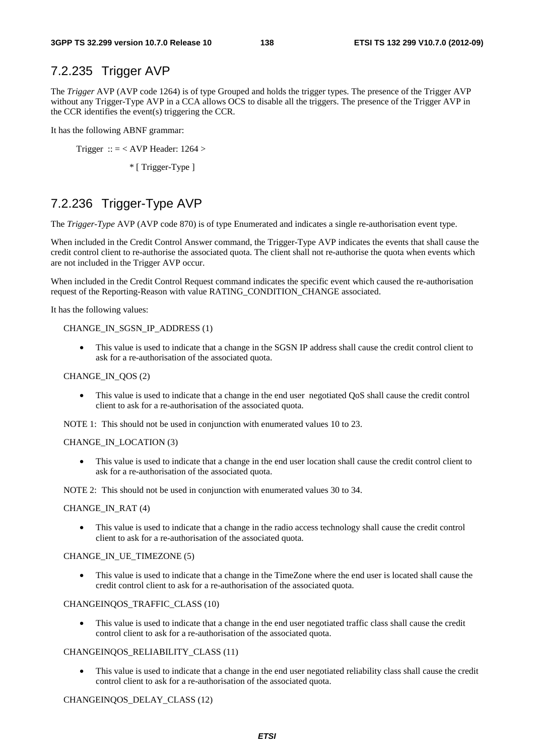### 7.2.235 Trigger AVP

The *Trigger* AVP (AVP code 1264) is of type Grouped and holds the trigger types. The presence of the Trigger AVP without any Trigger-Type AVP in a CCA allows OCS to disable all the triggers. The presence of the Trigger AVP in the CCR identifies the event(s) triggering the CCR.

It has the following ABNF grammar:

```
Trigger  :: = < AVP Header: 1264 >
             * [ Trigger-Type ]
```

### 7.2.236 Trigger-Type AVP

The *Trigger-Type* AVP (AVP code 870) is of type Enumerated and indicates a single re-authorisation event type.

When included in the Credit Control Answer command, the Trigger-Type AVP indicates the events that shall cause the credit control client to re-authorise the associated quota. The client shall not re-authorise the quota when events which are not included in the Trigger AVP occur.

When included in the Credit Control Request command indicates the specific event which caused the re-authorisation request of the Reporting-Reason with value RATING_CONDITION_CHANGE associated.

It has the following values:

CHANGE_IN_SGSN_IP_ADDRESS (1)

- This value is used to indicate that a change in the SGSN IP address shall cause the credit control client to ask for a re-authorisation of the associated quota.

CHANGE_IN_QOS (2)

- This value is used to indicate that a change in the end user negotiated QoS shall cause the credit control client to ask for a re-authorisation of the associated quota.

NOTE 1: This should not be used in conjunction with enumerated values 10 to 23.

CHANGE_IN_LOCATION (3)

- This value is used to indicate that a change in the end user location shall cause the credit control client to ask for a re-authorisation of the associated quota.

NOTE 2: This should not be used in conjunction with enumerated values 30 to 34.

CHANGE_IN_RAT (4)

- This value is used to indicate that a change in the radio access technology shall cause the credit control client to ask for a re-authorisation of the associated quota.

CHANGE_IN_UE_TIMEZONE (5)

- This value is used to indicate that a change in the TimeZone where the end user is located shall cause the credit control client to ask for a re-authorisation of the associated quota.

CHANGEINQOS_TRAFFIC_CLASS (10)

- This value is used to indicate that a change in the end user negotiated traffic class shall cause the credit control client to ask for a re-authorisation of the associated quota.

CHANGEINQOS_RELIABILITY_CLASS (11)

- This value is used to indicate that a change in the end user negotiated reliability class shall cause the credit control client to ask for a re-authorisation of the associated quota.

CHANGEINQOS_DELAY_CLASS (12)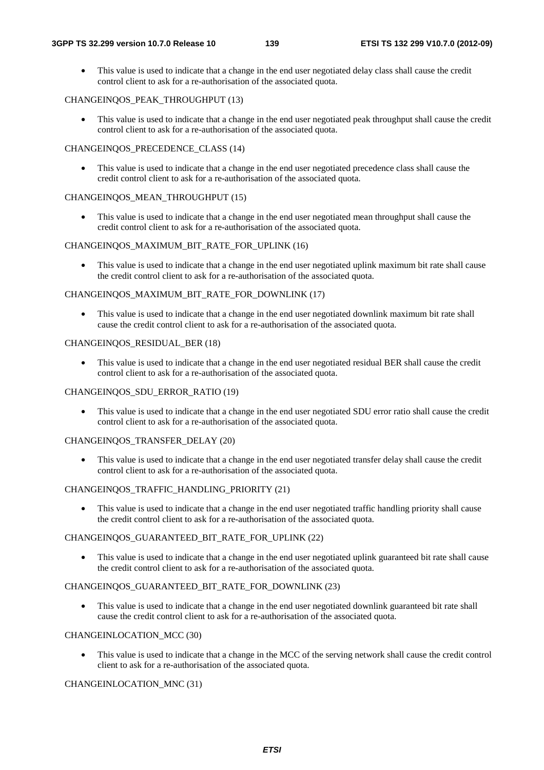- This value is used to indicate that a change in the end user negotiated delay class shall cause the credit control client to ask for a re-authorisation of the associated quota.

CHANGEINQOS_PEAK_THROUGHPUT (13)

- This value is used to indicate that a change in the end user negotiated peak throughput shall cause the credit control client to ask for a re-authorisation of the associated quota.

CHANGEINQOS_PRECEDENCE_CLASS (14)

- This value is used to indicate that a change in the end user negotiated precedence class shall cause the credit control client to ask for a re-authorisation of the associated quota.

CHANGEINQOS_MEAN_THROUGHPUT (15)

- This value is used to indicate that a change in the end user negotiated mean throughput shall cause the credit control client to ask for a re-authorisation of the associated quota.

CHANGEINQOS_MAXIMUM_BIT_RATE_FOR_UPLINK (16)

- This value is used to indicate that a change in the end user negotiated uplink maximum bit rate shall cause the credit control client to ask for a re-authorisation of the associated quota.

CHANGEINQOS_MAXIMUM_BIT_RATE_FOR_DOWNLINK (17)

- This value is used to indicate that a change in the end user negotiated downlink maximum bit rate shall cause the credit control client to ask for a re-authorisation of the associated quota.

CHANGEINQOS_RESIDUAL_BER (18)

- This value is used to indicate that a change in the end user negotiated residual BER shall cause the credit control client to ask for a re-authorisation of the associated quota.

CHANGEINQOS_SDU_ERROR_RATIO (19)

- This value is used to indicate that a change in the end user negotiated SDU error ratio shall cause the credit control client to ask for a re-authorisation of the associated quota.

CHANGEINQOS_TRANSFER_DELAY (20)

- This value is used to indicate that a change in the end user negotiated transfer delay shall cause the credit control client to ask for a re-authorisation of the associated quota.

CHANGEINQOS_TRAFFIC_HANDLING_PRIORITY (21)

- This value is used to indicate that a change in the end user negotiated traffic handling priority shall cause the credit control client to ask for a re-authorisation of the associated quota.

CHANGEINQOS_GUARANTEED_BIT_RATE_FOR_UPLINK (22)

- This value is used to indicate that a change in the end user negotiated uplink guaranteed bit rate shall cause the credit control client to ask for a re-authorisation of the associated quota.

CHANGEINQOS_GUARANTEED_BIT_RATE_FOR_DOWNLINK (23)

- This value is used to indicate that a change in the end user negotiated downlink guaranteed bit rate shall cause the credit control client to ask for a re-authorisation of the associated quota.

CHANGEINLOCATION_MCC (30)

- This value is used to indicate that a change in the MCC of the serving network shall cause the credit control client to ask for a re-authorisation of the associated quota.

CHANGEINLOCATION_MNC (31)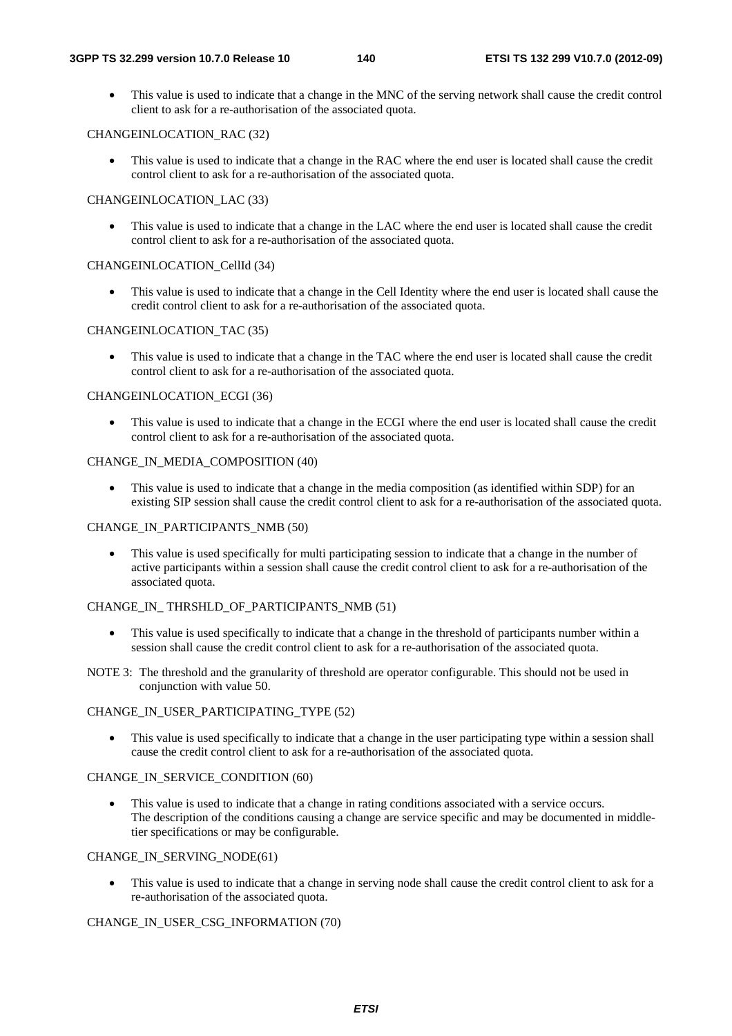- This value is used to indicate that a change in the MNC of the serving network shall cause the credit control client to ask for a re-authorisation of the associated quota.

CHANGEINLOCATION_RAC (32)

- This value is used to indicate that a change in the RAC where the end user is located shall cause the credit control client to ask for a re-authorisation of the associated quota.

CHANGEINLOCATION_LAC (33)

- This value is used to indicate that a change in the LAC where the end user is located shall cause the credit control client to ask for a re-authorisation of the associated quota.

CHANGEINLOCATION_CellId (34)

- This value is used to indicate that a change in the Cell Identity where the end user is located shall cause the credit control client to ask for a re-authorisation of the associated quota.

CHANGEINLOCATION_TAC (35)

- This value is used to indicate that a change in the TAC where the end user is located shall cause the credit control client to ask for a re-authorisation of the associated quota.

CHANGEINLOCATION_ECGI (36)

- This value is used to indicate that a change in the ECGI where the end user is located shall cause the credit control client to ask for a re-authorisation of the associated quota.

CHANGE_IN_MEDIA_COMPOSITION (40)

- This value is used to indicate that a change in the media composition (as identified within SDP) for an existing SIP session shall cause the credit control client to ask for a re-authorisation of the associated quota.

CHANGE_IN_PARTICIPANTS_NMB (50)

- This value is used specifically for multi participating session to indicate that a change in the number of active participants within a session shall cause the credit control client to ask for a re-authorisation of the associated quota.

CHANGE_IN_ THRSHLD_OF_PARTICIPANTS_NMB (51)

- This value is used specifically to indicate that a change in the threshold of participants number within a session shall cause the credit control client to ask for a re-authorisation of the associated quota.

NOTE 3: The threshold and the granularity of threshold are operator configurable. This should not be used in conjunction with value 50.

CHANGE_IN_USER_PARTICIPATING_TYPE (52)

- This value is used specifically to indicate that a change in the user participating type within a session shall cause the credit control client to ask for a re-authorisation of the associated quota.

CHANGE_IN_SERVICE_CONDITION (60)

- This value is used to indicate that a change in rating conditions associated with a service occurs. The description of the conditions causing a change are service specific and may be documented in middle-tier specifications or may be configurable.

CHANGE_IN_SERVING_NODE(61)

- This value is used to indicate that a change in serving node shall cause the credit control client to ask for a re-authorisation of the associated quota.

CHANGE_IN_USER_CSG_INFORMATION (70)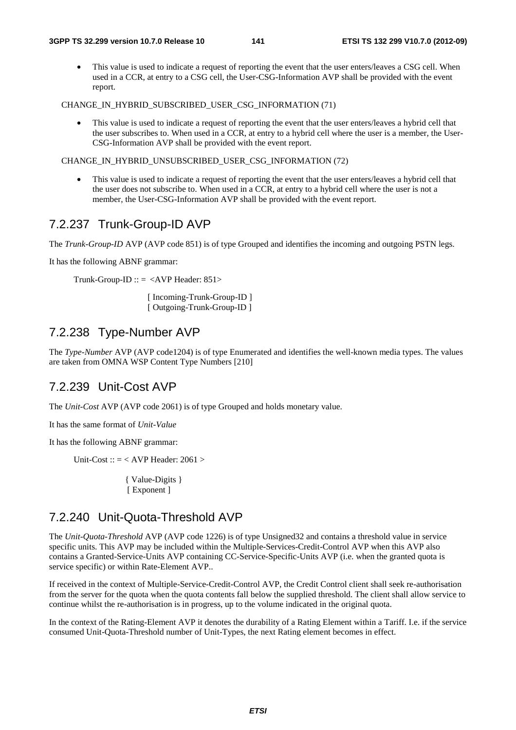- This value is used to indicate a request of reporting the event that the user enters/leaves a CSG cell. When used in a CCR, at entry to a CSG cell, the User-CSG-Information AVP shall be provided with the event report.

CHANGE_IN_HYBRID_SUBSCRIBED_USER_CSG_INFORMATION (71)

- This value is used to indicate a request of reporting the event that the user enters/leaves a hybrid cell that the user subscribes to. When used in a CCR, at entry to a hybrid cell where the user is a member, the User-CSG-Information AVP shall be provided with the event report.

CHANGE_IN_HYBRID_UNSUBSCRIBED_USER_CSG_INFORMATION (72)

- This value is used to indicate a request of reporting the event that the user enters/leaves a hybrid cell that the user does not subscribe to. When used in a CCR, at entry to a hybrid cell where the user is not a member, the User-CSG-Information AVP shall be provided with the event report.

## 7.2.237 Trunk-Group-ID AVP

The *Trunk-Group-ID* AVP (AVP code 851) is of type Grouped and identifies the incoming and outgoing PSTN legs.

It has the following ABNF grammar:

```
Trunk-Group-ID :: =  <AVP Header: 851>

                     [ Incoming-Trunk-Group-ID ]
                     [ Outgoing-Trunk-Group-ID ]
```

## 7.2.238 Type-Number AVP

The *Type-Number* AVP (AVP code1204) is of type Enumerated and identifies the well-known media types. The values are taken from OMNA WSP Content Type Numbers [210]

## 7.2.239 Unit-Cost AVP

The *Unit-Cost* AVP (AVP code 2061) is of type Grouped and holds monetary value.

It has the same format of *Unit-Value*

It has the following ABNF grammar:

```
Unit-Cost :: = < AVP Header: 2061 >

               { Value-Digits }
               [ Exponent ]
```

## 7.2.240 Unit-Quota-Threshold AVP

The *Unit-Quota-Threshold* AVP (AVP code 1226) is of type Unsigned32 and contains a threshold value in service specific units. This AVP may be included within the Multiple-Services-Credit-Control AVP when this AVP also contains a Granted-Service-Units AVP containing CC-Service-Specific-Units AVP (i.e. when the granted quota is service specific) or within Rate-Element AVP..

If received in the context of Multiple-Service-Credit-Control AVP, the Credit Control client shall seek re-authorisation from the server for the quota when the quota contents fall below the supplied threshold. The client shall allow service to continue whilst the re-authorisation is in progress, up to the volume indicated in the original quota.

In the context of the Rating-Element AVP it denotes the durability of a Rating Element within a Tariff. I.e. if the service consumed Unit-Quota-Threshold number of Unit-Types, the next Rating element becomes in effect.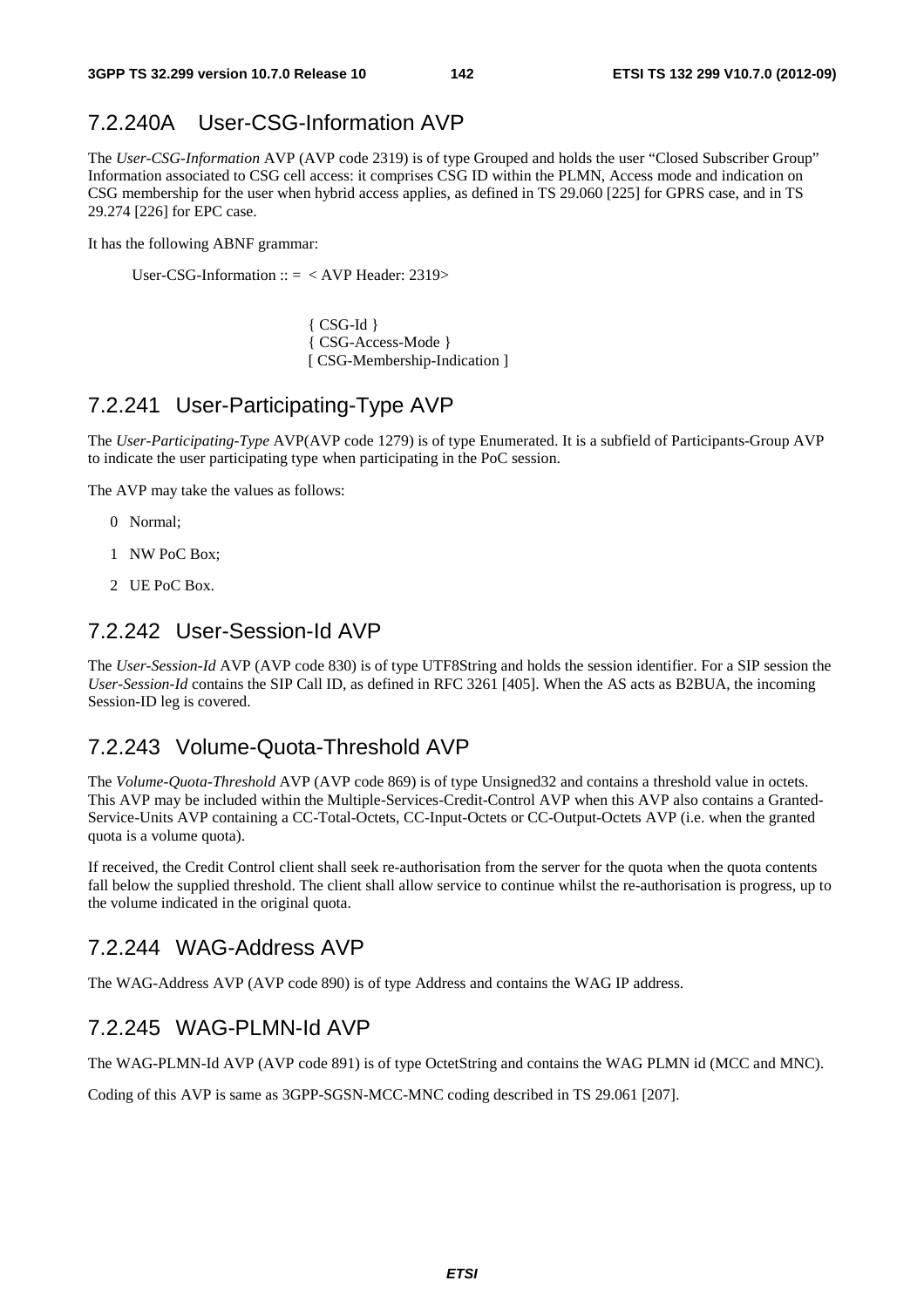## 7.2.240A User-CSG-Information AVP

The *User-CSG-Information* AVP (AVP code 2319) is of type Grouped and holds the user "Closed Subscriber Group" Information associated to CSG cell access: it comprises CSG ID within the PLMN, Access mode and indication on CSG membership for the user when hybrid access applies, as defined in TS 29.060 [225] for GPRS case, and in TS 29.274 [226] for EPC case.

It has the following ABNF grammar:

```
User-CSG-Information :: =  < AVP Header: 2319>

                           { CSG-Id }
                           { CSG-Access-Mode }
                           [ CSG-Membership-Indication ]
```

## 7.2.241 User-Participating-Type AVP

The *User-Participating-Type* AVP(AVP code 1279) is of type Enumerated. It is a subfield of Participants-Group AVP to indicate the user participating type when participating in the PoC session.

The AVP may take the values as follows:

0 Normal;

1 NW PoC Box;

2 UE PoC Box.

## 7.2.242 User-Session-Id AVP

The *User-Session-Id* AVP (AVP code 830) is of type UTF8String and holds the session identifier. For a SIP session the *User-Session-Id* contains the SIP Call ID, as defined in RFC 3261 [405]. When the AS acts as B2BUA, the incoming Session-ID leg is covered.

## 7.2.243 Volume-Quota-Threshold AVP

The *Volume-Quota-Threshold* AVP (AVP code 869) is of type Unsigned32 and contains a threshold value in octets. This AVP may be included within the Multiple-Services-Credit-Control AVP when this AVP also contains a Granted-Service-Units AVP containing a CC-Total-Octets, CC-Input-Octets or CC-Output-Octets AVP (i.e. when the granted quota is a volume quota).

If received, the Credit Control client shall seek re-authorisation from the server for the quota when the quota contents fall below the supplied threshold. The client shall allow service to continue whilst the re-authorisation is progress, up to the volume indicated in the original quota.

## 7.2.244 WAG-Address AVP

The WAG-Address AVP (AVP code 890) is of type Address and contains the WAG IP address.

## 7.2.245 WAG-PLMN-Id AVP

The WAG-PLMN-Id AVP (AVP code 891) is of type OctetString and contains the WAG PLMN id (MCC and MNC).

Coding of this AVP is same as 3GPP-SGSN-MCC-MNC coding described in TS 29.061 [207].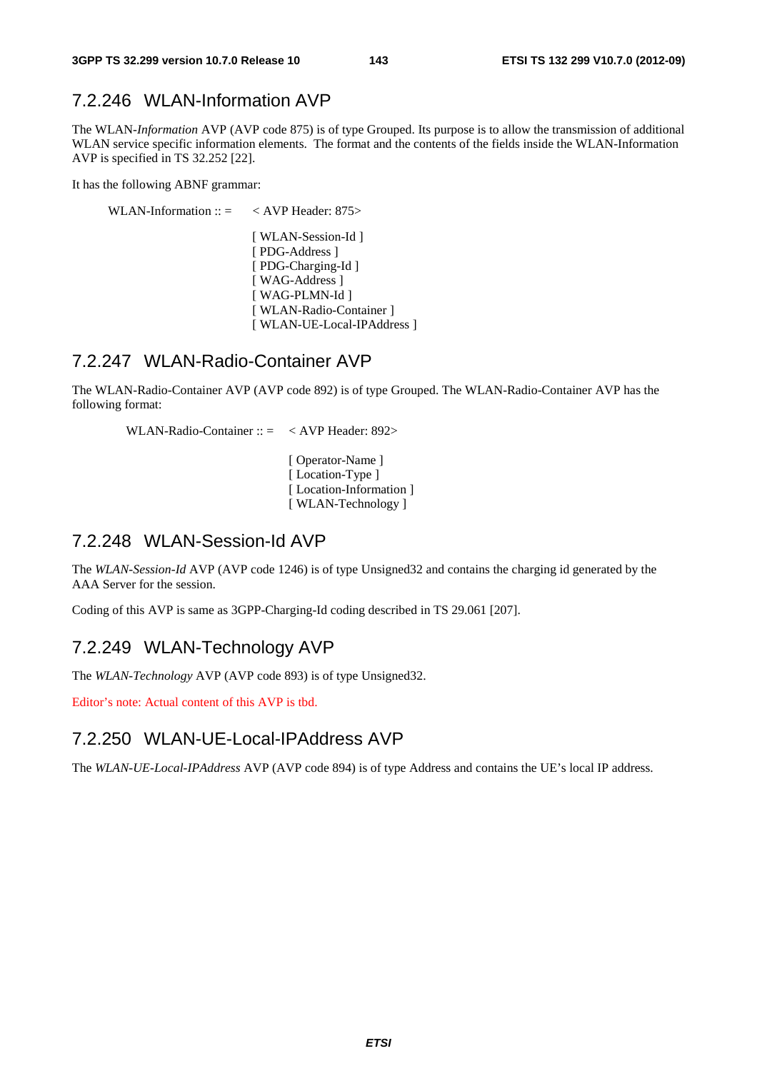### 7.2.246 WLAN-Information AVP

The WLAN-*Information* AVP (AVP code 875) is of type Grouped. Its purpose is to allow the transmission of additional WLAN service specific information elements. The format and the contents of the fields inside the WLAN-Information AVP is specified in TS 32.252 [22].

It has the following ABNF grammar:

```
WLAN-Information :: =    < AVP Header: 875>

                         [ WLAN-Session-Id ]
                         [ PDG-Address ]
                         [ PDG-Charging-Id ]
                         [ WAG-Address ]
                         [ WAG-PLMN-Id ]
                         [ WLAN-Radio-Container ]
                         [ WLAN-UE-Local-IPAddress ]
```

### 7.2.247 WLAN-Radio-Container AVP

The WLAN-Radio-Container AVP (AVP code 892) is of type Grouped. The WLAN-Radio-Container AVP has the following format:

```
WLAN-Radio-Container :: =    < AVP Header: 892>

                             [ Operator-Name ]
                             [ Location-Type ]
                             [ Location-Information ]
                             [ WLAN-Technology ]
```

### 7.2.248 WLAN-Session-Id AVP

The *WLAN-Session-Id* AVP (AVP code 1246) is of type Unsigned32 and contains the charging id generated by the AAA Server for the session.

Coding of this AVP is same as 3GPP-Charging-Id coding described in TS 29.061 [207].

### 7.2.249 WLAN-Technology AVP

The *WLAN-Technology* AVP (AVP code 893) is of type Unsigned32.

Editor's note: Actual content of this AVP is tbd.

### 7.2.250 WLAN-UE-Local-IPAddress AVP

The *WLAN-UE-Local-IPAddress* AVP (AVP code 894) is of type Address and contains the UE's local IP address.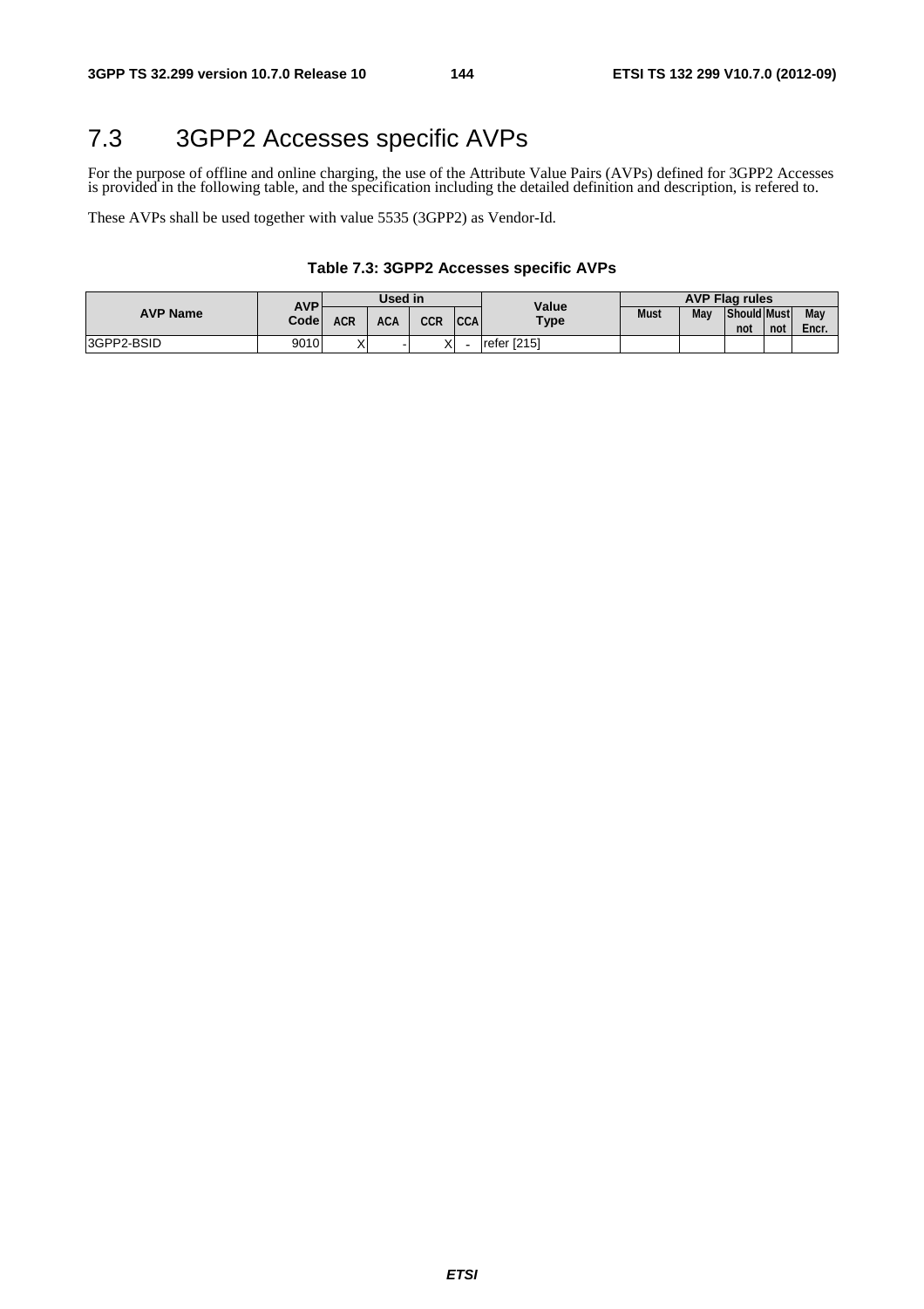## 7.3 3GPP2 Accesses specific AVPs

For the purpose of offline and online charging, the use of the Attribute Value Pairs (AVPs) defined for 3GPP2 Accesses is provided in the following table, and the specification including the detailed definition and description, is refered to.

These AVPs shall be used together with value 5535 (3GPP2) as Vendor-Id.

**Table 7.3: 3GPP2 Accesses specific AVPs**

| AVP Name | AVP Code | Used in | | | | Value Type | AVP Flag rules | | | | |
|---|---|---|---|---|---|---|---|---|---|---|---|
| | | ACR | ACA | CCR | CCA | | Must | May | Should not | Must not | May Encr. |
| 3GPP2-BSID | 9010 | X | - | X | - | refer [215] | | | | | |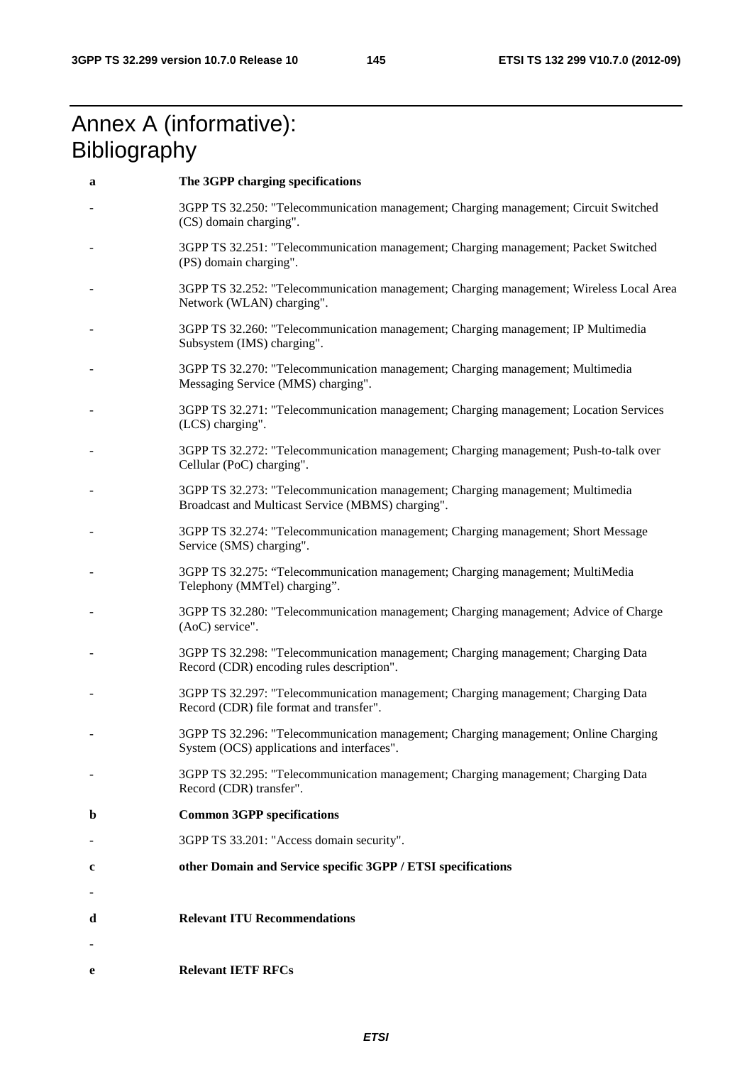# Annex A (informative): Bibliography

**a** **The 3GPP charging specifications**

- 3GPP TS 32.250: "Telecommunication management; Charging management; Circuit Switched (CS) domain charging".
- 3GPP TS 32.251: "Telecommunication management; Charging management; Packet Switched (PS) domain charging".
- 3GPP TS 32.252: "Telecommunication management; Charging management; Wireless Local Area Network (WLAN) charging".
- 3GPP TS 32.260: "Telecommunication management; Charging management; IP Multimedia Subsystem (IMS) charging".
- 3GPP TS 32.270: "Telecommunication management; Charging management; Multimedia Messaging Service (MMS) charging".
- 3GPP TS 32.271: "Telecommunication management; Charging management; Location Services (LCS) charging".
- 3GPP TS 32.272: "Telecommunication management; Charging management; Push-to-talk over Cellular (PoC) charging".
- 3GPP TS 32.273: "Telecommunication management; Charging management; Multimedia Broadcast and Multicast Service (MBMS) charging".
- 3GPP TS 32.274: "Telecommunication management; Charging management; Short Message Service (SMS) charging".
- 3GPP TS 32.275: “Telecommunication management; Charging management; MultiMedia Telephony (MMTel) charging”.
- 3GPP TS 32.280: "Telecommunication management; Charging management; Advice of Charge (AoC) service".
- 3GPP TS 32.298: "Telecommunication management; Charging management; Charging Data Record (CDR) encoding rules description".
- 3GPP TS 32.297: "Telecommunication management; Charging management; Charging Data Record (CDR) file format and transfer".
- 3GPP TS 32.296: "Telecommunication management; Charging management; Online Charging System (OCS) applications and interfaces".
- 3GPP TS 32.295: "Telecommunication management; Charging management; Charging Data Record (CDR) transfer".

**b** **Common 3GPP specifications**

- 3GPP TS 33.201: "Access domain security".

**c** **other Domain and Service specific 3GPP / ETSI specifications**

-

**d** **Relevant ITU Recommendations**

-

**e** **Relevant IETF RFCs**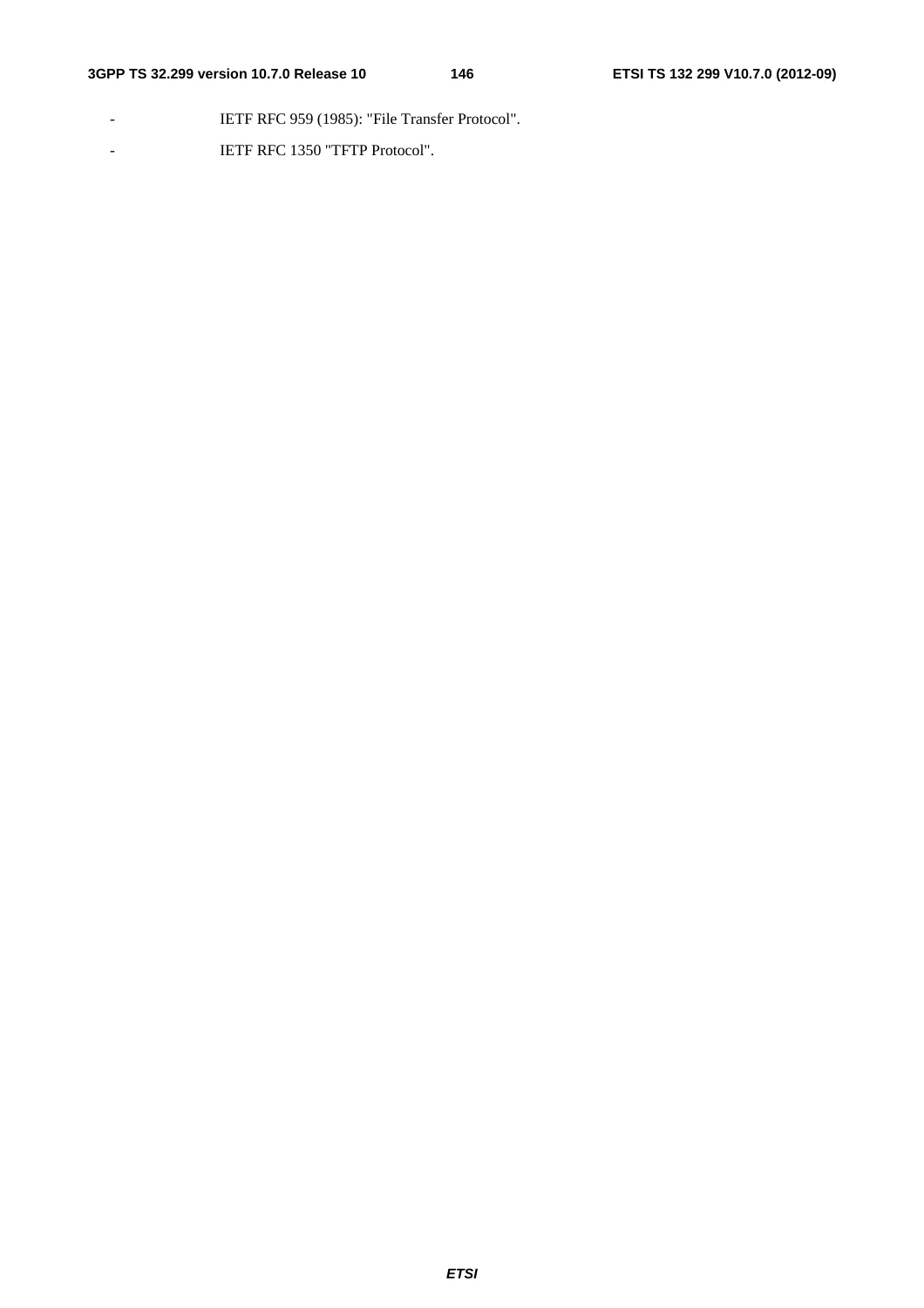- IETF RFC 959 (1985): "File Transfer Protocol".
- IETF RFC 1350 "TFTP Protocol".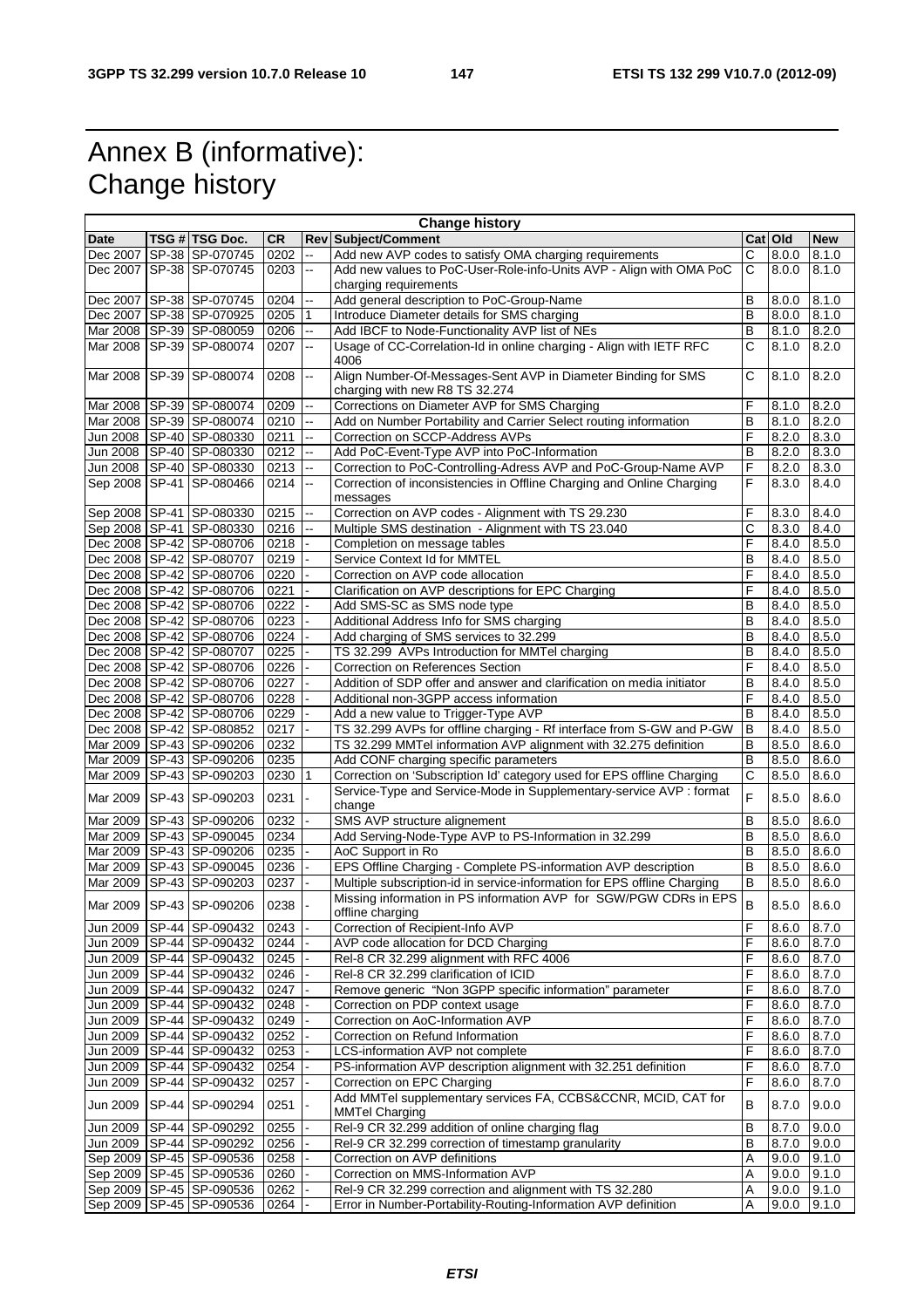# Annex B (informative): Change history

| Change history | | | | | | | | |
|---|---|---|---|---|---|---|---|---|
| **Date** | **TSG #** | **TSG Doc.** | **CR** | **Rev** | **Subject/Comment** | **Cat** | **Old** | **New** |
| Dec 2007 | SP-38 | SP-070745 | 0202 | -- | Add new AVP codes to satisfy OMA charging requirements | C | 8.0.0 | 8.1.0 |
| Dec 2007 | SP-38 | SP-070745 | 0203 | -- | Add new values to PoC-User-Role-info-Units AVP - Align with OMA PoC charging requirements | C | 8.0.0 | 8.1.0 |
| Dec 2007 | SP-38 | SP-070745 | 0204 | -- | Add general description to PoC-Group-Name | B | 8.0.0 | 8.1.0 |
| Dec 2007 | SP-38 | SP-070925 | 0205 | 1 | Introduce Diameter details for SMS charging | B | 8.0.0 | 8.1.0 |
| Mar 2008 | SP-39 | SP-080059 | 0206 | -- | Add IBCF to Node-Functionality AVP list of NEs | B | 8.1.0 | 8.2.0 |
| Mar 2008 | SP-39 | SP-080074 | 0207 | -- | Usage of CC-Correlation-Id in online charging - Align with IETF RFC 4006 | C | 8.1.0 | 8.2.0 |
| Mar 2008 | SP-39 | SP-080074 | 0208 | -- | Align Number-Of-Messages-Sent AVP in Diameter Binding for SMS charging with new R8 TS 32.274 | C | 8.1.0 | 8.2.0 |
| Mar 2008 | SP-39 | SP-080074 | 0209 | -- | Corrections on Diameter AVP for SMS Charging | F | 8.1.0 | 8.2.0 |
| Mar 2008 | SP-39 | SP-080074 | 0210 | -- | Add on Number Portability and Carrier Select routing information | B | 8.1.0 | 8.2.0 |
| Jun 2008 | SP-40 | SP-080330 | 0211 | -- | Correction on SCCP-Address AVPs | F | 8.2.0 | 8.3.0 |
| Jun 2008 | SP-40 | SP-080330 | 0212 | -- | Add PoC-Event-Type AVP into PoC-Information | B | 8.2.0 | 8.3.0 |
| Jun 2008 | SP-40 | SP-080330 | 0213 | -- | Correction to PoC-Controlling-Adress AVP and PoC-Group-Name AVP | F | 8.2.0 | 8.3.0 |
| Sep 2008 | SP-41 | SP-080466 | 0214 | -- | Correction of inconsistencies in Offline Charging and Online Charging messages | F | 8.3.0 | 8.4.0 |
| Sep 2008 | SP-41 | SP-080330 | 0215 | -- | Correction on AVP codes - Alignment with TS 29.230 | F | 8.3.0 | 8.4.0 |
| Sep 2008 | SP-41 | SP-080330 | 0216 | -- | Multiple SMS destination - Alignment with TS 23.040 | C | 8.3.0 | 8.4.0 |
| Dec 2008 | SP-42 | SP-080706 | 0218 | - | Completion on message tables | F | 8.4.0 | 8.5.0 |
| Dec 2008 | SP-42 | SP-080707 | 0219 | - | Service Context Id for MMTEL | B | 8.4.0 | 8.5.0 |
| Dec 2008 | SP-42 | SP-080706 | 0220 | - | Correction on AVP code allocation | F | 8.4.0 | 8.5.0 |
| Dec 2008 | SP-42 | SP-080706 | 0221 | - | Clarification on AVP descriptions for EPC Charging | F | 8.4.0 | 8.5.0 |
| Dec 2008 | SP-42 | SP-080706 | 0222 | - | Add SMS-SC as SMS node type | B | 8.4.0 | 8.5.0 |
| Dec 2008 | SP-42 | SP-080706 | 0223 | - | Additional Address Info for SMS charging | B | 8.4.0 | 8.5.0 |
| Dec 2008 | SP-42 | SP-080706 | 0224 | - | Add charging of SMS services to 32.299 | B | 8.4.0 | 8.5.0 |
| Dec 2008 | SP-42 | SP-080707 | 0225 | - | TS 32.299 AVPs Introduction for MMTel charging | B | 8.4.0 | 8.5.0 |
| Dec 2008 | SP-42 | SP-080706 | 0226 | - | Correction on References Section | F | 8.4.0 | 8.5.0 |
| Dec 2008 | SP-42 | SP-080706 | 0227 | - | Addition of SDP offer and answer and clarification on media initiator | B | 8.4.0 | 8.5.0 |
| Dec 2008 | SP-42 | SP-080706 | 0228 | - | Additional non-3GPP access information | F | 8.4.0 | 8.5.0 |
| Dec 2008 | SP-42 | SP-080706 | 0229 | - | Add a new value to Trigger-Type AVP | B | 8.4.0 | 8.5.0 |
| Dec 2008 | SP-42 | SP-080852 | 0217 | - | TS 32.299 AVPs for offline charging - Rf interface from S-GW and P-GW | B | 8.4.0 | 8.5.0 |
| Mar 2009 | SP-43 | SP-090206 | 0232 | | TS 32.299 MMTel information AVP alignment with 32.275 definition | B | 8.5.0 | 8.6.0 |
| Mar 2009 | SP-43 | SP-090206 | 0235 | | Add CONF charging specific parameters | B | 8.5.0 | 8.6.0 |
| Mar 2009 | SP-43 | SP-090203 | 0230 | 1 | Correction on 'Subscription Id' category used for EPS offline Charging | C | 8.5.0 | 8.6.0 |
| Mar 2009 | SP-43 | SP-090203 | 0231 | - | Service-Type and Service-Mode in Supplementary-service AVP : format change | F | 8.5.0 | 8.6.0 |
| Mar 2009 | SP-43 | SP-090206 | 0232 | - | SMS AVP structure alignement | B | 8.5.0 | 8.6.0 |
| Mar 2009 | SP-43 | SP-090045 | 0234 | | Add Serving-Node-Type AVP to PS-Information in 32.299 | B | 8.5.0 | 8.6.0 |
| Mar 2009 | SP-43 | SP-090206 | 0235 | - | AoC Support in Ro | B | 8.5.0 | 8.6.0 |
| Mar 2009 | SP-43 | SP-090045 | 0236 | - | EPS Offline Charging - Complete PS-information AVP description | B | 8.5.0 | 8.6.0 |
| Mar 2009 | SP-43 | SP-090203 | 0237 | - | Multiple subscription-id in service-information for EPS offline Charging | B | 8.5.0 | 8.6.0 |
| Mar 2009 | SP-43 | SP-090206 | 0238 | - | Missing information in PS information AVP for SGW/PGW CDRs in EPS offline charging | B | 8.5.0 | 8.6.0 |
| Jun 2009 | SP-44 | SP-090432 | 0243 | - | Correction of Recipient-Info AVP | F | 8.6.0 | 8.7.0 |
| Jun 2009 | SP-44 | SP-090432 | 0244 | - | AVP code allocation for DCD Charging | F | 8.6.0 | 8.7.0 |
| Jun 2009 | SP-44 | SP-090432 | 0245 | - | Rel-8 CR 32.299 alignment with RFC 4006 | F | 8.6.0 | 8.7.0 |
| Jun 2009 | SP-44 | SP-090432 | 0246 | - | Rel-8 CR 32.299 clarification of ICID | F | 8.6.0 | 8.7.0 |
| Jun 2009 | SP-44 | SP-090432 | 0247 | - | Remove generic "Non 3GPP specific information" parameter | F | 8.6.0 | 8.7.0 |
| Jun 2009 | SP-44 | SP-090432 | 0248 | - | Correction on PDP context usage | F | 8.6.0 | 8.7.0 |
| Jun 2009 | SP-44 | SP-090432 | 0249 | - | Correction on AoC-Information AVP | F | 8.6.0 | 8.7.0 |
| Jun 2009 | SP-44 | SP-090432 | 0252 | - | Correction on Refund Information | F | 8.6.0 | 8.7.0 |
| Jun 2009 | SP-44 | SP-090432 | 0253 | - | LCS-information AVP not complete | F | 8.6.0 | 8.7.0 |
| Jun 2009 | SP-44 | SP-090432 | 0254 | - | PS-information AVP description alignment with 32.251 definition | F | 8.6.0 | 8.7.0 |
| Jun 2009 | SP-44 | SP-090432 | 0257 | - | Correction on EPC Charging | F | 8.6.0 | 8.7.0 |
| Jun 2009 | SP-44 | SP-090294 | 0251 | - | Add MMTel supplementary services FA, CCBS&CCNR, MCID, CAT for MMTel Charging | B | 8.7.0 | 9.0.0 |
| Jun 2009 | SP-44 | SP-090292 | 0255 | - | Rel-9 CR 32.299 addition of online charging flag | B | 8.7.0 | 9.0.0 |
| Jun 2009 | SP-44 | SP-090292 | 0256 | - | Rel-9 CR 32.299 correction of timestamp granularity | B | 8.7.0 | 9.0.0 |
| Sep 2009 | SP-45 | SP-090536 | 0258 | - | Correction on AVP definitions | A | 9.0.0 | 9.1.0 |
| Sep 2009 | SP-45 | SP-090536 | 0260 | - | Correction on MMS-Information AVP | A | 9.0.0 | 9.1.0 |
| Sep 2009 | SP-45 | SP-090536 | 0262 | - | Rel-9 CR 32.299 correction and alignment with TS 32.280 | A | 9.0.0 | 9.1.0 |
| Sep 2009 | SP-45 | SP-090536 | 0264 | - | Error in Number-Portability-Routing-Information AVP definition | A | 9.0.0 | 9.1.0 |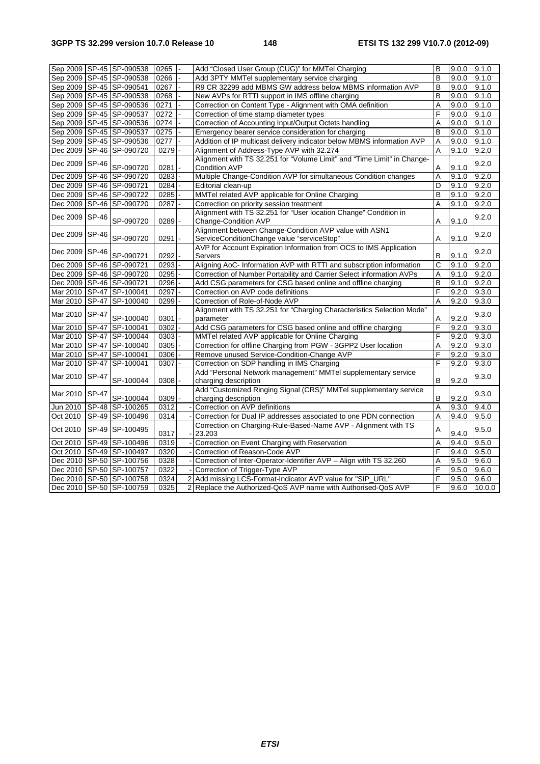| | | | | | | | | |
|---|---|---|---|---|---|---|---|---|
| Sep 2009 | SP-45 | SP-090538 | 0265 | - | Add "Closed User Group (CUG)" for MMTel Charging | B | 9.0.0 | 9.1.0 |
| Sep 2009 | SP-45 | SP-090538 | 0266 | - | Add 3PTY MMTel supplementary service charging | B | 9.0.0 | 9.1.0 |
| Sep 2009 | SP-45 | SP-090541 | 0267 | - | R9 CR 32299 add MBMS GW address below MBMS information AVP | B | 9.0.0 | 9.1.0 |
| Sep 2009 | SP-45 | SP-090538 | 0268 | - | New AVPs for RTTI support in IMS offline charging | B | 9.0.0 | 9.1.0 |
| Sep 2009 | SP-45 | SP-090536 | 0271 | - | Correction on Content Type - Alignment with OMA definition | A | 9.0.0 | 9.1.0 |
| Sep 2009 | SP-45 | SP-090537 | 0272 | - | Correction of time stamp diameter types | F | 9.0.0 | 9.1.0 |
| Sep 2009 | SP-45 | SP-090536 | 0274 | - | Correction of Accounting Input/Output Octets handling | A | 9.0.0 | 9.1.0 |
| Sep 2009 | SP-45 | SP-090537 | 0275 | - | Emergency bearer service consideration for charging | B | 9.0.0 | 9.1.0 |
| Sep 2009 | SP-45 | SP-090536 | 0277 | - | Addition of IP multicast delivery indicator below MBMS information AVP | A | 9.0.0 | 9.1.0 |
| Dec 2009 | SP-46 | SP-090720 | 0279 | - | Alignment of Address-Type AVP with 32.274 | A | 9.1.0 | 9.2.0 |
| Dec 2009 | SP-46 | SP-090720 | 0281 | - | Alignment with TS 32.251 for "Volume Limit" and "Time Limit" in Change-Condition AVP | A | 9.1.0 | 9.2.0 |
| Dec 2009 | SP-46 | SP-090720 | 0283 | - | Multiple Change-Condition AVP for simultaneous Condition changes | A | 9.1.0 | 9.2.0 |
| Dec 2009 | SP-46 | SP-090721 | 0284 | - | Editorial clean-up | D | 9.1.0 | 9.2.0 |
| Dec 2009 | SP-46 | SP-090722 | 0285 | - | MMTel related AVP applicable for Online Charging | B | 9.1.0 | 9.2.0 |
| Dec 2009 | SP-46 | SP-090720 | 0287 | - | Correction on priority session treatment | A | 9.1.0 | 9.2.0 |
| Dec 2009 | SP-46 | SP-090720 | 0289 | - | Alignment with TS 32.251 for "User location Change" Condition in Change-Condition AVP | A | 9.1.0 | 9.2.0 |
| Dec 2009 | SP-46 | SP-090720 | 0291 | - | Alignment between Change-Condition AVP value with ASN1 ServiceConditionChange value "serviceStop" | A | 9.1.0 | 9.2.0 |
| Dec 2009 | SP-46 | SP-090721 | 0292 | - | AVP for Account Expiration Information from OCS to IMS Application Servers | B | 9.1.0 | 9.2.0 |
| Dec 2009 | SP-46 | SP-090721 | 0293 | - | Aligning AoC- Information AVP with RTTI and subscription information | C | 9.1.0 | 9.2.0 |
| Dec 2009 | SP-46 | SP-090720 | 0295 | - | Correction of Number Portability and Carrier Select information AVPs | A | 9.1.0 | 9.2.0 |
| Dec 2009 | SP-46 | SP-090721 | 0296 | - | Add CSG parameters for CSG based online and offline charging | B | 9.1.0 | 9.2.0 |
| Mar 2010 | SP-47 | SP-100041 | 0297 | - | Correction on AVP code definitions | F | 9.2.0 | 9.3.0 |
| Mar 2010 | SP-47 | SP-100040 | 0299 | - | Correction of Role-of-Node AVP | A | 9.2.0 | 9.3.0 |
| Mar 2010 | SP-47 | SP-100040 | 0301 | - | Alignment with TS 32.251 for "Charging Characteristics Selection Mode" parameter | A | 9.2.0 | 9.3.0 |
| Mar 2010 | SP-47 | SP-100041 | 0302 | - | Add CSG parameters for CSG based online and offline charging | F | 9.2.0 | 9.3.0 |
| Mar 2010 | SP-47 | SP-100044 | 0303 | - | MMTel related AVP applicable for Online Charging | F | 9.2.0 | 9.3.0 |
| Mar 2010 | SP-47 | SP-100040 | 0305 | - | Correction for offline Charging from PGW - 3GPP2 User location | A | 9.2.0 | 9.3.0 |
| Mar 2010 | SP-47 | SP-100041 | 0306 | - | Remove unused Service-Condition-Change AVP | F | 9.2.0 | 9.3.0 |
| Mar 2010 | SP-47 | SP-100041 | 0307 | - | Correction on SDP handling in IMS Charging | F | 9.2.0 | 9.3.0 |
| Mar 2010 | SP-47 | SP-100044 | 0308 | - | Add "Personal Network management" MMTel supplementary service charging description | B | 9.2.0 | 9.3.0 |
| Mar 2010 | SP-47 | SP-100044 | 0309 | - | Add "Customized Ringing Signal (CRS)" MMTel supplementary service charging description | B | 9.2.0 | 9.3.0 |
| Jun 2010 | SP-48 | SP-100265 | 0312 | - | Correction on AVP definitions | A | 9.3.0 | 9.4.0 |
| Oct 2010 | SP-49 | SP-100496 | 0314 | - | Correction for Dual IP addresses associated to one PDN connection | A | 9.4.0 | 9.5.0 |
| Oct 2010 | SP-49 | SP-100495 | 0317 | - | Correction on Charging-Rule-Based-Name AVP - Alignment with TS 23.203 | A | 9.4.0 | 9.5.0 |
| Oct 2010 | SP-49 | SP-100496 | 0319 | - | Correction on Event Charging with Reservation | A | 9.4.0 | 9.5.0 |
| Oct 2010 | SP-49 | SP-100497 | 0320 | - | Correction of Reason-Code AVP | F | 9.4.0 | 9.5.0 |
| Dec 2010 | SP-50 | SP-100756 | 0328 | - | Correction of Inter-Operator-Identifier AVP – Align with TS 32.260 | A | 9.5.0 | 9.6.0 |
| Dec 2010 | SP-50 | SP-100757 | 0322 | - | Correction of Trigger-Type AVP | F | 9.5.0 | 9.6.0 |
| Dec 2010 | SP-50 | SP-100758 | 0324 | 2 | Add missing LCS-Format-Indicator AVP value for "SIP_URL" | F | 9.5.0 | 9.6.0 |
| Dec 2010 | SP-50 | SP-100759 | 0325 | 2 | Replace the Authorized-QoS AVP name with Authorised-QoS AVP | F | 9.6.0 | 10.0.0 |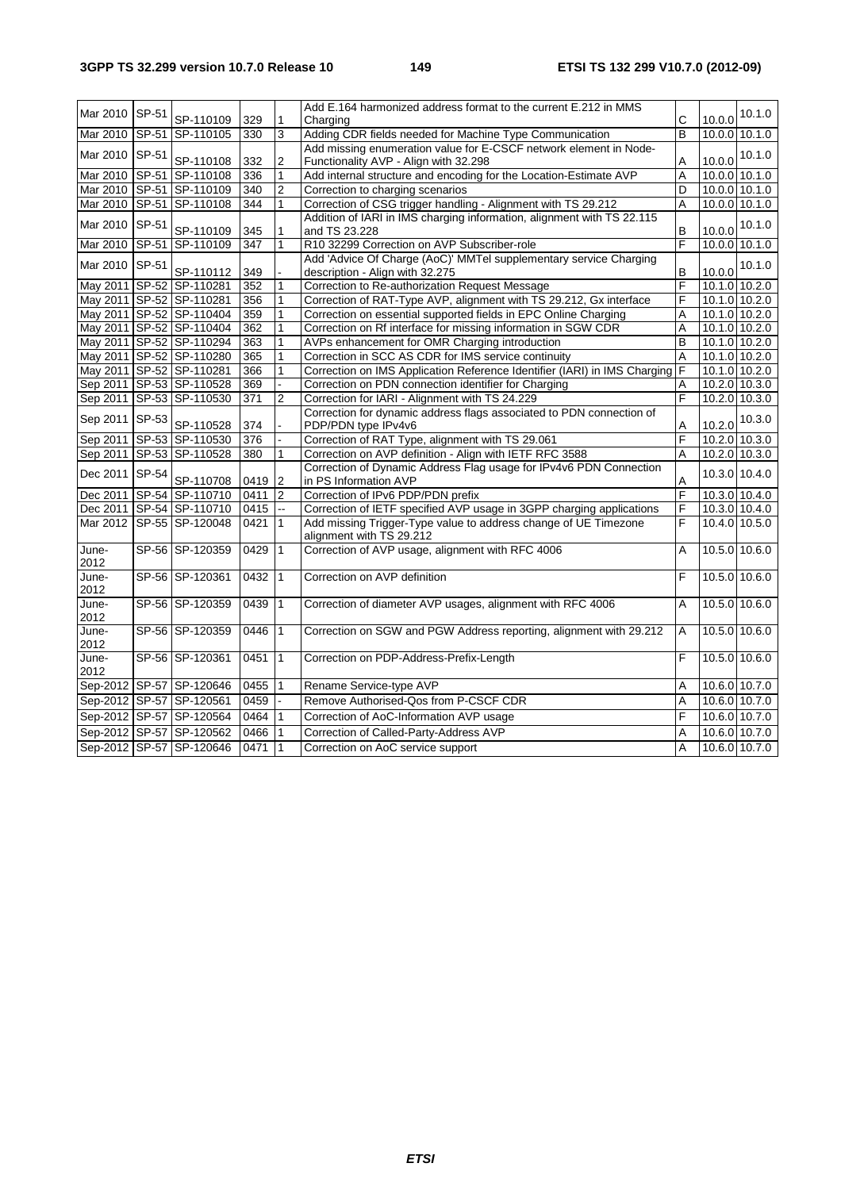| Mar 2010 | SP-51 | SP-110109 | 329 | 1 | Add E.164 harmonized address format to the current E.212 in MMS Charging | C | 10.0.0 | 10.1.0 |
|---|---|---|---|---|---|---|---|---|
| Mar 2010 | SP-51 | SP-110105 | 330 | 3 | Adding CDR fields needed for Machine Type Communication | B | 10.0.0 | 10.1.0 |
| Mar 2010 | SP-51 | SP-110108 | 332 | 2 | Add missing enumeration value for E-CSCF network element in Node-Functionality AVP - Align with 32.298 | A | 10.0.0 | 10.1.0 |
| Mar 2010 | SP-51 | SP-110108 | 336 | 1 | Add internal structure and encoding for the Location-Estimate AVP | A | 10.0.0 | 10.1.0 |
| Mar 2010 | SP-51 | SP-110109 | 340 | 2 | Correction to charging scenarios | D | 10.0.0 | 10.1.0 |
| Mar 2010 | SP-51 | SP-110108 | 344 | 1 | Correction of CSG trigger handling - Alignment with TS 29.212 | A | 10.0.0 | 10.1.0 |
| Mar 2010 | SP-51 | SP-110109 | 345 | 1 | Addition of IARI in IMS charging information, alignment with TS 22.115 and TS 23.228 | B | 10.0.0 | 10.1.0 |
| Mar 2010 | SP-51 | SP-110109 | 347 | 1 | R10 32299 Correction on AVP Subscriber-role | F | 10.0.0 | 10.1.0 |
| Mar 2010 | SP-51 | SP-110112 | 349 | - | Add 'Advice Of Charge (AoC)' MMTel supplementary service Charging description - Align with 32.275 | B | 10.0.0 | 10.1.0 |
| May 2011 | SP-52 | SP-110281 | 352 | 1 | Correction to Re-authorization Request Message | F | 10.1.0 | 10.2.0 |
| May 2011 | SP-52 | SP-110281 | 356 | 1 | Correction of RAT-Type AVP, alignment with TS 29.212, Gx interface | F | 10.1.0 | 10.2.0 |
| May 2011 | SP-52 | SP-110404 | 359 | 1 | Correction on essential supported fields in EPC Online Charging | A | 10.1.0 | 10.2.0 |
| May 2011 | SP-52 | SP-110404 | 362 | 1 | Correction on Rf interface for missing information in SGW CDR | A | 10.1.0 | 10.2.0 |
| May 2011 | SP-52 | SP-110294 | 363 | 1 | AVPs enhancement for OMR Charging introduction | B | 10.1.0 | 10.2.0 |
| May 2011 | SP-52 | SP-110280 | 365 | 1 | Correction in SCC AS CDR for IMS service continuity | A | 10.1.0 | 10.2.0 |
| May 2011 | SP-52 | SP-110281 | 366 | 1 | Correction on IMS Application Reference Identifier (IARI) in IMS Charging | F | 10.1.0 | 10.2.0 |
| Sep 2011 | SP-53 | SP-110528 | 369 | - | Correction on PDN connection identifier for Charging | A | 10.2.0 | 10.3.0 |
| Sep 2011 | SP-53 | SP-110530 | 371 | 2 | Correction for IARI - Alignment with TS 24.229 | F | 10.2.0 | 10.3.0 |
| Sep 2011 | SP-53 | SP-110528 | 374 | - | Correction for dynamic address flags associated to PDN connection of PDP/PDN type IPv4v6 | A | 10.2.0 | 10.3.0 |
| Sep 2011 | SP-53 | SP-110530 | 376 | - | Correction of RAT Type, alignment with TS 29.061 | F | 10.2.0 | 10.3.0 |
| Sep 2011 | SP-53 | SP-110528 | 380 | 1 | Correction on AVP definition - Align with IETF RFC 3588 | A | 10.2.0 | 10.3.0 |
| Dec 2011 | SP-54 | SP-110708 | 0419 | 2 | Correction of Dynamic Address Flag usage for IPv4v6 PDN Connection in PS Information AVP | A | 10.3.0 | 10.4.0 |
| Dec 2011 | SP-54 | SP-110710 | 0411 | 2 | Correction of IPv6 PDP/PDN prefix | F | 10.3.0 | 10.4.0 |
| Dec 2011 | SP-54 | SP-110710 | 0415 | -- | Correction of IETF specified AVP usage in 3GPP charging applications | F | 10.3.0 | 10.4.0 |
| Mar 2012 | SP-55 | SP-120048 | 0421 | 1 | Add missing Trigger-Type value to address change of UE Timezone alignment with TS 29.212 | F | 10.4.0 | 10.5.0 |
| June-2012 | SP-56 | SP-120359 | 0429 | 1 | Correction of AVP usage, alignment with RFC 4006 | A | 10.5.0 | 10.6.0 |
| June-2012 | SP-56 | SP-120361 | 0432 | 1 | Correction on AVP definition | F | 10.5.0 | 10.6.0 |
| June-2012 | SP-56 | SP-120359 | 0439 | 1 | Correction of diameter AVP usages, alignment with RFC 4006 | A | 10.5.0 | 10.6.0 |
| June-2012 | SP-56 | SP-120359 | 0446 | 1 | Correction on SGW and PGW Address reporting, alignment with 29.212 | A | 10.5.0 | 10.6.0 |
| June-2012 | SP-56 | SP-120361 | 0451 | 1 | Correction on PDP-Address-Prefix-Length | F | 10.5.0 | 10.6.0 |
| Sep-2012 | SP-57 | SP-120646 | 0455 | 1 | Rename Service-type AVP | A | 10.6.0 | 10.7.0 |
| Sep-2012 | SP-57 | SP-120561 | 0459 | - | Remove Authorised-Qos from P-CSCF CDR | A | 10.6.0 | 10.7.0 |
| Sep-2012 | SP-57 | SP-120564 | 0464 | 1 | Correction of AoC-Information AVP usage | F | 10.6.0 | 10.7.0 |
| Sep-2012 | SP-57 | SP-120562 | 0466 | 1 | Correction of Called-Party-Address AVP | A | 10.6.0 | 10.7.0 |
| Sep-2012 | SP-57 | SP-120646 | 0471 | 1 | Correction on AoC service support | A | 10.6.0 | 10.7.0 |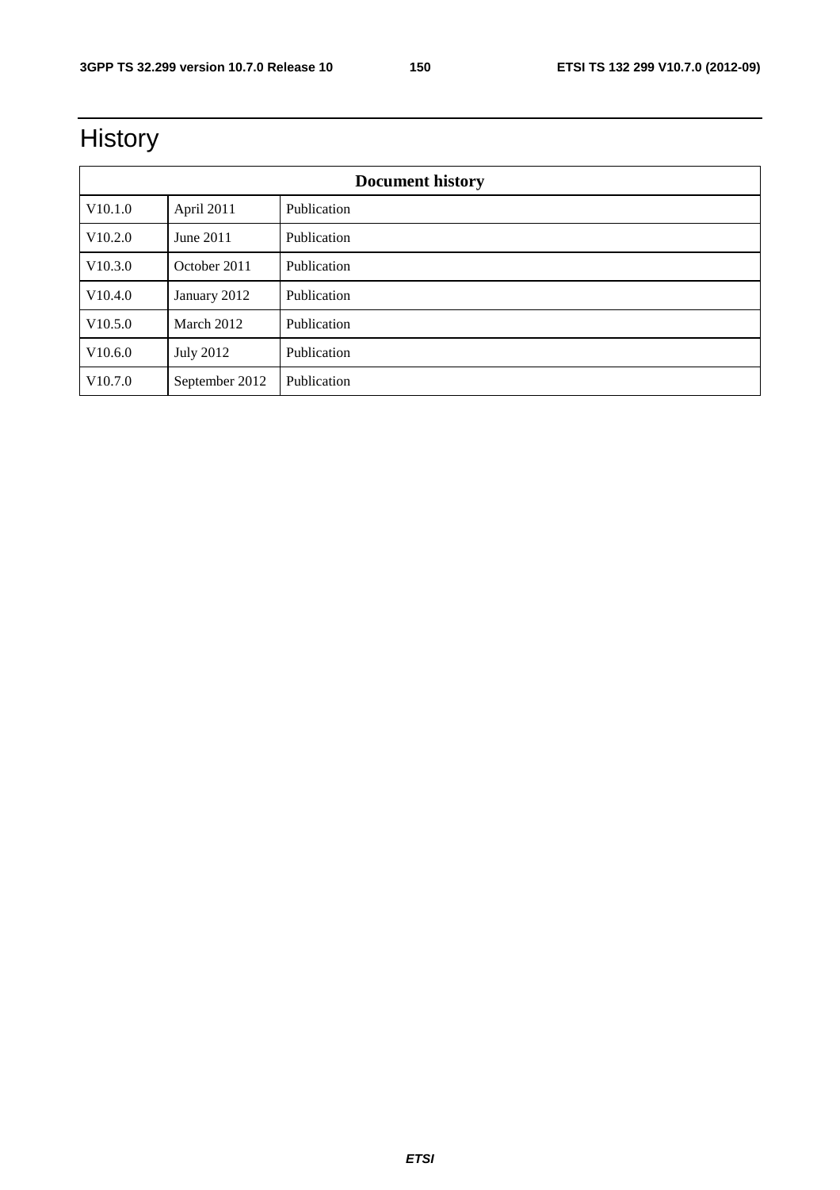# History

| Document history | | |
|---|---|---|
| V10.1.0 | April 2011 | Publication |
| V10.2.0 | June 2011 | Publication |
| V10.3.0 | October 2011 | Publication |
| V10.4.0 | January 2012 | Publication |
| V10.5.0 | March 2012 | Publication |
| V10.6.0 | July 2012 | Publication |
| V10.7.0 | September 2012 | Publication |